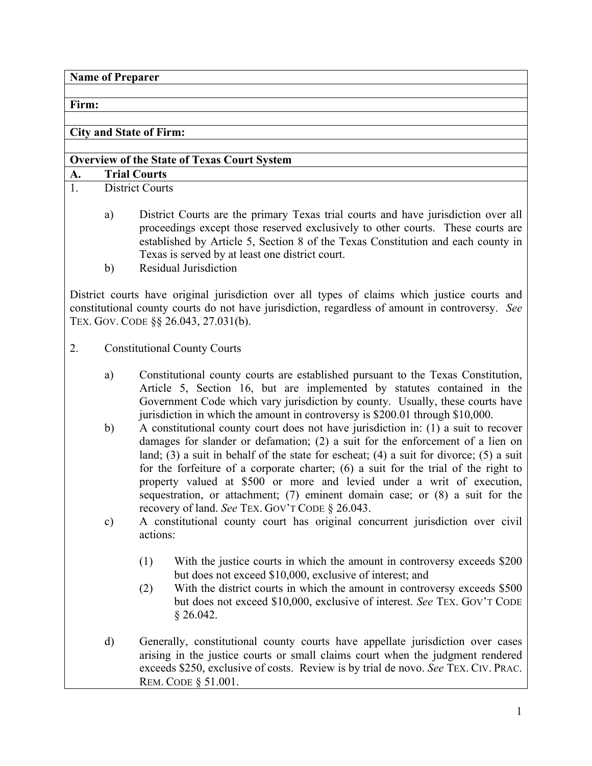**Name of Preparer**

**Firm:**

**City and State of Firm:**

**Overview of the State of Texas Court System**

**A. Trial Courts**

1. District Courts

   a) District Courts are the primary Texas trial courts and have jurisdiction over all proceedings except those reserved exclusively to other courts. These courts are established by Article 5, Section 8 of the Texas Constitution and each county in Texas is served by at least one district court.

   b) Residual Jurisdiction

District courts have original jurisdiction over all types of claims which justice courts and constitutional county courts do not have jurisdiction, regardless of amount in controversy. *See* TEX. GOV. CODE §§ 26.043, 27.031(b).

2. Constitutional County Courts

   a) Constitutional county courts are established pursuant to the Texas Constitution, Article 5, Section 16, but are implemented by statutes contained in the Government Code which vary jurisdiction by county. Usually, these courts have jurisdiction in which the amount in controversy is $200.01 through $10,000.

   b) A constitutional county court does not have jurisdiction in: (1) a suit to recover damages for slander or defamation; (2) a suit for the enforcement of a lien on land; (3) a suit in behalf of the state for escheat; (4) a suit for divorce; (5) a suit for the forfeiture of a corporate charter; (6) a suit for the trial of the right to property valued at $500 or more and levied under a writ of execution, sequestration, or attachment; (7) eminent domain case; or (8) a suit for the recovery of land. *See* TEX. GOV'T CODE § 26.043.

   c) A constitutional county court has original concurrent jurisdiction over civil actions:

      (1) With the justice courts in which the amount in controversy exceeds $200 but does not exceed $10,000, exclusive of interest; and

      (2) With the district courts in which the amount in controversy exceeds $500 but does not exceed $10,000, exclusive of interest. *See* TEX. GOV'T CODE § 26.042.

   d) Generally, constitutional county courts have appellate jurisdiction over cases arising in the justice courts or small claims court when the judgment rendered exceeds $250, exclusive of costs. Review is by trial de novo. *See* TEX. CIV. PRAC. REM. CODE § 51.001.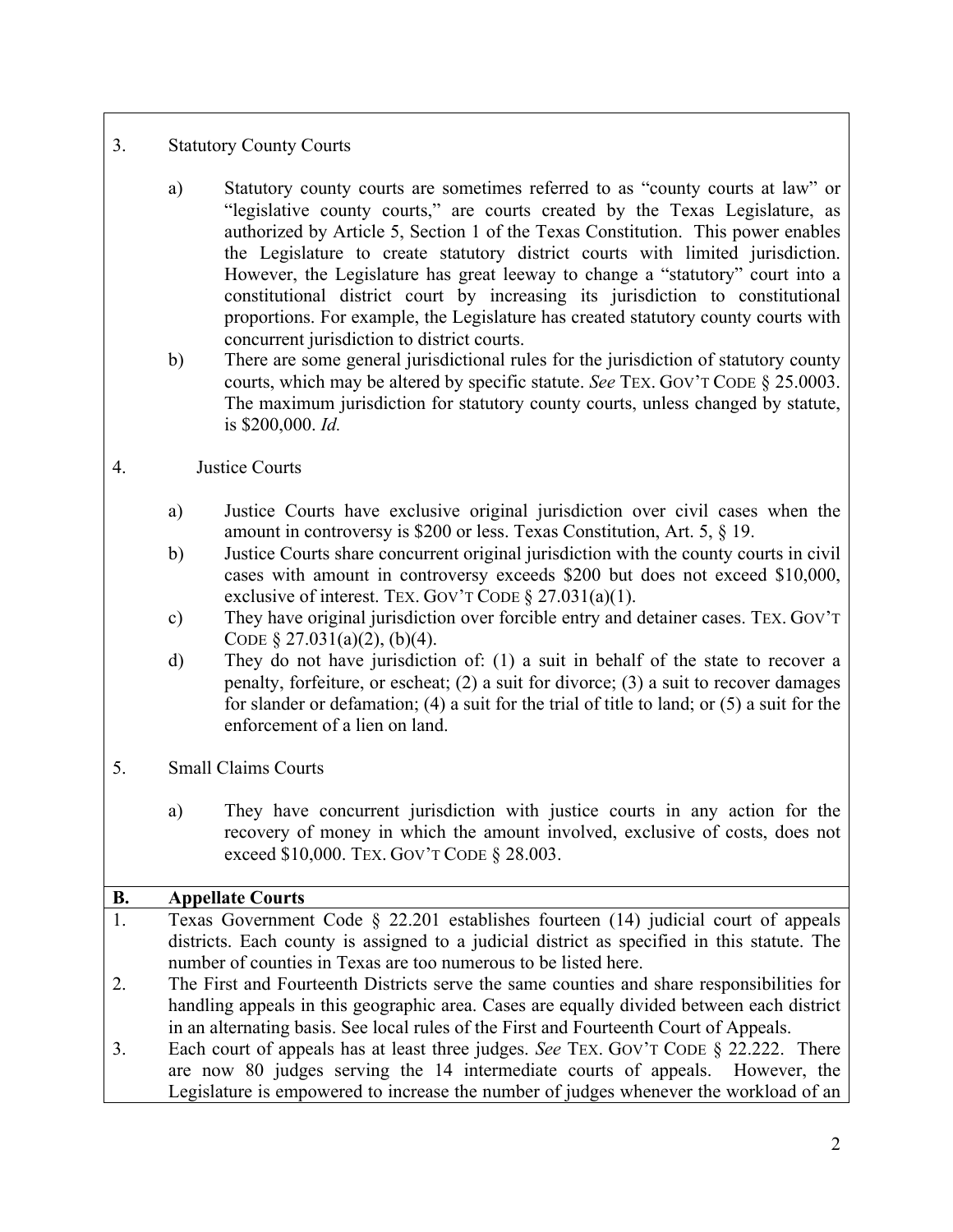3. Statutory County Courts

   a) Statutory county courts are sometimes referred to as "county courts at law" or "legislative county courts," are courts created by the Texas Legislature, as authorized by Article 5, Section 1 of the Texas Constitution. This power enables the Legislature to create statutory district courts with limited jurisdiction. However, the Legislature has great leeway to change a "statutory" court into a constitutional district court by increasing its jurisdiction to constitutional proportions. For example, the Legislature has created statutory county courts with concurrent jurisdiction to district courts.

   b) There are some general jurisdictional rules for the jurisdiction of statutory county courts, which may be altered by specific statute. *See* TEX. GOV'T CODE § 25.0003. The maximum jurisdiction for statutory county courts, unless changed by statute, is $200,000. *Id.*

4. Justice Courts

   a) Justice Courts have exclusive original jurisdiction over civil cases when the amount in controversy is $200 or less. Texas Constitution, Art. 5, § 19.

   b) Justice Courts share concurrent original jurisdiction with the county courts in civil cases with amount in controversy exceeds $200 but does not exceed $10,000, exclusive of interest. TEX. GOV'T CODE § 27.031(a)(1).

   c) They have original jurisdiction over forcible entry and detainer cases. TEX. GOV'T CODE § 27.031(a)(2), (b)(4).

   d) They do not have jurisdiction of: (1) a suit in behalf of the state to recover a penalty, forfeiture, or escheat; (2) a suit for divorce; (3) a suit to recover damages for slander or defamation; (4) a suit for the trial of title to land; or (5) a suit for the enforcement of a lien on land.

5. Small Claims Courts

   a) They have concurrent jurisdiction with justice courts in any action for the recovery of money in which the amount involved, exclusive of costs, does not exceed $10,000. TEX. GOV'T CODE § 28.003.

**B. Appellate Courts**

1. Texas Government Code § 22.201 establishes fourteen (14) judicial court of appeals districts. Each county is assigned to a judicial district as specified in this statute. The number of counties in Texas are too numerous to be listed here.
2. The First and Fourteenth Districts serve the same counties and share responsibilities for handling appeals in this geographic area. Cases are equally divided between each district in an alternating basis. See local rules of the First and Fourteenth Court of Appeals.
3. Each court of appeals has at least three judges. *See* TEX. GOV'T CODE § 22.222. There are now 80 judges serving the 14 intermediate courts of appeals. However, the Legislature is empowered to increase the number of judges whenever the workload of an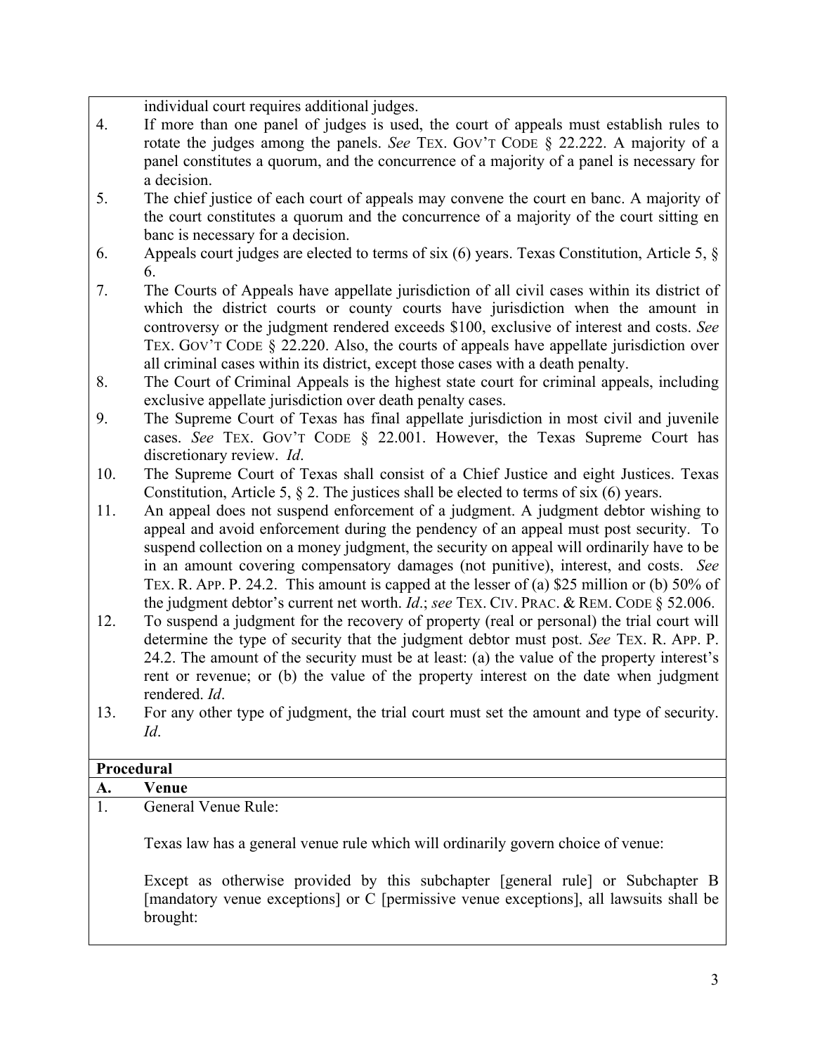individual court requires additional judges.

4. If more than one panel of judges is used, the court of appeals must establish rules to rotate the judges among the panels. *See* TEX. GOV'T CODE § 22.222. A majority of a panel constitutes a quorum, and the concurrence of a majority of a panel is necessary for a decision.
5. The chief justice of each court of appeals may convene the court en banc. A majority of the court constitutes a quorum and the concurrence of a majority of the court sitting en banc is necessary for a decision.
6. Appeals court judges are elected to terms of six (6) years. Texas Constitution, Article 5, § 6.
7. The Courts of Appeals have appellate jurisdiction of all civil cases within its district of which the district courts or county courts have jurisdiction when the amount in controversy or the judgment rendered exceeds $100, exclusive of interest and costs. *See* TEX. GOV'T CODE § 22.220. Also, the courts of appeals have appellate jurisdiction over all criminal cases within its district, except those cases with a death penalty.
8. The Court of Criminal Appeals is the highest state court for criminal appeals, including exclusive appellate jurisdiction over death penalty cases.
9. The Supreme Court of Texas has final appellate jurisdiction in most civil and juvenile cases. *See* TEX. GOV'T CODE § 22.001. However, the Texas Supreme Court has discretionary review. *Id*.
10. The Supreme Court of Texas shall consist of a Chief Justice and eight Justices. Texas Constitution, Article 5, § 2. The justices shall be elected to terms of six (6) years.
11. An appeal does not suspend enforcement of a judgment. A judgment debtor wishing to appeal and avoid enforcement during the pendency of an appeal must post security. To suspend collection on a money judgment, the security on appeal will ordinarily have to be in an amount covering compensatory damages (not punitive), interest, and costs. *See* TEX. R. APP. P. 24.2. This amount is capped at the lesser of (a) $25 million or (b) 50% of the judgment debtor's current net worth. *Id*.; *see* TEX. CIV. PRAC. & REM. CODE § 52.006.
12. To suspend a judgment for the recovery of property (real or personal) the trial court will determine the type of security that the judgment debtor must post. *See* TEX. R. APP. P. 24.2. The amount of the security must be at least: (a) the value of the property interest's rent or revenue; or (b) the value of the property interest on the date when judgment rendered. *Id*.
13. For any other type of judgment, the trial court must set the amount and type of security. *Id*.

**Procedural**

**A. Venue**

1. General Venue Rule:

   Texas law has a general venue rule which will ordinarily govern choice of venue:

   Except as otherwise provided by this subchapter [general rule] or Subchapter B [mandatory venue exceptions] or C [permissive venue exceptions], all lawsuits shall be brought: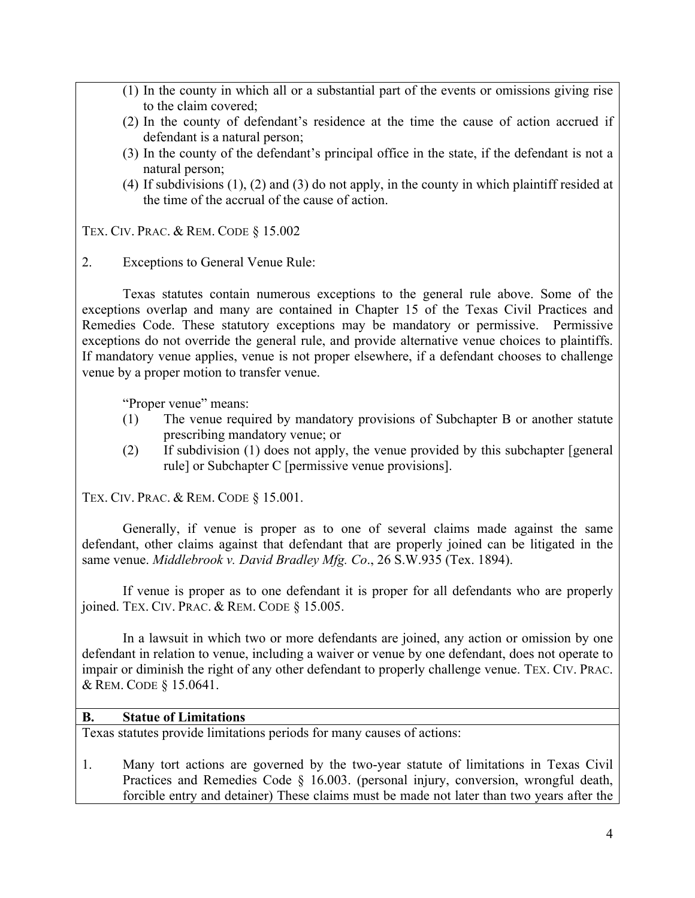(1) In the county in which all or a substantial part of the events or omissions giving rise to the claim covered;
(2) In the county of defendant's residence at the time the cause of action accrued if defendant is a natural person;
(3) In the county of the defendant's principal office in the state, if the defendant is not a natural person;
(4) If subdivisions (1), (2) and (3) do not apply, in the county in which plaintiff resided at the time of the accrual of the cause of action.

TEX. CIV. PRAC. & REM. CODE § 15.002

2. Exceptions to General Venue Rule:

Texas statutes contain numerous exceptions to the general rule above. Some of the exceptions overlap and many are contained in Chapter 15 of the Texas Civil Practices and Remedies Code. These statutory exceptions may be mandatory or permissive. Permissive exceptions do not override the general rule, and provide alternative venue choices to plaintiffs. If mandatory venue applies, venue is not proper elsewhere, if a defendant chooses to challenge venue by a proper motion to transfer venue.

"Proper venue" means:

(1) The venue required by mandatory provisions of Subchapter B or another statute prescribing mandatory venue; or
(2) If subdivision (1) does not apply, the venue provided by this subchapter [general rule] or Subchapter C [permissive venue provisions].

TEX. CIV. PRAC. & REM. CODE § 15.001.

Generally, if venue is proper as to one of several claims made against the same defendant, other claims against that defendant that are properly joined can be litigated in the same venue. *Middlebrook v. David Bradley Mfg. Co*., 26 S.W.935 (Tex. 1894).

If venue is proper as to one defendant it is proper for all defendants who are properly joined. TEX. CIV. PRAC. & REM. CODE § 15.005.

In a lawsuit in which two or more defendants are joined, any action or omission by one defendant in relation to venue, including a waiver or venue by one defendant, does not operate to impair or diminish the right of any other defendant to properly challenge venue. TEX. CIV. PRAC. & REM. CODE § 15.0641.

**B. Statue of Limitations**

Texas statutes provide limitations periods for many causes of actions:

1. Many tort actions are governed by the two-year statute of limitations in Texas Civil Practices and Remedies Code § 16.003. (personal injury, conversion, wrongful death, forcible entry and detainer) These claims must be made not later than two years after the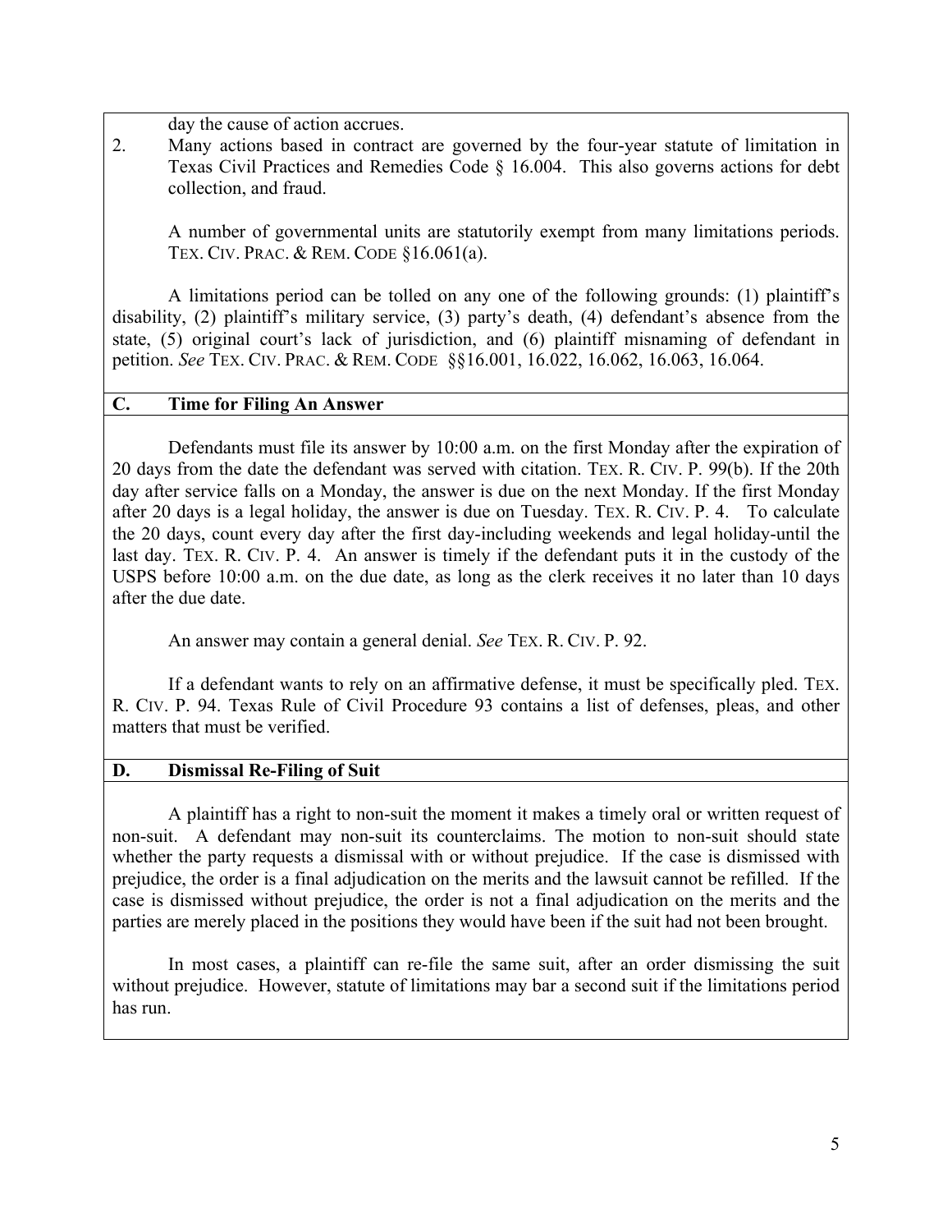day the cause of action accrues.

2. Many actions based in contract are governed by the four-year statute of limitation in Texas Civil Practices and Remedies Code § 16.004. This also governs actions for debt collection, and fraud.

A number of governmental units are statutorily exempt from many limitations periods. TEX. CIV. PRAC. & REM. CODE §16.061(a).

A limitations period can be tolled on any one of the following grounds: (1) plaintiff's disability, (2) plaintiff's military service, (3) party's death, (4) defendant's absence from the state, (5) original court's lack of jurisdiction, and (6) plaintiff misnaming of defendant in petition. *See* TEX. CIV. PRAC. & REM. CODE §§16.001, 16.022, 16.062, 16.063, 16.064.

## C. Time for Filing An Answer

Defendants must file its answer by 10:00 a.m. on the first Monday after the expiration of 20 days from the date the defendant was served with citation. TEX. R. CIV. P. 99(b). If the 20th day after service falls on a Monday, the answer is due on the next Monday. If the first Monday after 20 days is a legal holiday, the answer is due on Tuesday. TEX. R. CIV. P. 4. To calculate the 20 days, count every day after the first day-including weekends and legal holiday-until the last day. TEX. R. CIV. P. 4. An answer is timely if the defendant puts it in the custody of the USPS before 10:00 a.m. on the due date, as long as the clerk receives it no later than 10 days after the due date.

An answer may contain a general denial. *See* TEX. R. CIV. P. 92.

If a defendant wants to rely on an affirmative defense, it must be specifically pled. TEX. R. CIV. P. 94. Texas Rule of Civil Procedure 93 contains a list of defenses, pleas, and other matters that must be verified.

## D. Dismissal Re-Filing of Suit

A plaintiff has a right to non-suit the moment it makes a timely oral or written request of non-suit. A defendant may non-suit its counterclaims. The motion to non-suit should state whether the party requests a dismissal with or without prejudice. If the case is dismissed with prejudice, the order is a final adjudication on the merits and the lawsuit cannot be refilled. If the case is dismissed without prejudice, the order is not a final adjudication on the merits and the parties are merely placed in the positions they would have been if the suit had not been brought.

In most cases, a plaintiff can re-file the same suit, after an order dismissing the suit without prejudice. However, statute of limitations may bar a second suit if the limitations period has run.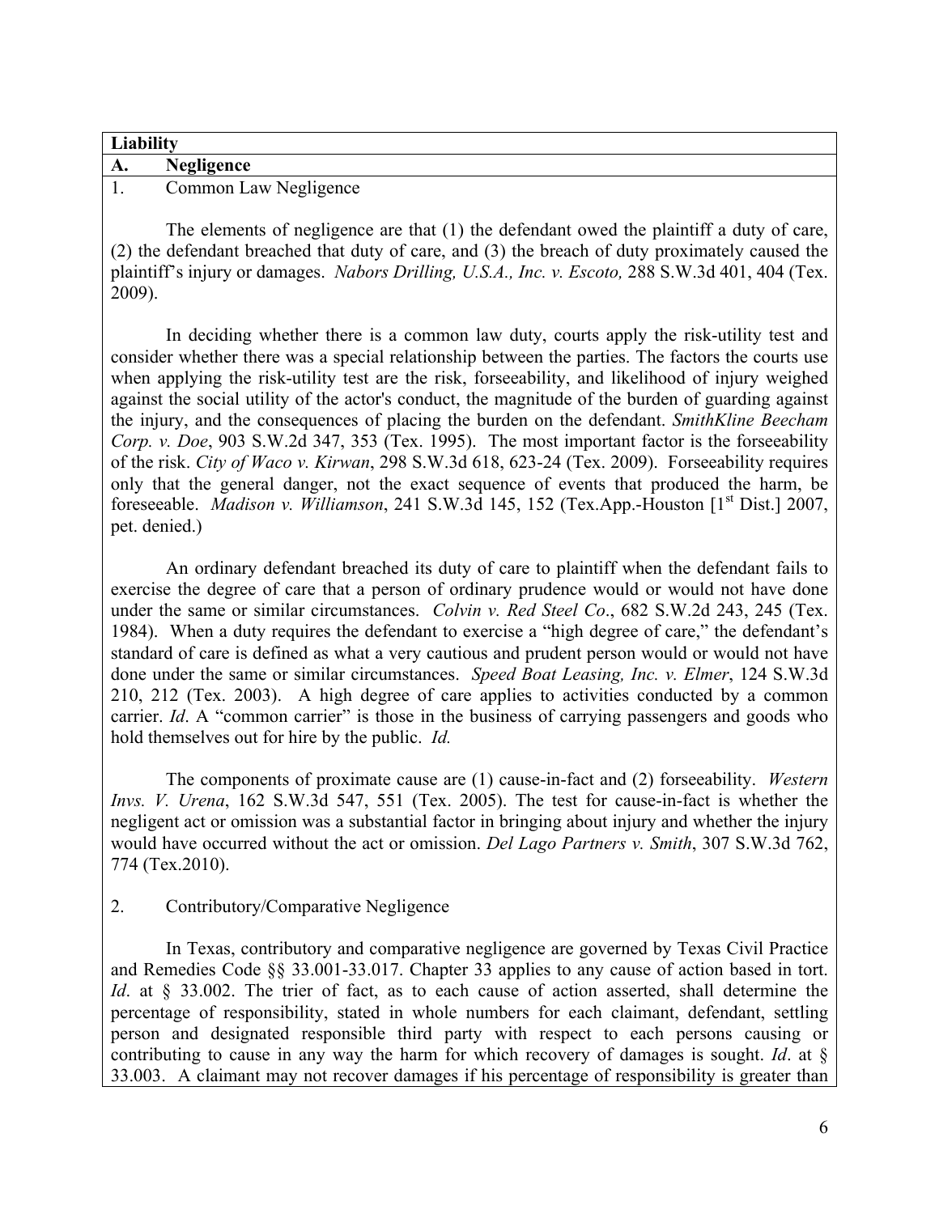**Liability**

**A. Negligence**

1. Common Law Negligence

The elements of negligence are that (1) the defendant owed the plaintiff a duty of care, (2) the defendant breached that duty of care, and (3) the breach of duty proximately caused the plaintiff's injury or damages. *Nabors Drilling, U.S.A., Inc. v. Escoto,* 288 S.W.3d 401, 404 (Tex. 2009).

In deciding whether there is a common law duty, courts apply the risk-utility test and consider whether there was a special relationship between the parties. The factors the courts use when applying the risk-utility test are the risk, forseeability, and likelihood of injury weighed against the social utility of the actor's conduct, the magnitude of the burden of guarding against the injury, and the consequences of placing the burden on the defendant. *SmithKline Beecham Corp. v. Doe*, 903 S.W.2d 347, 353 (Tex. 1995). The most important factor is the forseeability of the risk. *City of Waco v. Kirwan*, 298 S.W.3d 618, 623-24 (Tex. 2009). Forseeability requires only that the general danger, not the exact sequence of events that produced the harm, be foreseeable. *Madison v. Williamson*, 241 S.W.3d 145, 152 (Tex.App.-Houston [1st Dist.] 2007, pet. denied.)

An ordinary defendant breached its duty of care to plaintiff when the defendant fails to exercise the degree of care that a person of ordinary prudence would or would not have done under the same or similar circumstances. *Colvin v. Red Steel Co*., 682 S.W.2d 243, 245 (Tex. 1984). When a duty requires the defendant to exercise a "high degree of care," the defendant's standard of care is defined as what a very cautious and prudent person would or would not have done under the same or similar circumstances. *Speed Boat Leasing, Inc. v. Elmer*, 124 S.W.3d 210, 212 (Tex. 2003). A high degree of care applies to activities conducted by a common carrier. *Id*. A "common carrier" is those in the business of carrying passengers and goods who hold themselves out for hire by the public. *Id.*

The components of proximate cause are (1) cause-in-fact and (2) forseeability. *Western Invs. V. Urena*, 162 S.W.3d 547, 551 (Tex. 2005). The test for cause-in-fact is whether the negligent act or omission was a substantial factor in bringing about injury and whether the injury would have occurred without the act or omission. *Del Lago Partners v. Smith*, 307 S.W.3d 762, 774 (Tex.2010).

2. Contributory/Comparative Negligence

In Texas, contributory and comparative negligence are governed by Texas Civil Practice and Remedies Code §§ 33.001-33.017. Chapter 33 applies to any cause of action based in tort. *Id*. at § 33.002. The trier of fact, as to each cause of action asserted, shall determine the percentage of responsibility, stated in whole numbers for each claimant, defendant, settling person and designated responsible third party with respect to each persons causing or contributing to cause in any way the harm for which recovery of damages is sought. *Id*. at § 33.003. A claimant may not recover damages if his percentage of responsibility is greater than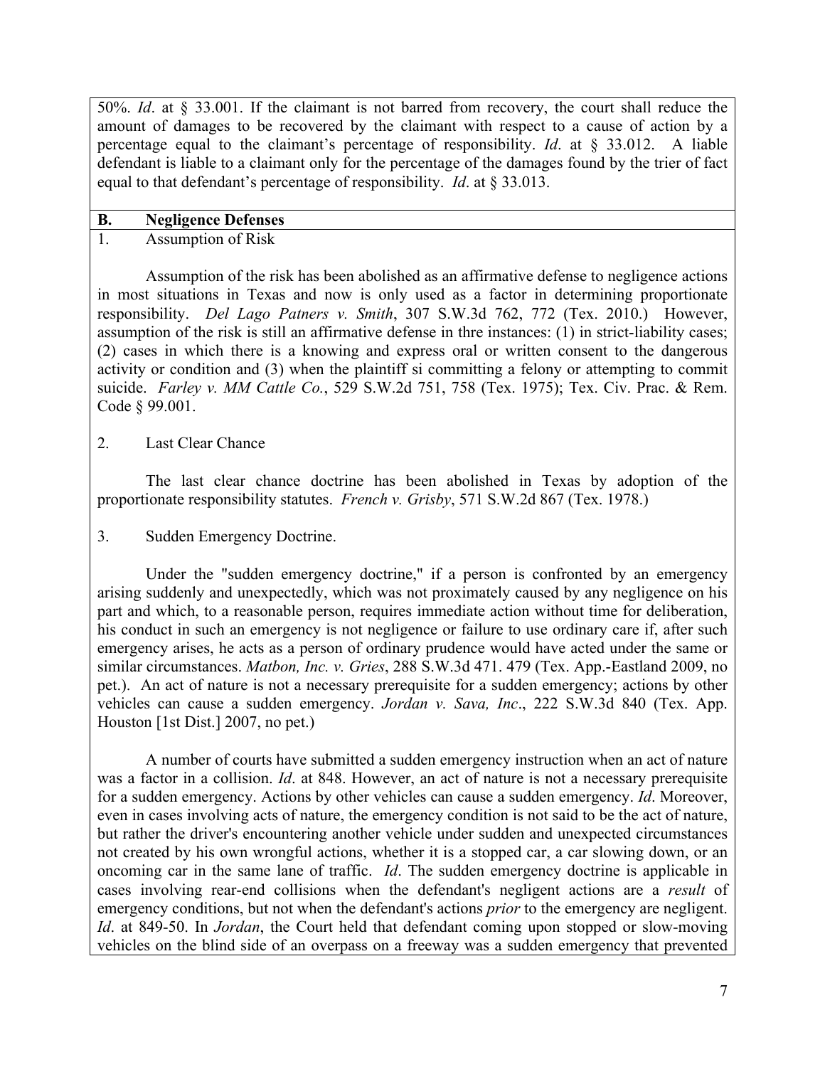50%. *Id*. at § 33.001. If the claimant is not barred from recovery, the court shall reduce the amount of damages to be recovered by the claimant with respect to a cause of action by a percentage equal to the claimant's percentage of responsibility. *Id*. at § 33.012. A liable defendant is liable to a claimant only for the percentage of the damages found by the trier of fact equal to that defendant's percentage of responsibility. *Id*. at § 33.013.

## B. Negligence Defenses

### 1. Assumption of Risk

Assumption of the risk has been abolished as an affirmative defense to negligence actions in most situations in Texas and now is only used as a factor in determining proportionate responsibility. *Del Lago Patners v. Smith*, 307 S.W.3d 762, 772 (Tex. 2010.) However, assumption of the risk is still an affirmative defense in thre instances: (1) in strict-liability cases; (2) cases in which there is a knowing and express oral or written consent to the dangerous activity or condition and (3) when the plaintiff si committing a felony or attempting to commit suicide. *Farley v. MM Cattle Co.*, 529 S.W.2d 751, 758 (Tex. 1975); Tex. Civ. Prac. & Rem. Code § 99.001.

### 2. Last Clear Chance

The last clear chance doctrine has been abolished in Texas by adoption of the proportionate responsibility statutes. *French v. Grisby*, 571 S.W.2d 867 (Tex. 1978.)

### 3. Sudden Emergency Doctrine.

Under the "sudden emergency doctrine," if a person is confronted by an emergency arising suddenly and unexpectedly, which was not proximately caused by any negligence on his part and which, to a reasonable person, requires immediate action without time for deliberation, his conduct in such an emergency is not negligence or failure to use ordinary care if, after such emergency arises, he acts as a person of ordinary prudence would have acted under the same or similar circumstances. *Matbon, Inc. v. Gries*, 288 S.W.3d 471. 479 (Tex. App.-Eastland 2009, no pet.). An act of nature is not a necessary prerequisite for a sudden emergency; actions by other vehicles can cause a sudden emergency. *Jordan v. Sava, Inc*., 222 S.W.3d 840 (Tex. App. Houston [1st Dist.] 2007, no pet.)

A number of courts have submitted a sudden emergency instruction when an act of nature was a factor in a collision. *Id*. at 848. However, an act of nature is not a necessary prerequisite for a sudden emergency. Actions by other vehicles can cause a sudden emergency. *Id*. Moreover, even in cases involving acts of nature, the emergency condition is not said to be the act of nature, but rather the driver's encountering another vehicle under sudden and unexpected circumstances not created by his own wrongful actions, whether it is a stopped car, a car slowing down, or an oncoming car in the same lane of traffic. *Id*. The sudden emergency doctrine is applicable in cases involving rear-end collisions when the defendant's negligent actions are a *result* of emergency conditions, but not when the defendant's actions *prior* to the emergency are negligent. *Id*. at 849-50. In *Jordan*, the Court held that defendant coming upon stopped or slow-moving vehicles on the blind side of an overpass on a freeway was a sudden emergency that prevented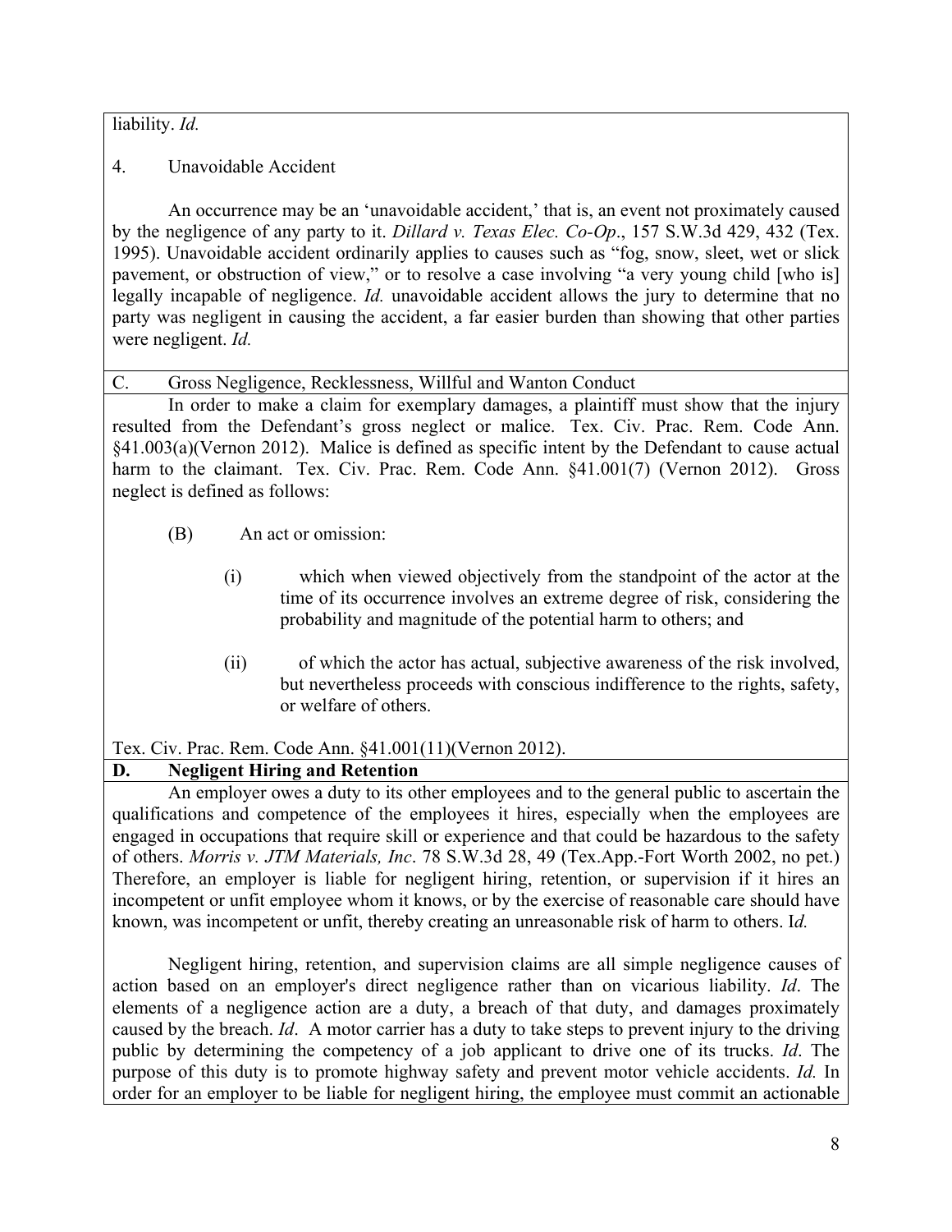liability. *Id.*

4. Unavoidable Accident

An occurrence may be an 'unavoidable accident,' that is, an event not proximately caused by the negligence of any party to it. *Dillard v. Texas Elec. Co-Op*., 157 S.W.3d 429, 432 (Tex. 1995). Unavoidable accident ordinarily applies to causes such as "fog, snow, sleet, wet or slick pavement, or obstruction of view," or to resolve a case involving "a very young child [who is] legally incapable of negligence. *Id.* unavoidable accident allows the jury to determine that no party was negligent in causing the accident, a far easier burden than showing that other parties were negligent. *Id.*

C. Gross Negligence, Recklessness, Willful and Wanton Conduct

In order to make a claim for exemplary damages, a plaintiff must show that the injury resulted from the Defendant's gross neglect or malice. Tex. Civ. Prac. Rem. Code Ann. §41.003(a)(Vernon 2012). Malice is defined as specific intent by the Defendant to cause actual harm to the claimant. Tex. Civ. Prac. Rem. Code Ann. §41.001(7) (Vernon 2012). Gross neglect is defined as follows:

(B) An act or omission:

(i) which when viewed objectively from the standpoint of the actor at the time of its occurrence involves an extreme degree of risk, considering the probability and magnitude of the potential harm to others; and

(ii) of which the actor has actual, subjective awareness of the risk involved, but nevertheless proceeds with conscious indifference to the rights, safety, or welfare of others.

Tex. Civ. Prac. Rem. Code Ann. §41.001(11)(Vernon 2012).

**D. Negligent Hiring and Retention**

An employer owes a duty to its other employees and to the general public to ascertain the qualifications and competence of the employees it hires, especially when the employees are engaged in occupations that require skill or experience and that could be hazardous to the safety of others. *Morris v. JTM Materials, Inc*. 78 S.W.3d 28, 49 (Tex.App.-Fort Worth 2002, no pet.) Therefore, an employer is liable for negligent hiring, retention, or supervision if it hires an incompetent or unfit employee whom it knows, or by the exercise of reasonable care should have known, was incompetent or unfit, thereby creating an unreasonable risk of harm to others. I*d.*

Negligent hiring, retention, and supervision claims are all simple negligence causes of action based on an employer's direct negligence rather than on vicarious liability. *Id*. The elements of a negligence action are a duty, a breach of that duty, and damages proximately caused by the breach. *Id*. A motor carrier has a duty to take steps to prevent injury to the driving public by determining the competency of a job applicant to drive one of its trucks. *Id*. The purpose of this duty is to promote highway safety and prevent motor vehicle accidents. *Id.* In order for an employer to be liable for negligent hiring, the employee must commit an actionable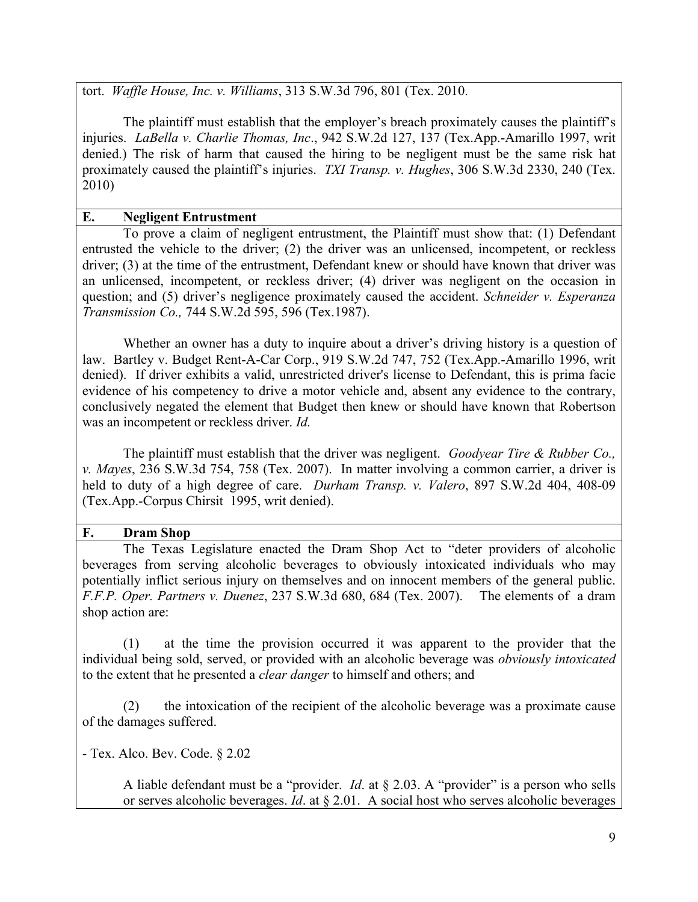tort. *Waffle House, Inc. v. Williams*, 313 S.W.3d 796, 801 (Tex. 2010.

The plaintiff must establish that the employer's breach proximately causes the plaintiff's injuries. *LaBella v. Charlie Thomas, Inc*., 942 S.W.2d 127, 137 (Tex.App.-Amarillo 1997, writ denied.) The risk of harm that caused the hiring to be negligent must be the same risk hat proximately caused the plaintiff's injuries. *TXI Transp. v. Hughes*, 306 S.W.3d 2330, 240 (Tex. 2010)

## E. Negligent Entrustment

To prove a claim of negligent entrustment, the Plaintiff must show that: (1) Defendant entrusted the vehicle to the driver; (2) the driver was an unlicensed, incompetent, or reckless driver; (3) at the time of the entrustment, Defendant knew or should have known that driver was an unlicensed, incompetent, or reckless driver; (4) driver was negligent on the occasion in question; and (5) driver's negligence proximately caused the accident. *Schneider v. Esperanza Transmission Co.,* 744 S.W.2d 595, 596 (Tex.1987).

Whether an owner has a duty to inquire about a driver's driving history is a question of law. Bartley v. Budget Rent-A-Car Corp., 919 S.W.2d 747, 752 (Tex.App.-Amarillo 1996, writ denied). If driver exhibits a valid, unrestricted driver's license to Defendant, this is prima facie evidence of his competency to drive a motor vehicle and, absent any evidence to the contrary, conclusively negated the element that Budget then knew or should have known that Robertson was an incompetent or reckless driver. *Id.*

The plaintiff must establish that the driver was negligent. *Goodyear Tire & Rubber Co., v. Mayes*, 236 S.W.3d 754, 758 (Tex. 2007). In matter involving a common carrier, a driver is held to duty of a high degree of care. *Durham Transp. v. Valero*, 897 S.W.2d 404, 408-09 (Tex.App.-Corpus Chirsit 1995, writ denied).

## F. Dram Shop

The Texas Legislature enacted the Dram Shop Act to "deter providers of alcoholic beverages from serving alcoholic beverages to obviously intoxicated individuals who may potentially inflict serious injury on themselves and on innocent members of the general public. *F.F.P. Oper. Partners v. Duenez*, 237 S.W.3d 680, 684 (Tex. 2007). The elements of a dram shop action are:

(1) at the time the provision occurred it was apparent to the provider that the individual being sold, served, or provided with an alcoholic beverage was *obviously intoxicated* to the extent that he presented a *clear danger* to himself and others; and

(2) the intoxication of the recipient of the alcoholic beverage was a proximate cause of the damages suffered.

- Tex. Alco. Bev. Code. § 2.02

A liable defendant must be a "provider. *Id*. at § 2.03. A "provider" is a person who sells or serves alcoholic beverages. *Id*. at § 2.01. A social host who serves alcoholic beverages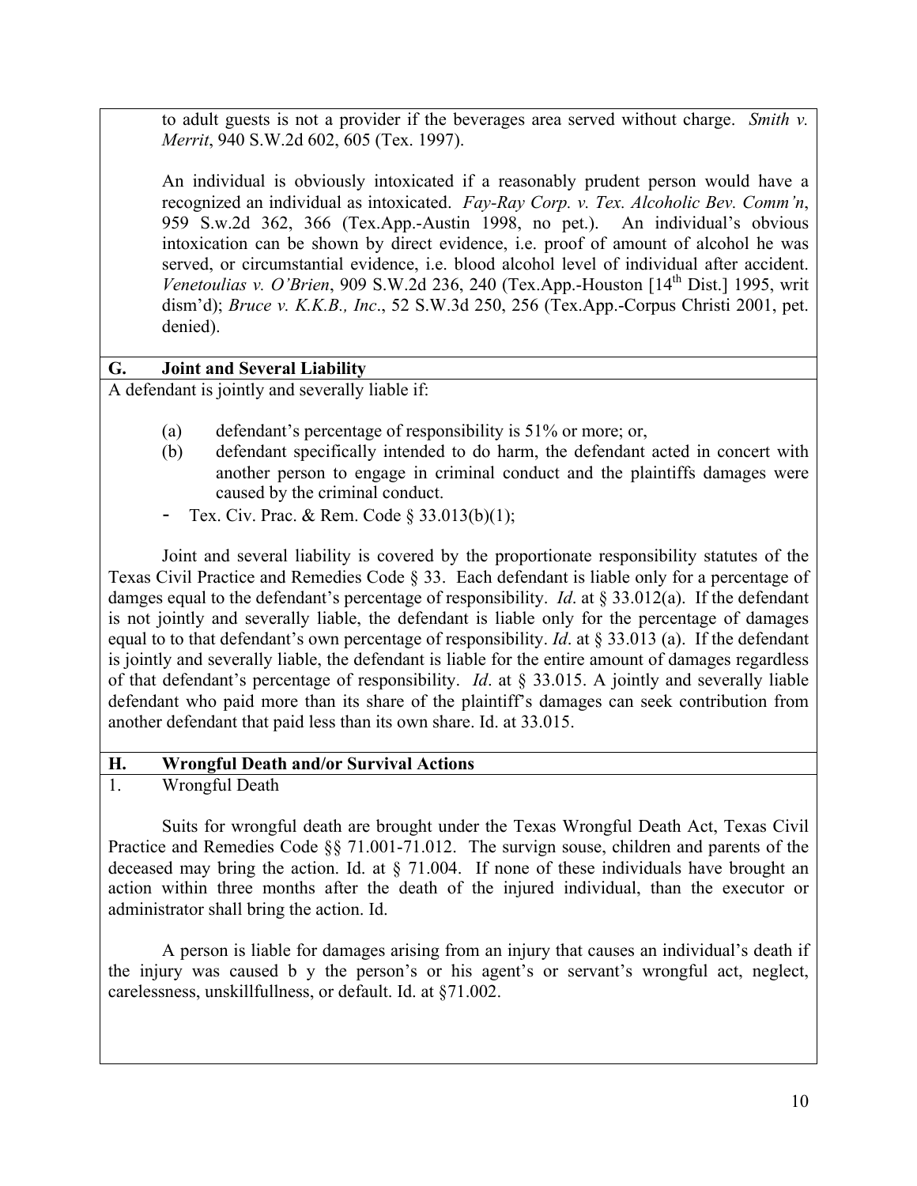to adult guests is not a provider if the beverages area served without charge. *Smith v. Merrit*, 940 S.W.2d 602, 605 (Tex. 1997).

An individual is obviously intoxicated if a reasonably prudent person would have a recognized an individual as intoxicated. *Fay-Ray Corp. v. Tex. Alcoholic Bev. Comm'n*, 959 S.w.2d 362, 366 (Tex.App.-Austin 1998, no pet.). An individual's obvious intoxication can be shown by direct evidence, i.e. proof of amount of alcohol he was served, or circumstantial evidence, i.e. blood alcohol level of individual after accident. *Venetoulias v. O'Brien*, 909 S.W.2d 236, 240 (Tex.App.-Houston [14th Dist.] 1995, writ dism'd); *Bruce v. K.K.B., Inc*., 52 S.W.3d 250, 256 (Tex.App.-Corpus Christi 2001, pet. denied).

## G. Joint and Several Liability

A defendant is jointly and severally liable if:

(a) defendant's percentage of responsibility is 51% or more; or,

(b) defendant specifically intended to do harm, the defendant acted in concert with another person to engage in criminal conduct and the plaintiffs damages were caused by the criminal conduct.

- Tex. Civ. Prac. & Rem. Code § 33.013(b)(1);

Joint and several liability is covered by the proportionate responsibility statutes of the Texas Civil Practice and Remedies Code § 33. Each defendant is liable only for a percentage of damges equal to the defendant's percentage of responsibility. *Id*. at § 33.012(a). If the defendant is not jointly and severally liable, the defendant is liable only for the percentage of damages equal to to that defendant's own percentage of responsibility. *Id*. at § 33.013 (a). If the defendant is jointly and severally liable, the defendant is liable for the entire amount of damages regardless of that defendant's percentage of responsibility. *Id*. at § 33.015. A jointly and severally liable defendant who paid more than its share of the plaintiff's damages can seek contribution from another defendant that paid less than its own share. Id. at 33.015.

## H. Wrongful Death and/or Survival Actions

### 1. Wrongful Death

Suits for wrongful death are brought under the Texas Wrongful Death Act, Texas Civil Practice and Remedies Code §§ 71.001-71.012. The survign souse, children and parents of the deceased may bring the action. Id. at § 71.004. If none of these individuals have brought an action within three months after the death of the injured individual, than the executor or administrator shall bring the action. Id.

A person is liable for damages arising from an injury that causes an individual's death if the injury was caused b y the person's or his agent's or servant's wrongful act, neglect, carelessness, unskillfullness, or default. Id. at §71.002.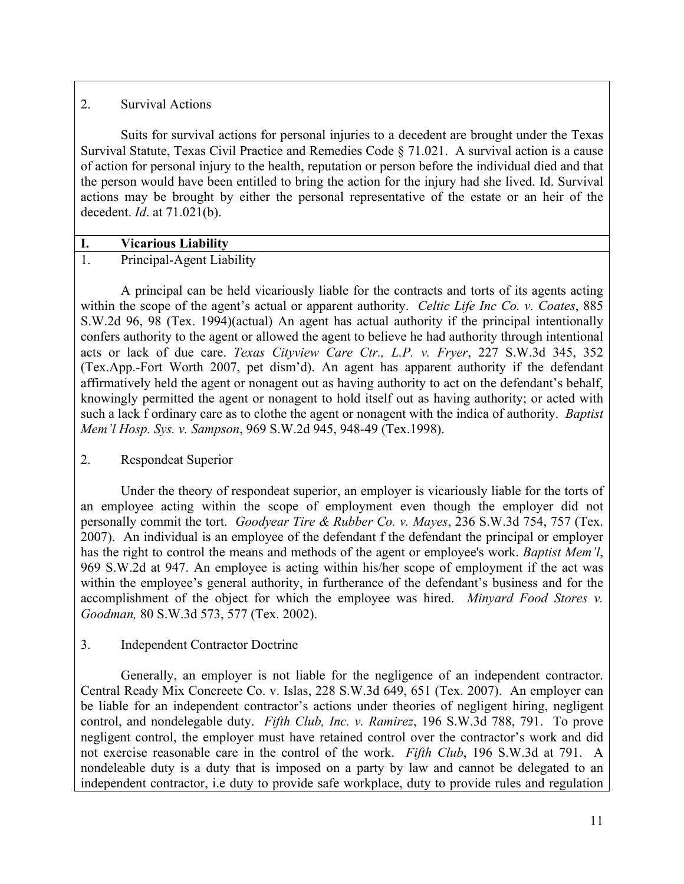2. Survival Actions

Suits for survival actions for personal injuries to a decedent are brought under the Texas Survival Statute, Texas Civil Practice and Remedies Code § 71.021. A survival action is a cause of action for personal injury to the health, reputation or person before the individual died and that the person would have been entitled to bring the action for the injury had she lived. Id. Survival actions may be brought by either the personal representative of the estate or an heir of the decedent. *Id*. at 71.021(b).

## I. Vicarious Liability

1. Principal-Agent Liability

A principal can be held vicariously liable for the contracts and torts of its agents acting within the scope of the agent's actual or apparent authority. *Celtic Life Inc Co. v. Coates*, 885 S.W.2d 96, 98 (Tex. 1994)(actual) An agent has actual authority if the principal intentionally confers authority to the agent or allowed the agent to believe he had authority through intentional acts or lack of due care. *Texas Cityview Care Ctr., L.P. v. Fryer*, 227 S.W.3d 345, 352 (Tex.App.-Fort Worth 2007, pet dism'd). An agent has apparent authority if the defendant affirmatively held the agent or nonagent out as having authority to act on the defendant's behalf, knowingly permitted the agent or nonagent to hold itself out as having authority; or acted with such a lack f ordinary care as to clothe the agent or nonagent with the indica of authority. *Baptist Mem'l Hosp. Sys. v. Sampson*, 969 S.W.2d 945, 948-49 (Tex.1998).

2. Respondeat Superior

Under the theory of respondeat superior, an employer is vicariously liable for the torts of an employee acting within the scope of employment even though the employer did not personally commit the tort. *Goodyear Tire & Rubber Co. v. Mayes*, 236 S.W.3d 754, 757 (Tex. 2007). An individual is an employee of the defendant f the defendant the principal or employer has the right to control the means and methods of the agent or employee's work. *Baptist Mem'l*, 969 S.W.2d at 947. An employee is acting within his/her scope of employment if the act was within the employee's general authority, in furtherance of the defendant's business and for the accomplishment of the object for which the employee was hired. *Minyard Food Stores v. Goodman,* 80 S.W.3d 573, 577 (Tex. 2002).

3. Independent Contractor Doctrine

Generally, an employer is not liable for the negligence of an independent contractor. Central Ready Mix Concreete Co. v. Islas, 228 S.W.3d 649, 651 (Tex. 2007). An employer can be liable for an independent contractor's actions under theories of negligent hiring, negligent control, and nondelegable duty. *Fifth Club, Inc. v. Ramirez*, 196 S.W.3d 788, 791. To prove negligent control, the employer must have retained control over the contractor's work and did not exercise reasonable care in the control of the work. *Fifth Club*, 196 S.W.3d at 791. A nondeleable duty is a duty that is imposed on a party by law and cannot be delegated to an independent contractor, i.e duty to provide safe workplace, duty to provide rules and regulation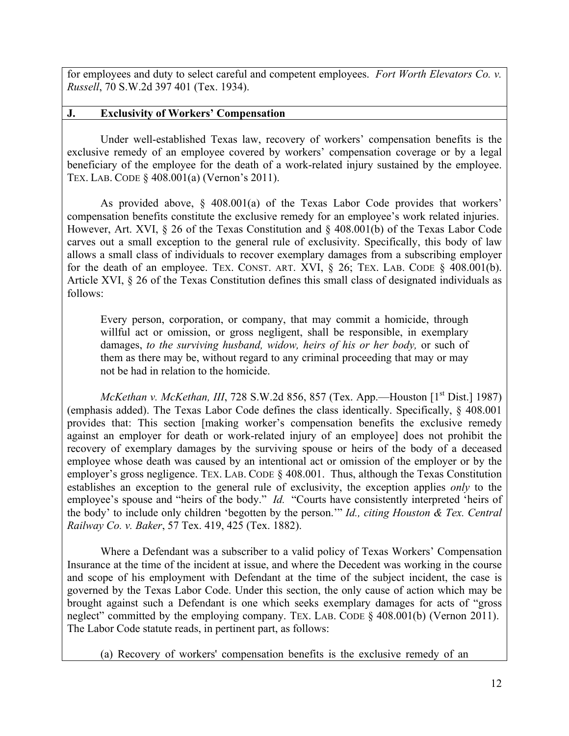for employees and duty to select careful and competent employees. *Fort Worth Elevators Co. v. Russell*, 70 S.W.2d 397 401 (Tex. 1934).

## J. Exclusivity of Workers' Compensation

Under well-established Texas law, recovery of workers' compensation benefits is the exclusive remedy of an employee covered by workers' compensation coverage or by a legal beneficiary of the employee for the death of a work-related injury sustained by the employee. TEX. LAB. CODE § 408.001(a) (Vernon's 2011).

As provided above, § 408.001(a) of the Texas Labor Code provides that workers' compensation benefits constitute the exclusive remedy for an employee's work related injuries. However, Art. XVI, § 26 of the Texas Constitution and § 408.001(b) of the Texas Labor Code carves out a small exception to the general rule of exclusivity. Specifically, this body of law allows a small class of individuals to recover exemplary damages from a subscribing employer for the death of an employee. TEX. CONST. ART. XVI, § 26; TEX. LAB. CODE § 408.001(b). Article XVI, § 26 of the Texas Constitution defines this small class of designated individuals as follows:

> Every person, corporation, or company, that may commit a homicide, through willful act or omission, or gross negligent, shall be responsible, in exemplary damages, *to the surviving husband, widow, heirs of his or her body,* or such of them as there may be, without regard to any criminal proceeding that may or may not be had in relation to the homicide.

*McKethan v. McKethan, III*, 728 S.W.2d 856, 857 (Tex. App.—Houston [1st Dist.] 1987) (emphasis added). The Texas Labor Code defines the class identically. Specifically, § 408.001 provides that: This section [making worker's compensation benefits the exclusive remedy against an employer for death or work-related injury of an employee] does not prohibit the recovery of exemplary damages by the surviving spouse or heirs of the body of a deceased employee whose death was caused by an intentional act or omission of the employer or by the employer's gross negligence. TEX. LAB. CODE § 408.001. Thus, although the Texas Constitution establishes an exception to the general rule of exclusivity, the exception applies *only* to the employee's spouse and "heirs of the body." *Id.* "Courts have consistently interpreted 'heirs of the body' to include only children 'begotten by the person.'" *Id., citing Houston & Tex. Central Railway Co. v. Baker*, 57 Tex. 419, 425 (Tex. 1882).

Where a Defendant was a subscriber to a valid policy of Texas Workers' Compensation Insurance at the time of the incident at issue, and where the Decedent was working in the course and scope of his employment with Defendant at the time of the subject incident, the case is governed by the Texas Labor Code. Under this section, the only cause of action which may be brought against such a Defendant is one which seeks exemplary damages for acts of "gross neglect" committed by the employing company. TEX. LAB. CODE § 408.001(b) (Vernon 2011). The Labor Code statute reads, in pertinent part, as follows:

> (a) Recovery of workers' compensation benefits is the exclusive remedy of an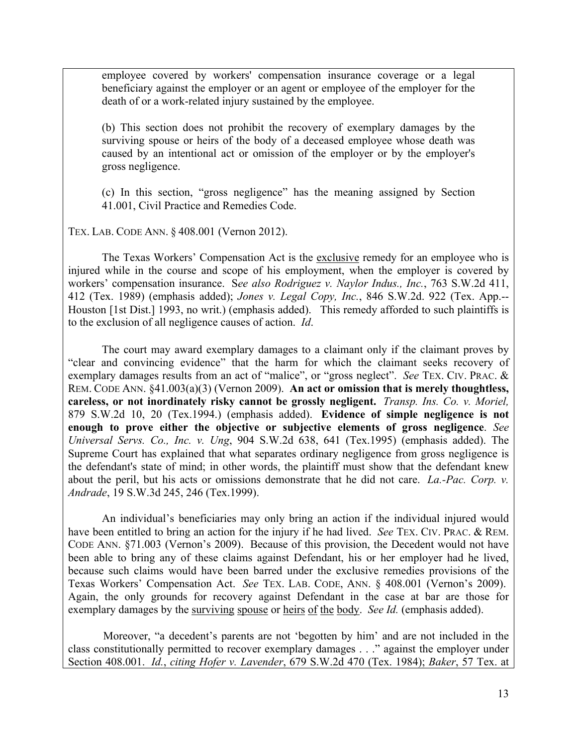employee covered by workers' compensation insurance coverage or a legal beneficiary against the employer or an agent or employee of the employer for the death of or a work-related injury sustained by the employee.

(b) This section does not prohibit the recovery of exemplary damages by the surviving spouse or heirs of the body of a deceased employee whose death was caused by an intentional act or omission of the employer or by the employer's gross negligence.

(c) In this section, "gross negligence" has the meaning assigned by Section 41.001, Civil Practice and Remedies Code.

TEX. LAB. CODE ANN. § 408.001 (Vernon 2012).

The Texas Workers' Compensation Act is the <u>exclusive</u> remedy for an employee who is injured while in the course and scope of his employment, when the employer is covered by workers' compensation insurance. S*ee also Rodriguez v. Naylor Indus., Inc.*, 763 S.W.2d 411, 412 (Tex. 1989) (emphasis added); *Jones v. Legal Copy, Inc.*, 846 S.W.2d. 922 (Tex. App.--Houston [1st Dist.] 1993, no writ.) (emphasis added). This remedy afforded to such plaintiffs is to the exclusion of all negligence causes of action. *Id*.

The court may award exemplary damages to a claimant only if the claimant proves by "clear and convincing evidence" that the harm for which the claimant seeks recovery of exemplary damages results from an act of "malice", or "gross neglect". *See* TEX. CIV. PRAC. & REM. CODE ANN. §41.003(a)(3) (Vernon 2009). **An act or omission that is merely thoughtless, careless, or not inordinately risky cannot be grossly negligent.** *Transp. Ins. Co. v. Moriel,* 879 S.W.2d 10, 20 (Tex.1994.) (emphasis added). **Evidence of simple negligence is not enough to prove either the objective or subjective elements of gross negligence**. *See Universal Servs. Co., Inc. v. Ung*, 904 S.W.2d 638, 641 (Tex.1995) (emphasis added). The Supreme Court has explained that what separates ordinary negligence from gross negligence is the defendant's state of mind; in other words, the plaintiff must show that the defendant knew about the peril, but his acts or omissions demonstrate that he did not care. *La.-Pac. Corp. v. Andrade*, 19 S.W.3d 245, 246 (Tex.1999).

An individual's beneficiaries may only bring an action if the individual injured would have been entitled to bring an action for the injury if he had lived. *See* TEX. CIV. PRAC. & REM. CODE ANN. §71.003 (Vernon's 2009). Because of this provision, the Decedent would not have been able to bring any of these claims against Defendant, his or her employer had he lived, because such claims would have been barred under the exclusive remedies provisions of the Texas Workers' Compensation Act. *See* TEX. LAB. CODE, ANN. § 408.001 (Vernon's 2009). Again, the only grounds for recovery against Defendant in the case at bar are those for exemplary damages by the <u>surviving</u> <u>spouse</u> or <u>heirs</u> <u>of</u> <u>the</u> <u>body</u>. *See Id.* (emphasis added).

Moreover, "a decedent's parents are not 'begotten by him' and are not included in the class constitutionally permitted to recover exemplary damages . . ." against the employer under Section 408.001. *Id.*, *citing Hofer v. Lavender*, 679 S.W.2d 470 (Tex. 1984); *Baker*, 57 Tex. at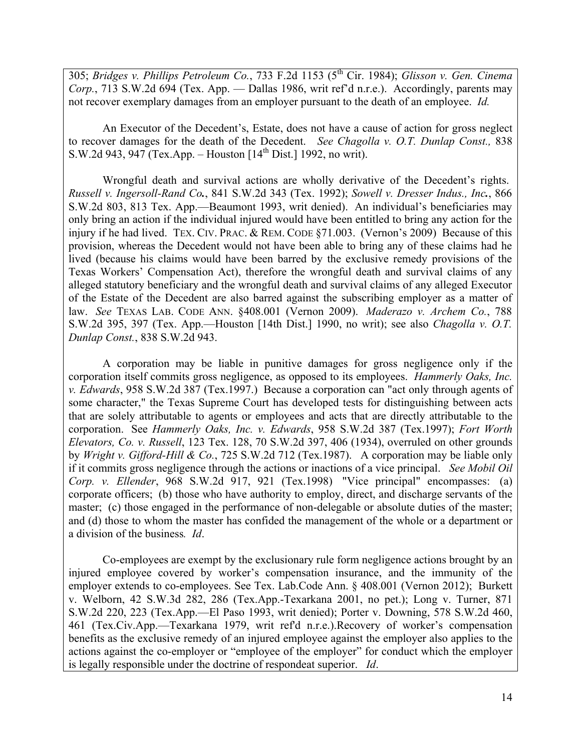305; *Bridges v. Phillips Petroleum Co.*, 733 F.2d 1153 (5th Cir. 1984); *Glisson v. Gen. Cinema Corp.*, 713 S.W.2d 694 (Tex. App. — Dallas 1986, writ ref'd n.r.e.). Accordingly, parents may not recover exemplary damages from an employer pursuant to the death of an employee. *Id.*

An Executor of the Decedent's, Estate, does not have a cause of action for gross neglect to recover damages for the death of the Decedent. *See Chagolla v. O.T. Dunlap Const.,* 838 S.W.2d 943, 947 (Tex.App. – Houston [14th Dist.] 1992, no writ).

Wrongful death and survival actions are wholly derivative of the Decedent's rights. *Russell v. Ingersoll-Rand Co.*, 841 S.W.2d 343 (Tex. 1992); *Sowell v. Dresser Indus., Inc.*, 866 S.W.2d 803, 813 Tex. App.—Beaumont 1993, writ denied). An individual's beneficiaries may only bring an action if the individual injured would have been entitled to bring any action for the injury if he had lived. TEX. CIV. PRAC. & REM. CODE §71.003. (Vernon's 2009) Because of this provision, whereas the Decedent would not have been able to bring any of these claims had he lived (because his claims would have been barred by the exclusive remedy provisions of the Texas Workers' Compensation Act), therefore the wrongful death and survival claims of any alleged statutory beneficiary and the wrongful death and survival claims of any alleged Executor of the Estate of the Decedent are also barred against the subscribing employer as a matter of law. *See* TEXAS LAB. CODE ANN. §408.001 (Vernon 2009). *Maderazo v. Archem Co.*, 788 S.W.2d 395, 397 (Tex. App.—Houston [14th Dist.] 1990, no writ); see also *Chagolla v. O.T. Dunlap Const.*, 838 S.W.2d 943.

A corporation may be liable in punitive damages for gross negligence only if the corporation itself commits gross negligence, as opposed to its employees. *Hammerly Oaks, Inc. v. Edwards*, 958 S.W.2d 387 (Tex.1997.) Because a corporation can "act only through agents of some character," the Texas Supreme Court has developed tests for distinguishing between acts that are solely attributable to agents or employees and acts that are directly attributable to the corporation. See *Hammerly Oaks, Inc. v. Edwards*, 958 S.W.2d 387 (Tex.1997); *Fort Worth Elevators, Co. v. Russell*, 123 Tex. 128, 70 S.W.2d 397, 406 (1934), overruled on other grounds by *Wright v. Gifford-Hill & Co.*, 725 S.W.2d 712 (Tex.1987). A corporation may be liable only if it commits gross negligence through the actions or inactions of a vice principal. *See Mobil Oil Corp. v. Ellender*, 968 S.W.2d 917, 921 (Tex.1998) "Vice principal" encompasses: (a) corporate officers; (b) those who have authority to employ, direct, and discharge servants of the master; (c) those engaged in the performance of non-delegable or absolute duties of the master; and (d) those to whom the master has confided the management of the whole or a department or a division of the business. *Id*.

Co-employees are exempt by the exclusionary rule form negligence actions brought by an injured employee covered by worker's compensation insurance, and the immunity of the employer extends to co-employees. See Tex. Lab.Code Ann. § 408.001 (Vernon 2012); Burkett v. Welborn, 42 S.W.3d 282, 286 (Tex.App.-Texarkana 2001, no pet.); Long v. Turner, 871 S.W.2d 220, 223 (Tex.App.—El Paso 1993, writ denied); Porter v. Downing, 578 S.W.2d 460, 461 (Tex.Civ.App.—Texarkana 1979, writ ref'd n.r.e.).Recovery of worker's compensation benefits as the exclusive remedy of an injured employee against the employer also applies to the actions against the co-employer or "employee of the employer" for conduct which the employer is legally responsible under the doctrine of respondeat superior. *Id*.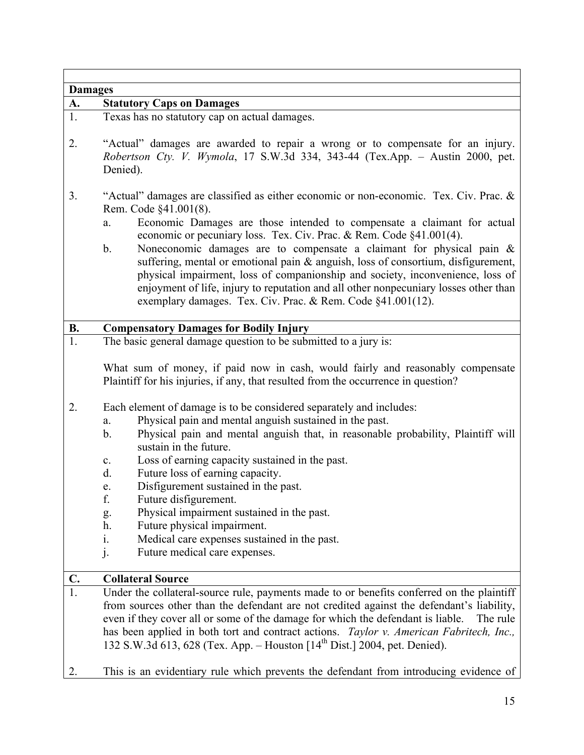## Damages

### A. Statutory Caps on Damages

1. Texas has no statutory cap on actual damages.

2. "Actual" damages are awarded to repair a wrong or to compensate for an injury. *Robertson Cty. V. Wymola*, 17 S.W.3d 334, 343-44 (Tex.App. – Austin 2000, pet. Denied).

3. "Actual" damages are classified as either economic or non-economic. Tex. Civ. Prac. & Rem. Code §41.001(8).
   a. Economic Damages are those intended to compensate a claimant for actual economic or pecuniary loss. Tex. Civ. Prac. & Rem. Code §41.001(4).
   b. Noneconomic damages are to compensate a claimant for physical pain & suffering, mental or emotional pain & anguish, loss of consortium, disfigurement, physical impairment, loss of companionship and society, inconvenience, loss of enjoyment of life, injury to reputation and all other nonpecuniary losses other than exemplary damages. Tex. Civ. Prac. & Rem. Code §41.001(12).

### B. Compensatory Damages for Bodily Injury

1. The basic general damage question to be submitted to a jury is:

   What sum of money, if paid now in cash, would fairly and reasonably compensate Plaintiff for his injuries, if any, that resulted from the occurrence in question?

2. Each element of damage is to be considered separately and includes:
   a. Physical pain and mental anguish sustained in the past.
   b. Physical pain and mental anguish that, in reasonable probability, Plaintiff will sustain in the future.
   c. Loss of earning capacity sustained in the past.
   d. Future loss of earning capacity.
   e. Disfigurement sustained in the past.
   f. Future disfigurement.
   g. Physical impairment sustained in the past.
   h. Future physical impairment.
   i. Medical care expenses sustained in the past.
   j. Future medical care expenses.

### C. Collateral Source

1. Under the collateral-source rule, payments made to or benefits conferred on the plaintiff from sources other than the defendant are not credited against the defendant's liability, even if they cover all or some of the damage for which the defendant is liable. The rule has been applied in both tort and contract actions. *Taylor v. American Fabritech, Inc.,* 132 S.W.3d 613, 628 (Tex. App. – Houston [14th Dist.] 2004, pet. Denied).

2. This is an evidentiary rule which prevents the defendant from introducing evidence of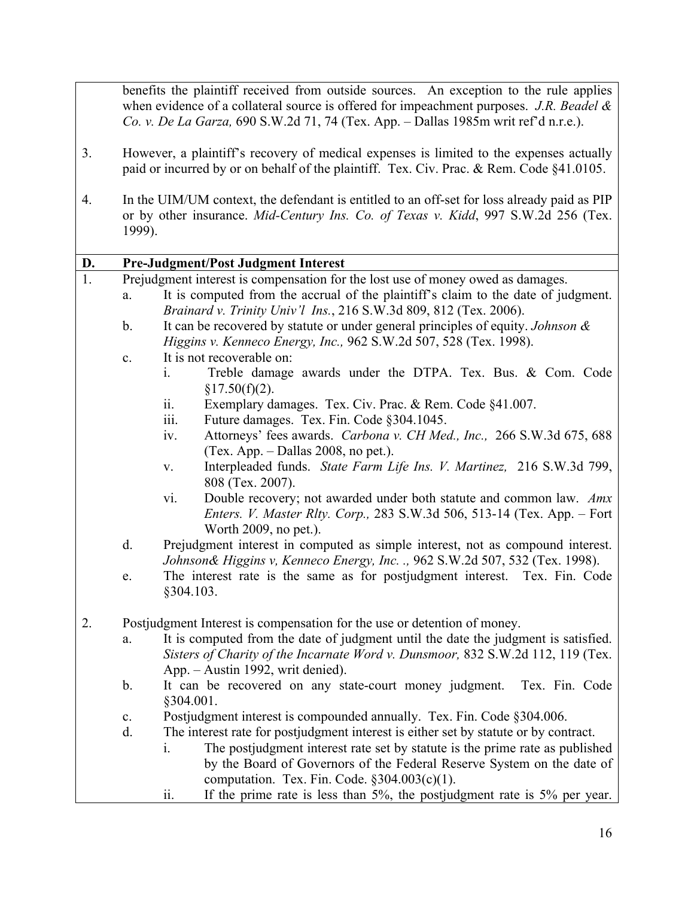benefits the plaintiff received from outside sources. An exception to the rule applies when evidence of a collateral source is offered for impeachment purposes. *J.R. Beadel & Co. v. De La Garza,* 690 S.W.2d 71, 74 (Tex. App. – Dallas 1985m writ ref'd n.r.e.).

3. However, a plaintiff's recovery of medical expenses is limited to the expenses actually paid or incurred by or on behalf of the plaintiff. Tex. Civ. Prac. & Rem. Code §41.0105.

4. In the UIM/UM context, the defendant is entitled to an off-set for loss already paid as PIP or by other insurance. *Mid-Century Ins. Co. of Texas v. Kidd*, 997 S.W.2d 256 (Tex. 1999).

## D. Pre-Judgment/Post Judgment Interest

1. Prejudgment interest is compensation for the lost use of money owed as damages.
   a. It is computed from the accrual of the plaintiff's claim to the date of judgment. *Brainard v. Trinity Univ'l Ins.*, 216 S.W.3d 809, 812 (Tex. 2006).
   b. It can be recovered by statute or under general principles of equity. *Johnson & Higgins v. Kenneco Energy, Inc.,* 962 S.W.2d 507, 528 (Tex. 1998).
   c. It is not recoverable on:
      i. Treble damage awards under the DTPA. Tex. Bus. & Com. Code §17.50(f)(2).
      ii. Exemplary damages. Tex. Civ. Prac. & Rem. Code §41.007.
      iii. Future damages. Tex. Fin. Code §304.1045.
      iv. Attorneys' fees awards. *Carbona v. CH Med., Inc.,* 266 S.W.3d 675, 688 (Tex. App. – Dallas 2008, no pet.).
      v. Interpleaded funds. *State Farm Life Ins. V. Martinez,* 216 S.W.3d 799, 808 (Tex. 2007).
      vi. Double recovery; not awarded under both statute and common law. *Amx Enters. V. Master Rlty. Corp.,* 283 S.W.3d 506, 513-14 (Tex. App. – Fort Worth 2009, no pet.).
   d. Prejudgment interest in computed as simple interest, not as compound interest. *Johnson& Higgins v, Kenneco Energy, Inc. .,* 962 S.W.2d 507, 532 (Tex. 1998).
   e. The interest rate is the same as for postjudgment interest. Tex. Fin. Code §304.103.

2. Postjudgment Interest is compensation for the use or detention of money.
   a. It is computed from the date of judgment until the date the judgment is satisfied. *Sisters of Charity of the Incarnate Word v. Dunsmoor,* 832 S.W.2d 112, 119 (Tex. App. – Austin 1992, writ denied).
   b. It can be recovered on any state-court money judgment. Tex. Fin. Code §304.001.
   c. Postjudgment interest is compounded annually. Tex. Fin. Code §304.006.
   d. The interest rate for postjudgment interest is either set by statute or by contract.
      i. The postjudgment interest rate set by statute is the prime rate as published by the Board of Governors of the Federal Reserve System on the date of computation. Tex. Fin. Code. §304.003(c)(1).
      ii. If the prime rate is less than 5%, the postjudgment rate is 5% per year.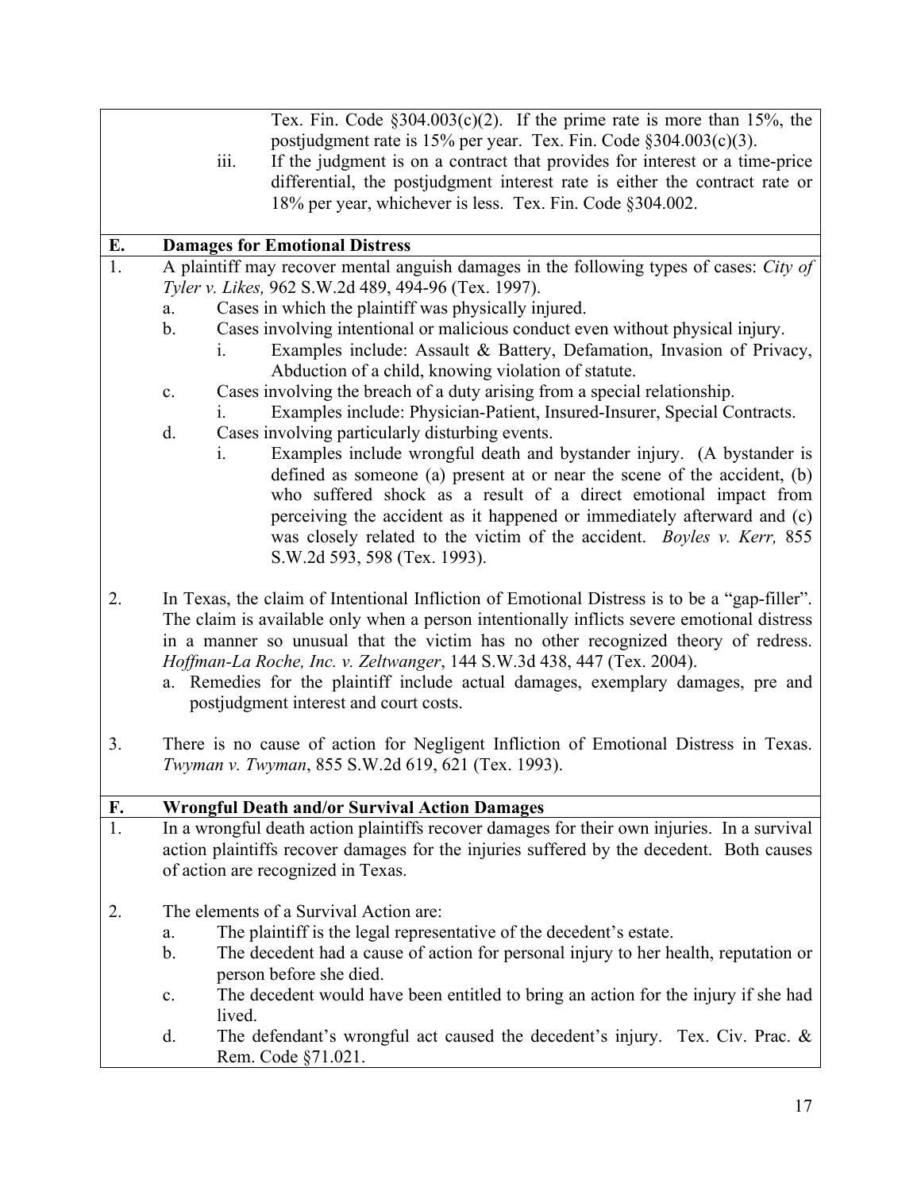Tex. Fin. Code §304.003(c)(2). If the prime rate is more than 15%, the postjudgment rate is 15% per year. Tex. Fin. Code §304.003(c)(3).

iii. If the judgment is on a contract that provides for interest or a time-price differential, the postjudgment interest rate is either the contract rate or 18% per year, whichever is less. Tex. Fin. Code §304.002.

## E. Damages for Emotional Distress

1. A plaintiff may recover mental anguish damages in the following types of cases: *City of Tyler v. Likes,* 962 S.W.2d 489, 494-96 (Tex. 1997).
   a. Cases in which the plaintiff was physically injured.
   b. Cases involving intentional or malicious conduct even without physical injury.
      i. Examples include: Assault & Battery, Defamation, Invasion of Privacy, Abduction of a child, knowing violation of statute.
   c. Cases involving the breach of a duty arising from a special relationship.
      i. Examples include: Physician-Patient, Insured-Insurer, Special Contracts.
   d. Cases involving particularly disturbing events.
      i. Examples include wrongful death and bystander injury. (A bystander is defined as someone (a) present at or near the scene of the accident, (b) who suffered shock as a result of a direct emotional impact from perceiving the accident as it happened or immediately afterward and (c) was closely related to the victim of the accident. *Boyles v. Kerr,* 855 S.W.2d 593, 598 (Tex. 1993).

2. In Texas, the claim of Intentional Infliction of Emotional Distress is to be a "gap-filler". The claim is available only when a person intentionally inflicts severe emotional distress in a manner so unusual that the victim has no other recognized theory of redress. *Hoffman-La Roche, Inc. v. Zeltwanger*, 144 S.W.3d 438, 447 (Tex. 2004).
   a. Remedies for the plaintiff include actual damages, exemplary damages, pre and postjudgment interest and court costs.

3. There is no cause of action for Negligent Infliction of Emotional Distress in Texas. *Twyman v. Twyman*, 855 S.W.2d 619, 621 (Tex. 1993).

## F. Wrongful Death and/or Survival Action Damages

1. In a wrongful death action plaintiffs recover damages for their own injuries. In a survival action plaintiffs recover damages for the injuries suffered by the decedent. Both causes of action are recognized in Texas.

2. The elements of a Survival Action are:
   a. The plaintiff is the legal representative of the decedent's estate.
   b. The decedent had a cause of action for personal injury to her health, reputation or person before she died.
   c. The decedent would have been entitled to bring an action for the injury if she had lived.
   d. The defendant's wrongful act caused the decedent's injury. Tex. Civ. Prac. & Rem. Code §71.021.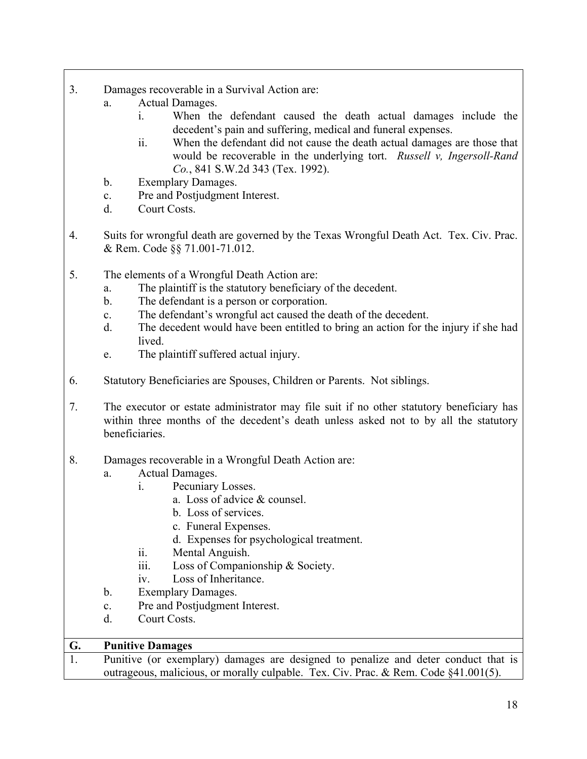3. Damages recoverable in a Survival Action are:
   a. Actual Damages.
      i. When the defendant caused the death actual damages include the decedent's pain and suffering, medical and funeral expenses.
      ii. When the defendant did not cause the death actual damages are those that would be recoverable in the underlying tort. *Russell v, Ingersoll-Rand Co.*, 841 S.W.2d 343 (Tex. 1992).
   b. Exemplary Damages.
   c. Pre and Postjudgment Interest.
   d. Court Costs.

4. Suits for wrongful death are governed by the Texas Wrongful Death Act. Tex. Civ. Prac. & Rem. Code §§ 71.001-71.012.

5. The elements of a Wrongful Death Action are:
   a. The plaintiff is the statutory beneficiary of the decedent.
   b. The defendant is a person or corporation.
   c. The defendant's wrongful act caused the death of the decedent.
   d. The decedent would have been entitled to bring an action for the injury if she had lived.
   e. The plaintiff suffered actual injury.

6. Statutory Beneficiaries are Spouses, Children or Parents. Not siblings.

7. The executor or estate administrator may file suit if no other statutory beneficiary has within three months of the decedent's death unless asked not to by all the statutory beneficiaries.

8. Damages recoverable in a Wrongful Death Action are:
   a. Actual Damages.
      i. Pecuniary Losses.
         a. Loss of advice & counsel.
         b. Loss of services.
         c. Funeral Expenses.
         d. Expenses for psychological treatment.
      ii. Mental Anguish.
      iii. Loss of Companionship & Society.
      iv. Loss of Inheritance.
   b. Exemplary Damages.
   c. Pre and Postjudgment Interest.
   d. Court Costs.

## G. Punitive Damages

1. Punitive (or exemplary) damages are designed to penalize and deter conduct that is outrageous, malicious, or morally culpable. Tex. Civ. Prac. & Rem. Code §41.001(5).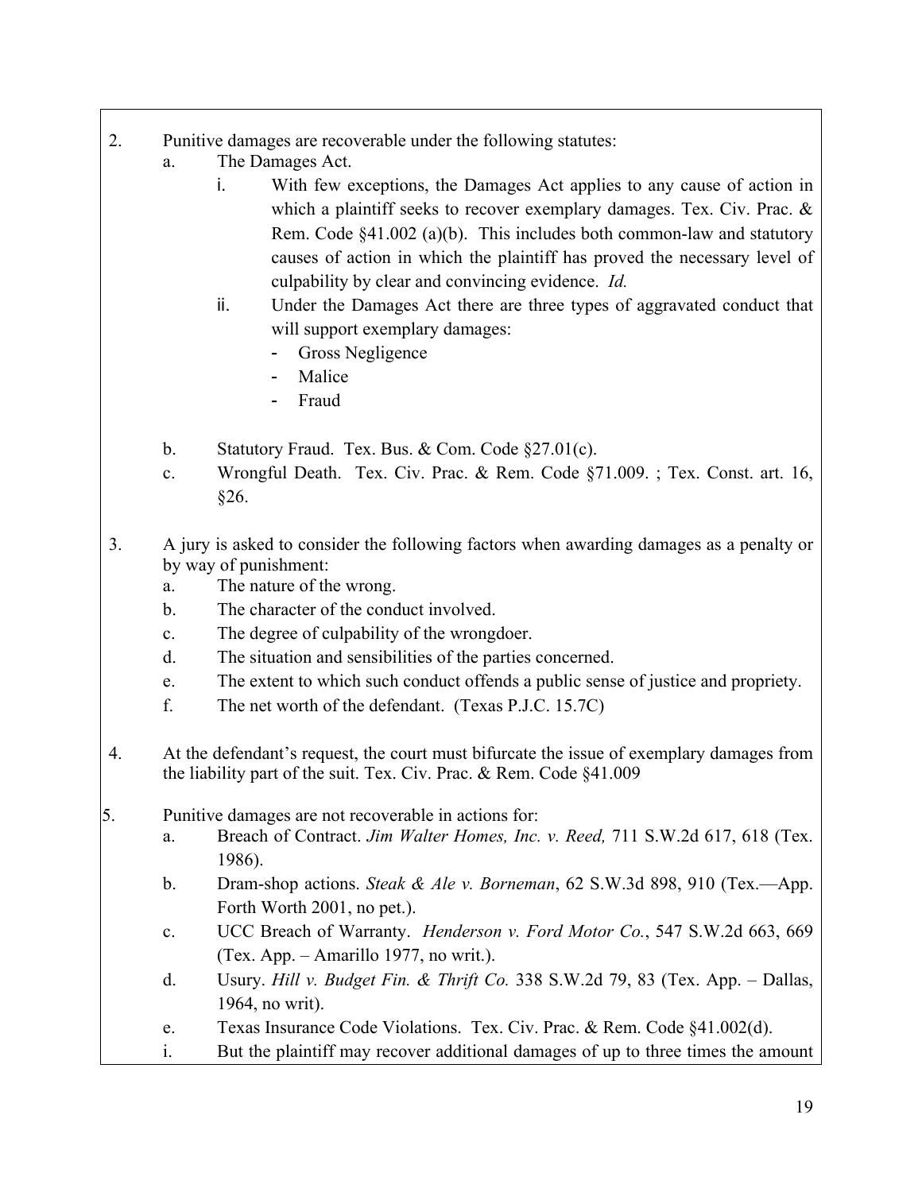2. Punitive damages are recoverable under the following statutes:
   a. The Damages Act.
      i. With few exceptions, the Damages Act applies to any cause of action in which a plaintiff seeks to recover exemplary damages. Tex. Civ. Prac. & Rem. Code §41.002 (a)(b). This includes both common-law and statutory causes of action in which the plaintiff has proved the necessary level of culpability by clear and convincing evidence. *Id.*
      ii. Under the Damages Act there are three types of aggravated conduct that will support exemplary damages:
         - Gross Negligence
         - Malice
         - Fraud

   b. Statutory Fraud. Tex. Bus. & Com. Code §27.01(c).
   c. Wrongful Death. Tex. Civ. Prac. & Rem. Code §71.009. ; Tex. Const. art. 16, §26.

3. A jury is asked to consider the following factors when awarding damages as a penalty or by way of punishment:
   a. The nature of the wrong.
   b. The character of the conduct involved.
   c. The degree of culpability of the wrongdoer.
   d. The situation and sensibilities of the parties concerned.
   e. The extent to which such conduct offends a public sense of justice and propriety.
   f. The net worth of the defendant. (Texas P.J.C. 15.7C)

4. At the defendant's request, the court must bifurcate the issue of exemplary damages from the liability part of the suit. Tex. Civ. Prac. & Rem. Code §41.009

5. Punitive damages are not recoverable in actions for:
   a. Breach of Contract. *Jim Walter Homes, Inc. v. Reed,* 711 S.W.2d 617, 618 (Tex. 1986).
   b. Dram-shop actions. *Steak & Ale v. Borneman*, 62 S.W.3d 898, 910 (Tex.—App. Forth Worth 2001, no pet.).
   c. UCC Breach of Warranty. *Henderson v. Ford Motor Co.*, 547 S.W.2d 663, 669 (Tex. App. – Amarillo 1977, no writ.).
   d. Usury. *Hill v. Budget Fin. & Thrift Co.* 338 S.W.2d 79, 83 (Tex. App. – Dallas, 1964, no writ).
   e. Texas Insurance Code Violations. Tex. Civ. Prac. & Rem. Code §41.002(d).
   i. But the plaintiff may recover additional damages of up to three times the amount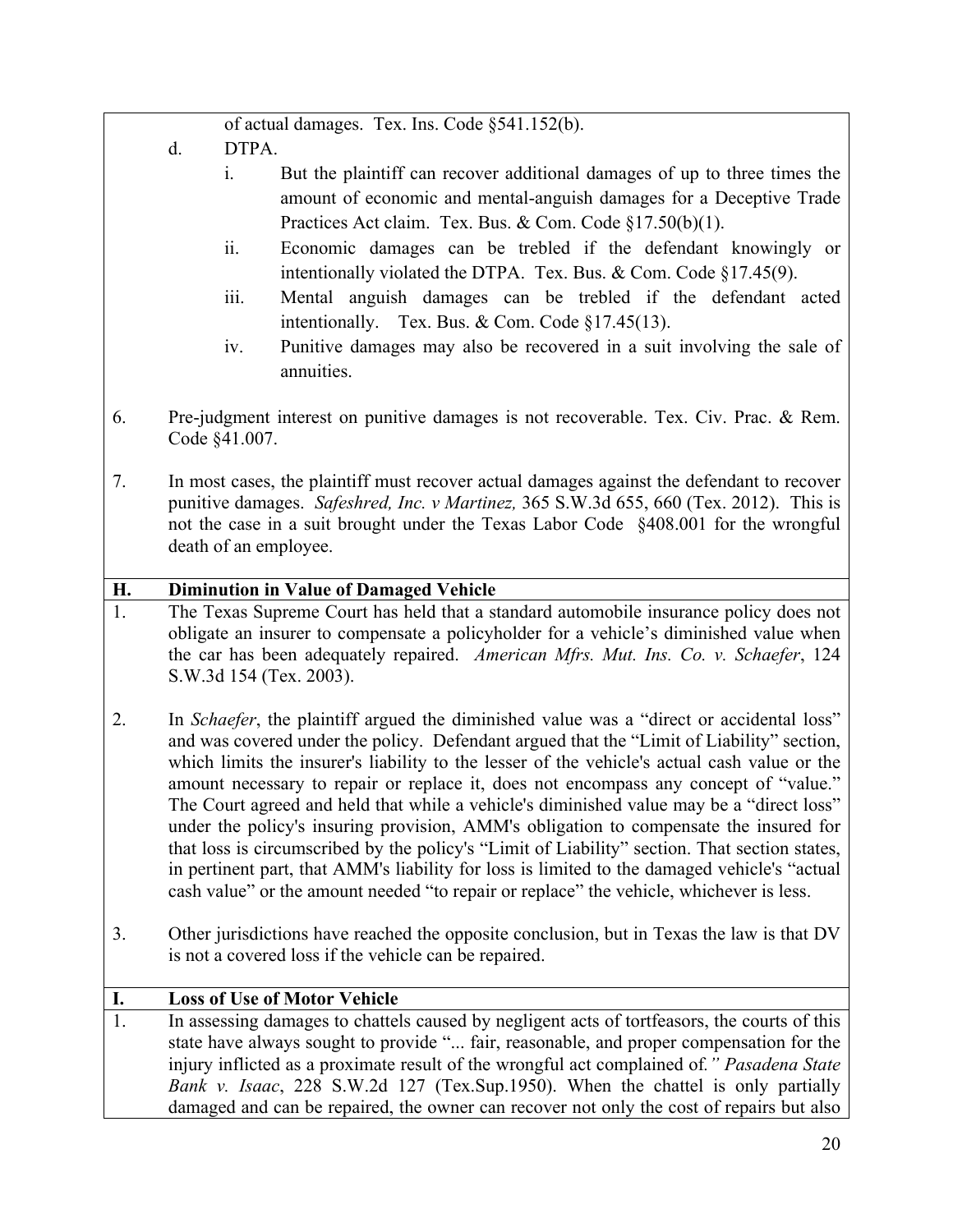of actual damages. Tex. Ins. Code §541.152(b).

d. DTPA.

   i. But the plaintiff can recover additional damages of up to three times the amount of economic and mental-anguish damages for a Deceptive Trade Practices Act claim. Tex. Bus. & Com. Code §17.50(b)(1).

   ii. Economic damages can be trebled if the defendant knowingly or intentionally violated the DTPA. Tex. Bus. & Com. Code §17.45(9).

   iii. Mental anguish damages can be trebled if the defendant acted intentionally. Tex. Bus. & Com. Code §17.45(13).

   iv. Punitive damages may also be recovered in a suit involving the sale of annuities.

6. Pre-judgment interest on punitive damages is not recoverable. Tex. Civ. Prac. & Rem. Code §41.007.

7. In most cases, the plaintiff must recover actual damages against the defendant to recover punitive damages. *Safeshred, Inc. v Martinez,* 365 S.W.3d 655, 660 (Tex. 2012). This is not the case in a suit brought under the Texas Labor Code §408.001 for the wrongful death of an employee.

## H. Diminution in Value of Damaged Vehicle

1. The Texas Supreme Court has held that a standard automobile insurance policy does not obligate an insurer to compensate a policyholder for a vehicle's diminished value when the car has been adequately repaired. *American Mfrs. Mut. Ins. Co. v. Schaefer*, 124 S.W.3d 154 (Tex. 2003).

2. In *Schaefer*, the plaintiff argued the diminished value was a "direct or accidental loss" and was covered under the policy. Defendant argued that the "Limit of Liability" section, which limits the insurer's liability to the lesser of the vehicle's actual cash value or the amount necessary to repair or replace it, does not encompass any concept of "value." The Court agreed and held that while a vehicle's diminished value may be a "direct loss" under the policy's insuring provision, AMM's obligation to compensate the insured for that loss is circumscribed by the policy's "Limit of Liability" section. That section states, in pertinent part, that AMM's liability for loss is limited to the damaged vehicle's "actual cash value" or the amount needed "to repair or replace" the vehicle, whichever is less.

3. Other jurisdictions have reached the opposite conclusion, but in Texas the law is that DV is not a covered loss if the vehicle can be repaired.

## I. Loss of Use of Motor Vehicle

1. In assessing damages to chattels caused by negligent acts of tortfeasors, the courts of this state have always sought to provide "... fair, reasonable, and proper compensation for the injury inflicted as a proximate result of the wrongful act complained of*." Pasadena State Bank v. Isaac*, 228 S.W.2d 127 (Tex.Sup.1950). When the chattel is only partially damaged and can be repaired, the owner can recover not only the cost of repairs but also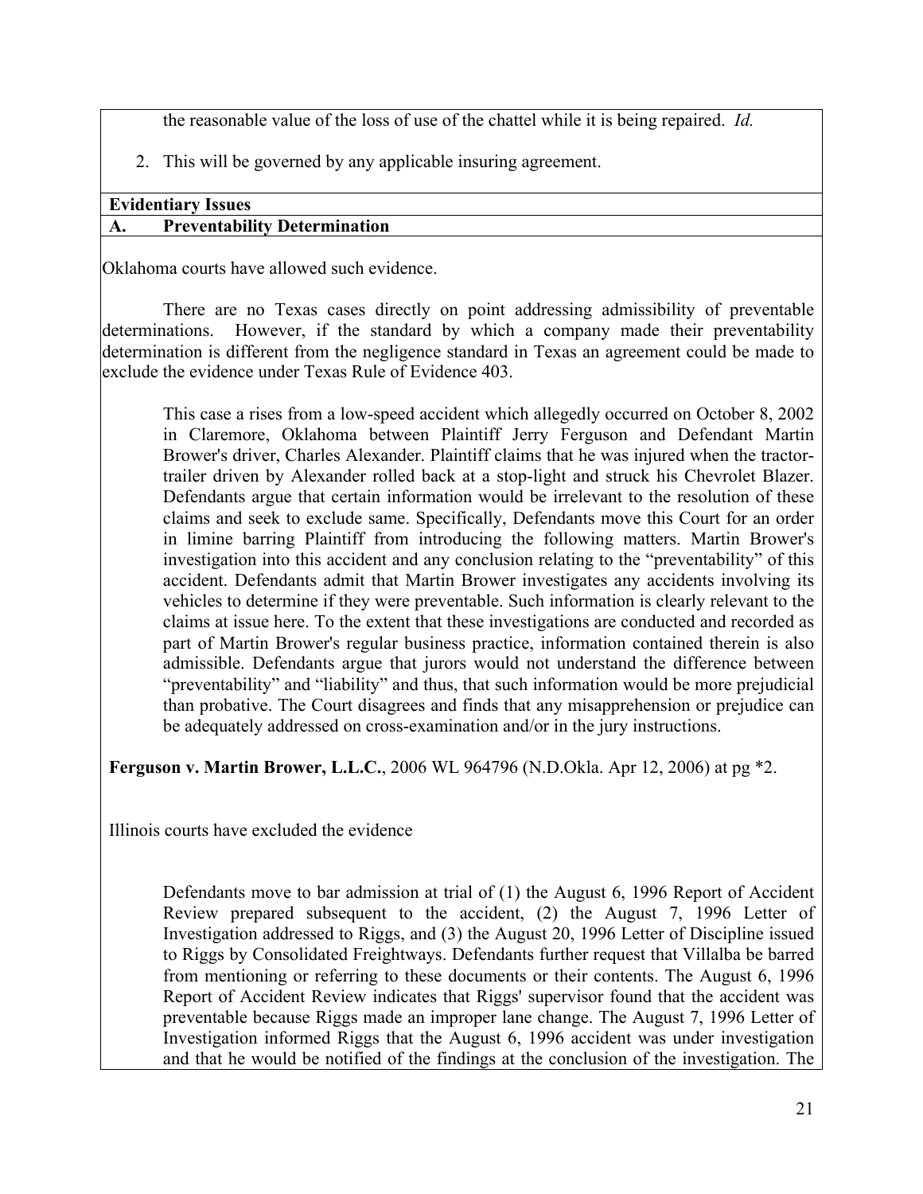the reasonable value of the loss of use of the chattel while it is being repaired. *Id.*

2. This will be governed by any applicable insuring agreement.

**Evidentiary Issues**

**A. Preventability Determination**

Oklahoma courts have allowed such evidence.

There are no Texas cases directly on point addressing admissibility of preventable determinations. However, if the standard by which a company made their preventability determination is different from the negligence standard in Texas an agreement could be made to exclude the evidence under Texas Rule of Evidence 403.

> This case a rises from a low-speed accident which allegedly occurred on October 8, 2002 in Claremore, Oklahoma between Plaintiff Jerry Ferguson and Defendant Martin Brower's driver, Charles Alexander. Plaintiff claims that he was injured when the tractor-trailer driven by Alexander rolled back at a stop-light and struck his Chevrolet Blazer. Defendants argue that certain information would be irrelevant to the resolution of these claims and seek to exclude same. Specifically, Defendants move this Court for an order in limine barring Plaintiff from introducing the following matters. Martin Brower's investigation into this accident and any conclusion relating to the "preventability" of this accident. Defendants admit that Martin Brower investigates any accidents involving its vehicles to determine if they were preventable. Such information is clearly relevant to the claims at issue here. To the extent that these investigations are conducted and recorded as part of Martin Brower's regular business practice, information contained therein is also admissible. Defendants argue that jurors would not understand the difference between "preventability" and "liability" and thus, that such information would be more prejudicial than probative. The Court disagrees and finds that any misapprehension or prejudice can be adequately addressed on cross-examination and/or in the jury instructions.

**Ferguson v. Martin Brower, L.L.C.**, 2006 WL 964796 (N.D.Okla. Apr 12, 2006) at pg *2.

Illinois courts have excluded the evidence

> Defendants move to bar admission at trial of (1) the August 6, 1996 Report of Accident Review prepared subsequent to the accident, (2) the August 7, 1996 Letter of Investigation addressed to Riggs, and (3) the August 20, 1996 Letter of Discipline issued to Riggs by Consolidated Freightways. Defendants further request that Villalba be barred from mentioning or referring to these documents or their contents. The August 6, 1996 Report of Accident Review indicates that Riggs' supervisor found that the accident was preventable because Riggs made an improper lane change. The August 7, 1996 Letter of Investigation informed Riggs that the August 6, 1996 accident was under investigation and that he would be notified of the findings at the conclusion of the investigation. The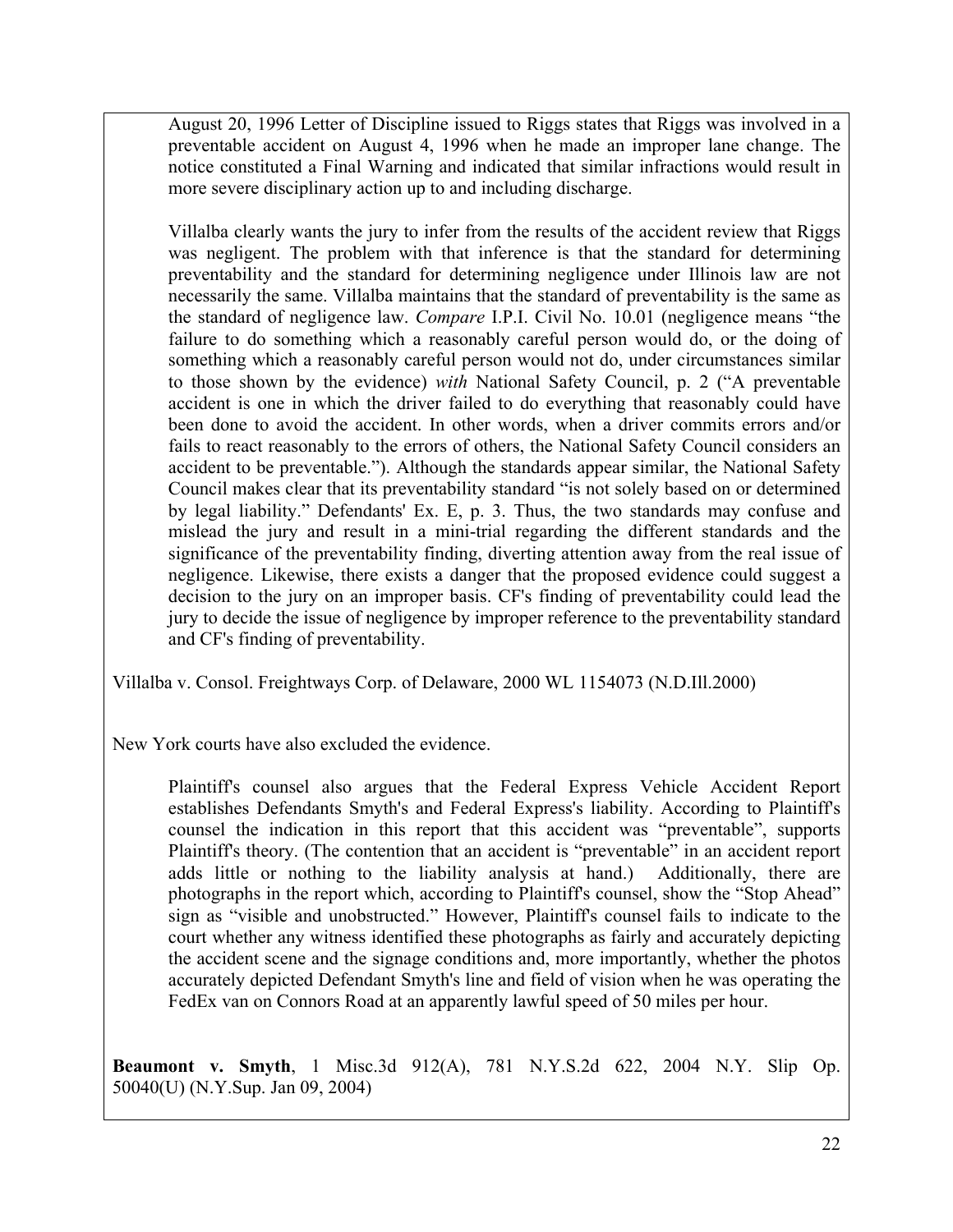> August 20, 1996 Letter of Discipline issued to Riggs states that Riggs was involved in a preventable accident on August 4, 1996 when he made an improper lane change. The notice constituted a Final Warning and indicated that similar infractions would result in more severe disciplinary action up to and including discharge.
>
> Villalba clearly wants the jury to infer from the results of the accident review that Riggs was negligent. The problem with that inference is that the standard for determining preventability and the standard for determining negligence under Illinois law are not necessarily the same. Villalba maintains that the standard of preventability is the same as the standard of negligence law. *Compare* I.P.I. Civil No. 10.01 (negligence means "the failure to do something which a reasonably careful person would do, or the doing of something which a reasonably careful person would not do, under circumstances similar to those shown by the evidence) *with* National Safety Council, p. 2 ("A preventable accident is one in which the driver failed to do everything that reasonably could have been done to avoid the accident. In other words, when a driver commits errors and/or fails to react reasonably to the errors of others, the National Safety Council considers an accident to be preventable."). Although the standards appear similar, the National Safety Council makes clear that its preventability standard "is not solely based on or determined by legal liability." Defendants' Ex. E, p. 3. Thus, the two standards may confuse and mislead the jury and result in a mini-trial regarding the different standards and the significance of the preventability finding, diverting attention away from the real issue of negligence. Likewise, there exists a danger that the proposed evidence could suggest a decision to the jury on an improper basis. CF's finding of preventability could lead the jury to decide the issue of negligence by improper reference to the preventability standard and CF's finding of preventability.

Villalba v. Consol. Freightways Corp. of Delaware, 2000 WL 1154073 (N.D.Ill.2000)

New York courts have also excluded the evidence.

> Plaintiff's counsel also argues that the Federal Express Vehicle Accident Report establishes Defendants Smyth's and Federal Express's liability. According to Plaintiff's counsel the indication in this report that this accident was "preventable", supports Plaintiff's theory. (The contention that an accident is "preventable" in an accident report adds little or nothing to the liability analysis at hand.) Additionally, there are photographs in the report which, according to Plaintiff's counsel, show the "Stop Ahead" sign as "visible and unobstructed." However, Plaintiff's counsel fails to indicate to the court whether any witness identified these photographs as fairly and accurately depicting the accident scene and the signage conditions and, more importantly, whether the photos accurately depicted Defendant Smyth's line and field of vision when he was operating the FedEx van on Connors Road at an apparently lawful speed of 50 miles per hour.

**Beaumont v. Smyth**, 1 Misc.3d 912(A), 781 N.Y.S.2d 622, 2004 N.Y. Slip Op. 50040(U) (N.Y.Sup. Jan 09, 2004)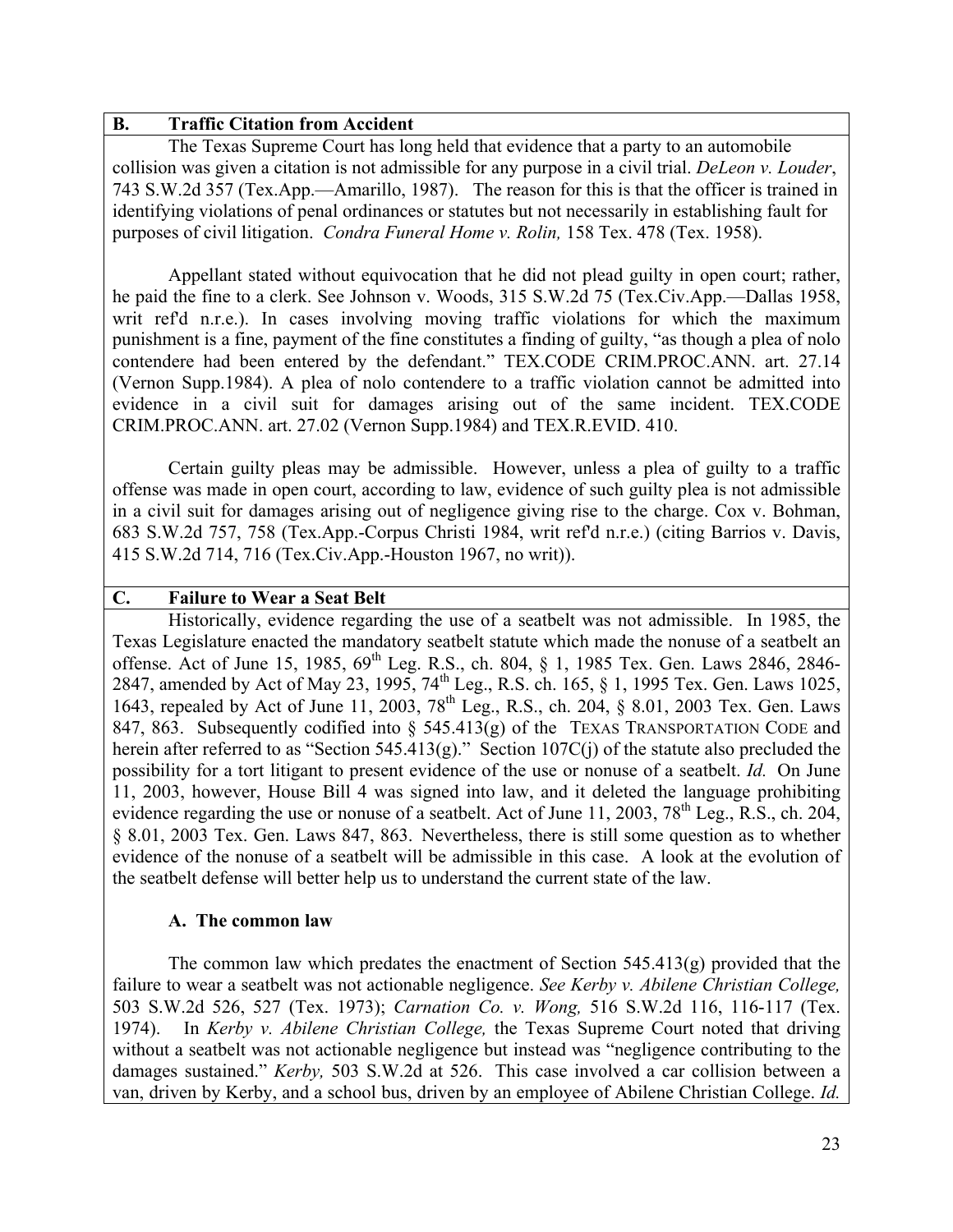## B. Traffic Citation from Accident

The Texas Supreme Court has long held that evidence that a party to an automobile collision was given a citation is not admissible for any purpose in a civil trial. *DeLeon v. Louder*, 743 S.W.2d 357 (Tex.App.—Amarillo, 1987). The reason for this is that the officer is trained in identifying violations of penal ordinances or statutes but not necessarily in establishing fault for purposes of civil litigation. *Condra Funeral Home v. Rolin,* 158 Tex. 478 (Tex. 1958).

Appellant stated without equivocation that he did not plead guilty in open court; rather, he paid the fine to a clerk. See Johnson v. Woods, 315 S.W.2d 75 (Tex.Civ.App.—Dallas 1958, writ ref'd n.r.e.). In cases involving moving traffic violations for which the maximum punishment is a fine, payment of the fine constitutes a finding of guilty, "as though a plea of nolo contendere had been entered by the defendant." TEX.CODE CRIM.PROC.ANN. art. 27.14 (Vernon Supp.1984). A plea of nolo contendere to a traffic violation cannot be admitted into evidence in a civil suit for damages arising out of the same incident. TEX.CODE CRIM.PROC.ANN. art. 27.02 (Vernon Supp.1984) and TEX.R.EVID. 410.

Certain guilty pleas may be admissible. However, unless a plea of guilty to a traffic offense was made in open court, according to law, evidence of such guilty plea is not admissible in a civil suit for damages arising out of negligence giving rise to the charge. Cox v. Bohman, 683 S.W.2d 757, 758 (Tex.App.-Corpus Christi 1984, writ ref'd n.r.e.) (citing Barrios v. Davis, 415 S.W.2d 714, 716 (Tex.Civ.App.-Houston 1967, no writ)).

## C. Failure to Wear a Seat Belt

Historically, evidence regarding the use of a seatbelt was not admissible. In 1985, the Texas Legislature enacted the mandatory seatbelt statute which made the nonuse of a seatbelt an offense. Act of June 15, 1985, 69th Leg. R.S., ch. 804, § 1, 1985 Tex. Gen. Laws 2846, 2846-2847, amended by Act of May 23, 1995, 74th Leg., R.S. ch. 165, § 1, 1995 Tex. Gen. Laws 1025, 1643, repealed by Act of June 11, 2003, 78th Leg., R.S., ch. 204, § 8.01, 2003 Tex. Gen. Laws 847, 863. Subsequently codified into § 545.413(g) of the TEXAS TRANSPORTATION CODE and herein after referred to as "Section 545.413(g)." Section 107C(j) of the statute also precluded the possibility for a tort litigant to present evidence of the use or nonuse of a seatbelt. *Id.* On June 11, 2003, however, House Bill 4 was signed into law, and it deleted the language prohibiting evidence regarding the use or nonuse of a seatbelt. Act of June 11, 2003, 78th Leg., R.S., ch. 204, § 8.01, 2003 Tex. Gen. Laws 847, 863. Nevertheless, there is still some question as to whether evidence of the nonuse of a seatbelt will be admissible in this case. A look at the evolution of the seatbelt defense will better help us to understand the current state of the law.

### A. The common law

The common law which predates the enactment of Section 545.413(g) provided that the failure to wear a seatbelt was not actionable negligence. *See Kerby v. Abilene Christian College,* 503 S.W.2d 526, 527 (Tex. 1973); *Carnation Co. v. Wong,* 516 S.W.2d 116, 116-117 (Tex. 1974). In *Kerby v. Abilene Christian College,* the Texas Supreme Court noted that driving without a seatbelt was not actionable negligence but instead was "negligence contributing to the damages sustained." *Kerby,* 503 S.W.2d at 526. This case involved a car collision between a van, driven by Kerby, and a school bus, driven by an employee of Abilene Christian College. *Id.*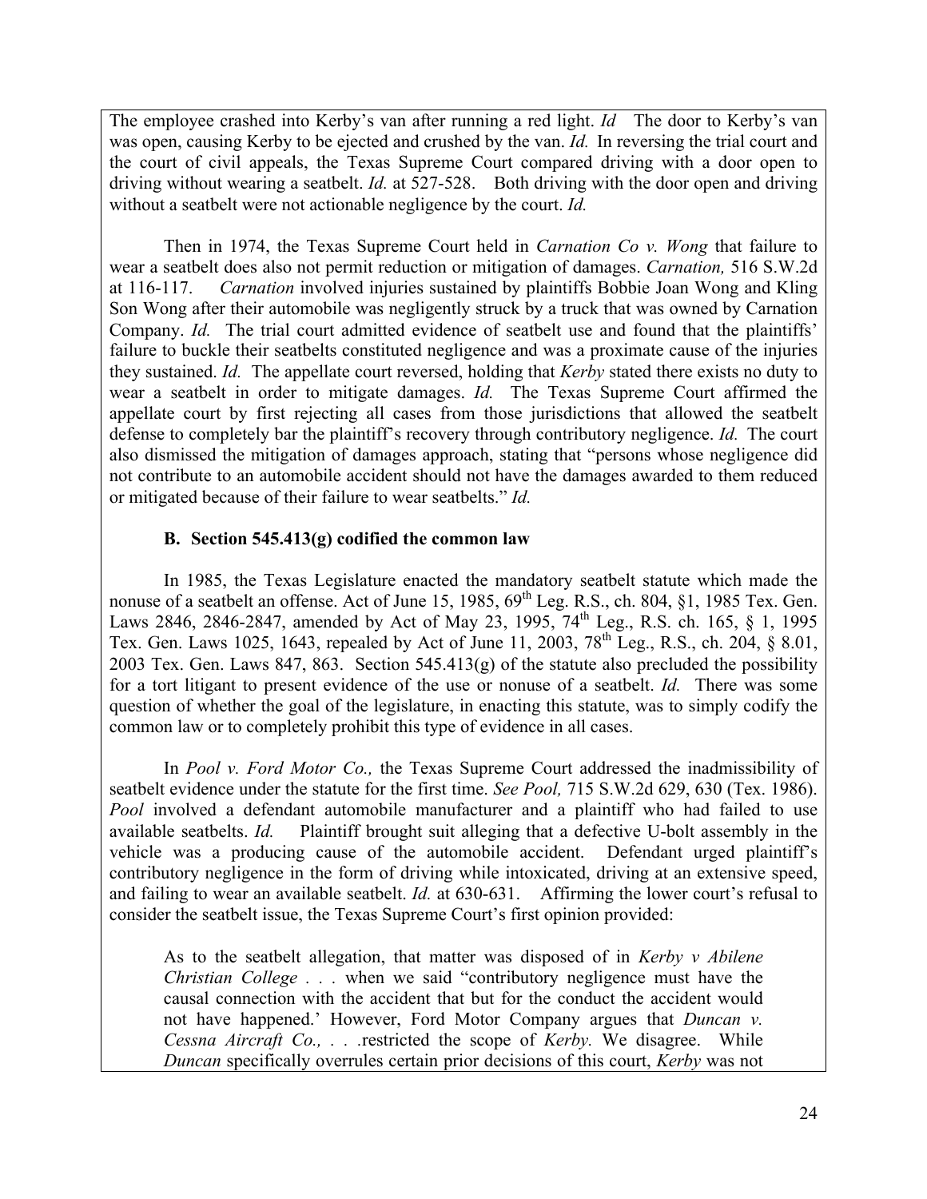The employee crashed into Kerby's van after running a red light. *Id* The door to Kerby's van was open, causing Kerby to be ejected and crushed by the van. *Id.* In reversing the trial court and the court of civil appeals, the Texas Supreme Court compared driving with a door open to driving without wearing a seatbelt. *Id.* at 527-528. Both driving with the door open and driving without a seatbelt were not actionable negligence by the court. *Id.*

Then in 1974, the Texas Supreme Court held in *Carnation Co v. Wong* that failure to wear a seatbelt does also not permit reduction or mitigation of damages. *Carnation,* 516 S.W.2d at 116-117. *Carnation* involved injuries sustained by plaintiffs Bobbie Joan Wong and Kling Son Wong after their automobile was negligently struck by a truck that was owned by Carnation Company. *Id.* The trial court admitted evidence of seatbelt use and found that the plaintiffs' failure to buckle their seatbelts constituted negligence and was a proximate cause of the injuries they sustained. *Id.* The appellate court reversed, holding that *Kerby* stated there exists no duty to wear a seatbelt in order to mitigate damages. *Id.* The Texas Supreme Court affirmed the appellate court by first rejecting all cases from those jurisdictions that allowed the seatbelt defense to completely bar the plaintiff's recovery through contributory negligence. *Id.* The court also dismissed the mitigation of damages approach, stating that "persons whose negligence did not contribute to an automobile accident should not have the damages awarded to them reduced or mitigated because of their failure to wear seatbelts." *Id.*

### B. Section 545.413(g) codified the common law

In 1985, the Texas Legislature enacted the mandatory seatbelt statute which made the nonuse of a seatbelt an offense. Act of June 15, 1985, 69th Leg. R.S., ch. 804, §1, 1985 Tex. Gen. Laws 2846, 2846-2847, amended by Act of May 23, 1995, 74th Leg., R.S. ch. 165, § 1, 1995 Tex. Gen. Laws 1025, 1643, repealed by Act of June 11, 2003, 78th Leg., R.S., ch. 204, § 8.01, 2003 Tex. Gen. Laws 847, 863. Section 545.413(g) of the statute also precluded the possibility for a tort litigant to present evidence of the use or nonuse of a seatbelt. *Id.* There was some question of whether the goal of the legislature, in enacting this statute, was to simply codify the common law or to completely prohibit this type of evidence in all cases.

In *Pool v. Ford Motor Co.,* the Texas Supreme Court addressed the inadmissibility of seatbelt evidence under the statute for the first time. *See Pool,* 715 S.W.2d 629, 630 (Tex. 1986). *Pool* involved a defendant automobile manufacturer and a plaintiff who had failed to use available seatbelts. *Id.* Plaintiff brought suit alleging that a defective U-bolt assembly in the vehicle was a producing cause of the automobile accident. Defendant urged plaintiff's contributory negligence in the form of driving while intoxicated, driving at an extensive speed, and failing to wear an available seatbelt. *Id.* at 630-631. Affirming the lower court's refusal to consider the seatbelt issue, the Texas Supreme Court's first opinion provided:

> As to the seatbelt allegation, that matter was disposed of in *Kerby v Abilene Christian College* . . . when we said "contributory negligence must have the causal connection with the accident that but for the conduct the accident would not have happened.' However, Ford Motor Company argues that *Duncan v. Cessna Aircraft Co.,* . . .restricted the scope of *Kerby.* We disagree. While *Duncan* specifically overrules certain prior decisions of this court, *Kerby* was not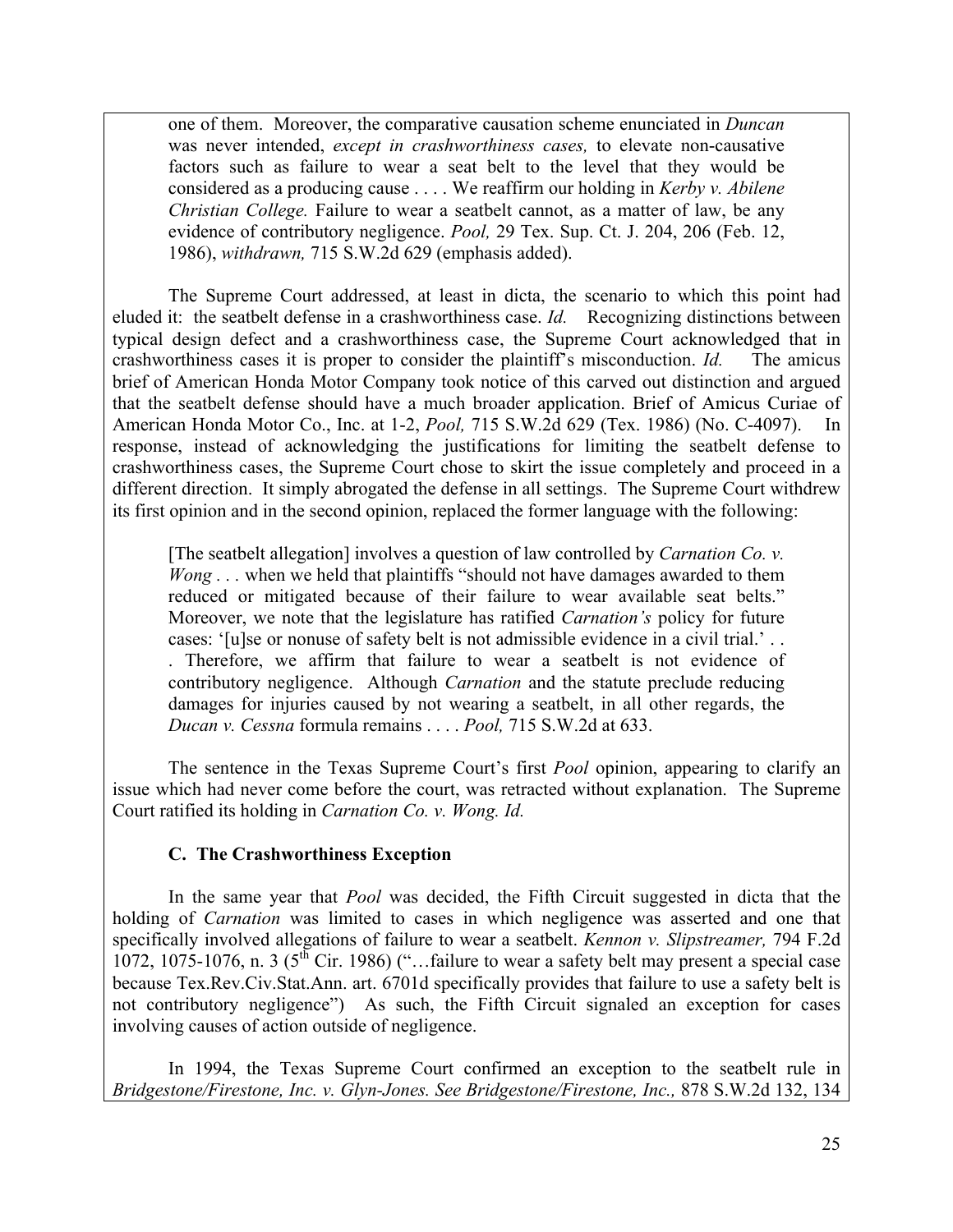> one of them. Moreover, the comparative causation scheme enunciated in *Duncan* was never intended, *except in crashworthiness cases,* to elevate non-causative factors such as failure to wear a seat belt to the level that they would be considered as a producing cause . . . . We reaffirm our holding in *Kerby v. Abilene Christian College.* Failure to wear a seatbelt cannot, as a matter of law, be any evidence of contributory negligence. *Pool,* 29 Tex. Sup. Ct. J. 204, 206 (Feb. 12, 1986), *withdrawn,* 715 S.W.2d 629 (emphasis added).

The Supreme Court addressed, at least in dicta, the scenario to which this point had eluded it: the seatbelt defense in a crashworthiness case. *Id.* Recognizing distinctions between typical design defect and a crashworthiness case, the Supreme Court acknowledged that in crashworthiness cases it is proper to consider the plaintiff's misconduction. *Id.* The amicus brief of American Honda Motor Company took notice of this carved out distinction and argued that the seatbelt defense should have a much broader application. Brief of Amicus Curiae of American Honda Motor Co., Inc. at 1-2, *Pool,* 715 S.W.2d 629 (Tex. 1986) (No. C-4097). In response, instead of acknowledging the justifications for limiting the seatbelt defense to crashworthiness cases, the Supreme Court chose to skirt the issue completely and proceed in a different direction. It simply abrogated the defense in all settings. The Supreme Court withdrew its first opinion and in the second opinion, replaced the former language with the following:

> [The seatbelt allegation] involves a question of law controlled by *Carnation Co. v. Wong* . . . when we held that plaintiffs "should not have damages awarded to them reduced or mitigated because of their failure to wear available seat belts." Moreover, we note that the legislature has ratified *Carnation's* policy for future cases: '[u]se or nonuse of safety belt is not admissible evidence in a civil trial.' . . . . Therefore, we affirm that failure to wear a seatbelt is not evidence of contributory negligence. Although *Carnation* and the statute preclude reducing damages for injuries caused by not wearing a seatbelt, in all other regards, the *Ducan v. Cessna* formula remains . . . . *Pool,* 715 S.W.2d at 633.

The sentence in the Texas Supreme Court's first *Pool* opinion, appearing to clarify an issue which had never come before the court, was retracted without explanation. The Supreme Court ratified its holding in *Carnation Co. v. Wong. Id.*

### C. The Crashworthiness Exception

In the same year that *Pool* was decided, the Fifth Circuit suggested in dicta that the holding of *Carnation* was limited to cases in which negligence was asserted and one that specifically involved allegations of failure to wear a seatbelt. *Kennon v. Slipstreamer,* 794 F.2d 1072, 1075-1076, n. 3 (5th Cir. 1986) ("…failure to wear a safety belt may present a special case because Tex.Rev.Civ.Stat.Ann. art. 6701d specifically provides that failure to use a safety belt is not contributory negligence") As such, the Fifth Circuit signaled an exception for cases involving causes of action outside of negligence.

In 1994, the Texas Supreme Court confirmed an exception to the seatbelt rule in *Bridgestone/Firestone, Inc. v. Glyn-Jones. See Bridgestone/Firestone, Inc.,* 878 S.W.2d 132, 134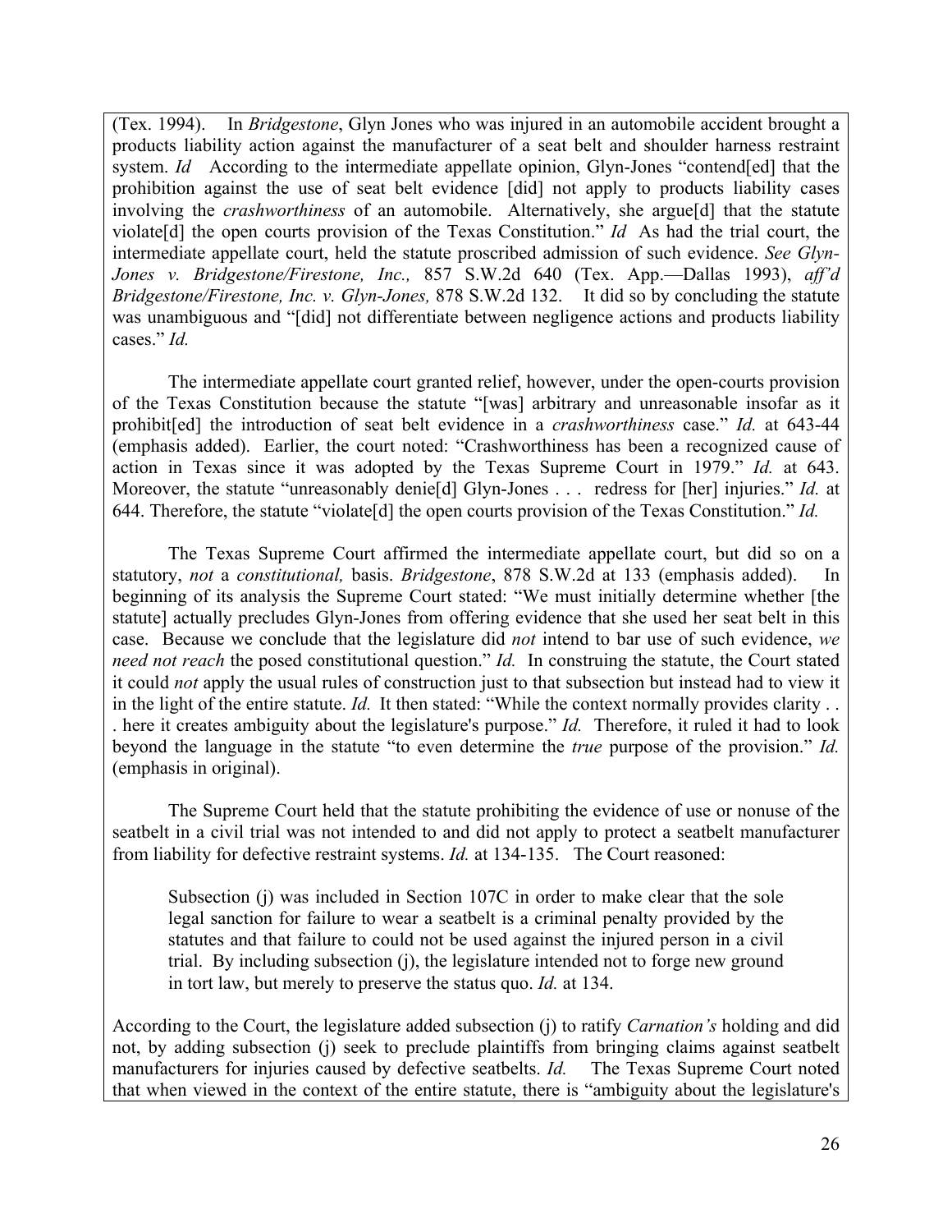(Tex. 1994). In *Bridgestone*, Glyn Jones who was injured in an automobile accident brought a products liability action against the manufacturer of a seat belt and shoulder harness restraint system. *Id* According to the intermediate appellate opinion, Glyn-Jones "contend[ed] that the prohibition against the use of seat belt evidence [did] not apply to products liability cases involving the *crashworthiness* of an automobile. Alternatively, she argue[d] that the statute violate[d] the open courts provision of the Texas Constitution." *Id* As had the trial court, the intermediate appellate court, held the statute proscribed admission of such evidence. *See Glyn-Jones v. Bridgestone/Firestone, Inc.,* 857 S.W.2d 640 (Tex. App.—Dallas 1993), *aff'd Bridgestone/Firestone, Inc. v. Glyn-Jones,* 878 S.W.2d 132. It did so by concluding the statute was unambiguous and "[did] not differentiate between negligence actions and products liability cases." *Id.*

The intermediate appellate court granted relief, however, under the open-courts provision of the Texas Constitution because the statute "[was] arbitrary and unreasonable insofar as it prohibit[ed] the introduction of seat belt evidence in a *crashworthiness* case." *Id.* at 643-44 (emphasis added). Earlier, the court noted: "Crashworthiness has been a recognized cause of action in Texas since it was adopted by the Texas Supreme Court in 1979." *Id.* at 643. Moreover, the statute "unreasonably denie[d] Glyn-Jones . . . redress for [her] injuries." *Id.* at 644. Therefore, the statute "violate[d] the open courts provision of the Texas Constitution." *Id.*

The Texas Supreme Court affirmed the intermediate appellate court, but did so on a statutory, *not* a *constitutional,* basis. *Bridgestone*, 878 S.W.2d at 133 (emphasis added). In beginning of its analysis the Supreme Court stated: "We must initially determine whether [the statute] actually precludes Glyn-Jones from offering evidence that she used her seat belt in this case. Because we conclude that the legislature did *not* intend to bar use of such evidence, *we need not reach* the posed constitutional question." *Id.* In construing the statute, the Court stated it could *not* apply the usual rules of construction just to that subsection but instead had to view it in the light of the entire statute. *Id.* It then stated: "While the context normally provides clarity . . . here it creates ambiguity about the legislature's purpose." *Id.* Therefore, it ruled it had to look beyond the language in the statute "to even determine the *true* purpose of the provision." *Id.* (emphasis in original).

The Supreme Court held that the statute prohibiting the evidence of use or nonuse of the seatbelt in a civil trial was not intended to and did not apply to protect a seatbelt manufacturer from liability for defective restraint systems. *Id.* at 134-135. The Court reasoned:

> Subsection (j) was included in Section 107C in order to make clear that the sole legal sanction for failure to wear a seatbelt is a criminal penalty provided by the statutes and that failure to could not be used against the injured person in a civil trial. By including subsection (j), the legislature intended not to forge new ground in tort law, but merely to preserve the status quo. *Id.* at 134.

According to the Court, the legislature added subsection (j) to ratify *Carnation's* holding and did not, by adding subsection (j) seek to preclude plaintiffs from bringing claims against seatbelt manufacturers for injuries caused by defective seatbelts. *Id.* The Texas Supreme Court noted that when viewed in the context of the entire statute, there is "ambiguity about the legislature's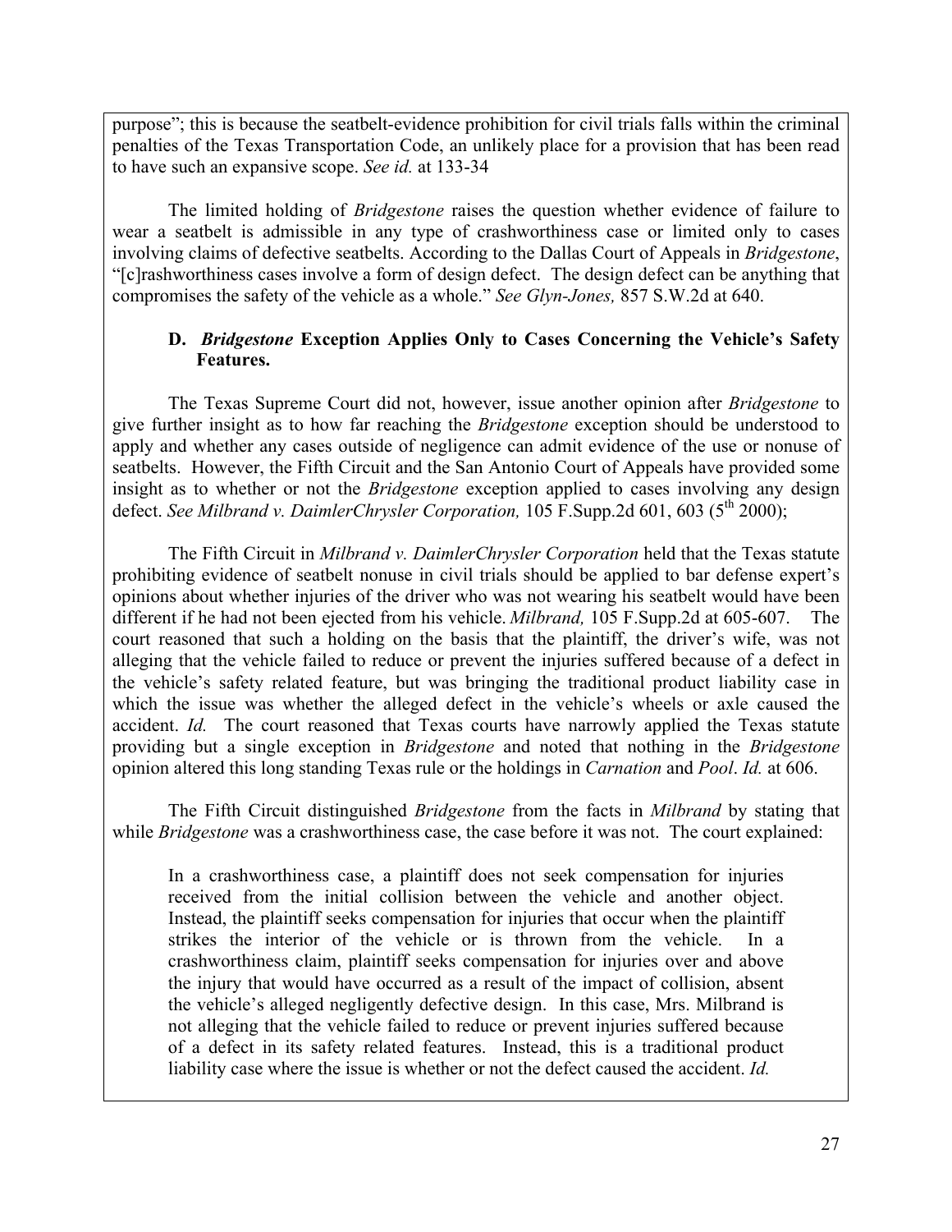purpose"; this is because the seatbelt-evidence prohibition for civil trials falls within the criminal penalties of the Texas Transportation Code, an unlikely place for a provision that has been read to have such an expansive scope. *See id.* at 133-34

The limited holding of *Bridgestone* raises the question whether evidence of failure to wear a seatbelt is admissible in any type of crashworthiness case or limited only to cases involving claims of defective seatbelts. According to the Dallas Court of Appeals in *Bridgestone*, "[c]rashworthiness cases involve a form of design defect. The design defect can be anything that compromises the safety of the vehicle as a whole." *See Glyn-Jones,* 857 S.W.2d at 640.

### D. *Bridgestone* Exception Applies Only to Cases Concerning the Vehicle's Safety Features.

The Texas Supreme Court did not, however, issue another opinion after *Bridgestone* to give further insight as to how far reaching the *Bridgestone* exception should be understood to apply and whether any cases outside of negligence can admit evidence of the use or nonuse of seatbelts. However, the Fifth Circuit and the San Antonio Court of Appeals have provided some insight as to whether or not the *Bridgestone* exception applied to cases involving any design defect. *See Milbrand v. DaimlerChrysler Corporation,* 105 F.Supp.2d 601, 603 (5th 2000);

The Fifth Circuit in *Milbrand v. DaimlerChrysler Corporation* held that the Texas statute prohibiting evidence of seatbelt nonuse in civil trials should be applied to bar defense expert's opinions about whether injuries of the driver who was not wearing his seatbelt would have been different if he had not been ejected from his vehicle. *Milbrand,* 105 F.Supp.2d at 605-607. The court reasoned that such a holding on the basis that the plaintiff, the driver's wife, was not alleging that the vehicle failed to reduce or prevent the injuries suffered because of a defect in the vehicle's safety related feature, but was bringing the traditional product liability case in which the issue was whether the alleged defect in the vehicle's wheels or axle caused the accident. *Id.* The court reasoned that Texas courts have narrowly applied the Texas statute providing but a single exception in *Bridgestone* and noted that nothing in the *Bridgestone* opinion altered this long standing Texas rule or the holdings in *Carnation* and *Pool*. *Id.* at 606.

The Fifth Circuit distinguished *Bridgestone* from the facts in *Milbrand* by stating that while *Bridgestone* was a crashworthiness case, the case before it was not. The court explained:

> In a crashworthiness case, a plaintiff does not seek compensation for injuries received from the initial collision between the vehicle and another object. Instead, the plaintiff seeks compensation for injuries that occur when the plaintiff strikes the interior of the vehicle or is thrown from the vehicle. In a crashworthiness claim, plaintiff seeks compensation for injuries over and above the injury that would have occurred as a result of the impact of collision, absent the vehicle's alleged negligently defective design. In this case, Mrs. Milbrand is not alleging that the vehicle failed to reduce or prevent injuries suffered because of a defect in its safety related features. Instead, this is a traditional product liability case where the issue is whether or not the defect caused the accident. *Id.*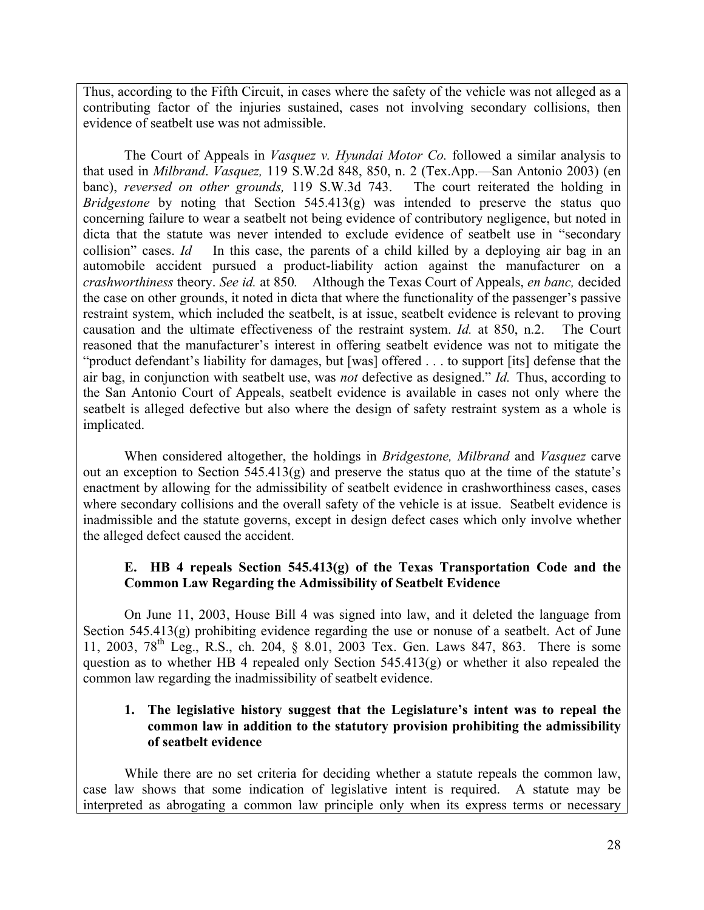Thus, according to the Fifth Circuit, in cases where the safety of the vehicle was not alleged as a contributing factor of the injuries sustained, cases not involving secondary collisions, then evidence of seatbelt use was not admissible.

The Court of Appeals in *Vasquez v. Hyundai Motor Co.* followed a similar analysis to that used in *Milbrand*. *Vasquez,* 119 S.W.2d 848, 850, n. 2 (Tex.App.—San Antonio 2003) (en banc), *reversed on other grounds,* 119 S.W.3d 743. The court reiterated the holding in *Bridgestone* by noting that Section 545.413(g) was intended to preserve the status quo concerning failure to wear a seatbelt not being evidence of contributory negligence, but noted in dicta that the statute was never intended to exclude evidence of seatbelt use in "secondary collision" cases. *Id* In this case, the parents of a child killed by a deploying air bag in an automobile accident pursued a product-liability action against the manufacturer on a *crashworthiness* theory. *See id.* at 850*.* Although the Texas Court of Appeals, *en banc,* decided the case on other grounds, it noted in dicta that where the functionality of the passenger's passive restraint system, which included the seatbelt, is at issue, seatbelt evidence is relevant to proving causation and the ultimate effectiveness of the restraint system. *Id.* at 850, n.2. The Court reasoned that the manufacturer's interest in offering seatbelt evidence was not to mitigate the "product defendant's liability for damages, but [was] offered . . . to support [its] defense that the air bag, in conjunction with seatbelt use, was *not* defective as designed." *Id.* Thus, according to the San Antonio Court of Appeals, seatbelt evidence is available in cases not only where the seatbelt is alleged defective but also where the design of safety restraint system as a whole is implicated.

When considered altogether, the holdings in *Bridgestone, Milbrand* and *Vasquez* carve out an exception to Section 545.413(g) and preserve the status quo at the time of the statute's enactment by allowing for the admissibility of seatbelt evidence in crashworthiness cases, cases where secondary collisions and the overall safety of the vehicle is at issue. Seatbelt evidence is inadmissible and the statute governs, except in design defect cases which only involve whether the alleged defect caused the accident.

### E. HB 4 repeals Section 545.413(g) of the Texas Transportation Code and the Common Law Regarding the Admissibility of Seatbelt Evidence

On June 11, 2003, House Bill 4 was signed into law, and it deleted the language from Section 545.413(g) prohibiting evidence regarding the use or nonuse of a seatbelt. Act of June 11, 2003, 78th Leg., R.S., ch. 204, § 8.01, 2003 Tex. Gen. Laws 847, 863. There is some question as to whether HB 4 repealed only Section 545.413(g) or whether it also repealed the common law regarding the inadmissibility of seatbelt evidence.

#### 1. The legislative history suggest that the Legislature's intent was to repeal the common law in addition to the statutory provision prohibiting the admissibility of seatbelt evidence

While there are no set criteria for deciding whether a statute repeals the common law, case law shows that some indication of legislative intent is required. A statute may be interpreted as abrogating a common law principle only when its express terms or necessary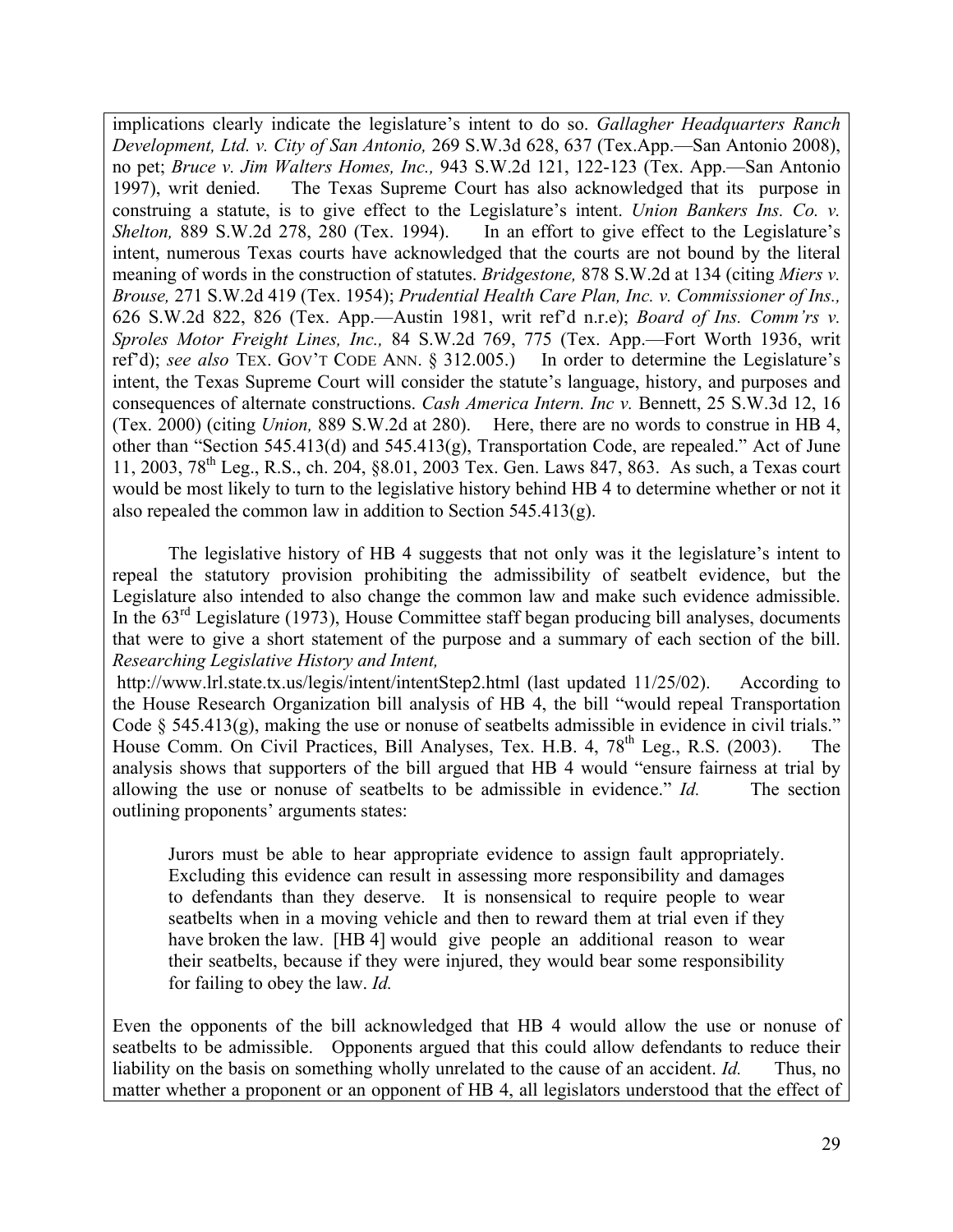implications clearly indicate the legislature's intent to do so. *Gallagher Headquarters Ranch Development, Ltd. v. City of San Antonio,* 269 S.W.3d 628, 637 (Tex.App.—San Antonio 2008), no pet; *Bruce v. Jim Walters Homes, Inc.,* 943 S.W.2d 121, 122-123 (Tex. App.—San Antonio 1997), writ denied. The Texas Supreme Court has also acknowledged that its purpose in construing a statute, is to give effect to the Legislature's intent. *Union Bankers Ins. Co. v. Shelton,* 889 S.W.2d 278, 280 (Tex. 1994). In an effort to give effect to the Legislature's intent, numerous Texas courts have acknowledged that the courts are not bound by the literal meaning of words in the construction of statutes. *Bridgestone,* 878 S.W.2d at 134 (citing *Miers v. Brouse,* 271 S.W.2d 419 (Tex. 1954); *Prudential Health Care Plan, Inc. v. Commissioner of Ins.,* 626 S.W.2d 822, 826 (Tex. App.—Austin 1981, writ ref'd n.r.e); *Board of Ins. Comm'rs v. Sproles Motor Freight Lines, Inc.,* 84 S.W.2d 769, 775 (Tex. App.—Fort Worth 1936, writ ref'd); *see also* TEX. GOV'T CODE ANN. § 312.005.) In order to determine the Legislature's intent, the Texas Supreme Court will consider the statute's language, history, and purposes and consequences of alternate constructions. *Cash America Intern. Inc v.* Bennett, 25 S.W.3d 12, 16 (Tex. 2000) (citing *Union,* 889 S.W.2d at 280). Here, there are no words to construe in HB 4, other than "Section 545.413(d) and 545.413(g), Transportation Code, are repealed." Act of June 11, 2003, 78th Leg., R.S., ch. 204, §8.01, 2003 Tex. Gen. Laws 847, 863. As such, a Texas court would be most likely to turn to the legislative history behind HB 4 to determine whether or not it also repealed the common law in addition to Section 545.413(g).

The legislative history of HB 4 suggests that not only was it the legislature's intent to repeal the statutory provision prohibiting the admissibility of seatbelt evidence, but the Legislature also intended to also change the common law and make such evidence admissible. In the 63rd Legislature (1973), House Committee staff began producing bill analyses, documents that were to give a short statement of the purpose and a summary of each section of the bill. *Researching Legislative History and Intent,* http://www.lrl.state.tx.us/legis/intent/intentStep2.html (last updated 11/25/02). According to the House Research Organization bill analysis of HB 4, the bill "would repeal Transportation Code § 545.413(g), making the use or nonuse of seatbelts admissible in evidence in civil trials." House Comm. On Civil Practices, Bill Analyses, Tex. H.B. 4, 78th Leg., R.S. (2003). The analysis shows that supporters of the bill argued that HB 4 would "ensure fairness at trial by allowing the use or nonuse of seatbelts to be admissible in evidence." *Id.* The section outlining proponents' arguments states:

> Jurors must be able to hear appropriate evidence to assign fault appropriately. Excluding this evidence can result in assessing more responsibility and damages to defendants than they deserve. It is nonsensical to require people to wear seatbelts when in a moving vehicle and then to reward them at trial even if they have broken the law. [HB 4] would give people an additional reason to wear their seatbelts, because if they were injured, they would bear some responsibility for failing to obey the law. *Id.*

Even the opponents of the bill acknowledged that HB 4 would allow the use or nonuse of seatbelts to be admissible. Opponents argued that this could allow defendants to reduce their liability on the basis on something wholly unrelated to the cause of an accident. *Id.* Thus, no matter whether a proponent or an opponent of HB 4, all legislators understood that the effect of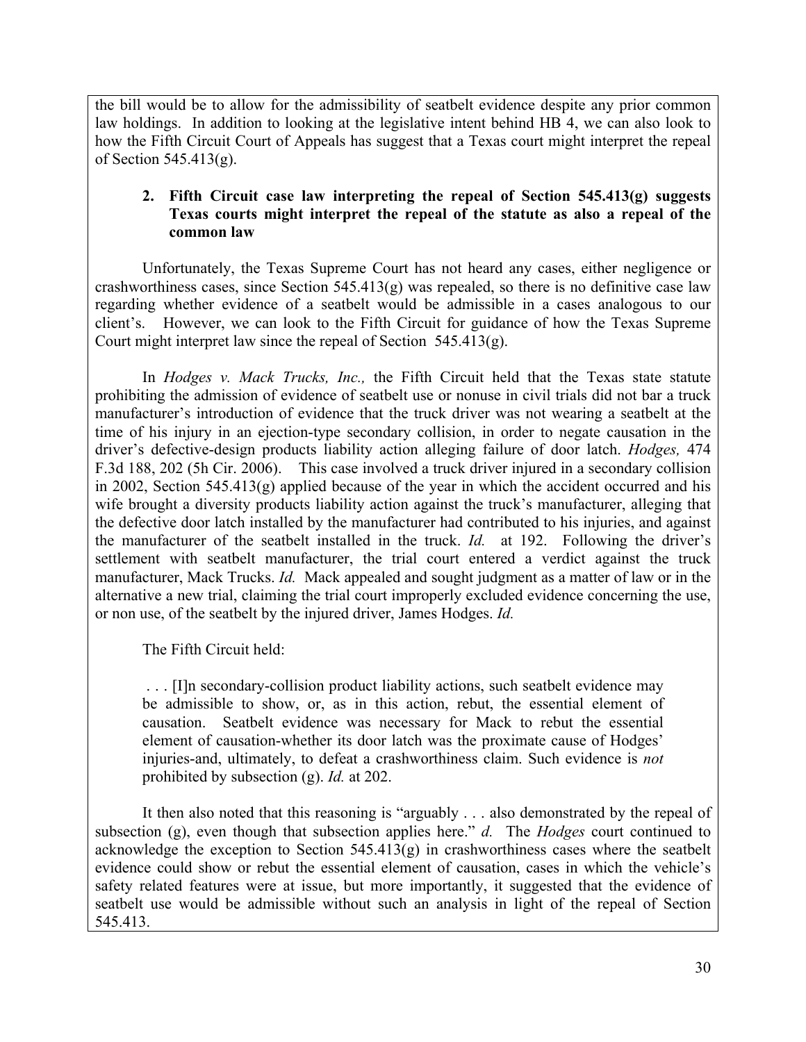the bill would be to allow for the admissibility of seatbelt evidence despite any prior common law holdings. In addition to looking at the legislative intent behind HB 4, we can also look to how the Fifth Circuit Court of Appeals has suggest that a Texas court might interpret the repeal of Section 545.413(g).

**2. Fifth Circuit case law interpreting the repeal of Section 545.413(g) suggests Texas courts might interpret the repeal of the statute as also a repeal of the common law**

Unfortunately, the Texas Supreme Court has not heard any cases, either negligence or crashworthiness cases, since Section 545.413(g) was repealed, so there is no definitive case law regarding whether evidence of a seatbelt would be admissible in a cases analogous to our client's. However, we can look to the Fifth Circuit for guidance of how the Texas Supreme Court might interpret law since the repeal of Section 545.413(g).

In *Hodges v. Mack Trucks, Inc.,* the Fifth Circuit held that the Texas state statute prohibiting the admission of evidence of seatbelt use or nonuse in civil trials did not bar a truck manufacturer's introduction of evidence that the truck driver was not wearing a seatbelt at the time of his injury in an ejection-type secondary collision, in order to negate causation in the driver's defective-design products liability action alleging failure of door latch. *Hodges,* 474 F.3d 188, 202 (5h Cir. 2006). This case involved a truck driver injured in a secondary collision in 2002, Section 545.413(g) applied because of the year in which the accident occurred and his wife brought a diversity products liability action against the truck's manufacturer, alleging that the defective door latch installed by the manufacturer had contributed to his injuries, and against the manufacturer of the seatbelt installed in the truck. *Id.* at 192. Following the driver's settlement with seatbelt manufacturer, the trial court entered a verdict against the truck manufacturer, Mack Trucks. *Id.* Mack appealed and sought judgment as a matter of law or in the alternative a new trial, claiming the trial court improperly excluded evidence concerning the use, or non use, of the seatbelt by the injured driver, James Hodges. *Id.*

The Fifth Circuit held:

> . . . [I]n secondary-collision product liability actions, such seatbelt evidence may be admissible to show, or, as in this action, rebut, the essential element of causation. Seatbelt evidence was necessary for Mack to rebut the essential element of causation-whether its door latch was the proximate cause of Hodges' injuries-and, ultimately, to defeat a crashworthiness claim. Such evidence is *not* prohibited by subsection (g). *Id.* at 202.

It then also noted that this reasoning is "arguably . . . also demonstrated by the repeal of subsection (g), even though that subsection applies here." *d.* The *Hodges* court continued to acknowledge the exception to Section 545.413(g) in crashworthiness cases where the seatbelt evidence could show or rebut the essential element of causation, cases in which the vehicle's safety related features were at issue, but more importantly, it suggested that the evidence of seatbelt use would be admissible without such an analysis in light of the repeal of Section 545.413.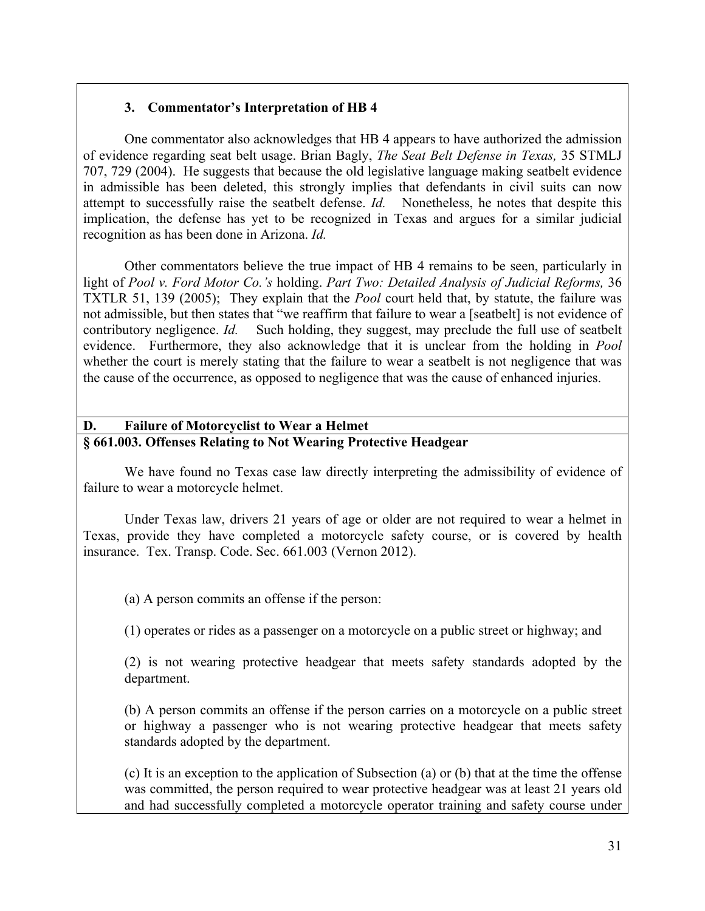### 3. Commentator's Interpretation of HB 4

One commentator also acknowledges that HB 4 appears to have authorized the admission of evidence regarding seat belt usage. Brian Bagly, *The Seat Belt Defense in Texas,* 35 STMLJ 707, 729 (2004). He suggests that because the old legislative language making seatbelt evidence in admissible has been deleted, this strongly implies that defendants in civil suits can now attempt to successfully raise the seatbelt defense. *Id.* Nonetheless, he notes that despite this implication, the defense has yet to be recognized in Texas and argues for a similar judicial recognition as has been done in Arizona. *Id.*

Other commentators believe the true impact of HB 4 remains to be seen, particularly in light of *Pool v. Ford Motor Co.'s* holding. *Part Two: Detailed Analysis of Judicial Reforms,* 36 TXTLR 51, 139 (2005); They explain that the *Pool* court held that, by statute, the failure was not admissible, but then states that "we reaffirm that failure to wear a [seatbelt] is not evidence of contributory negligence. *Id.* Such holding, they suggest, may preclude the full use of seatbelt evidence. Furthermore, they also acknowledge that it is unclear from the holding in *Pool* whether the court is merely stating that the failure to wear a seatbelt is not negligence that was the cause of the occurrence, as opposed to negligence that was the cause of enhanced injuries.

## D. Failure of Motorcyclist to Wear a Helmet

### § 661.003. Offenses Relating to Not Wearing Protective Headgear

We have found no Texas case law directly interpreting the admissibility of evidence of failure to wear a motorcycle helmet.

Under Texas law, drivers 21 years of age or older are not required to wear a helmet in Texas, provide they have completed a motorcycle safety course, or is covered by health insurance. Tex. Transp. Code. Sec. 661.003 (Vernon 2012).

(a) A person commits an offense if the person:

(1) operates or rides as a passenger on a motorcycle on a public street or highway; and

(2) is not wearing protective headgear that meets safety standards adopted by the department.

(b) A person commits an offense if the person carries on a motorcycle on a public street or highway a passenger who is not wearing protective headgear that meets safety standards adopted by the department.

(c) It is an exception to the application of Subsection (a) or (b) that at the time the offense was committed, the person required to wear protective headgear was at least 21 years old and had successfully completed a motorcycle operator training and safety course under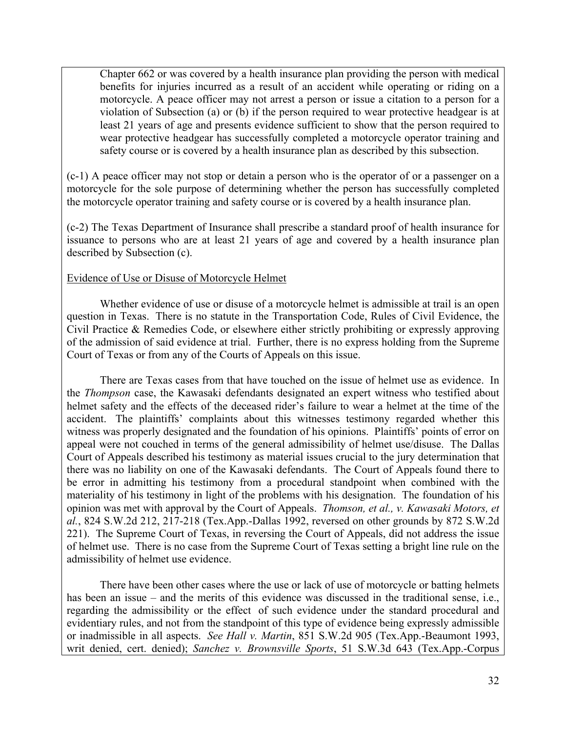Chapter 662 or was covered by a health insurance plan providing the person with medical benefits for injuries incurred as a result of an accident while operating or riding on a motorcycle. A peace officer may not arrest a person or issue a citation to a person for a violation of Subsection (a) or (b) if the person required to wear protective headgear is at least 21 years of age and presents evidence sufficient to show that the person required to wear protective headgear has successfully completed a motorcycle operator training and safety course or is covered by a health insurance plan as described by this subsection.

(c-1) A peace officer may not stop or detain a person who is the operator of or a passenger on a motorcycle for the sole purpose of determining whether the person has successfully completed the motorcycle operator training and safety course or is covered by a health insurance plan.

(c-2) The Texas Department of Insurance shall prescribe a standard proof of health insurance for issuance to persons who are at least 21 years of age and covered by a health insurance plan described by Subsection (c).

Evidence of Use or Disuse of Motorcycle Helmet

Whether evidence of use or disuse of a motorcycle helmet is admissible at trail is an open question in Texas. There is no statute in the Transportation Code, Rules of Civil Evidence, the Civil Practice & Remedies Code, or elsewhere either strictly prohibiting or expressly approving of the admission of said evidence at trial. Further, there is no express holding from the Supreme Court of Texas or from any of the Courts of Appeals on this issue.

There are Texas cases from that have touched on the issue of helmet use as evidence. In the *Thompson* case, the Kawasaki defendants designated an expert witness who testified about helmet safety and the effects of the deceased rider's failure to wear a helmet at the time of the accident. The plaintiffs' complaints about this witnesses testimony regarded whether this witness was properly designated and the foundation of his opinions. Plaintiffs' points of error on appeal were not couched in terms of the general admissibility of helmet use/disuse. The Dallas Court of Appeals described his testimony as material issues crucial to the jury determination that there was no liability on one of the Kawasaki defendants. The Court of Appeals found there to be error in admitting his testimony from a procedural standpoint when combined with the materiality of his testimony in light of the problems with his designation. The foundation of his opinion was met with approval by the Court of Appeals. *Thomson, et al., v. Kawasaki Motors, et al.*, 824 S.W.2d 212, 217-218 (Tex.App.-Dallas 1992, reversed on other grounds by 872 S.W.2d 221). The Supreme Court of Texas, in reversing the Court of Appeals, did not address the issue of helmet use. There is no case from the Supreme Court of Texas setting a bright line rule on the admissibility of helmet use evidence.

There have been other cases where the use or lack of use of motorcycle or batting helmets has been an issue – and the merits of this evidence was discussed in the traditional sense, i.e., regarding the admissibility or the effect of such evidence under the standard procedural and evidentiary rules, and not from the standpoint of this type of evidence being expressly admissible or inadmissible in all aspects. *See Hall v. Martin*, 851 S.W.2d 905 (Tex.App.-Beaumont 1993, writ denied, cert. denied); *Sanchez v. Brownsville Sports*, 51 S.W.3d 643 (Tex.App.-Corpus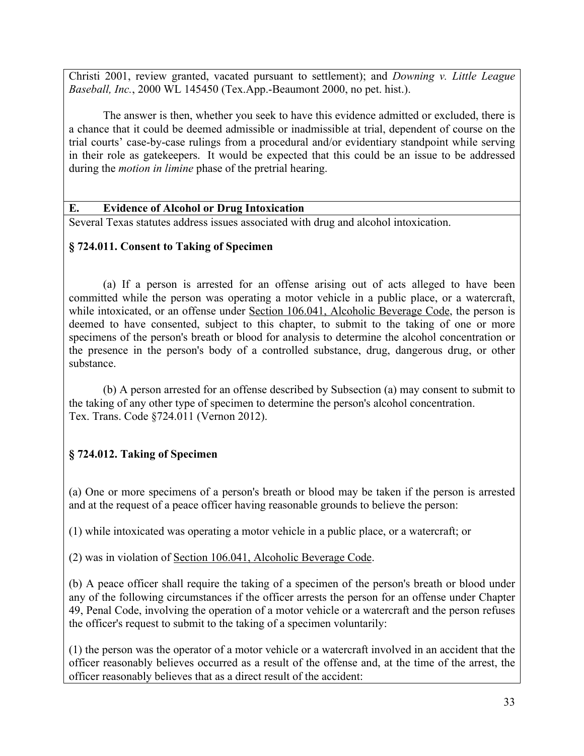Christi 2001, review granted, vacated pursuant to settlement); and *Downing v. Little League Baseball, Inc.*, 2000 WL 145450 (Tex.App.-Beaumont 2000, no pet. hist.).

The answer is then, whether you seek to have this evidence admitted or excluded, there is a chance that it could be deemed admissible or inadmissible at trial, dependent of course on the trial courts' case-by-case rulings from a procedural and/or evidentiary standpoint while serving in their role as gatekeepers. It would be expected that this could be an issue to be addressed during the *motion in limine* phase of the pretrial hearing.

## E. Evidence of Alcohol or Drug Intoxication

Several Texas statutes address issues associated with drug and alcohol intoxication.

### § 724.011. Consent to Taking of Specimen

(a) If a person is arrested for an offense arising out of acts alleged to have been committed while the person was operating a motor vehicle in a public place, or a watercraft, while intoxicated, or an offense under Section 106.041, Alcoholic Beverage Code, the person is deemed to have consented, subject to this chapter, to submit to the taking of one or more specimens of the person's breath or blood for analysis to determine the alcohol concentration or the presence in the person's body of a controlled substance, drug, dangerous drug, or other substance.

(b) A person arrested for an offense described by Subsection (a) may consent to submit to the taking of any other type of specimen to determine the person's alcohol concentration.
Tex. Trans. Code §724.011 (Vernon 2012).

### § 724.012. Taking of Specimen

(a) One or more specimens of a person's breath or blood may be taken if the person is arrested and at the request of a peace officer having reasonable grounds to believe the person:

(1) while intoxicated was operating a motor vehicle in a public place, or a watercraft; or

(2) was in violation of Section 106.041, Alcoholic Beverage Code.

(b) A peace officer shall require the taking of a specimen of the person's breath or blood under any of the following circumstances if the officer arrests the person for an offense under Chapter 49, Penal Code, involving the operation of a motor vehicle or a watercraft and the person refuses the officer's request to submit to the taking of a specimen voluntarily:

(1) the person was the operator of a motor vehicle or a watercraft involved in an accident that the officer reasonably believes occurred as a result of the offense and, at the time of the arrest, the officer reasonably believes that as a direct result of the accident: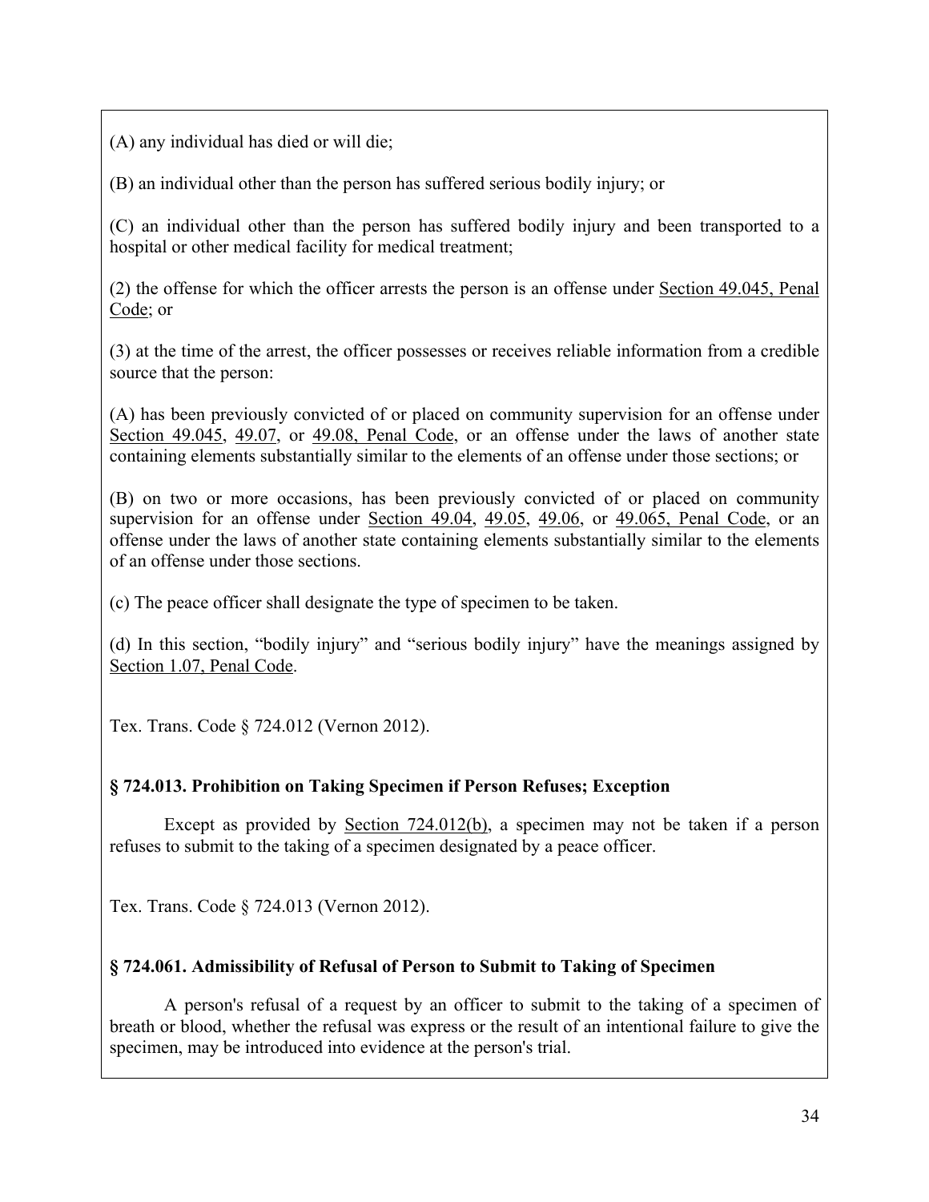(A) any individual has died or will die;

(B) an individual other than the person has suffered serious bodily injury; or

(C) an individual other than the person has suffered bodily injury and been transported to a hospital or other medical facility for medical treatment;

(2) the offense for which the officer arrests the person is an offense under Section 49.045, Penal Code; or

(3) at the time of the arrest, the officer possesses or receives reliable information from a credible source that the person:

(A) has been previously convicted of or placed on community supervision for an offense under Section 49.045, 49.07, or 49.08, Penal Code, or an offense under the laws of another state containing elements substantially similar to the elements of an offense under those sections; or

(B) on two or more occasions, has been previously convicted of or placed on community supervision for an offense under Section 49.04, 49.05, 49.06, or 49.065, Penal Code, or an offense under the laws of another state containing elements substantially similar to the elements of an offense under those sections.

(c) The peace officer shall designate the type of specimen to be taken.

(d) In this section, "bodily injury" and "serious bodily injury" have the meanings assigned by Section 1.07, Penal Code.

Tex. Trans. Code § 724.012 (Vernon 2012).

**§ 724.013. Prohibition on Taking Specimen if Person Refuses; Exception**

Except as provided by Section 724.012(b), a specimen may not be taken if a person refuses to submit to the taking of a specimen designated by a peace officer.

Tex. Trans. Code § 724.013 (Vernon 2012).

**§ 724.061. Admissibility of Refusal of Person to Submit to Taking of Specimen**

A person's refusal of a request by an officer to submit to the taking of a specimen of breath or blood, whether the refusal was express or the result of an intentional failure to give the specimen, may be introduced into evidence at the person's trial.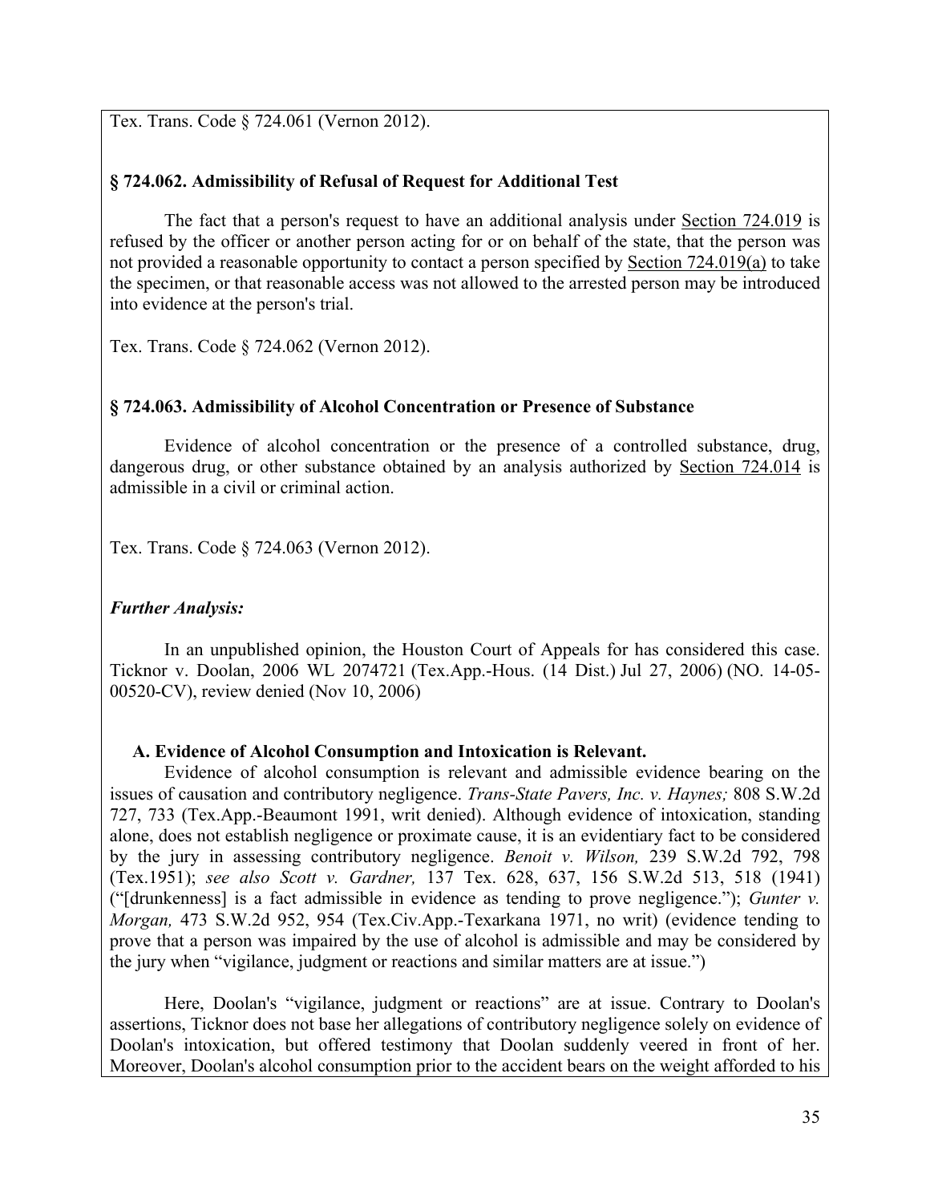Tex. Trans. Code § 724.061 (Vernon 2012).

### § 724.062. Admissibility of Refusal of Request for Additional Test

The fact that a person's request to have an additional analysis under Section 724.019 is refused by the officer or another person acting for or on behalf of the state, that the person was not provided a reasonable opportunity to contact a person specified by Section 724.019(a) to take the specimen, or that reasonable access was not allowed to the arrested person may be introduced into evidence at the person's trial.

Tex. Trans. Code § 724.062 (Vernon 2012).

### § 724.063. Admissibility of Alcohol Concentration or Presence of Substance

Evidence of alcohol concentration or the presence of a controlled substance, drug, dangerous drug, or other substance obtained by an analysis authorized by Section 724.014 is admissible in a civil or criminal action.

Tex. Trans. Code § 724.063 (Vernon 2012).

### *Further Analysis:*

In an unpublished opinion, the Houston Court of Appeals for has considered this case. Ticknor v. Doolan, 2006 WL 2074721 (Tex.App.-Hous. (14 Dist.) Jul 27, 2006) (NO. 14-05-00520-CV), review denied (Nov 10, 2006)

#### A. Evidence of Alcohol Consumption and Intoxication is Relevant.

Evidence of alcohol consumption is relevant and admissible evidence bearing on the issues of causation and contributory negligence. *Trans-State Pavers, Inc. v. Haynes;* 808 S.W.2d 727, 733 (Tex.App.-Beaumont 1991, writ denied). Although evidence of intoxication, standing alone, does not establish negligence or proximate cause, it is an evidentiary fact to be considered by the jury in assessing contributory negligence. *Benoit v. Wilson,* 239 S.W.2d 792, 798 (Tex.1951); *see also Scott v. Gardner,* 137 Tex. 628, 637, 156 S.W.2d 513, 518 (1941) ("[drunkenness] is a fact admissible in evidence as tending to prove negligence."); *Gunter v. Morgan,* 473 S.W.2d 952, 954 (Tex.Civ.App.-Texarkana 1971, no writ) (evidence tending to prove that a person was impaired by the use of alcohol is admissible and may be considered by the jury when "vigilance, judgment or reactions and similar matters are at issue.")

Here, Doolan's "vigilance, judgment or reactions" are at issue. Contrary to Doolan's assertions, Ticknor does not base her allegations of contributory negligence solely on evidence of Doolan's intoxication, but offered testimony that Doolan suddenly veered in front of her. Moreover, Doolan's alcohol consumption prior to the accident bears on the weight afforded to his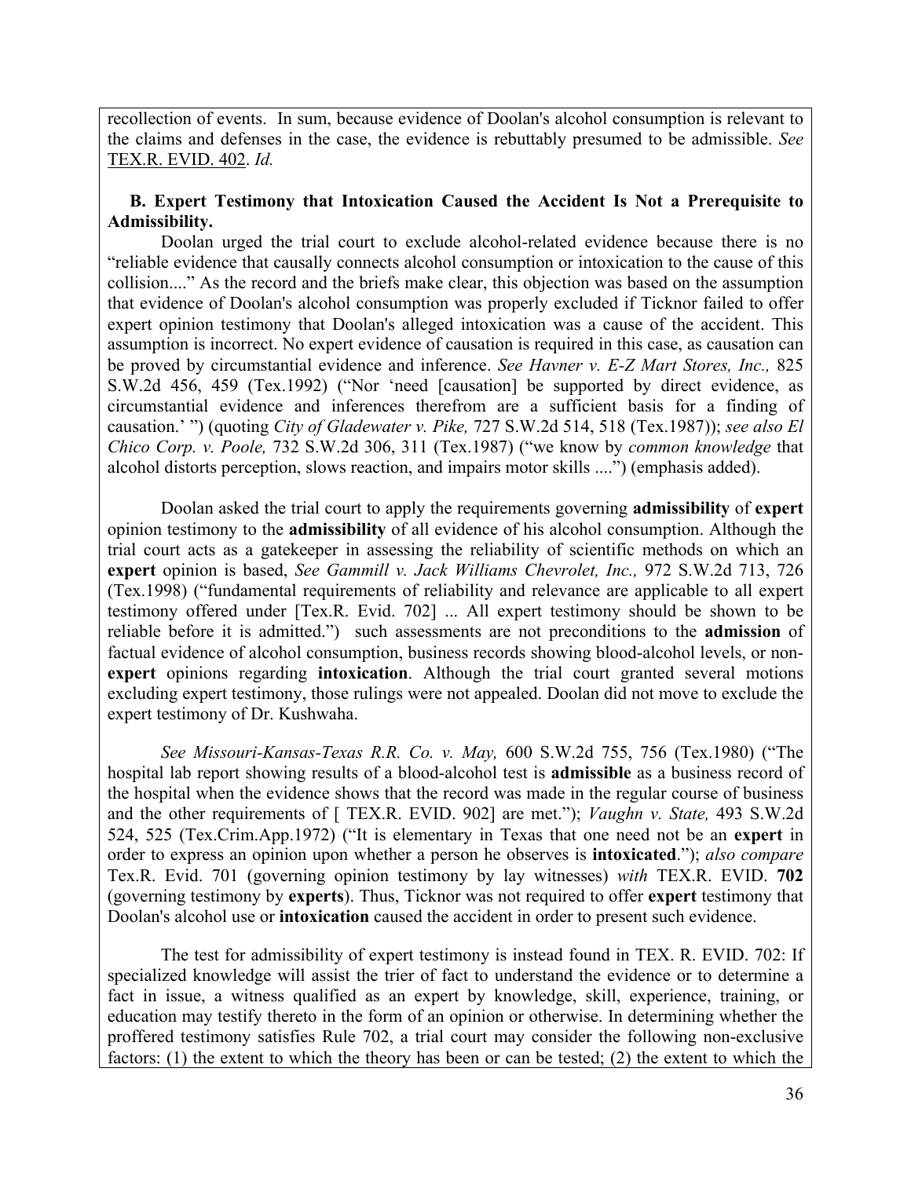recollection of events. In sum, because evidence of Doolan's alcohol consumption is relevant to the claims and defenses in the case, the evidence is rebuttably presumed to be admissible. *See* TEX.R. EVID. 402. *Id.*

**B. Expert Testimony that Intoxication Caused the Accident Is Not a Prerequisite to Admissibility.**

Doolan urged the trial court to exclude alcohol-related evidence because there is no "reliable evidence that causally connects alcohol consumption or intoxication to the cause of this collision...." As the record and the briefs make clear, this objection was based on the assumption that evidence of Doolan's alcohol consumption was properly excluded if Ticknor failed to offer expert opinion testimony that Doolan's alleged intoxication was a cause of the accident. This assumption is incorrect. No expert evidence of causation is required in this case, as causation can be proved by circumstantial evidence and inference. *See Havner v. E-Z Mart Stores, Inc.,* 825 S.W.2d 456, 459 (Tex.1992) ("Nor 'need [causation] be supported by direct evidence, as circumstantial evidence and inferences therefrom are a sufficient basis for a finding of causation.' ") (quoting *City of Gladewater v. Pike,* 727 S.W.2d 514, 518 (Tex.1987)); *see also El Chico Corp. v. Poole,* 732 S.W.2d 306, 311 (Tex.1987) ("we know by *common knowledge* that alcohol distorts perception, slows reaction, and impairs motor skills ....") (emphasis added).

Doolan asked the trial court to apply the requirements governing **admissibility** of **expert** opinion testimony to the **admissibility** of all evidence of his alcohol consumption. Although the trial court acts as a gatekeeper in assessing the reliability of scientific methods on which an **expert** opinion is based, *See Gammill v. Jack Williams Chevrolet, Inc.,* 972 S.W.2d 713, 726 (Tex.1998) ("fundamental requirements of reliability and relevance are applicable to all expert testimony offered under [Tex.R. Evid. 702] ... All expert testimony should be shown to be reliable before it is admitted.") such assessments are not preconditions to the **admission** of factual evidence of alcohol consumption, business records showing blood-alcohol levels, or non-**expert** opinions regarding **intoxication**. Although the trial court granted several motions excluding expert testimony, those rulings were not appealed. Doolan did not move to exclude the expert testimony of Dr. Kushwaha.

*See Missouri-Kansas-Texas R.R. Co. v. May,* 600 S.W.2d 755, 756 (Tex.1980) ("The hospital lab report showing results of a blood-alcohol test is **admissible** as a business record of the hospital when the evidence shows that the record was made in the regular course of business and the other requirements of [ TEX.R. EVID. 902] are met."); *Vaughn v. State,* 493 S.W.2d 524, 525 (Tex.Crim.App.1972) ("It is elementary in Texas that one need not be an **expert** in order to express an opinion upon whether a person he observes is **intoxicated**."); *also compare* Tex.R. Evid. 701 (governing opinion testimony by lay witnesses) *with* TEX.R. EVID. **702** (governing testimony by **experts**). Thus, Ticknor was not required to offer **expert** testimony that Doolan's alcohol use or **intoxication** caused the accident in order to present such evidence.

The test for admissibility of expert testimony is instead found in TEX. R. EVID. 702: If specialized knowledge will assist the trier of fact to understand the evidence or to determine a fact in issue, a witness qualified as an expert by knowledge, skill, experience, training, or education may testify thereto in the form of an opinion or otherwise. In determining whether the proffered testimony satisfies Rule 702, a trial court may consider the following non-exclusive factors: (1) the extent to which the theory has been or can be tested; (2) the extent to which the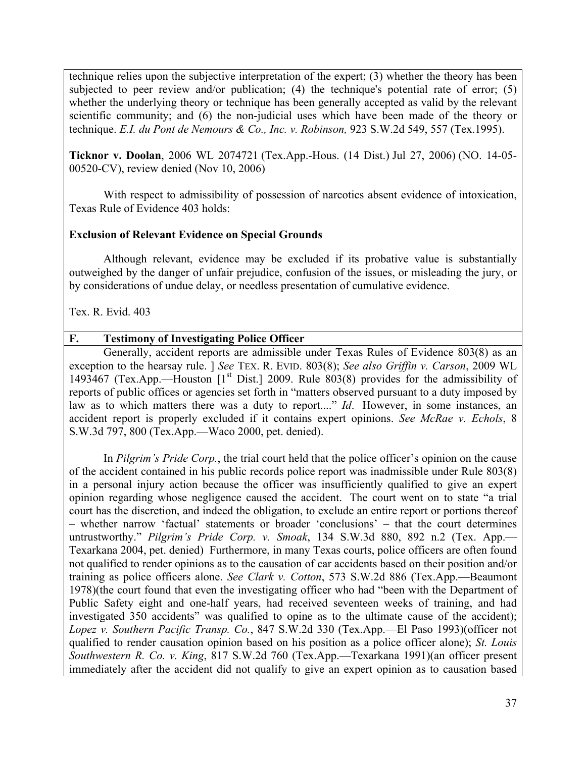technique relies upon the subjective interpretation of the expert; (3) whether the theory has been subjected to peer review and/or publication; (4) the technique's potential rate of error; (5) whether the underlying theory or technique has been generally accepted as valid by the relevant scientific community; and (6) the non-judicial uses which have been made of the theory or technique. *E.I. du Pont de Nemours & Co., Inc. v. Robinson,* 923 S.W.2d 549, 557 (Tex.1995).

**Ticknor v. Doolan**, 2006 WL 2074721 (Tex.App.-Hous. (14 Dist.) Jul 27, 2006) (NO. 14-05-00520-CV), review denied (Nov 10, 2006)

With respect to admissibility of possession of narcotics absent evidence of intoxication, Texas Rule of Evidence 403 holds:

**Exclusion of Relevant Evidence on Special Grounds**

Although relevant, evidence may be excluded if its probative value is substantially outweighed by the danger of unfair prejudice, confusion of the issues, or misleading the jury, or by considerations of undue delay, or needless presentation of cumulative evidence.

Tex. R. Evid. 403

## F. Testimony of Investigating Police Officer

Generally, accident reports are admissible under Texas Rules of Evidence 803(8) as an exception to the hearsay rule. ] *See* TEX. R. EVID. 803(8); *See also Griffin v. Carson*, 2009 WL 1493467 (Tex.App.—Houston [1st Dist.] 2009. Rule 803(8) provides for the admissibility of reports of public offices or agencies set forth in "matters observed pursuant to a duty imposed by law as to which matters there was a duty to report...." *Id*. However, in some instances, an accident report is properly excluded if it contains expert opinions. *See McRae v. Echols*, 8 S.W.3d 797, 800 (Tex.App.—Waco 2000, pet. denied).

In *Pilgrim's Pride Corp.*, the trial court held that the police officer's opinion on the cause of the accident contained in his public records police report was inadmissible under Rule 803(8) in a personal injury action because the officer was insufficiently qualified to give an expert opinion regarding whose negligence caused the accident. The court went on to state "a trial court has the discretion, and indeed the obligation, to exclude an entire report or portions thereof – whether narrow 'factual' statements or broader 'conclusions' – that the court determines untrustworthy." *Pilgrim's Pride Corp. v. Smoak*, 134 S.W.3d 880, 892 n.2 (Tex. App.—Texarkana 2004, pet. denied) Furthermore, in many Texas courts, police officers are often found not qualified to render opinions as to the causation of car accidents based on their position and/or training as police officers alone. *See Clark v. Cotton*, 573 S.W.2d 886 (Tex.App.—Beaumont 1978)(the court found that even the investigating officer who had "been with the Department of Public Safety eight and one-half years, had received seventeen weeks of training, and had investigated 350 accidents" was qualified to opine as to the ultimate cause of the accident); *Lopez v. Southern Pacific Transp. Co.*, 847 S.W.2d 330 (Tex.App.—El Paso 1993)(officer not qualified to render causation opinion based on his position as a police officer alone); *St. Louis Southwestern R. Co. v. King*, 817 S.W.2d 760 (Tex.App.—Texarkana 1991)(an officer present immediately after the accident did not qualify to give an expert opinion as to causation based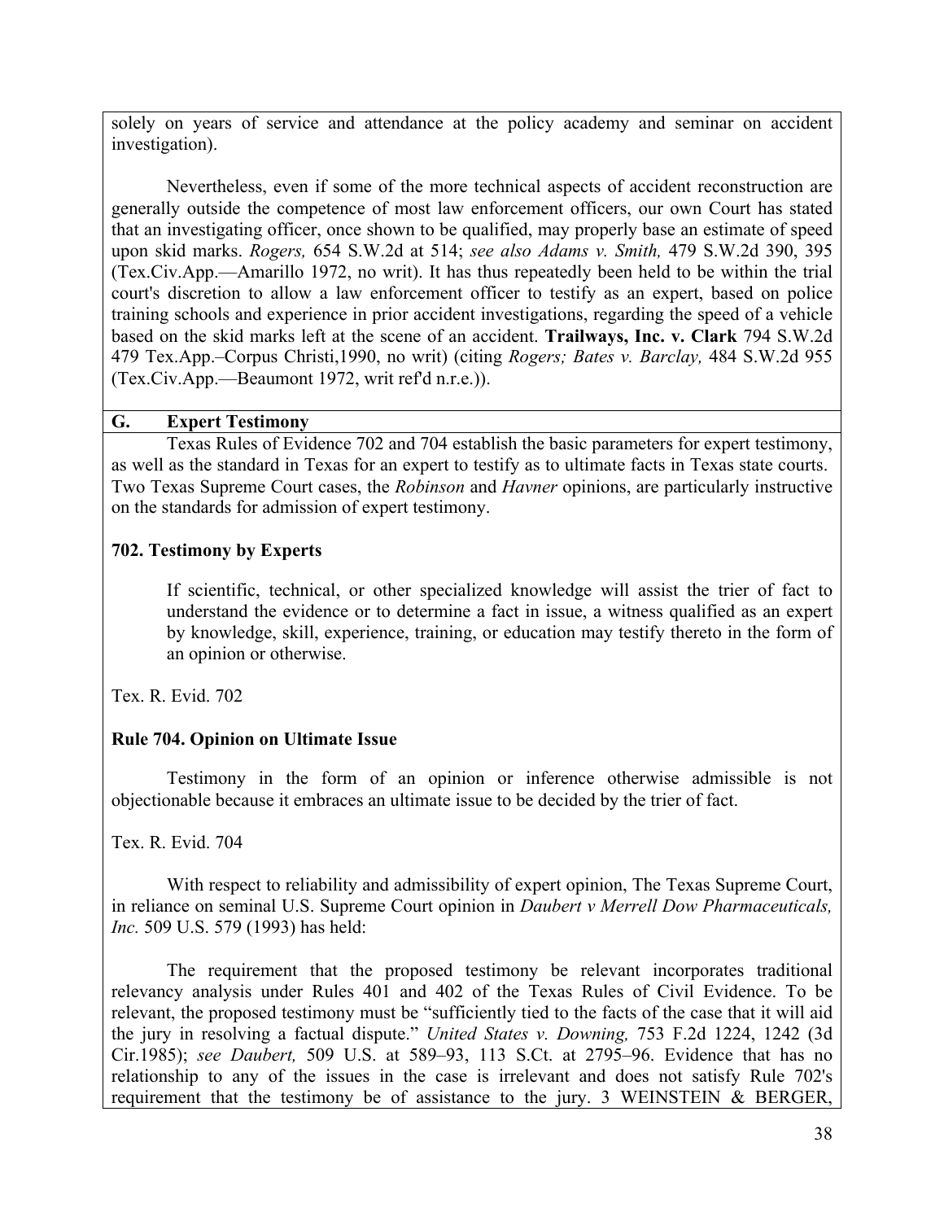solely on years of service and attendance at the policy academy and seminar on accident investigation).

Nevertheless, even if some of the more technical aspects of accident reconstruction are generally outside the competence of most law enforcement officers, our own Court has stated that an investigating officer, once shown to be qualified, may properly base an estimate of speed upon skid marks. *Rogers,* 654 S.W.2d at 514; *see also Adams v. Smith,* 479 S.W.2d 390, 395 (Tex.Civ.App.—Amarillo 1972, no writ). It has thus repeatedly been held to be within the trial court's discretion to allow a law enforcement officer to testify as an expert, based on police training schools and experience in prior accident investigations, regarding the speed of a vehicle based on the skid marks left at the scene of an accident. **Trailways, Inc. v. Clark** 794 S.W.2d 479 Tex.App.–Corpus Christi,1990, no writ) (citing *Rogers; Bates v. Barclay,* 484 S.W.2d 955 (Tex.Civ.App.—Beaumont 1972, writ ref'd n.r.e.)).

## G. Expert Testimony

Texas Rules of Evidence 702 and 704 establish the basic parameters for expert testimony, as well as the standard in Texas for an expert to testify as to ultimate facts in Texas state courts. Two Texas Supreme Court cases, the *Robinson* and *Havner* opinions, are particularly instructive on the standards for admission of expert testimony.

### 702. Testimony by Experts

> If scientific, technical, or other specialized knowledge will assist the trier of fact to understand the evidence or to determine a fact in issue, a witness qualified as an expert by knowledge, skill, experience, training, or education may testify thereto in the form of an opinion or otherwise.

Tex. R. Evid. 702

### Rule 704. Opinion on Ultimate Issue

Testimony in the form of an opinion or inference otherwise admissible is not objectionable because it embraces an ultimate issue to be decided by the trier of fact.

Tex. R. Evid. 704

With respect to reliability and admissibility of expert opinion, The Texas Supreme Court, in reliance on seminal U.S. Supreme Court opinion in *Daubert v Merrell Dow Pharmaceuticals, Inc.* 509 U.S. 579 (1993) has held:

The requirement that the proposed testimony be relevant incorporates traditional relevancy analysis under Rules 401 and 402 of the Texas Rules of Civil Evidence. To be relevant, the proposed testimony must be "sufficiently tied to the facts of the case that it will aid the jury in resolving a factual dispute." *United States v. Downing,* 753 F.2d 1224, 1242 (3d Cir.1985); *see Daubert,* 509 U.S. at 589–93, 113 S.Ct. at 2795–96. Evidence that has no relationship to any of the issues in the case is irrelevant and does not satisfy Rule 702's requirement that the testimony be of assistance to the jury. 3 WEINSTEIN & BERGER,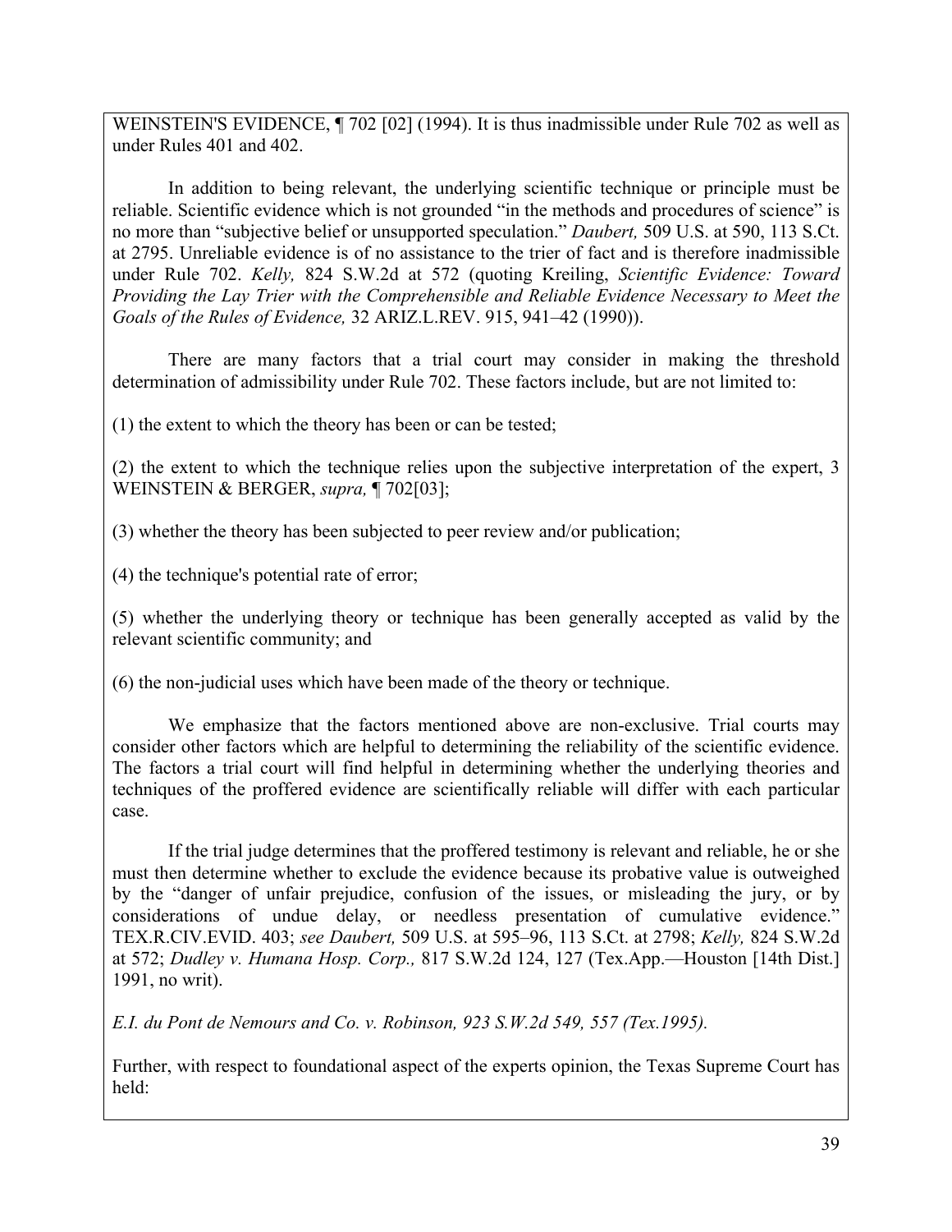WEINSTEIN'S EVIDENCE, ¶ 702 [02] (1994). It is thus inadmissible under Rule 702 as well as under Rules 401 and 402.

In addition to being relevant, the underlying scientific technique or principle must be reliable. Scientific evidence which is not grounded "in the methods and procedures of science" is no more than "subjective belief or unsupported speculation." *Daubert,* 509 U.S. at 590, 113 S.Ct. at 2795. Unreliable evidence is of no assistance to the trier of fact and is therefore inadmissible under Rule 702. *Kelly,* 824 S.W.2d at 572 (quoting Kreiling, *Scientific Evidence: Toward Providing the Lay Trier with the Comprehensible and Reliable Evidence Necessary to Meet the Goals of the Rules of Evidence,* 32 ARIZ.L.REV. 915, 941–42 (1990)).

There are many factors that a trial court may consider in making the threshold determination of admissibility under Rule 702. These factors include, but are not limited to:

(1) the extent to which the theory has been or can be tested;

(2) the extent to which the technique relies upon the subjective interpretation of the expert, 3 WEINSTEIN & BERGER, *supra,* ¶ 702[03];

(3) whether the theory has been subjected to peer review and/or publication;

(4) the technique's potential rate of error;

(5) whether the underlying theory or technique has been generally accepted as valid by the relevant scientific community; and

(6) the non-judicial uses which have been made of the theory or technique.

We emphasize that the factors mentioned above are non-exclusive. Trial courts may consider other factors which are helpful to determining the reliability of the scientific evidence. The factors a trial court will find helpful in determining whether the underlying theories and techniques of the proffered evidence are scientifically reliable will differ with each particular case.

If the trial judge determines that the proffered testimony is relevant and reliable, he or she must then determine whether to exclude the evidence because its probative value is outweighed by the "danger of unfair prejudice, confusion of the issues, or misleading the jury, or by considerations of undue delay, or needless presentation of cumulative evidence." TEX.R.CIV.EVID. 403; *see Daubert,* 509 U.S. at 595–96, 113 S.Ct. at 2798; *Kelly,* 824 S.W.2d at 572; *Dudley v. Humana Hosp. Corp.,* 817 S.W.2d 124, 127 (Tex.App.—Houston [14th Dist.] 1991, no writ).

*E.I. du Pont de Nemours and Co. v. Robinson, 923 S.W.2d 549, 557 (Tex.1995).*

Further, with respect to foundational aspect of the experts opinion, the Texas Supreme Court has held: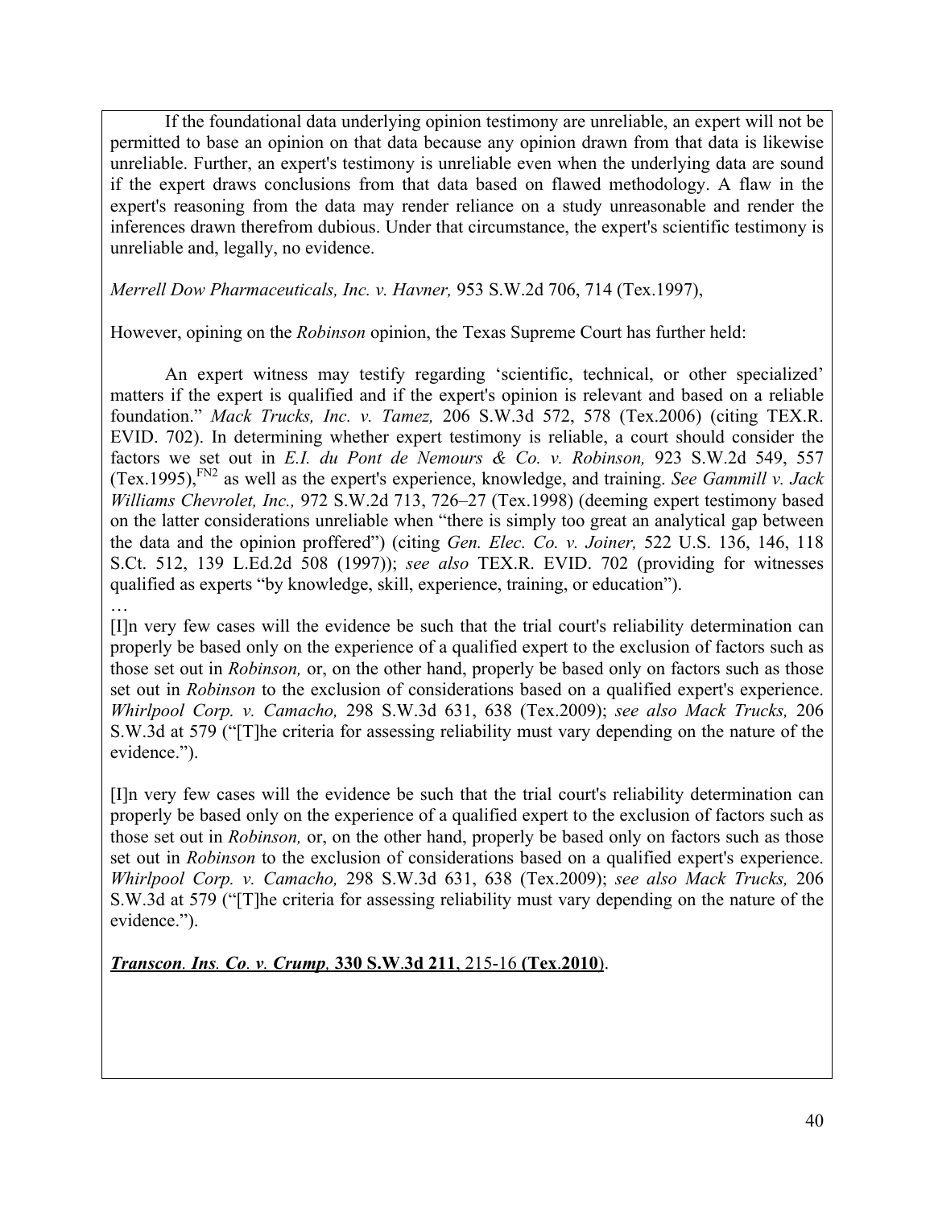If the foundational data underlying opinion testimony are unreliable, an expert will not be permitted to base an opinion on that data because any opinion drawn from that data is likewise unreliable. Further, an expert's testimony is unreliable even when the underlying data are sound if the expert draws conclusions from that data based on flawed methodology. A flaw in the expert's reasoning from the data may render reliance on a study unreasonable and render the inferences drawn therefrom dubious. Under that circumstance, the expert's scientific testimony is unreliable and, legally, no evidence.

*Merrell Dow Pharmaceuticals, Inc. v. Havner,* 953 S.W.2d 706, 714 (Tex.1997),

However, opining on the *Robinson* opinion, the Texas Supreme Court has further held:

An expert witness may testify regarding 'scientific, technical, or other specialized' matters if the expert is qualified and if the expert's opinion is relevant and based on a reliable foundation." *Mack Trucks, Inc. v. Tamez,* 206 S.W.3d 572, 578 (Tex.2006) (citing TEX.R. EVID. 702). In determining whether expert testimony is reliable, a court should consider the factors we set out in *E.I. du Pont de Nemours & Co. v. Robinson,* 923 S.W.2d 549, 557 (Tex.1995),[FN2] as well as the expert's experience, knowledge, and training. *See Gammill v. Jack Williams Chevrolet, Inc.,* 972 S.W.2d 713, 726–27 (Tex.1998) (deeming expert testimony based on the latter considerations unreliable when "there is simply too great an analytical gap between the data and the opinion proffered") (citing *Gen. Elec. Co. v. Joiner,* 522 U.S. 136, 146, 118 S.Ct. 512, 139 L.Ed.2d 508 (1997)); *see also* TEX.R. EVID. 702 (providing for witnesses qualified as experts "by knowledge, skill, experience, training, or education").

…

[I]n very few cases will the evidence be such that the trial court's reliability determination can properly be based only on the experience of a qualified expert to the exclusion of factors such as those set out in *Robinson,* or, on the other hand, properly be based only on factors such as those set out in *Robinson* to the exclusion of considerations based on a qualified expert's experience. *Whirlpool Corp. v. Camacho,* 298 S.W.3d 631, 638 (Tex.2009); *see also Mack Trucks,* 206 S.W.3d at 579 ("[T]he criteria for assessing reliability must vary depending on the nature of the evidence.").

[I]n very few cases will the evidence be such that the trial court's reliability determination can properly be based only on the experience of a qualified expert to the exclusion of factors such as those set out in *Robinson,* or, on the other hand, properly be based only on factors such as those set out in *Robinson* to the exclusion of considerations based on a qualified expert's experience. *Whirlpool Corp. v. Camacho,* 298 S.W.3d 631, 638 (Tex.2009); *see also Mack Trucks,* 206 S.W.3d at 579 ("[T]he criteria for assessing reliability must vary depending on the nature of the evidence.").

***Transcon. Ins. Co. v. Crump,* 330 S.W.3d 211**, 215-16 **(Tex.2010)**.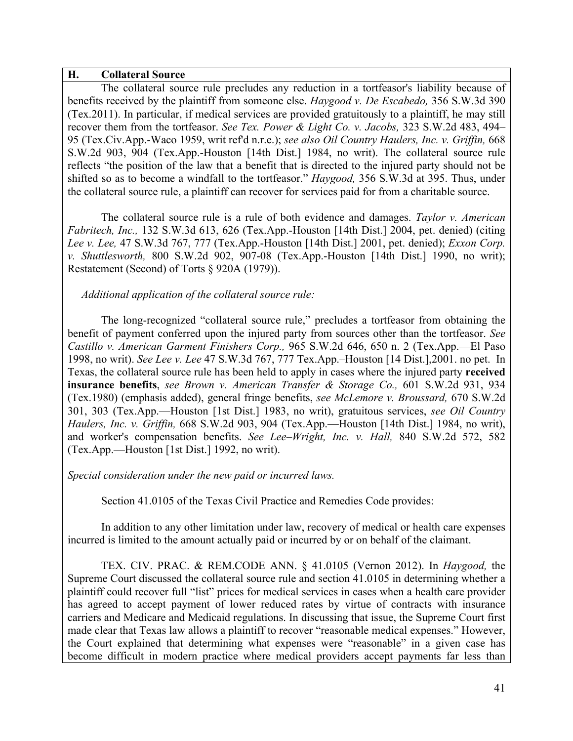## H. Collateral Source

The collateral source rule precludes any reduction in a tortfeasor's liability because of benefits received by the plaintiff from someone else. *Haygood v. De Escabedo,* 356 S.W.3d 390 (Tex.2011). In particular, if medical services are provided gratuitously to a plaintiff, he may still recover them from the tortfeasor. *See Tex. Power & Light Co. v. Jacobs,* 323 S.W.2d 483, 494–95 (Tex.Civ.App.-Waco 1959, writ ref'd n.r.e.); *see also Oil Country Haulers, Inc. v. Griffin,* 668 S.W.2d 903, 904 (Tex.App.-Houston [14th Dist.] 1984, no writ). The collateral source rule reflects "the position of the law that a benefit that is directed to the injured party should not be shifted so as to become a windfall to the tortfeasor." *Haygood,* 356 S.W.3d at 395. Thus, under the collateral source rule, a plaintiff can recover for services paid for from a charitable source.

The collateral source rule is a rule of both evidence and damages. *Taylor v. American Fabritech, Inc.,* 132 S.W.3d 613, 626 (Tex.App.-Houston [14th Dist.] 2004, pet. denied) (citing *Lee v. Lee,* 47 S.W.3d 767, 777 (Tex.App.-Houston [14th Dist.] 2001, pet. denied); *Exxon Corp. v. Shuttlesworth,* 800 S.W.2d 902, 907-08 (Tex.App.-Houston [14th Dist.] 1990, no writ); Restatement (Second) of Torts § 920A (1979)).

*Additional application of the collateral source rule:*

The long-recognized "collateral source rule," precludes a tortfeasor from obtaining the benefit of payment conferred upon the injured party from sources other than the tortfeasor. *See Castillo v. American Garment Finishers Corp.,* 965 S.W.2d 646, 650 n. 2 (Tex.App.—El Paso 1998, no writ). *See Lee v. Lee* 47 S.W.3d 767, 777 Tex.App.–Houston [14 Dist.],2001. no pet. In Texas, the collateral source rule has been held to apply in cases where the injured party **received insurance benefits**, *see Brown v. American Transfer & Storage Co.,* 601 S.W.2d 931, 934 (Tex.1980) (emphasis added), general fringe benefits, *see McLemore v. Broussard,* 670 S.W.2d 301, 303 (Tex.App.—Houston [1st Dist.] 1983, no writ), gratuitous services, *see Oil Country Haulers, Inc. v. Griffin,* 668 S.W.2d 903, 904 (Tex.App.—Houston [14th Dist.] 1984, no writ), and worker's compensation benefits. *See Lee–Wright, Inc. v. Hall,* 840 S.W.2d 572, 582 (Tex.App.—Houston [1st Dist.] 1992, no writ).

*Special consideration under the new paid or incurred laws.*

Section 41.0105 of the Texas Civil Practice and Remedies Code provides:

In addition to any other limitation under law, recovery of medical or health care expenses incurred is limited to the amount actually paid or incurred by or on behalf of the claimant.

TEX. CIV. PRAC. & REM.CODE ANN. § 41.0105 (Vernon 2012). In *Haygood,* the Supreme Court discussed the collateral source rule and section 41.0105 in determining whether a plaintiff could recover full "list" prices for medical services in cases when a health care provider has agreed to accept payment of lower reduced rates by virtue of contracts with insurance carriers and Medicare and Medicaid regulations. In discussing that issue, the Supreme Court first made clear that Texas law allows a plaintiff to recover "reasonable medical expenses." However, the Court explained that determining what expenses were "reasonable" in a given case has become difficult in modern practice where medical providers accept payments far less than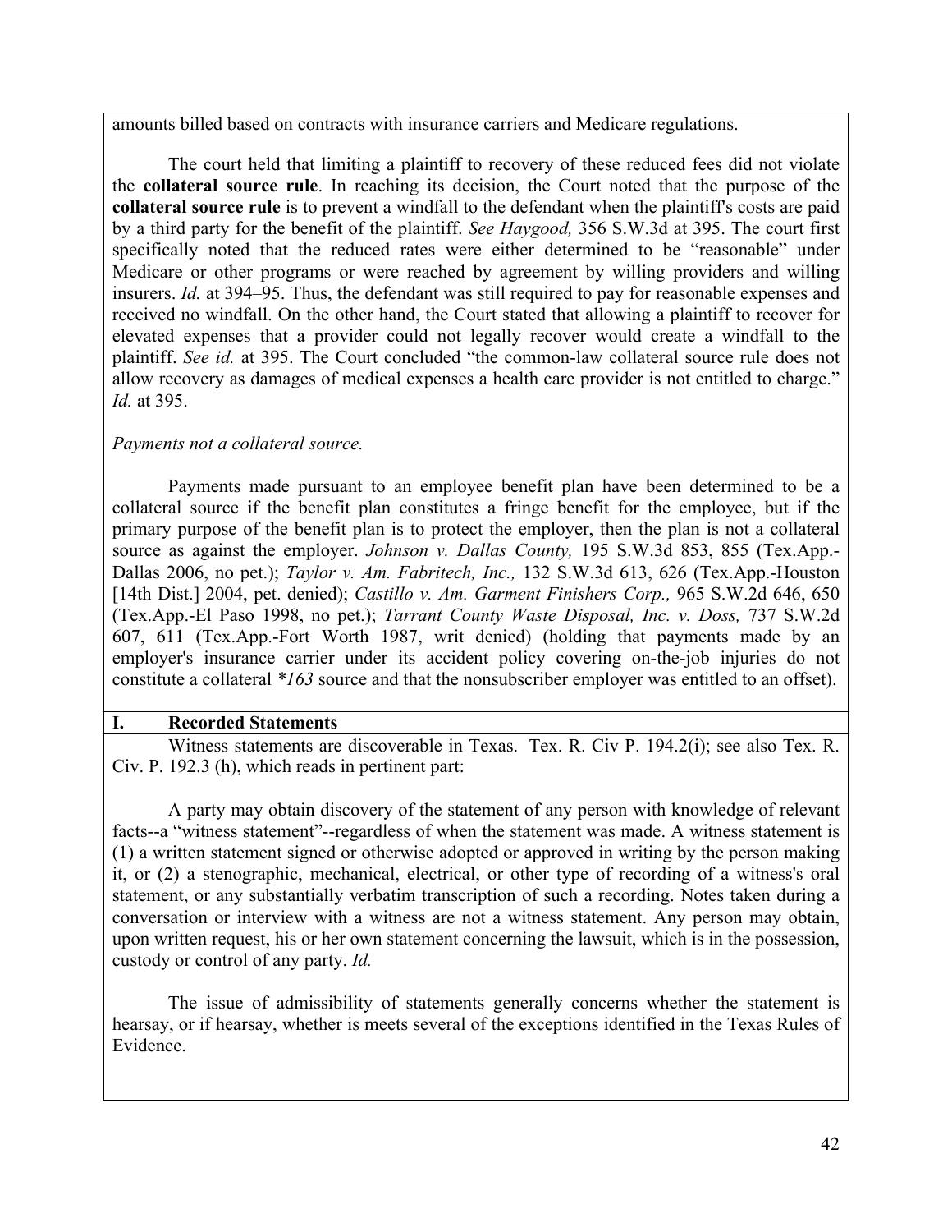amounts billed based on contracts with insurance carriers and Medicare regulations.

The court held that limiting a plaintiff to recovery of these reduced fees did not violate the **collateral source rule**. In reaching its decision, the Court noted that the purpose of the **collateral source rule** is to prevent a windfall to the defendant when the plaintiff's costs are paid by a third party for the benefit of the plaintiff. *See Haygood,* 356 S.W.3d at 395. The court first specifically noted that the reduced rates were either determined to be "reasonable" under Medicare or other programs or were reached by agreement by willing providers and willing insurers. *Id.* at 394–95. Thus, the defendant was still required to pay for reasonable expenses and received no windfall. On the other hand, the Court stated that allowing a plaintiff to recover for elevated expenses that a provider could not legally recover would create a windfall to the plaintiff. *See id.* at 395. The Court concluded "the common-law collateral source rule does not allow recovery as damages of medical expenses a health care provider is not entitled to charge." *Id.* at 395.

*Payments not a collateral source.*

Payments made pursuant to an employee benefit plan have been determined to be a collateral source if the benefit plan constitutes a fringe benefit for the employee, but if the primary purpose of the benefit plan is to protect the employer, then the plan is not a collateral source as against the employer. *Johnson v. Dallas County,* 195 S.W.3d 853, 855 (Tex.App.-Dallas 2006, no pet.); *Taylor v. Am. Fabritech, Inc.,* 132 S.W.3d 613, 626 (Tex.App.-Houston [14th Dist.] 2004, pet. denied); *Castillo v. Am. Garment Finishers Corp.,* 965 S.W.2d 646, 650 (Tex.App.-El Paso 1998, no pet.); *Tarrant County Waste Disposal, Inc. v. Doss,* 737 S.W.2d 607, 611 (Tex.App.-Fort Worth 1987, writ denied) (holding that payments made by an employer's insurance carrier under its accident policy covering on-the-job injuries do not constitute a collateral *\*163* source and that the nonsubscriber employer was entitled to an offset).

## I. Recorded Statements

Witness statements are discoverable in Texas. Tex. R. Civ P. 194.2(i); see also Tex. R. Civ. P. 192.3 (h), which reads in pertinent part:

A party may obtain discovery of the statement of any person with knowledge of relevant facts--a "witness statement"--regardless of when the statement was made. A witness statement is (1) a written statement signed or otherwise adopted or approved in writing by the person making it, or (2) a stenographic, mechanical, electrical, or other type of recording of a witness's oral statement, or any substantially verbatim transcription of such a recording. Notes taken during a conversation or interview with a witness are not a witness statement. Any person may obtain, upon written request, his or her own statement concerning the lawsuit, which is in the possession, custody or control of any party. *Id.*

The issue of admissibility of statements generally concerns whether the statement is hearsay, or if hearsay, whether is meets several of the exceptions identified in the Texas Rules of Evidence.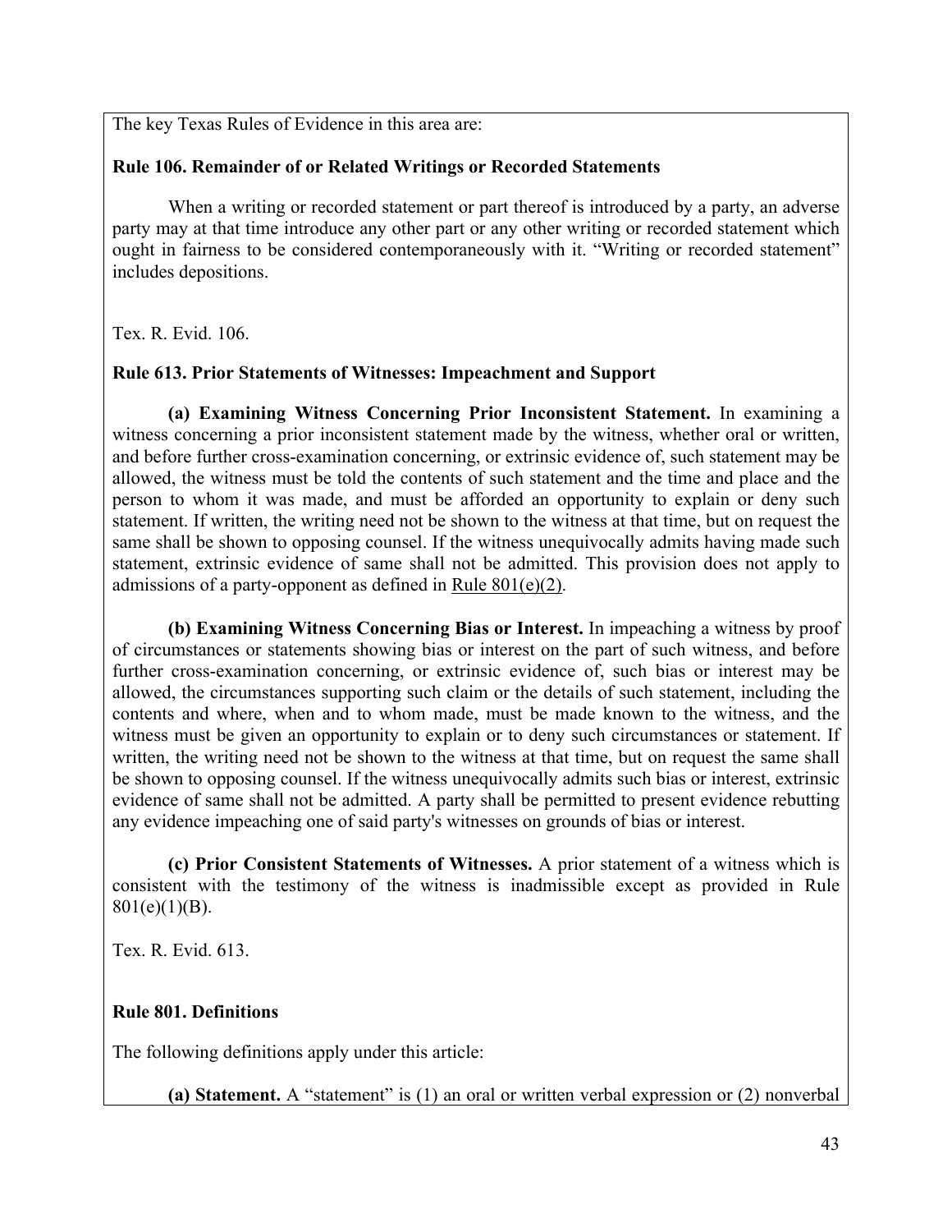The key Texas Rules of Evidence in this area are:

**Rule 106. Remainder of or Related Writings or Recorded Statements**

When a writing or recorded statement or part thereof is introduced by a party, an adverse party may at that time introduce any other part or any other writing or recorded statement which ought in fairness to be considered contemporaneously with it. "Writing or recorded statement" includes depositions.

Tex. R. Evid. 106.

**Rule 613. Prior Statements of Witnesses: Impeachment and Support**

**(a) Examining Witness Concerning Prior Inconsistent Statement.** In examining a witness concerning a prior inconsistent statement made by the witness, whether oral or written, and before further cross-examination concerning, or extrinsic evidence of, such statement may be allowed, the witness must be told the contents of such statement and the time and place and the person to whom it was made, and must be afforded an opportunity to explain or deny such statement. If written, the writing need not be shown to the witness at that time, but on request the same shall be shown to opposing counsel. If the witness unequivocally admits having made such statement, extrinsic evidence of same shall not be admitted. This provision does not apply to admissions of a party-opponent as defined in Rule 801(e)(2).

**(b) Examining Witness Concerning Bias or Interest.** In impeaching a witness by proof of circumstances or statements showing bias or interest on the part of such witness, and before further cross-examination concerning, or extrinsic evidence of, such bias or interest may be allowed, the circumstances supporting such claim or the details of such statement, including the contents and where, when and to whom made, must be made known to the witness, and the witness must be given an opportunity to explain or to deny such circumstances or statement. If written, the writing need not be shown to the witness at that time, but on request the same shall be shown to opposing counsel. If the witness unequivocally admits such bias or interest, extrinsic evidence of same shall not be admitted. A party shall be permitted to present evidence rebutting any evidence impeaching one of said party's witnesses on grounds of bias or interest.

**(c) Prior Consistent Statements of Witnesses.** A prior statement of a witness which is consistent with the testimony of the witness is inadmissible except as provided in Rule 801(e)(1)(B).

Tex. R. Evid. 613.

**Rule 801. Definitions**

The following definitions apply under this article:

**(a) Statement.** A "statement" is (1) an oral or written verbal expression or (2) nonverbal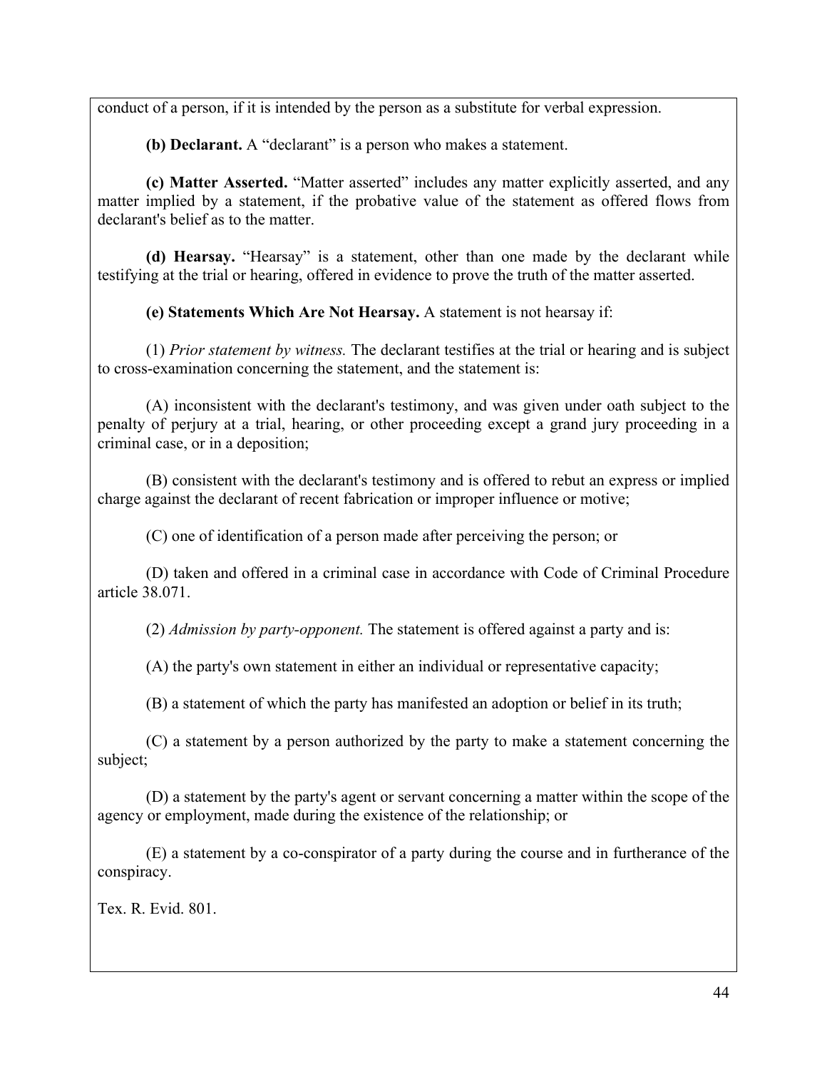conduct of a person, if it is intended by the person as a substitute for verbal expression.

**(b) Declarant.** A "declarant" is a person who makes a statement.

**(c) Matter Asserted.** "Matter asserted" includes any matter explicitly asserted, and any matter implied by a statement, if the probative value of the statement as offered flows from declarant's belief as to the matter.

**(d) Hearsay.** "Hearsay" is a statement, other than one made by the declarant while testifying at the trial or hearing, offered in evidence to prove the truth of the matter asserted.

**(e) Statements Which Are Not Hearsay.** A statement is not hearsay if:

(1) *Prior statement by witness.* The declarant testifies at the trial or hearing and is subject to cross-examination concerning the statement, and the statement is:

(A) inconsistent with the declarant's testimony, and was given under oath subject to the penalty of perjury at a trial, hearing, or other proceeding except a grand jury proceeding in a criminal case, or in a deposition;

(B) consistent with the declarant's testimony and is offered to rebut an express or implied charge against the declarant of recent fabrication or improper influence or motive;

(C) one of identification of a person made after perceiving the person; or

(D) taken and offered in a criminal case in accordance with Code of Criminal Procedure article 38.071.

(2) *Admission by party-opponent.* The statement is offered against a party and is:

(A) the party's own statement in either an individual or representative capacity;

(B) a statement of which the party has manifested an adoption or belief in its truth;

(C) a statement by a person authorized by the party to make a statement concerning the subject;

(D) a statement by the party's agent or servant concerning a matter within the scope of the agency or employment, made during the existence of the relationship; or

(E) a statement by a co-conspirator of a party during the course and in furtherance of the conspiracy.

Tex. R. Evid. 801.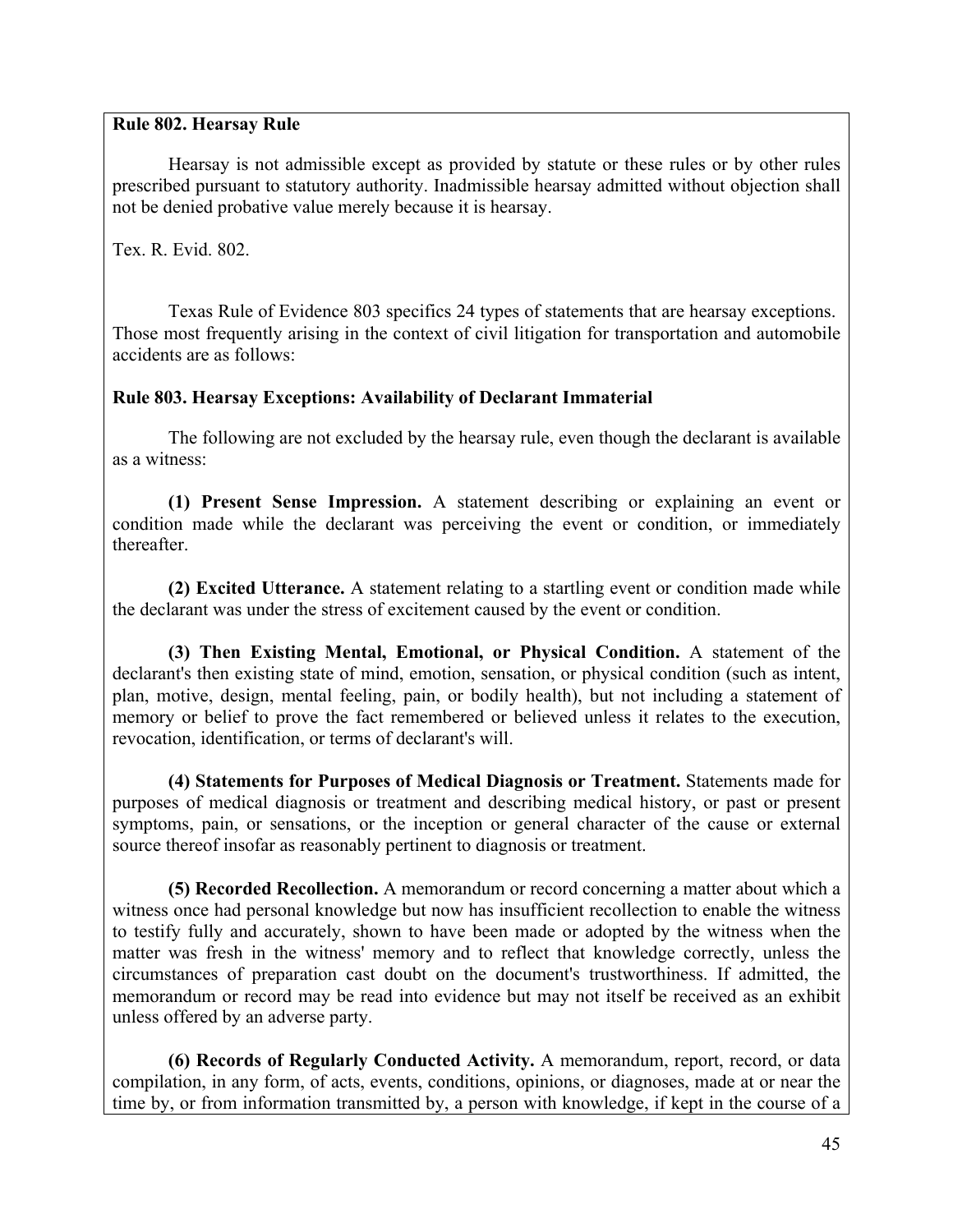**Rule 802. Hearsay Rule**

Hearsay is not admissible except as provided by statute or these rules or by other rules prescribed pursuant to statutory authority. Inadmissible hearsay admitted without objection shall not be denied probative value merely because it is hearsay.

Tex. R. Evid. 802.

Texas Rule of Evidence 803 specifics 24 types of statements that are hearsay exceptions. Those most frequently arising in the context of civil litigation for transportation and automobile accidents are as follows:

**Rule 803. Hearsay Exceptions: Availability of Declarant Immaterial**

The following are not excluded by the hearsay rule, even though the declarant is available as a witness:

**(1) Present Sense Impression.** A statement describing or explaining an event or condition made while the declarant was perceiving the event or condition, or immediately thereafter.

**(2) Excited Utterance.** A statement relating to a startling event or condition made while the declarant was under the stress of excitement caused by the event or condition.

**(3) Then Existing Mental, Emotional, or Physical Condition.** A statement of the declarant's then existing state of mind, emotion, sensation, or physical condition (such as intent, plan, motive, design, mental feeling, pain, or bodily health), but not including a statement of memory or belief to prove the fact remembered or believed unless it relates to the execution, revocation, identification, or terms of declarant's will.

**(4) Statements for Purposes of Medical Diagnosis or Treatment.** Statements made for purposes of medical diagnosis or treatment and describing medical history, or past or present symptoms, pain, or sensations, or the inception or general character of the cause or external source thereof insofar as reasonably pertinent to diagnosis or treatment.

**(5) Recorded Recollection.** A memorandum or record concerning a matter about which a witness once had personal knowledge but now has insufficient recollection to enable the witness to testify fully and accurately, shown to have been made or adopted by the witness when the matter was fresh in the witness' memory and to reflect that knowledge correctly, unless the circumstances of preparation cast doubt on the document's trustworthiness. If admitted, the memorandum or record may be read into evidence but may not itself be received as an exhibit unless offered by an adverse party.

**(6) Records of Regularly Conducted Activity.** A memorandum, report, record, or data compilation, in any form, of acts, events, conditions, opinions, or diagnoses, made at or near the time by, or from information transmitted by, a person with knowledge, if kept in the course of a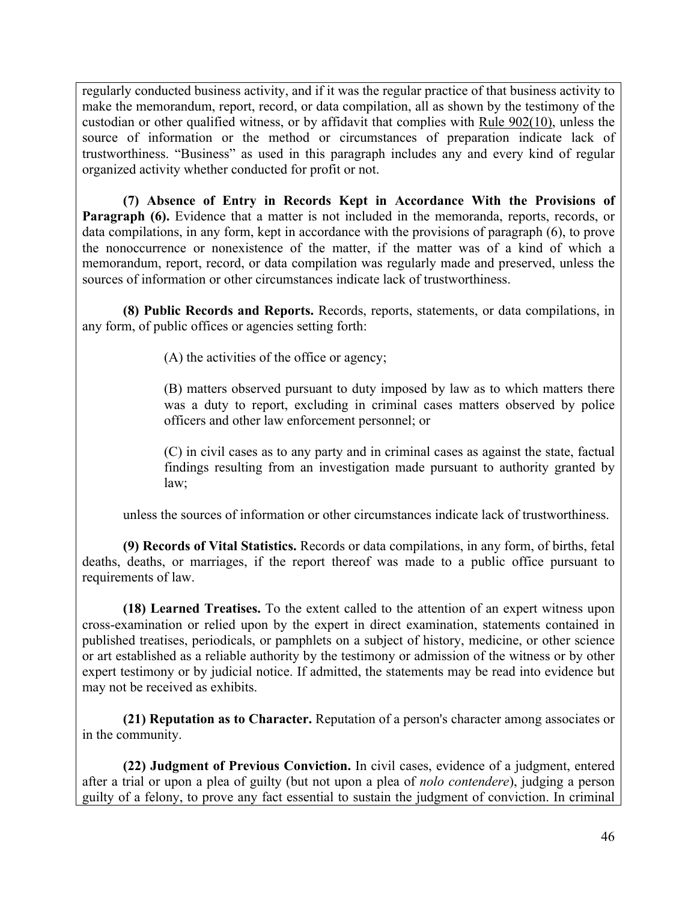regularly conducted business activity, and if it was the regular practice of that business activity to make the memorandum, report, record, or data compilation, all as shown by the testimony of the custodian or other qualified witness, or by affidavit that complies with Rule 902(10), unless the source of information or the method or circumstances of preparation indicate lack of trustworthiness. "Business" as used in this paragraph includes any and every kind of regular organized activity whether conducted for profit or not.

**(7) Absence of Entry in Records Kept in Accordance With the Provisions of Paragraph (6).** Evidence that a matter is not included in the memoranda, reports, records, or data compilations, in any form, kept in accordance with the provisions of paragraph (6), to prove the nonoccurrence or nonexistence of the matter, if the matter was of a kind of which a memorandum, report, record, or data compilation was regularly made and preserved, unless the sources of information or other circumstances indicate lack of trustworthiness.

**(8) Public Records and Reports.** Records, reports, statements, or data compilations, in any form, of public offices or agencies setting forth:

(A) the activities of the office or agency;

(B) matters observed pursuant to duty imposed by law as to which matters there was a duty to report, excluding in criminal cases matters observed by police officers and other law enforcement personnel; or

(C) in civil cases as to any party and in criminal cases as against the state, factual findings resulting from an investigation made pursuant to authority granted by law;

unless the sources of information or other circumstances indicate lack of trustworthiness.

**(9) Records of Vital Statistics.** Records or data compilations, in any form, of births, fetal deaths, deaths, or marriages, if the report thereof was made to a public office pursuant to requirements of law.

**(18) Learned Treatises.** To the extent called to the attention of an expert witness upon cross-examination or relied upon by the expert in direct examination, statements contained in published treatises, periodicals, or pamphlets on a subject of history, medicine, or other science or art established as a reliable authority by the testimony or admission of the witness or by other expert testimony or by judicial notice. If admitted, the statements may be read into evidence but may not be received as exhibits.

**(21) Reputation as to Character.** Reputation of a person's character among associates or in the community.

**(22) Judgment of Previous Conviction.** In civil cases, evidence of a judgment, entered after a trial or upon a plea of guilty (but not upon a plea of *nolo contendere*), judging a person guilty of a felony, to prove any fact essential to sustain the judgment of conviction. In criminal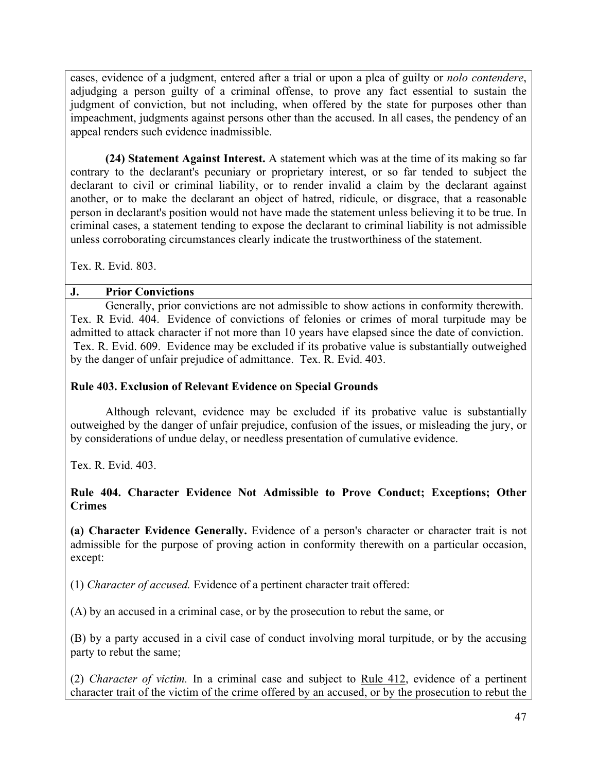cases, evidence of a judgment, entered after a trial or upon a plea of guilty or *nolo contendere*, adjudging a person guilty of a criminal offense, to prove any fact essential to sustain the judgment of conviction, but not including, when offered by the state for purposes other than impeachment, judgments against persons other than the accused. In all cases, the pendency of an appeal renders such evidence inadmissible.

**(24) Statement Against Interest.** A statement which was at the time of its making so far contrary to the declarant's pecuniary or proprietary interest, or so far tended to subject the declarant to civil or criminal liability, or to render invalid a claim by the declarant against another, or to make the declarant an object of hatred, ridicule, or disgrace, that a reasonable person in declarant's position would not have made the statement unless believing it to be true. In criminal cases, a statement tending to expose the declarant to criminal liability is not admissible unless corroborating circumstances clearly indicate the trustworthiness of the statement.

Tex. R. Evid. 803.

## J. Prior Convictions

Generally, prior convictions are not admissible to show actions in conformity therewith. Tex. R Evid. 404. Evidence of convictions of felonies or crimes of moral turpitude may be admitted to attack character if not more than 10 years have elapsed since the date of conviction. Tex. R. Evid. 609. Evidence may be excluded if its probative value is substantially outweighed by the danger of unfair prejudice of admittance. Tex. R. Evid. 403.

**Rule 403. Exclusion of Relevant Evidence on Special Grounds**

Although relevant, evidence may be excluded if its probative value is substantially outweighed by the danger of unfair prejudice, confusion of the issues, or misleading the jury, or by considerations of undue delay, or needless presentation of cumulative evidence.

Tex. R. Evid. 403.

**Rule 404. Character Evidence Not Admissible to Prove Conduct; Exceptions; Other Crimes**

**(a) Character Evidence Generally.** Evidence of a person's character or character trait is not admissible for the purpose of proving action in conformity therewith on a particular occasion, except:

(1) *Character of accused.* Evidence of a pertinent character trait offered:

(A) by an accused in a criminal case, or by the prosecution to rebut the same, or

(B) by a party accused in a civil case of conduct involving moral turpitude, or by the accusing party to rebut the same;

(2) *Character of victim.* In a criminal case and subject to Rule 412, evidence of a pertinent character trait of the victim of the crime offered by an accused, or by the prosecution to rebut the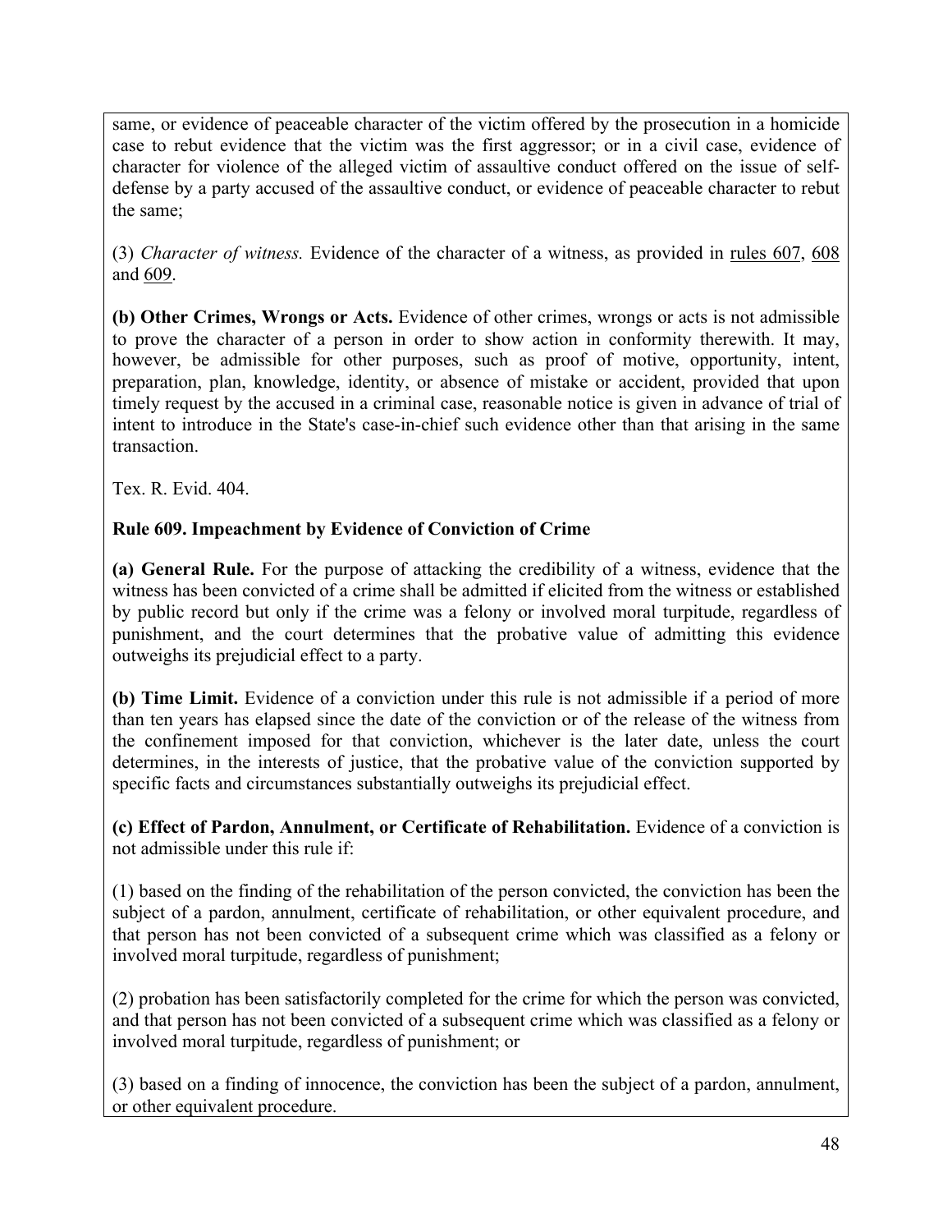same, or evidence of peaceable character of the victim offered by the prosecution in a homicide case to rebut evidence that the victim was the first aggressor; or in a civil case, evidence of character for violence of the alleged victim of assaultive conduct offered on the issue of self-defense by a party accused of the assaultive conduct, or evidence of peaceable character to rebut the same;

(3) *Character of witness.* Evidence of the character of a witness, as provided in rules 607, 608 and 609.

**(b) Other Crimes, Wrongs or Acts.** Evidence of other crimes, wrongs or acts is not admissible to prove the character of a person in order to show action in conformity therewith. It may, however, be admissible for other purposes, such as proof of motive, opportunity, intent, preparation, plan, knowledge, identity, or absence of mistake or accident, provided that upon timely request by the accused in a criminal case, reasonable notice is given in advance of trial of intent to introduce in the State's case-in-chief such evidence other than that arising in the same transaction.

Tex. R. Evid. 404.

**Rule 609. Impeachment by Evidence of Conviction of Crime**

**(a) General Rule.** For the purpose of attacking the credibility of a witness, evidence that the witness has been convicted of a crime shall be admitted if elicited from the witness or established by public record but only if the crime was a felony or involved moral turpitude, regardless of punishment, and the court determines that the probative value of admitting this evidence outweighs its prejudicial effect to a party.

**(b) Time Limit.** Evidence of a conviction under this rule is not admissible if a period of more than ten years has elapsed since the date of the conviction or of the release of the witness from the confinement imposed for that conviction, whichever is the later date, unless the court determines, in the interests of justice, that the probative value of the conviction supported by specific facts and circumstances substantially outweighs its prejudicial effect.

**(c) Effect of Pardon, Annulment, or Certificate of Rehabilitation.** Evidence of a conviction is not admissible under this rule if:

(1) based on the finding of the rehabilitation of the person convicted, the conviction has been the subject of a pardon, annulment, certificate of rehabilitation, or other equivalent procedure, and that person has not been convicted of a subsequent crime which was classified as a felony or involved moral turpitude, regardless of punishment;

(2) probation has been satisfactorily completed for the crime for which the person was convicted, and that person has not been convicted of a subsequent crime which was classified as a felony or involved moral turpitude, regardless of punishment; or

(3) based on a finding of innocence, the conviction has been the subject of a pardon, annulment, or other equivalent procedure.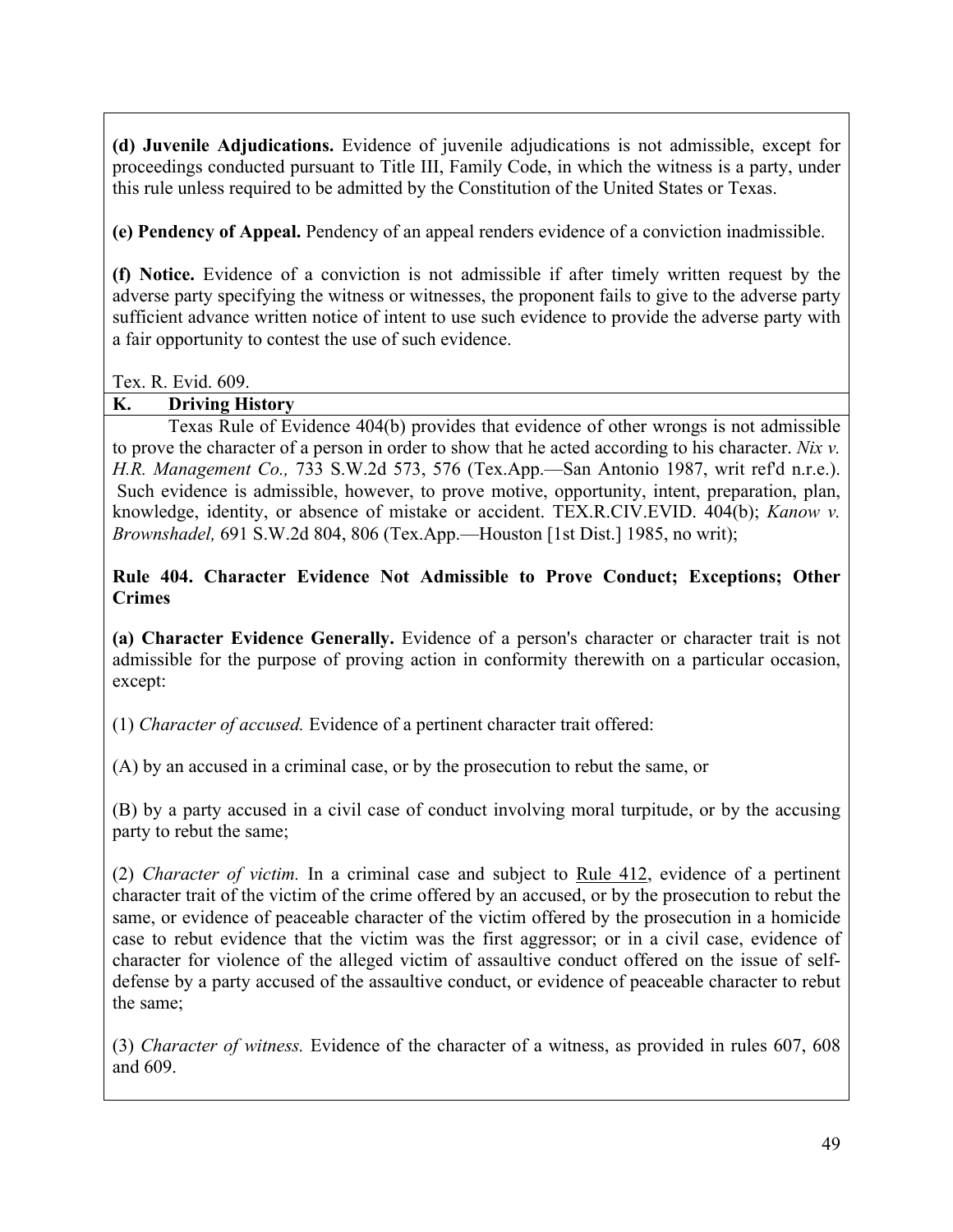**(d) Juvenile Adjudications.** Evidence of juvenile adjudications is not admissible, except for proceedings conducted pursuant to Title III, Family Code, in which the witness is a party, under this rule unless required to be admitted by the Constitution of the United States or Texas.

**(e) Pendency of Appeal.** Pendency of an appeal renders evidence of a conviction inadmissible.

**(f) Notice.** Evidence of a conviction is not admissible if after timely written request by the adverse party specifying the witness or witnesses, the proponent fails to give to the adverse party sufficient advance written notice of intent to use such evidence to provide the adverse party with a fair opportunity to contest the use of such evidence.

Tex. R. Evid. 609.

## K. Driving History

Texas Rule of Evidence 404(b) provides that evidence of other wrongs is not admissible to prove the character of a person in order to show that he acted according to his character. *Nix v. H.R. Management Co.,* 733 S.W.2d 573, 576 (Tex.App.—San Antonio 1987, writ ref'd n.r.e.). Such evidence is admissible, however, to prove motive, opportunity, intent, preparation, plan, knowledge, identity, or absence of mistake or accident. TEX.R.CIV.EVID. 404(b); *Kanow v. Brownshadel,* 691 S.W.2d 804, 806 (Tex.App.—Houston [1st Dist.] 1985, no writ);

**Rule 404. Character Evidence Not Admissible to Prove Conduct; Exceptions; Other Crimes**

**(a) Character Evidence Generally.** Evidence of a person's character or character trait is not admissible for the purpose of proving action in conformity therewith on a particular occasion, except:

(1) *Character of accused.* Evidence of a pertinent character trait offered:

(A) by an accused in a criminal case, or by the prosecution to rebut the same, or

(B) by a party accused in a civil case of conduct involving moral turpitude, or by the accusing party to rebut the same;

(2) *Character of victim.* In a criminal case and subject to Rule 412, evidence of a pertinent character trait of the victim of the crime offered by an accused, or by the prosecution to rebut the same, or evidence of peaceable character of the victim offered by the prosecution in a homicide case to rebut evidence that the victim was the first aggressor; or in a civil case, evidence of character for violence of the alleged victim of assaultive conduct offered on the issue of self-defense by a party accused of the assaultive conduct, or evidence of peaceable character to rebut the same;

(3) *Character of witness.* Evidence of the character of a witness, as provided in rules 607, 608 and 609.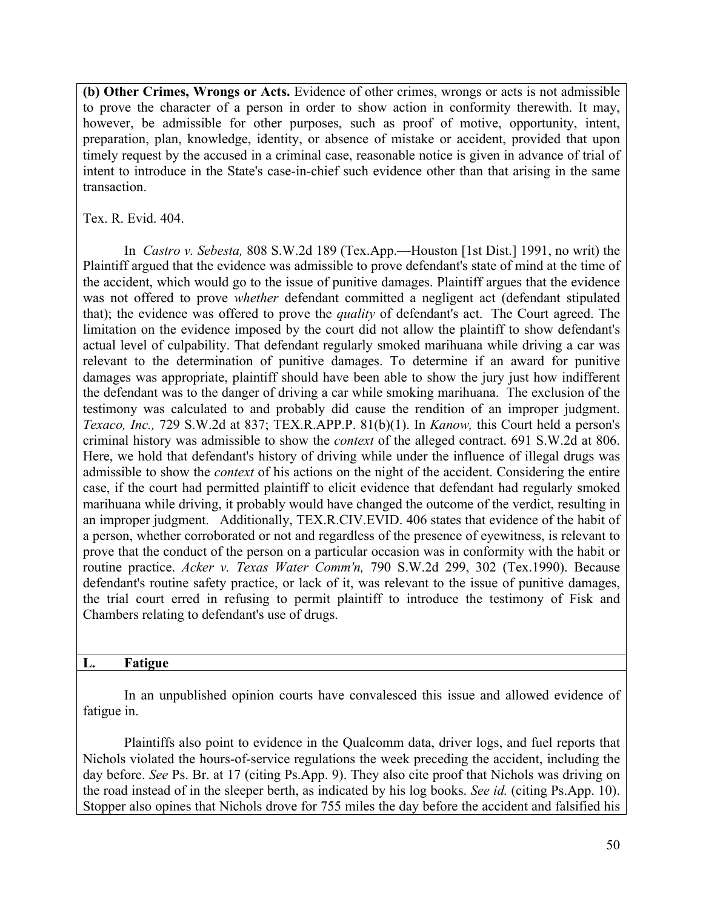**(b) Other Crimes, Wrongs or Acts.** Evidence of other crimes, wrongs or acts is not admissible to prove the character of a person in order to show action in conformity therewith. It may, however, be admissible for other purposes, such as proof of motive, opportunity, intent, preparation, plan, knowledge, identity, or absence of mistake or accident, provided that upon timely request by the accused in a criminal case, reasonable notice is given in advance of trial of intent to introduce in the State's case-in-chief such evidence other than that arising in the same transaction.

Tex. R. Evid. 404.

In *Castro v. Sebesta,* 808 S.W.2d 189 (Tex.App.—Houston [1st Dist.] 1991, no writ) the Plaintiff argued that the evidence was admissible to prove defendant's state of mind at the time of the accident, which would go to the issue of punitive damages. Plaintiff argues that the evidence was not offered to prove *whether* defendant committed a negligent act (defendant stipulated that); the evidence was offered to prove the *quality* of defendant's act. The Court agreed. The limitation on the evidence imposed by the court did not allow the plaintiff to show defendant's actual level of culpability. That defendant regularly smoked marihuana while driving a car was relevant to the determination of punitive damages. To determine if an award for punitive damages was appropriate, plaintiff should have been able to show the jury just how indifferent the defendant was to the danger of driving a car while smoking marihuana. The exclusion of the testimony was calculated to and probably did cause the rendition of an improper judgment. *Texaco, Inc.,* 729 S.W.2d at 837; TEX.R.APP.P. 81(b)(1). In *Kanow,* this Court held a person's criminal history was admissible to show the *context* of the alleged contract. 691 S.W.2d at 806. Here, we hold that defendant's history of driving while under the influence of illegal drugs was admissible to show the *context* of his actions on the night of the accident. Considering the entire case, if the court had permitted plaintiff to elicit evidence that defendant had regularly smoked marihuana while driving, it probably would have changed the outcome of the verdict, resulting in an improper judgment. Additionally, TEX.R.CIV.EVID. 406 states that evidence of the habit of a person, whether corroborated or not and regardless of the presence of eyewitness, is relevant to prove that the conduct of the person on a particular occasion was in conformity with the habit or routine practice. *Acker v. Texas Water Comm'n,* 790 S.W.2d 299, 302 (Tex.1990). Because defendant's routine safety practice, or lack of it, was relevant to the issue of punitive damages, the trial court erred in refusing to permit plaintiff to introduce the testimony of Fisk and Chambers relating to defendant's use of drugs.

## L. Fatigue

In an unpublished opinion courts have convalesced this issue and allowed evidence of fatigue in.

Plaintiffs also point to evidence in the Qualcomm data, driver logs, and fuel reports that Nichols violated the hours-of-service regulations the week preceding the accident, including the day before. *See* Ps. Br. at 17 (citing Ps.App. 9). They also cite proof that Nichols was driving on the road instead of in the sleeper berth, as indicated by his log books. *See id.* (citing Ps.App. 10). Stopper also opines that Nichols drove for 755 miles the day before the accident and falsified his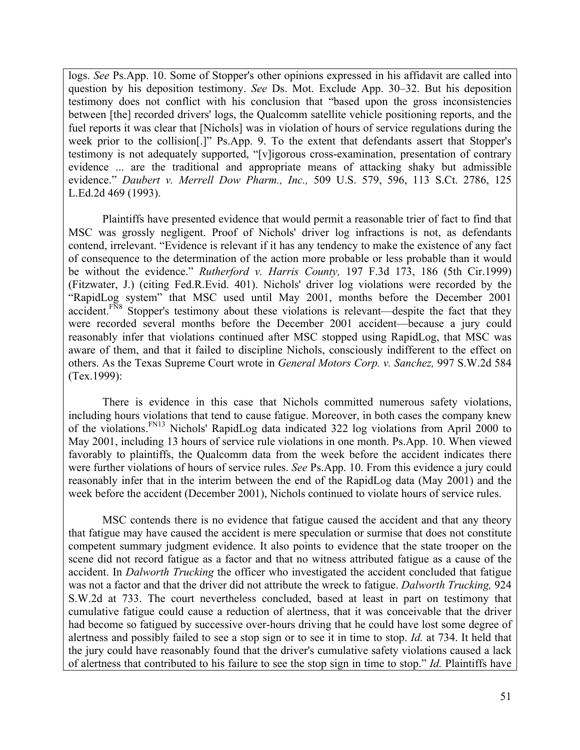logs. *See* Ps.App. 10. Some of Stopper's other opinions expressed in his affidavit are called into question by his deposition testimony. *See* Ds. Mot. Exclude App. 30–32. But his deposition testimony does not conflict with his conclusion that "based upon the gross inconsistencies between [the] recorded drivers' logs, the Qualcomm satellite vehicle positioning reports, and the fuel reports it was clear that [Nichols] was in violation of hours of service regulations during the week prior to the collision[.]" Ps.App. 9. To the extent that defendants assert that Stopper's testimony is not adequately supported, "[v]igorous cross-examination, presentation of contrary evidence ... are the traditional and appropriate means of attacking shaky but admissible evidence." *Daubert v. Merrell Dow Pharm., Inc.,* 509 U.S. 579, 596, 113 S.Ct. 2786, 125 L.Ed.2d 469 (1993).

Plaintiffs have presented evidence that would permit a reasonable trier of fact to find that MSC was grossly negligent. Proof of Nichols' driver log infractions is not, as defendants contend, irrelevant. "Evidence is relevant if it has any tendency to make the existence of any fact of consequence to the determination of the action more probable or less probable than it would be without the evidence." *Rutherford v. Harris County,* 197 F.3d 173, 186 (5th Cir.1999) (Fitzwater, J.) (citing Fed.R.Evid. 401). Nichols' driver log violations were recorded by the "RapidLog system" that MSC used until May 2001, months before the December 2001 accident.[FN8] Stopper's testimony about these violations is relevant—despite the fact that they were recorded several months before the December 2001 accident—because a jury could reasonably infer that violations continued after MSC stopped using RapidLog, that MSC was aware of them, and that it failed to discipline Nichols, consciously indifferent to the effect on others. As the Texas Supreme Court wrote in *General Motors Corp. v. Sanchez,* 997 S.W.2d 584 (Tex.1999):

There is evidence in this case that Nichols committed numerous safety violations, including hours violations that tend to cause fatigue. Moreover, in both cases the company knew of the violations.[FN13] Nichols' RapidLog data indicated 322 log violations from April 2000 to May 2001, including 13 hours of service rule violations in one month. Ps.App. 10. When viewed favorably to plaintiffs, the Qualcomm data from the week before the accident indicates there were further violations of hours of service rules. *See* Ps.App. 10. From this evidence a jury could reasonably infer that in the interim between the end of the RapidLog data (May 2001) and the week before the accident (December 2001), Nichols continued to violate hours of service rules.

MSC contends there is no evidence that fatigue caused the accident and that any theory that fatigue may have caused the accident is mere speculation or surmise that does not constitute competent summary judgment evidence. It also points to evidence that the state trooper on the scene did not record fatigue as a factor and that no witness attributed fatigue as a cause of the accident. In *Dalworth Trucking* the officer who investigated the accident concluded that fatigue was not a factor and that the driver did not attribute the wreck to fatigue. *Dalworth Trucking,* 924 S.W.2d at 733. The court nevertheless concluded, based at least in part on testimony that cumulative fatigue could cause a reduction of alertness, that it was conceivable that the driver had become so fatigued by successive over-hours driving that he could have lost some degree of alertness and possibly failed to see a stop sign or to see it in time to stop. *Id.* at 734. It held that the jury could have reasonably found that the driver's cumulative safety violations caused a lack of alertness that contributed to his failure to see the stop sign in time to stop." *Id.* Plaintiffs have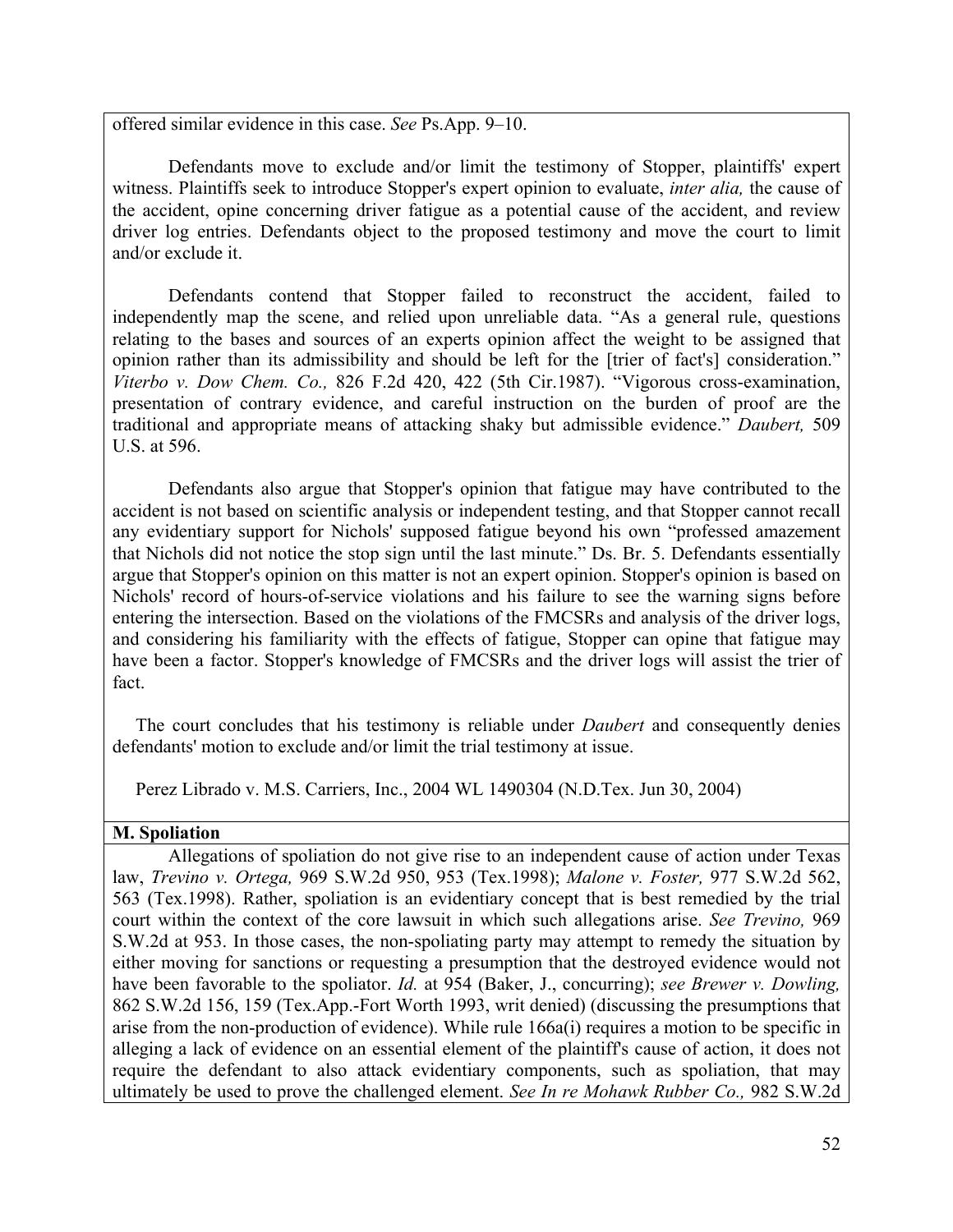offered similar evidence in this case. *See* Ps.App. 9–10.

Defendants move to exclude and/or limit the testimony of Stopper, plaintiffs' expert witness. Plaintiffs seek to introduce Stopper's expert opinion to evaluate, *inter alia,* the cause of the accident, opine concerning driver fatigue as a potential cause of the accident, and review driver log entries. Defendants object to the proposed testimony and move the court to limit and/or exclude it.

Defendants contend that Stopper failed to reconstruct the accident, failed to independently map the scene, and relied upon unreliable data. "As a general rule, questions relating to the bases and sources of an experts opinion affect the weight to be assigned that opinion rather than its admissibility and should be left for the [trier of fact's] consideration." *Viterbo v. Dow Chem. Co.,* 826 F.2d 420, 422 (5th Cir.1987). "Vigorous cross-examination, presentation of contrary evidence, and careful instruction on the burden of proof are the traditional and appropriate means of attacking shaky but admissible evidence." *Daubert,* 509 U.S. at 596.

Defendants also argue that Stopper's opinion that fatigue may have contributed to the accident is not based on scientific analysis or independent testing, and that Stopper cannot recall any evidentiary support for Nichols' supposed fatigue beyond his own "professed amazement that Nichols did not notice the stop sign until the last minute." Ds. Br. 5. Defendants essentially argue that Stopper's opinion on this matter is not an expert opinion. Stopper's opinion is based on Nichols' record of hours-of-service violations and his failure to see the warning signs before entering the intersection. Based on the violations of the FMCSRs and analysis of the driver logs, and considering his familiarity with the effects of fatigue, Stopper can opine that fatigue may have been a factor. Stopper's knowledge of FMCSRs and the driver logs will assist the trier of fact.

The court concludes that his testimony is reliable under *Daubert* and consequently denies defendants' motion to exclude and/or limit the trial testimony at issue.

Perez Librado v. M.S. Carriers, Inc., 2004 WL 1490304 (N.D.Tex. Jun 30, 2004)

**M. Spoliation**

Allegations of spoliation do not give rise to an independent cause of action under Texas law, *Trevino v. Ortega,* 969 S.W.2d 950, 953 (Tex.1998); *Malone v. Foster,* 977 S.W.2d 562, 563 (Tex.1998). Rather, spoliation is an evidentiary concept that is best remedied by the trial court within the context of the core lawsuit in which such allegations arise. *See Trevino,* 969 S.W.2d at 953. In those cases, the non-spoliating party may attempt to remedy the situation by either moving for sanctions or requesting a presumption that the destroyed evidence would not have been favorable to the spoliator. *Id.* at 954 (Baker, J., concurring); *see Brewer v. Dowling,* 862 S.W.2d 156, 159 (Tex.App.-Fort Worth 1993, writ denied) (discussing the presumptions that arise from the non-production of evidence). While rule 166a(i) requires a motion to be specific in alleging a lack of evidence on an essential element of the plaintiff's cause of action, it does not require the defendant to also attack evidentiary components, such as spoliation, that may ultimately be used to prove the challenged element. *See In re Mohawk Rubber Co.,* 982 S.W.2d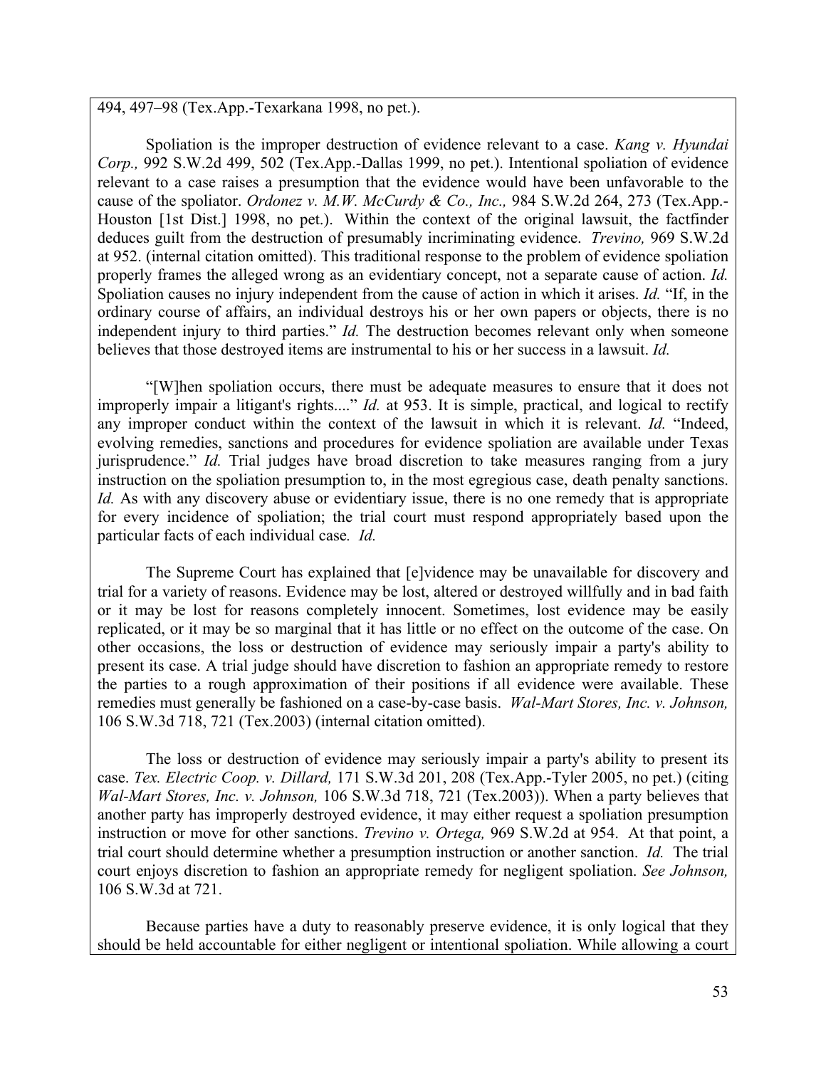494, 497–98 (Tex.App.-Texarkana 1998, no pet.).

Spoliation is the improper destruction of evidence relevant to a case. *Kang v. Hyundai Corp.,* 992 S.W.2d 499, 502 (Tex.App.-Dallas 1999, no pet.). Intentional spoliation of evidence relevant to a case raises a presumption that the evidence would have been unfavorable to the cause of the spoliator. *Ordonez v. M.W. McCurdy & Co., Inc.,* 984 S.W.2d 264, 273 (Tex.App.-Houston [1st Dist.] 1998, no pet.). Within the context of the original lawsuit, the factfinder deduces guilt from the destruction of presumably incriminating evidence. *Trevino,* 969 S.W.2d at 952. (internal citation omitted). This traditional response to the problem of evidence spoliation properly frames the alleged wrong as an evidentiary concept, not a separate cause of action. *Id.* Spoliation causes no injury independent from the cause of action in which it arises. *Id.* "If, in the ordinary course of affairs, an individual destroys his or her own papers or objects, there is no independent injury to third parties." *Id.* The destruction becomes relevant only when someone believes that those destroyed items are instrumental to his or her success in a lawsuit. *Id.*

"[W]hen spoliation occurs, there must be adequate measures to ensure that it does not improperly impair a litigant's rights...." *Id.* at 953. It is simple, practical, and logical to rectify any improper conduct within the context of the lawsuit in which it is relevant. *Id.* "Indeed, evolving remedies, sanctions and procedures for evidence spoliation are available under Texas jurisprudence." *Id.* Trial judges have broad discretion to take measures ranging from a jury instruction on the spoliation presumption to, in the most egregious case, death penalty sanctions. *Id.* As with any discovery abuse or evidentiary issue, there is no one remedy that is appropriate for every incidence of spoliation; the trial court must respond appropriately based upon the particular facts of each individual case. *Id.*

The Supreme Court has explained that [e]vidence may be unavailable for discovery and trial for a variety of reasons. Evidence may be lost, altered or destroyed willfully and in bad faith or it may be lost for reasons completely innocent. Sometimes, lost evidence may be easily replicated, or it may be so marginal that it has little or no effect on the outcome of the case. On other occasions, the loss or destruction of evidence may seriously impair a party's ability to present its case. A trial judge should have discretion to fashion an appropriate remedy to restore the parties to a rough approximation of their positions if all evidence were available. These remedies must generally be fashioned on a case-by-case basis. *Wal-Mart Stores, Inc. v. Johnson,* 106 S.W.3d 718, 721 (Tex.2003) (internal citation omitted).

The loss or destruction of evidence may seriously impair a party's ability to present its case. *Tex. Electric Coop. v. Dillard,* 171 S.W.3d 201, 208 (Tex.App.-Tyler 2005, no pet.) (citing *Wal-Mart Stores, Inc. v. Johnson,* 106 S.W.3d 718, 721 (Tex.2003)). When a party believes that another party has improperly destroyed evidence, it may either request a spoliation presumption instruction or move for other sanctions. *Trevino v. Ortega,* 969 S.W.2d at 954. At that point, a trial court should determine whether a presumption instruction or another sanction. *Id.* The trial court enjoys discretion to fashion an appropriate remedy for negligent spoliation. *See Johnson,* 106 S.W.3d at 721.

Because parties have a duty to reasonably preserve evidence, it is only logical that they should be held accountable for either negligent or intentional spoliation. While allowing a court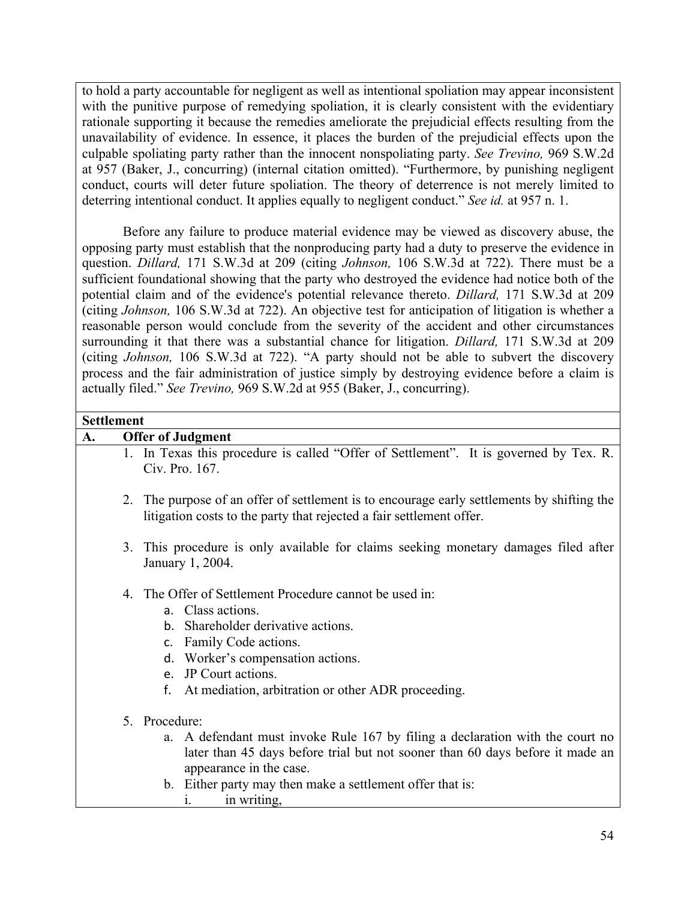to hold a party accountable for negligent as well as intentional spoliation may appear inconsistent with the punitive purpose of remedying spoliation, it is clearly consistent with the evidentiary rationale supporting it because the remedies ameliorate the prejudicial effects resulting from the unavailability of evidence. In essence, it places the burden of the prejudicial effects upon the culpable spoliating party rather than the innocent nonspoliating party. *See Trevino,* 969 S.W.2d at 957 (Baker, J., concurring) (internal citation omitted). "Furthermore, by punishing negligent conduct, courts will deter future spoliation. The theory of deterrence is not merely limited to deterring intentional conduct. It applies equally to negligent conduct." *See id.* at 957 n. 1.

Before any failure to produce material evidence may be viewed as discovery abuse, the opposing party must establish that the nonproducing party had a duty to preserve the evidence in question. *Dillard,* 171 S.W.3d at 209 (citing *Johnson,* 106 S.W.3d at 722). There must be a sufficient foundational showing that the party who destroyed the evidence had notice both of the potential claim and of the evidence's potential relevance thereto. *Dillard,* 171 S.W.3d at 209 (citing *Johnson,* 106 S.W.3d at 722). An objective test for anticipation of litigation is whether a reasonable person would conclude from the severity of the accident and other circumstances surrounding it that there was a substantial chance for litigation. *Dillard,* 171 S.W.3d at 209 (citing *Johnson,* 106 S.W.3d at 722). "A party should not be able to subvert the discovery process and the fair administration of justice simply by destroying evidence before a claim is actually filed." *See Trevino,* 969 S.W.2d at 955 (Baker, J., concurring).

## Settlement

### A. Offer of Judgment

1. In Texas this procedure is called "Offer of Settlement". It is governed by Tex. R. Civ. Pro. 167.

2. The purpose of an offer of settlement is to encourage early settlements by shifting the litigation costs to the party that rejected a fair settlement offer.

3. This procedure is only available for claims seeking monetary damages filed after January 1, 2004.

4. The Offer of Settlement Procedure cannot be used in:
   a. Class actions.
   b. Shareholder derivative actions.
   c. Family Code actions.
   d. Worker's compensation actions.
   e. JP Court actions.
   f. At mediation, arbitration or other ADR proceeding.

5. Procedure:
   a. A defendant must invoke Rule 167 by filing a declaration with the court no later than 45 days before trial but not sooner than 60 days before it made an appearance in the case.
   b. Either party may then make a settlement offer that is:
      i. in writing,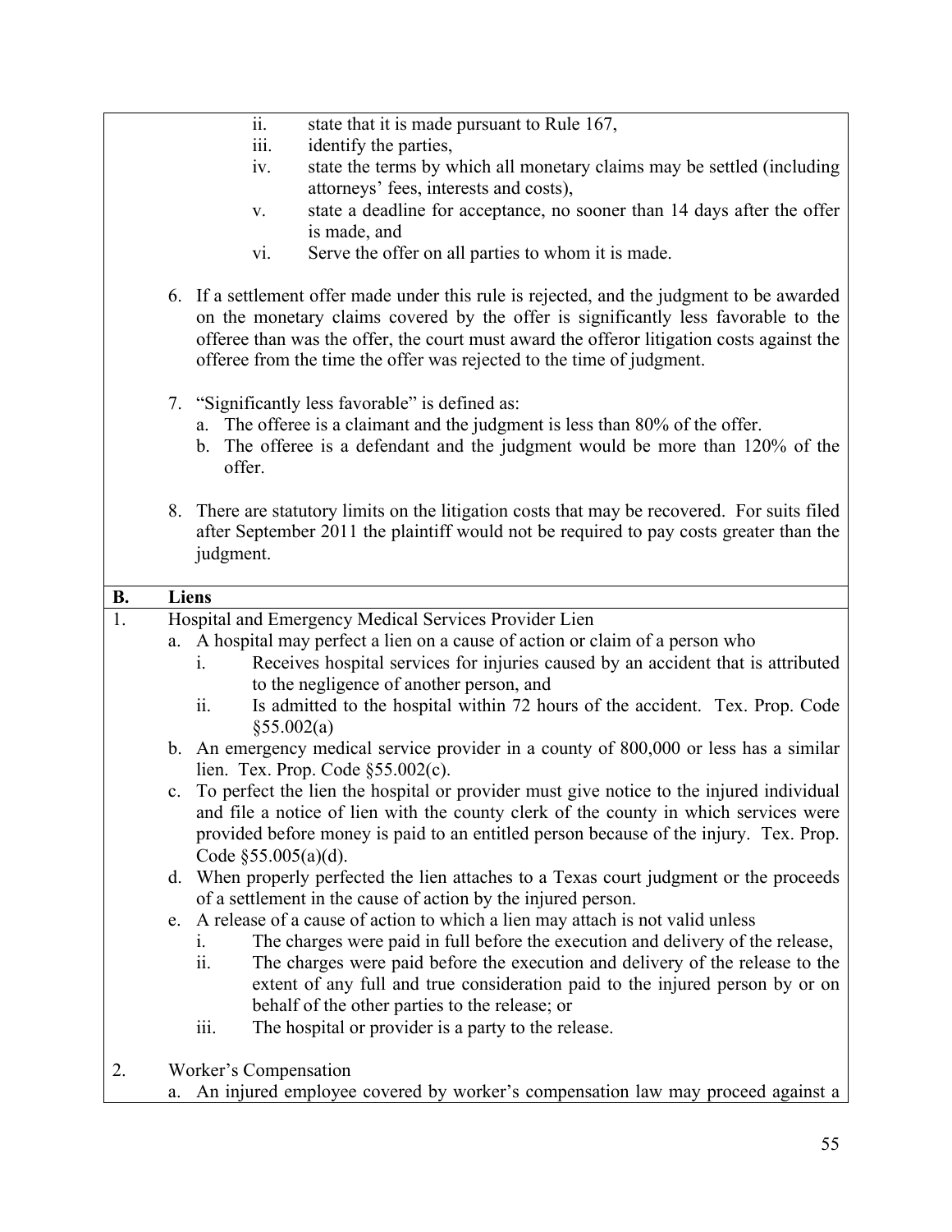ii. state that it is made pursuant to Rule 167,
iii. identify the parties,
iv. state the terms by which all monetary claims may be settled (including attorneys' fees, interests and costs),
v. state a deadline for acceptance, no sooner than 14 days after the offer is made, and
vi. Serve the offer on all parties to whom it is made.

6. If a settlement offer made under this rule is rejected, and the judgment to be awarded on the monetary claims covered by the offer is significantly less favorable to the offeree than was the offer, the court must award the offeror litigation costs against the offeree from the time the offer was rejected to the time of judgment.

7. "Significantly less favorable" is defined as:
   a. The offeree is a claimant and the judgment is less than 80% of the offer.
   b. The offeree is a defendant and the judgment would be more than 120% of the offer.

8. There are statutory limits on the litigation costs that may be recovered. For suits filed after September 2011 the plaintiff would not be required to pay costs greater than the judgment.

**B. Liens**

1. Hospital and Emergency Medical Services Provider Lien
   a. A hospital may perfect a lien on a cause of action or claim of a person who
      i. Receives hospital services for injuries caused by an accident that is attributed to the negligence of another person, and
      ii. Is admitted to the hospital within 72 hours of the accident. Tex. Prop. Code §55.002(a)
   b. An emergency medical service provider in a county of 800,000 or less has a similar lien. Tex. Prop. Code §55.002(c).
   c. To perfect the lien the hospital or provider must give notice to the injured individual and file a notice of lien with the county clerk of the county in which services were provided before money is paid to an entitled person because of the injury. Tex. Prop. Code §55.005(a)(d).
   d. When properly perfected the lien attaches to a Texas court judgment or the proceeds of a settlement in the cause of action by the injured person.
   e. A release of a cause of action to which a lien may attach is not valid unless
      i. The charges were paid in full before the execution and delivery of the release,
      ii. The charges were paid before the execution and delivery of the release to the extent of any full and true consideration paid to the injured person by or on behalf of the other parties to the release; or
      iii. The hospital or provider is a party to the release.

2. Worker's Compensation
   a. An injured employee covered by worker's compensation law may proceed against a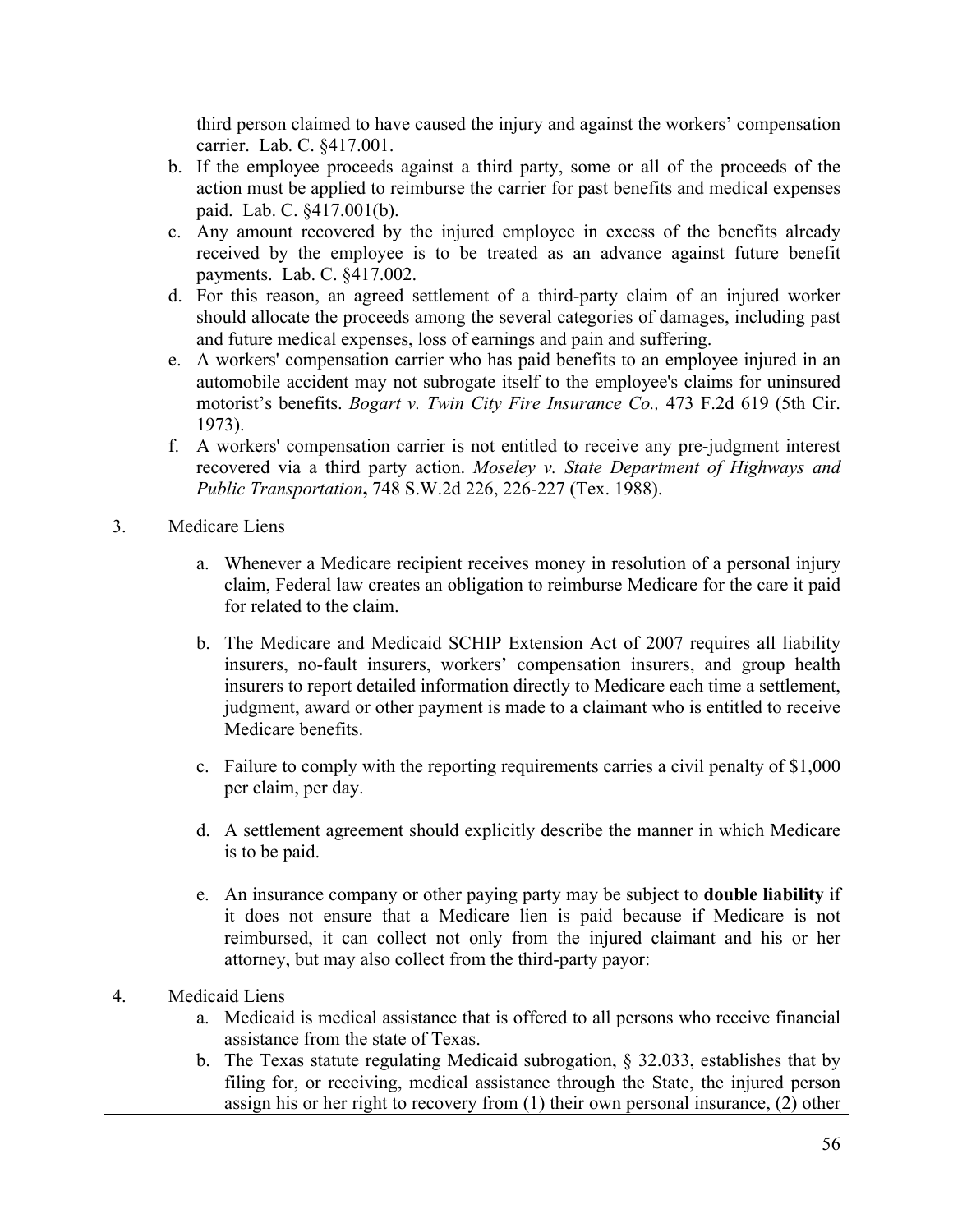third person claimed to have caused the injury and against the workers' compensation carrier. Lab. C. §417.001.

b. If the employee proceeds against a third party, some or all of the proceeds of the action must be applied to reimburse the carrier for past benefits and medical expenses paid. Lab. C. §417.001(b).

c. Any amount recovered by the injured employee in excess of the benefits already received by the employee is to be treated as an advance against future benefit payments. Lab. C. §417.002.

d. For this reason, an agreed settlement of a third-party claim of an injured worker should allocate the proceeds among the several categories of damages, including past and future medical expenses, loss of earnings and pain and suffering.

e. A workers' compensation carrier who has paid benefits to an employee injured in an automobile accident may not subrogate itself to the employee's claims for uninsured motorist's benefits. *Bogart v. Twin City Fire Insurance Co.,* 473 F.2d 619 (5th Cir. 1973).

f. A workers' compensation carrier is not entitled to receive any pre-judgment interest recovered via a third party action. *Moseley v. State Department of Highways and Public Transportation***,** 748 S.W.2d 226, 226-227 (Tex. 1988).

3. Medicare Liens

a. Whenever a Medicare recipient receives money in resolution of a personal injury claim, Federal law creates an obligation to reimburse Medicare for the care it paid for related to the claim.

b. The Medicare and Medicaid SCHIP Extension Act of 2007 requires all liability insurers, no-fault insurers, workers' compensation insurers, and group health insurers to report detailed information directly to Medicare each time a settlement, judgment, award or other payment is made to a claimant who is entitled to receive Medicare benefits.

c. Failure to comply with the reporting requirements carries a civil penalty of $1,000 per claim, per day.

d. A settlement agreement should explicitly describe the manner in which Medicare is to be paid.

e. An insurance company or other paying party may be subject to **double liability** if it does not ensure that a Medicare lien is paid because if Medicare is not reimbursed, it can collect not only from the injured claimant and his or her attorney, but may also collect from the third-party payor:

4. Medicaid Liens

a. Medicaid is medical assistance that is offered to all persons who receive financial assistance from the state of Texas.

b. The Texas statute regulating Medicaid subrogation, § 32.033, establishes that by filing for, or receiving, medical assistance through the State, the injured person assign his or her right to recovery from (1) their own personal insurance, (2) other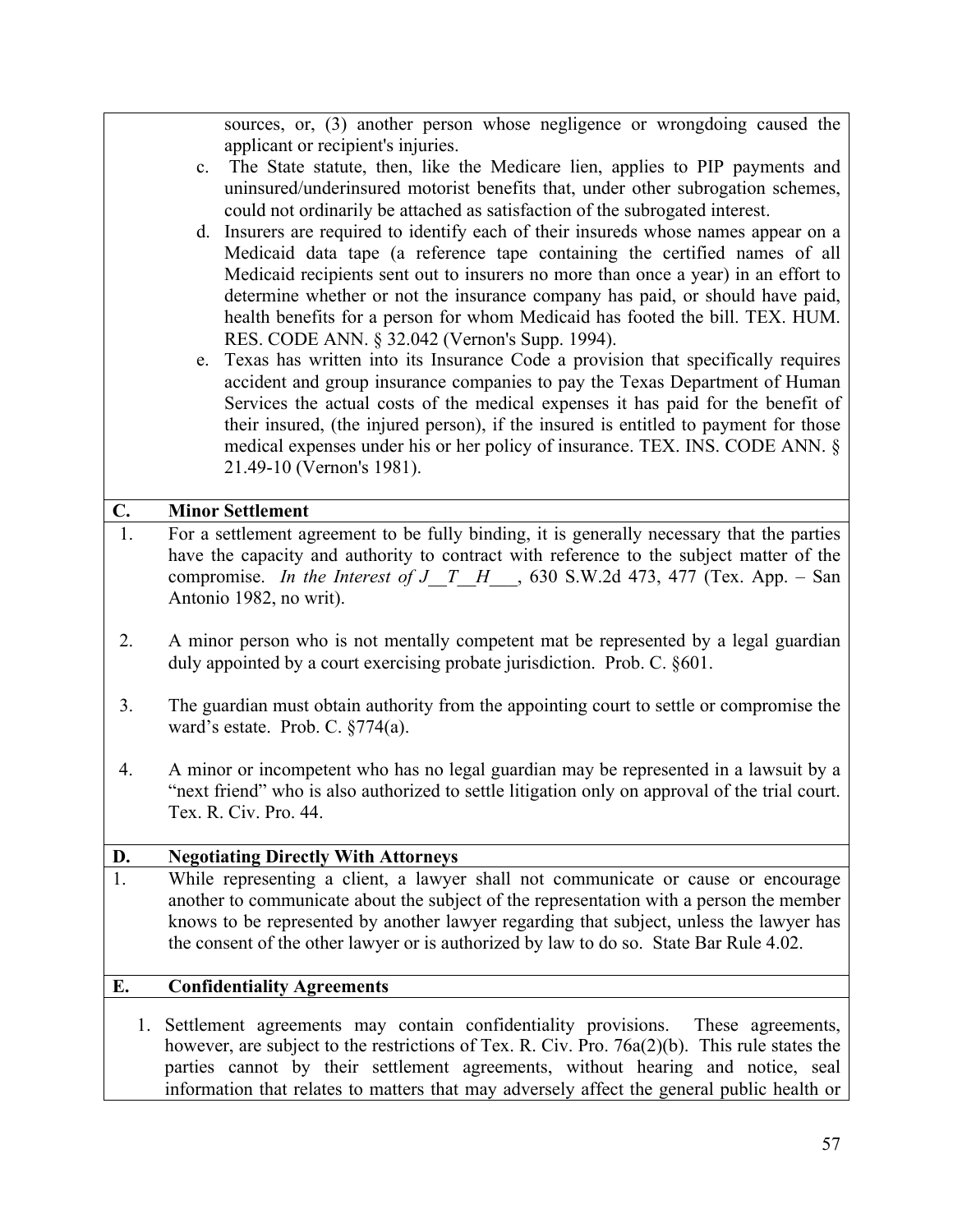sources, or, (3) another person whose negligence or wrongdoing caused the applicant or recipient's injuries.

c. The State statute, then, like the Medicare lien, applies to PIP payments and uninsured/underinsured motorist benefits that, under other subrogation schemes, could not ordinarily be attached as satisfaction of the subrogated interest.

d. Insurers are required to identify each of their insureds whose names appear on a Medicaid data tape (a reference tape containing the certified names of all Medicaid recipients sent out to insurers no more than once a year) in an effort to determine whether or not the insurance company has paid, or should have paid, health benefits for a person for whom Medicaid has footed the bill. TEX. HUM. RES. CODE ANN. § 32.042 (Vernon's Supp. 1994).

e. Texas has written into its Insurance Code a provision that specifically requires accident and group insurance companies to pay the Texas Department of Human Services the actual costs of the medical expenses it has paid for the benefit of their insured, (the injured person), if the insured is entitled to payment for those medical expenses under his or her policy of insurance. TEX. INS. CODE ANN. § 21.49-10 (Vernon's 1981).

## C. Minor Settlement

1. For a settlement agreement to be fully binding, it is generally necessary that the parties have the capacity and authority to contract with reference to the subject matter of the compromise. *In the Interest of J__T__H___*, 630 S.W.2d 473, 477 (Tex. App. – San Antonio 1982, no writ).

2. A minor person who is not mentally competent mat be represented by a legal guardian duly appointed by a court exercising probate jurisdiction. Prob. C. §601.

3. The guardian must obtain authority from the appointing court to settle or compromise the ward's estate. Prob. C. §774(a).

4. A minor or incompetent who has no legal guardian may be represented in a lawsuit by a "next friend" who is also authorized to settle litigation only on approval of the trial court. Tex. R. Civ. Pro. 44.

## D. Negotiating Directly With Attorneys

1. While representing a client, a lawyer shall not communicate or cause or encourage another to communicate about the subject of the representation with a person the member knows to be represented by another lawyer regarding that subject, unless the lawyer has the consent of the other lawyer or is authorized by law to do so. State Bar Rule 4.02.

## E. Confidentiality Agreements

1. Settlement agreements may contain confidentiality provisions. These agreements, however, are subject to the restrictions of Tex. R. Civ. Pro. 76a(2)(b). This rule states the parties cannot by their settlement agreements, without hearing and notice, seal information that relates to matters that may adversely affect the general public health or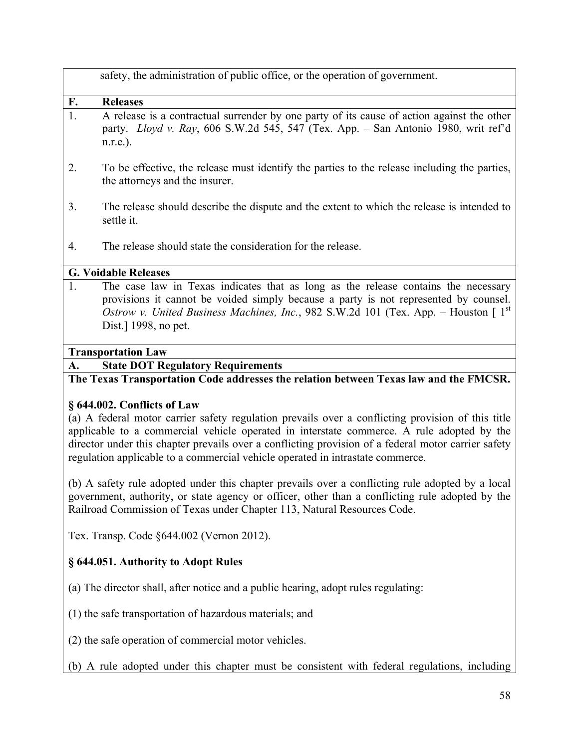safety, the administration of public office, or the operation of government.

**F. Releases**

1. A release is a contractual surrender by one party of its cause of action against the other party. *Lloyd v. Ray*, 606 S.W.2d 545, 547 (Tex. App. – San Antonio 1980, writ ref'd n.r.e.).

2. To be effective, the release must identify the parties to the release including the parties, the attorneys and the insurer.

3. The release should describe the dispute and the extent to which the release is intended to settle it.

4. The release should state the consideration for the release.

**G. Voidable Releases**

1. The case law in Texas indicates that as long as the release contains the necessary provisions it cannot be voided simply because a party is not represented by counsel. *Ostrow v. United Business Machines, Inc.*, 982 S.W.2d 101 (Tex. App. – Houston [ 1st Dist.] 1998, no pet.

**Transportation Law**

**A. State DOT Regulatory Requirements**

**The Texas Transportation Code addresses the relation between Texas law and the FMCSR.**

**§ 644.002. Conflicts of Law**

(a) A federal motor carrier safety regulation prevails over a conflicting provision of this title applicable to a commercial vehicle operated in interstate commerce. A rule adopted by the director under this chapter prevails over a conflicting provision of a federal motor carrier safety regulation applicable to a commercial vehicle operated in intrastate commerce.

(b) A safety rule adopted under this chapter prevails over a conflicting rule adopted by a local government, authority, or state agency or officer, other than a conflicting rule adopted by the Railroad Commission of Texas under Chapter 113, Natural Resources Code.

Tex. Transp. Code §644.002 (Vernon 2012).

**§ 644.051. Authority to Adopt Rules**

(a) The director shall, after notice and a public hearing, adopt rules regulating:

(1) the safe transportation of hazardous materials; and

(2) the safe operation of commercial motor vehicles.

(b) A rule adopted under this chapter must be consistent with federal regulations, including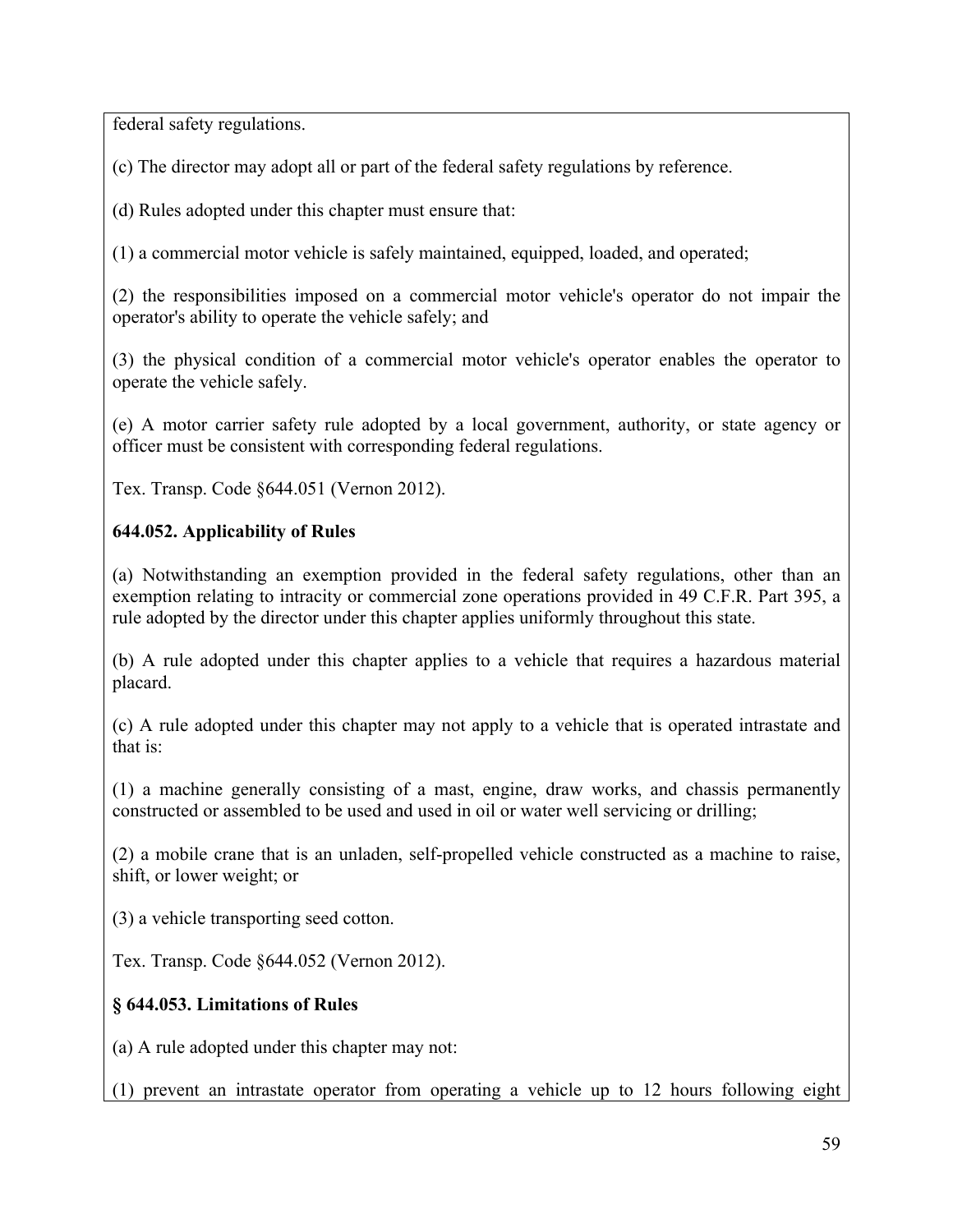federal safety regulations.

(c) The director may adopt all or part of the federal safety regulations by reference.

(d) Rules adopted under this chapter must ensure that:

(1) a commercial motor vehicle is safely maintained, equipped, loaded, and operated;

(2) the responsibilities imposed on a commercial motor vehicle's operator do not impair the operator's ability to operate the vehicle safely; and

(3) the physical condition of a commercial motor vehicle's operator enables the operator to operate the vehicle safely.

(e) A motor carrier safety rule adopted by a local government, authority, or state agency or officer must be consistent with corresponding federal regulations.

Tex. Transp. Code §644.051 (Vernon 2012).

**644.052. Applicability of Rules**

(a) Notwithstanding an exemption provided in the federal safety regulations, other than an exemption relating to intracity or commercial zone operations provided in 49 C.F.R. Part 395, a rule adopted by the director under this chapter applies uniformly throughout this state.

(b) A rule adopted under this chapter applies to a vehicle that requires a hazardous material placard.

(c) A rule adopted under this chapter may not apply to a vehicle that is operated intrastate and that is:

(1) a machine generally consisting of a mast, engine, draw works, and chassis permanently constructed or assembled to be used and used in oil or water well servicing or drilling;

(2) a mobile crane that is an unladen, self-propelled vehicle constructed as a machine to raise, shift, or lower weight; or

(3) a vehicle transporting seed cotton.

Tex. Transp. Code §644.052 (Vernon 2012).

**§ 644.053. Limitations of Rules**

(a) A rule adopted under this chapter may not:

(1) prevent an intrastate operator from operating a vehicle up to 12 hours following eight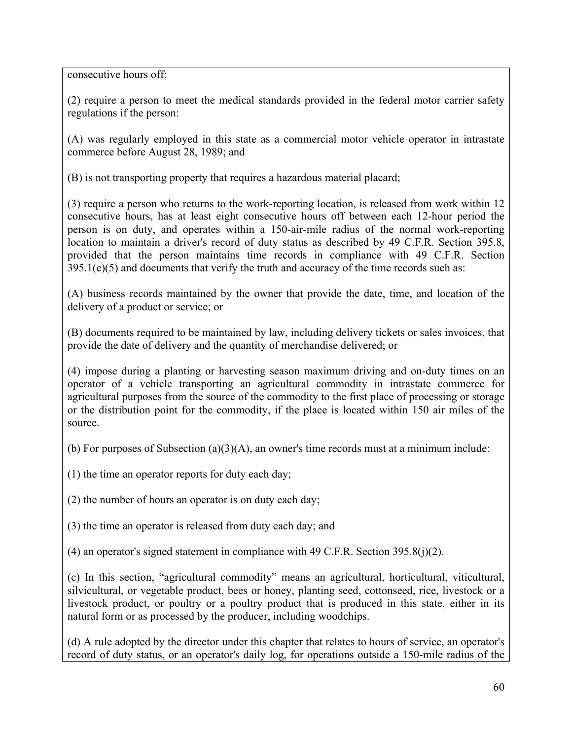consecutive hours off;

(2) require a person to meet the medical standards provided in the federal motor carrier safety regulations if the person:

(A) was regularly employed in this state as a commercial motor vehicle operator in intrastate commerce before August 28, 1989; and

(B) is not transporting property that requires a hazardous material placard;

(3) require a person who returns to the work-reporting location, is released from work within 12 consecutive hours, has at least eight consecutive hours off between each 12-hour period the person is on duty, and operates within a 150-air-mile radius of the normal work-reporting location to maintain a driver's record of duty status as described by 49 C.F.R. Section 395.8, provided that the person maintains time records in compliance with 49 C.F.R. Section 395.1(e)(5) and documents that verify the truth and accuracy of the time records such as:

(A) business records maintained by the owner that provide the date, time, and location of the delivery of a product or service; or

(B) documents required to be maintained by law, including delivery tickets or sales invoices, that provide the date of delivery and the quantity of merchandise delivered; or

(4) impose during a planting or harvesting season maximum driving and on-duty times on an operator of a vehicle transporting an agricultural commodity in intrastate commerce for agricultural purposes from the source of the commodity to the first place of processing or storage or the distribution point for the commodity, if the place is located within 150 air miles of the source.

(b) For purposes of Subsection (a)(3)(A), an owner's time records must at a minimum include:

(1) the time an operator reports for duty each day;

(2) the number of hours an operator is on duty each day;

(3) the time an operator is released from duty each day; and

(4) an operator's signed statement in compliance with 49 C.F.R. Section 395.8(j)(2).

(c) In this section, "agricultural commodity" means an agricultural, horticultural, viticultural, silvicultural, or vegetable product, bees or honey, planting seed, cottonseed, rice, livestock or a livestock product, or poultry or a poultry product that is produced in this state, either in its natural form or as processed by the producer, including woodchips.

(d) A rule adopted by the director under this chapter that relates to hours of service, an operator's record of duty status, or an operator's daily log, for operations outside a 150-mile radius of the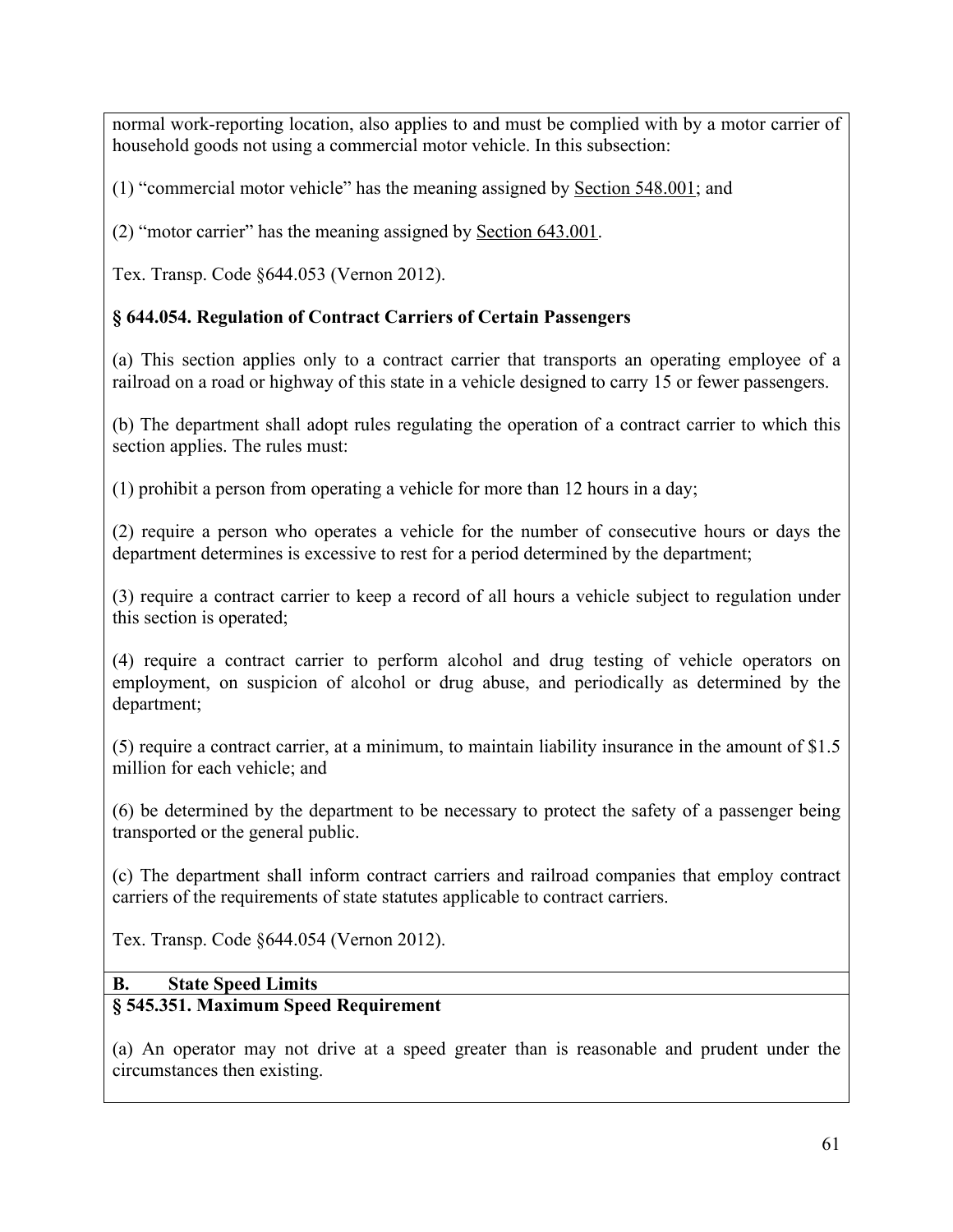normal work-reporting location, also applies to and must be complied with by a motor carrier of household goods not using a commercial motor vehicle. In this subsection:

(1) "commercial motor vehicle" has the meaning assigned by Section 548.001; and

(2) "motor carrier" has the meaning assigned by Section 643.001.

Tex. Transp. Code §644.053 (Vernon 2012).

**§ 644.054. Regulation of Contract Carriers of Certain Passengers**

(a) This section applies only to a contract carrier that transports an operating employee of a railroad on a road or highway of this state in a vehicle designed to carry 15 or fewer passengers.

(b) The department shall adopt rules regulating the operation of a contract carrier to which this section applies. The rules must:

(1) prohibit a person from operating a vehicle for more than 12 hours in a day;

(2) require a person who operates a vehicle for the number of consecutive hours or days the department determines is excessive to rest for a period determined by the department;

(3) require a contract carrier to keep a record of all hours a vehicle subject to regulation under this section is operated;

(4) require a contract carrier to perform alcohol and drug testing of vehicle operators on employment, on suspicion of alcohol or drug abuse, and periodically as determined by the department;

(5) require a contract carrier, at a minimum, to maintain liability insurance in the amount of $1.5 million for each vehicle; and

(6) be determined by the department to be necessary to protect the safety of a passenger being transported or the general public.

(c) The department shall inform contract carriers and railroad companies that employ contract carriers of the requirements of state statutes applicable to contract carriers.

Tex. Transp. Code §644.054 (Vernon 2012).

## B. State Speed Limits

**§ 545.351. Maximum Speed Requirement**

(a) An operator may not drive at a speed greater than is reasonable and prudent under the circumstances then existing.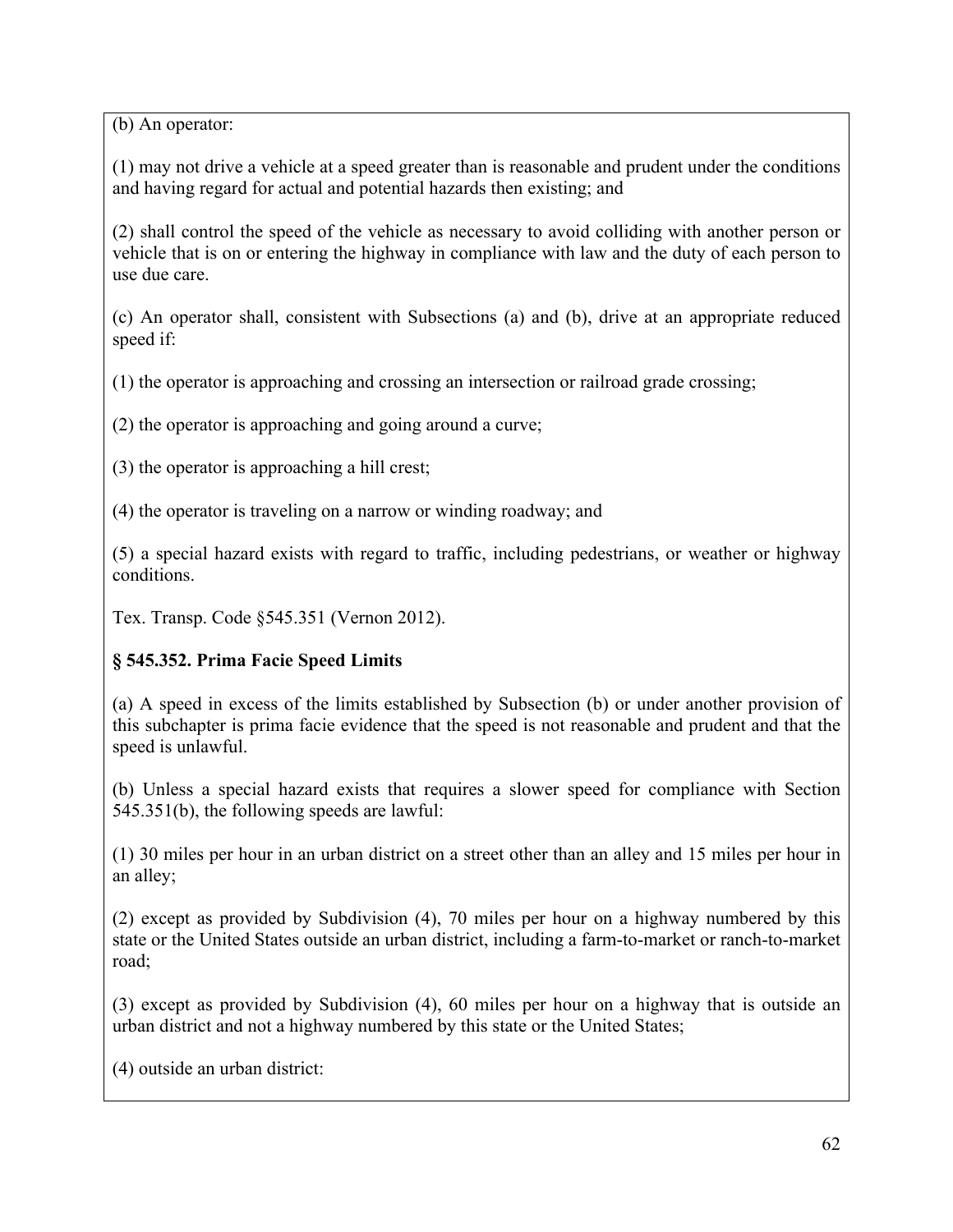(b) An operator:

(1) may not drive a vehicle at a speed greater than is reasonable and prudent under the conditions and having regard for actual and potential hazards then existing; and

(2) shall control the speed of the vehicle as necessary to avoid colliding with another person or vehicle that is on or entering the highway in compliance with law and the duty of each person to use due care.

(c) An operator shall, consistent with Subsections (a) and (b), drive at an appropriate reduced speed if:

(1) the operator is approaching and crossing an intersection or railroad grade crossing;

(2) the operator is approaching and going around a curve;

(3) the operator is approaching a hill crest;

(4) the operator is traveling on a narrow or winding roadway; and

(5) a special hazard exists with regard to traffic, including pedestrians, or weather or highway conditions.

Tex. Transp. Code §545.351 (Vernon 2012).

**§ 545.352. Prima Facie Speed Limits**

(a) A speed in excess of the limits established by Subsection (b) or under another provision of this subchapter is prima facie evidence that the speed is not reasonable and prudent and that the speed is unlawful.

(b) Unless a special hazard exists that requires a slower speed for compliance with Section 545.351(b), the following speeds are lawful:

(1) 30 miles per hour in an urban district on a street other than an alley and 15 miles per hour in an alley;

(2) except as provided by Subdivision (4), 70 miles per hour on a highway numbered by this state or the United States outside an urban district, including a farm-to-market or ranch-to-market road;

(3) except as provided by Subdivision (4), 60 miles per hour on a highway that is outside an urban district and not a highway numbered by this state or the United States;

(4) outside an urban district: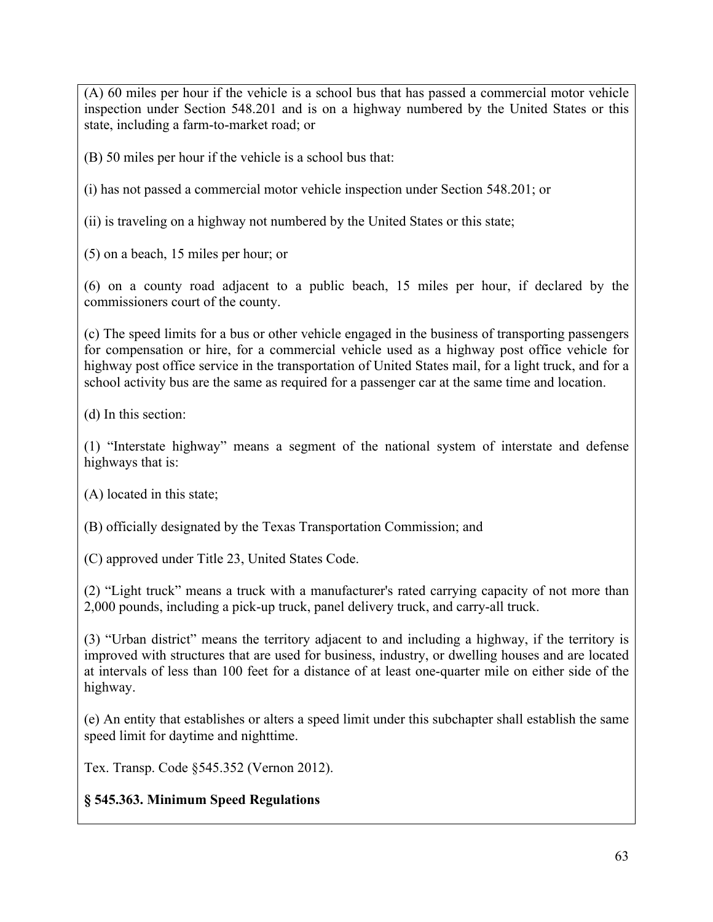(A) 60 miles per hour if the vehicle is a school bus that has passed a commercial motor vehicle inspection under Section 548.201 and is on a highway numbered by the United States or this state, including a farm-to-market road; or

(B) 50 miles per hour if the vehicle is a school bus that:

(i) has not passed a commercial motor vehicle inspection under Section 548.201; or

(ii) is traveling on a highway not numbered by the United States or this state;

(5) on a beach, 15 miles per hour; or

(6) on a county road adjacent to a public beach, 15 miles per hour, if declared by the commissioners court of the county.

(c) The speed limits for a bus or other vehicle engaged in the business of transporting passengers for compensation or hire, for a commercial vehicle used as a highway post office vehicle for highway post office service in the transportation of United States mail, for a light truck, and for a school activity bus are the same as required for a passenger car at the same time and location.

(d) In this section:

(1) "Interstate highway" means a segment of the national system of interstate and defense highways that is:

(A) located in this state;

(B) officially designated by the Texas Transportation Commission; and

(C) approved under Title 23, United States Code.

(2) "Light truck" means a truck with a manufacturer's rated carrying capacity of not more than 2,000 pounds, including a pick-up truck, panel delivery truck, and carry-all truck.

(3) "Urban district" means the territory adjacent to and including a highway, if the territory is improved with structures that are used for business, industry, or dwelling houses and are located at intervals of less than 100 feet for a distance of at least one-quarter mile on either side of the highway.

(e) An entity that establishes or alters a speed limit under this subchapter shall establish the same speed limit for daytime and nighttime.

Tex. Transp. Code §545.352 (Vernon 2012).

**§ 545.363. Minimum Speed Regulations**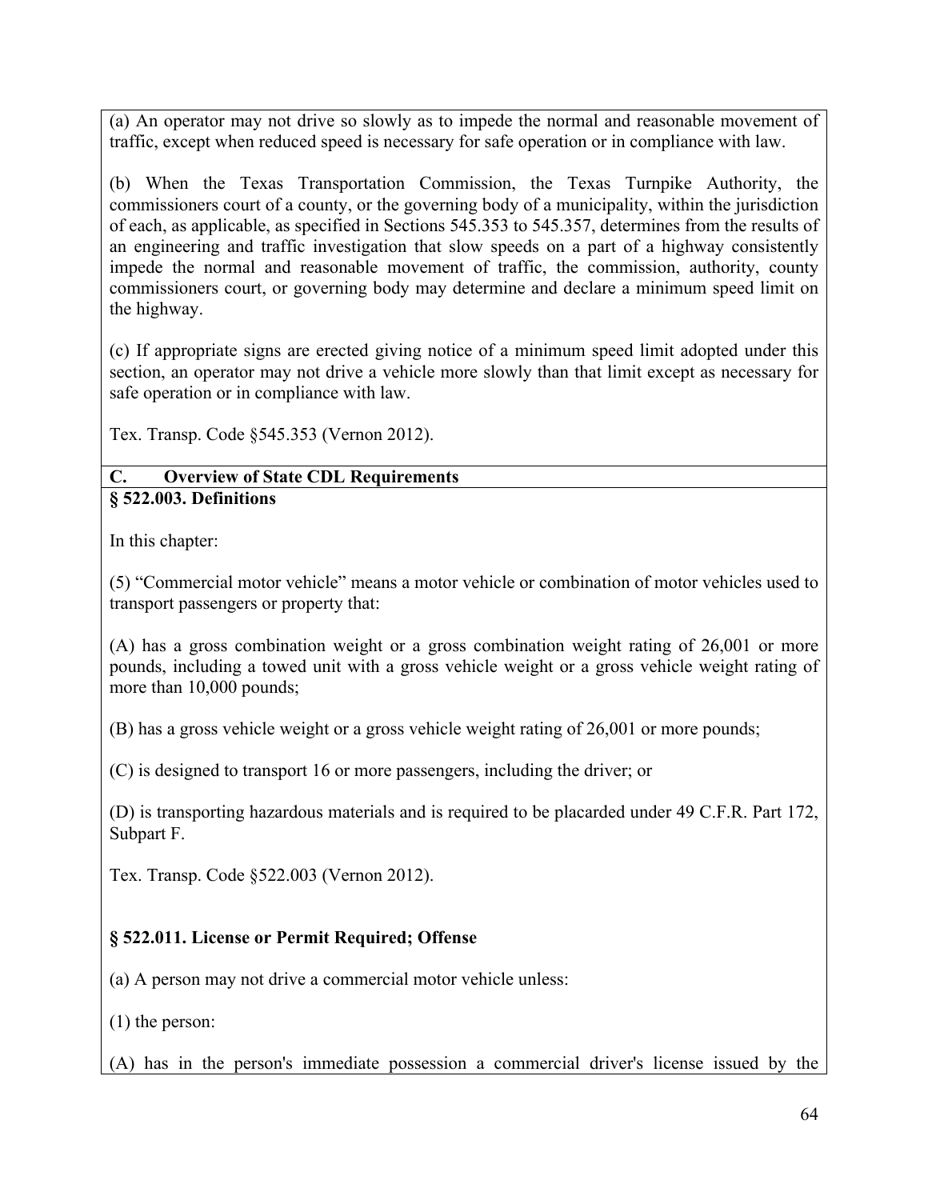(a) An operator may not drive so slowly as to impede the normal and reasonable movement of traffic, except when reduced speed is necessary for safe operation or in compliance with law.

(b) When the Texas Transportation Commission, the Texas Turnpike Authority, the commissioners court of a county, or the governing body of a municipality, within the jurisdiction of each, as applicable, as specified in Sections 545.353 to 545.357, determines from the results of an engineering and traffic investigation that slow speeds on a part of a highway consistently impede the normal and reasonable movement of traffic, the commission, authority, county commissioners court, or governing body may determine and declare a minimum speed limit on the highway.

(c) If appropriate signs are erected giving notice of a minimum speed limit adopted under this section, an operator may not drive a vehicle more slowly than that limit except as necessary for safe operation or in compliance with law.

Tex. Transp. Code §545.353 (Vernon 2012).

## C. Overview of State CDL Requirements

### § 522.003. Definitions

In this chapter:

(5) "Commercial motor vehicle" means a motor vehicle or combination of motor vehicles used to transport passengers or property that:

(A) has a gross combination weight or a gross combination weight rating of 26,001 or more pounds, including a towed unit with a gross vehicle weight or a gross vehicle weight rating of more than 10,000 pounds;

(B) has a gross vehicle weight or a gross vehicle weight rating of 26,001 or more pounds;

(C) is designed to transport 16 or more passengers, including the driver; or

(D) is transporting hazardous materials and is required to be placarded under 49 C.F.R. Part 172, Subpart F.

Tex. Transp. Code §522.003 (Vernon 2012).

### § 522.011. License or Permit Required; Offense

(a) A person may not drive a commercial motor vehicle unless:

(1) the person:

(A) has in the person's immediate possession a commercial driver's license issued by the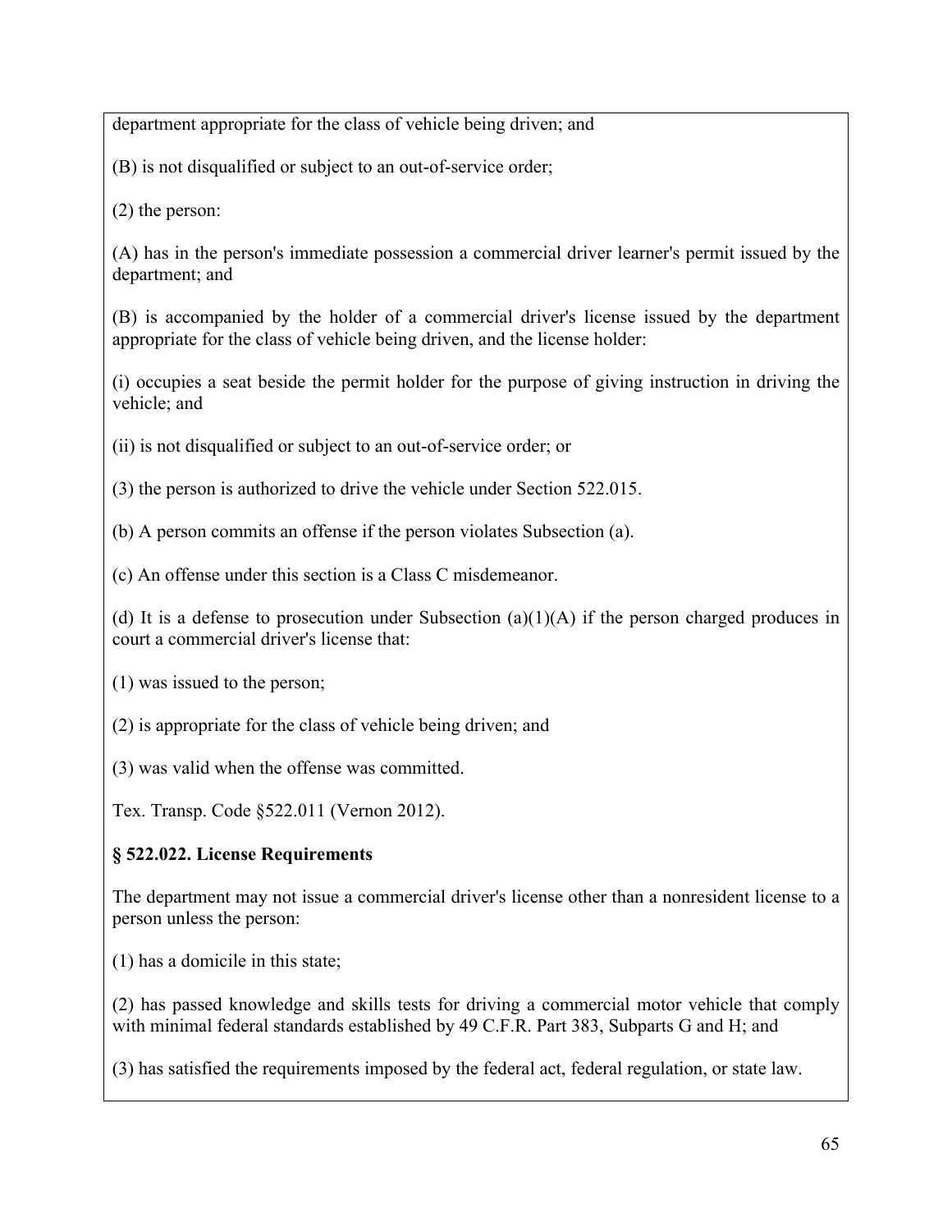department appropriate for the class of vehicle being driven; and

(B) is not disqualified or subject to an out-of-service order;

(2) the person:

(A) has in the person's immediate possession a commercial driver learner's permit issued by the department; and

(B) is accompanied by the holder of a commercial driver's license issued by the department appropriate for the class of vehicle being driven, and the license holder:

(i) occupies a seat beside the permit holder for the purpose of giving instruction in driving the vehicle; and

(ii) is not disqualified or subject to an out-of-service order; or

(3) the person is authorized to drive the vehicle under Section 522.015.

(b) A person commits an offense if the person violates Subsection (a).

(c) An offense under this section is a Class C misdemeanor.

(d) It is a defense to prosecution under Subsection (a)(1)(A) if the person charged produces in court a commercial driver's license that:

(1) was issued to the person;

(2) is appropriate for the class of vehicle being driven; and

(3) was valid when the offense was committed.

Tex. Transp. Code §522.011 (Vernon 2012).

**§ 522.022. License Requirements**

The department may not issue a commercial driver's license other than a nonresident license to a person unless the person:

(1) has a domicile in this state;

(2) has passed knowledge and skills tests for driving a commercial motor vehicle that comply with minimal federal standards established by 49 C.F.R. Part 383, Subparts G and H; and

(3) has satisfied the requirements imposed by the federal act, federal regulation, or state law.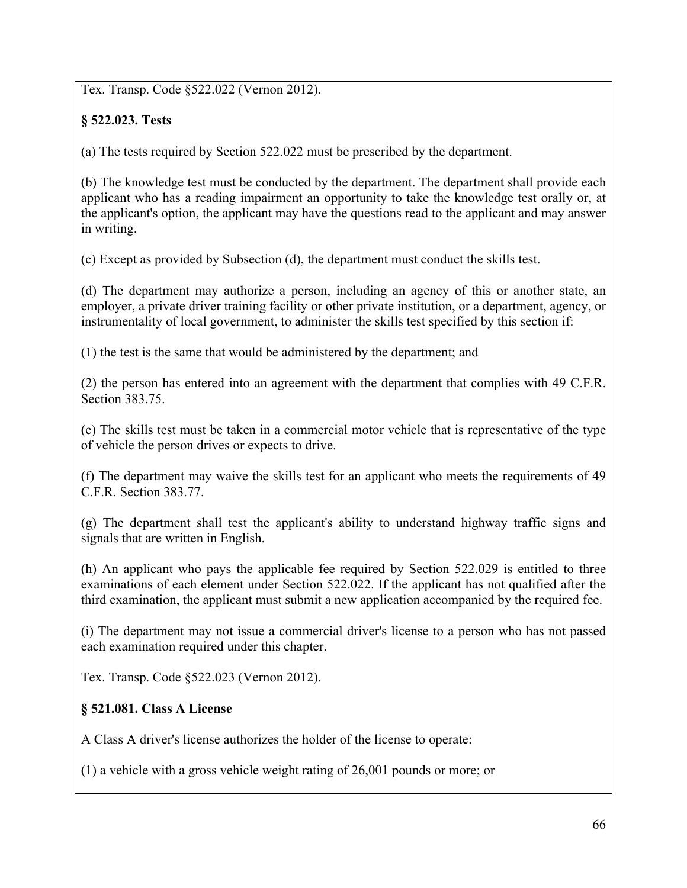Tex. Transp. Code §522.022 (Vernon 2012).

**§ 522.023. Tests**

(a) The tests required by Section 522.022 must be prescribed by the department.

(b) The knowledge test must be conducted by the department. The department shall provide each applicant who has a reading impairment an opportunity to take the knowledge test orally or, at the applicant's option, the applicant may have the questions read to the applicant and may answer in writing.

(c) Except as provided by Subsection (d), the department must conduct the skills test.

(d) The department may authorize a person, including an agency of this or another state, an employer, a private driver training facility or other private institution, or a department, agency, or instrumentality of local government, to administer the skills test specified by this section if:

(1) the test is the same that would be administered by the department; and

(2) the person has entered into an agreement with the department that complies with 49 C.F.R. Section 383.75.

(e) The skills test must be taken in a commercial motor vehicle that is representative of the type of vehicle the person drives or expects to drive.

(f) The department may waive the skills test for an applicant who meets the requirements of 49 C.F.R. Section 383.77.

(g) The department shall test the applicant's ability to understand highway traffic signs and signals that are written in English.

(h) An applicant who pays the applicable fee required by Section 522.029 is entitled to three examinations of each element under Section 522.022. If the applicant has not qualified after the third examination, the applicant must submit a new application accompanied by the required fee.

(i) The department may not issue a commercial driver's license to a person who has not passed each examination required under this chapter.

Tex. Transp. Code §522.023 (Vernon 2012).

**§ 521.081. Class A License**

A Class A driver's license authorizes the holder of the license to operate:

(1) a vehicle with a gross vehicle weight rating of 26,001 pounds or more; or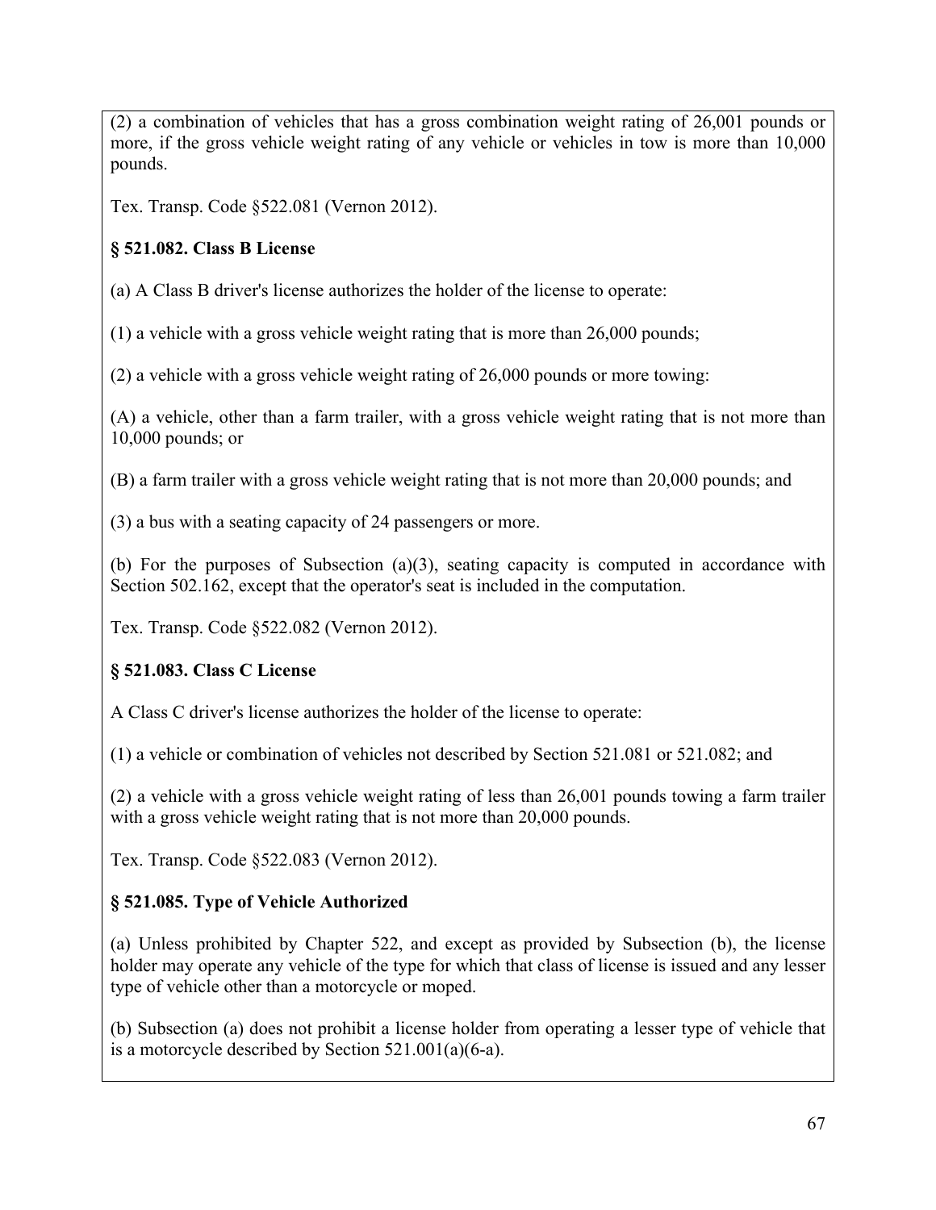(2) a combination of vehicles that has a gross combination weight rating of 26,001 pounds or more, if the gross vehicle weight rating of any vehicle or vehicles in tow is more than 10,000 pounds.

Tex. Transp. Code §522.081 (Vernon 2012).

**§ 521.082. Class B License**

(a) A Class B driver's license authorizes the holder of the license to operate:

(1) a vehicle with a gross vehicle weight rating that is more than 26,000 pounds;

(2) a vehicle with a gross vehicle weight rating of 26,000 pounds or more towing:

(A) a vehicle, other than a farm trailer, with a gross vehicle weight rating that is not more than 10,000 pounds; or

(B) a farm trailer with a gross vehicle weight rating that is not more than 20,000 pounds; and

(3) a bus with a seating capacity of 24 passengers or more.

(b) For the purposes of Subsection (a)(3), seating capacity is computed in accordance with Section 502.162, except that the operator's seat is included in the computation.

Tex. Transp. Code §522.082 (Vernon 2012).

**§ 521.083. Class C License**

A Class C driver's license authorizes the holder of the license to operate:

(1) a vehicle or combination of vehicles not described by Section 521.081 or 521.082; and

(2) a vehicle with a gross vehicle weight rating of less than 26,001 pounds towing a farm trailer with a gross vehicle weight rating that is not more than 20,000 pounds.

Tex. Transp. Code §522.083 (Vernon 2012).

**§ 521.085. Type of Vehicle Authorized**

(a) Unless prohibited by Chapter 522, and except as provided by Subsection (b), the license holder may operate any vehicle of the type for which that class of license is issued and any lesser type of vehicle other than a motorcycle or moped.

(b) Subsection (a) does not prohibit a license holder from operating a lesser type of vehicle that is a motorcycle described by Section 521.001(a)(6-a).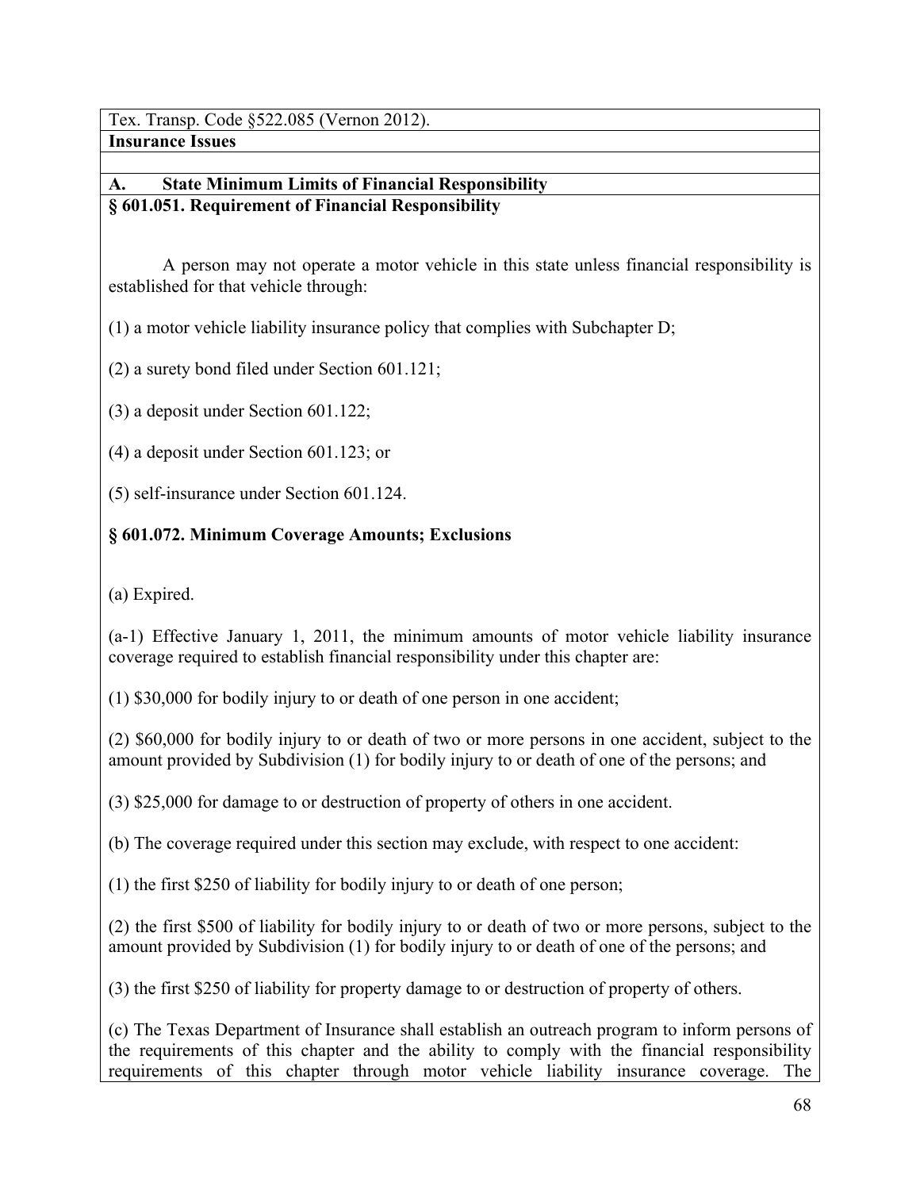Tex. Transp. Code §522.085 (Vernon 2012).

**Insurance Issues**

**A. State Minimum Limits of Financial Responsibility**

**§ 601.051. Requirement of Financial Responsibility**

A person may not operate a motor vehicle in this state unless financial responsibility is established for that vehicle through:

(1) a motor vehicle liability insurance policy that complies with Subchapter D;

(2) a surety bond filed under Section 601.121;

(3) a deposit under Section 601.122;

(4) a deposit under Section 601.123; or

(5) self-insurance under Section 601.124.

**§ 601.072. Minimum Coverage Amounts; Exclusions**

(a) Expired.

(a-1) Effective January 1, 2011, the minimum amounts of motor vehicle liability insurance coverage required to establish financial responsibility under this chapter are:

(1) $30,000 for bodily injury to or death of one person in one accident;

(2) $60,000 for bodily injury to or death of two or more persons in one accident, subject to the amount provided by Subdivision (1) for bodily injury to or death of one of the persons; and

(3) $25,000 for damage to or destruction of property of others in one accident.

(b) The coverage required under this section may exclude, with respect to one accident:

(1) the first $250 of liability for bodily injury to or death of one person;

(2) the first $500 of liability for bodily injury to or death of two or more persons, subject to the amount provided by Subdivision (1) for bodily injury to or death of one of the persons; and

(3) the first $250 of liability for property damage to or destruction of property of others.

(c) The Texas Department of Insurance shall establish an outreach program to inform persons of the requirements of this chapter and the ability to comply with the financial responsibility requirements of this chapter through motor vehicle liability insurance coverage. The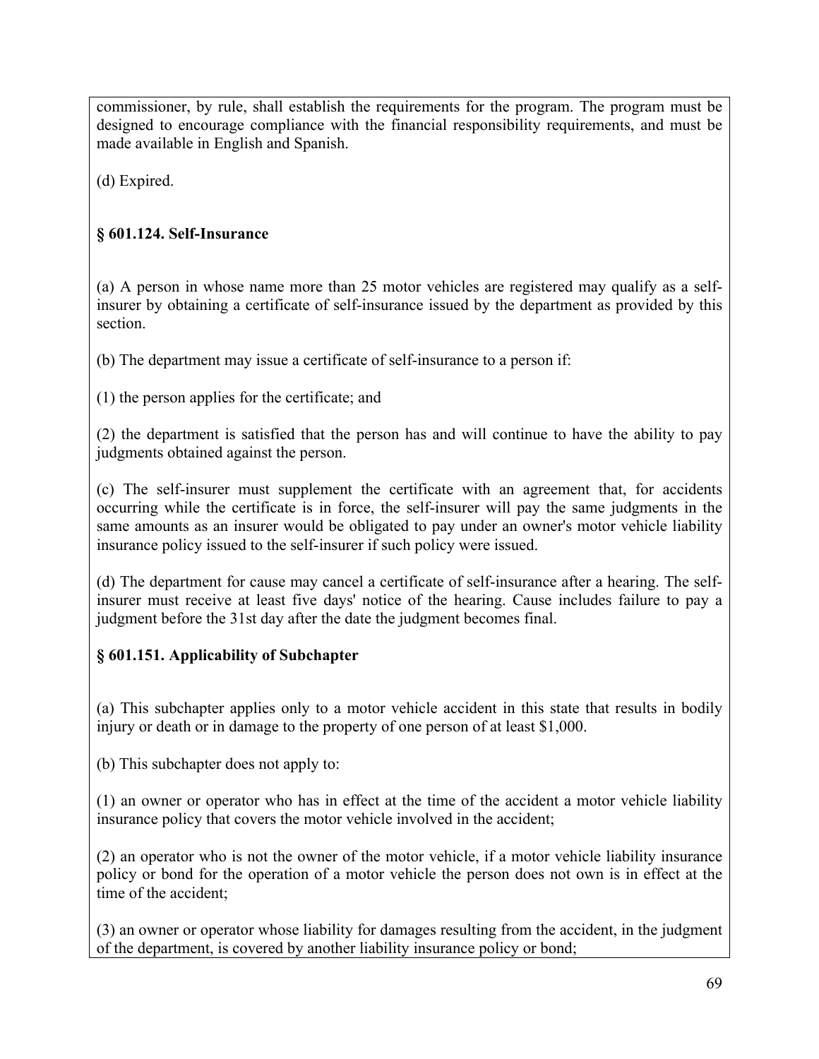commissioner, by rule, shall establish the requirements for the program. The program must be designed to encourage compliance with the financial responsibility requirements, and must be made available in English and Spanish.

(d) Expired.

### § 601.124. Self-Insurance

(a) A person in whose name more than 25 motor vehicles are registered may qualify as a self-insurer by obtaining a certificate of self-insurance issued by the department as provided by this section.

(b) The department may issue a certificate of self-insurance to a person if:

(1) the person applies for the certificate; and

(2) the department is satisfied that the person has and will continue to have the ability to pay judgments obtained against the person.

(c) The self-insurer must supplement the certificate with an agreement that, for accidents occurring while the certificate is in force, the self-insurer will pay the same judgments in the same amounts as an insurer would be obligated to pay under an owner's motor vehicle liability insurance policy issued to the self-insurer if such policy were issued.

(d) The department for cause may cancel a certificate of self-insurance after a hearing. The self-insurer must receive at least five days' notice of the hearing. Cause includes failure to pay a judgment before the 31st day after the date the judgment becomes final.

### § 601.151. Applicability of Subchapter

(a) This subchapter applies only to a motor vehicle accident in this state that results in bodily injury or death or in damage to the property of one person of at least $1,000.

(b) This subchapter does not apply to:

(1) an owner or operator who has in effect at the time of the accident a motor vehicle liability insurance policy that covers the motor vehicle involved in the accident;

(2) an operator who is not the owner of the motor vehicle, if a motor vehicle liability insurance policy or bond for the operation of a motor vehicle the person does not own is in effect at the time of the accident;

(3) an owner or operator whose liability for damages resulting from the accident, in the judgment of the department, is covered by another liability insurance policy or bond;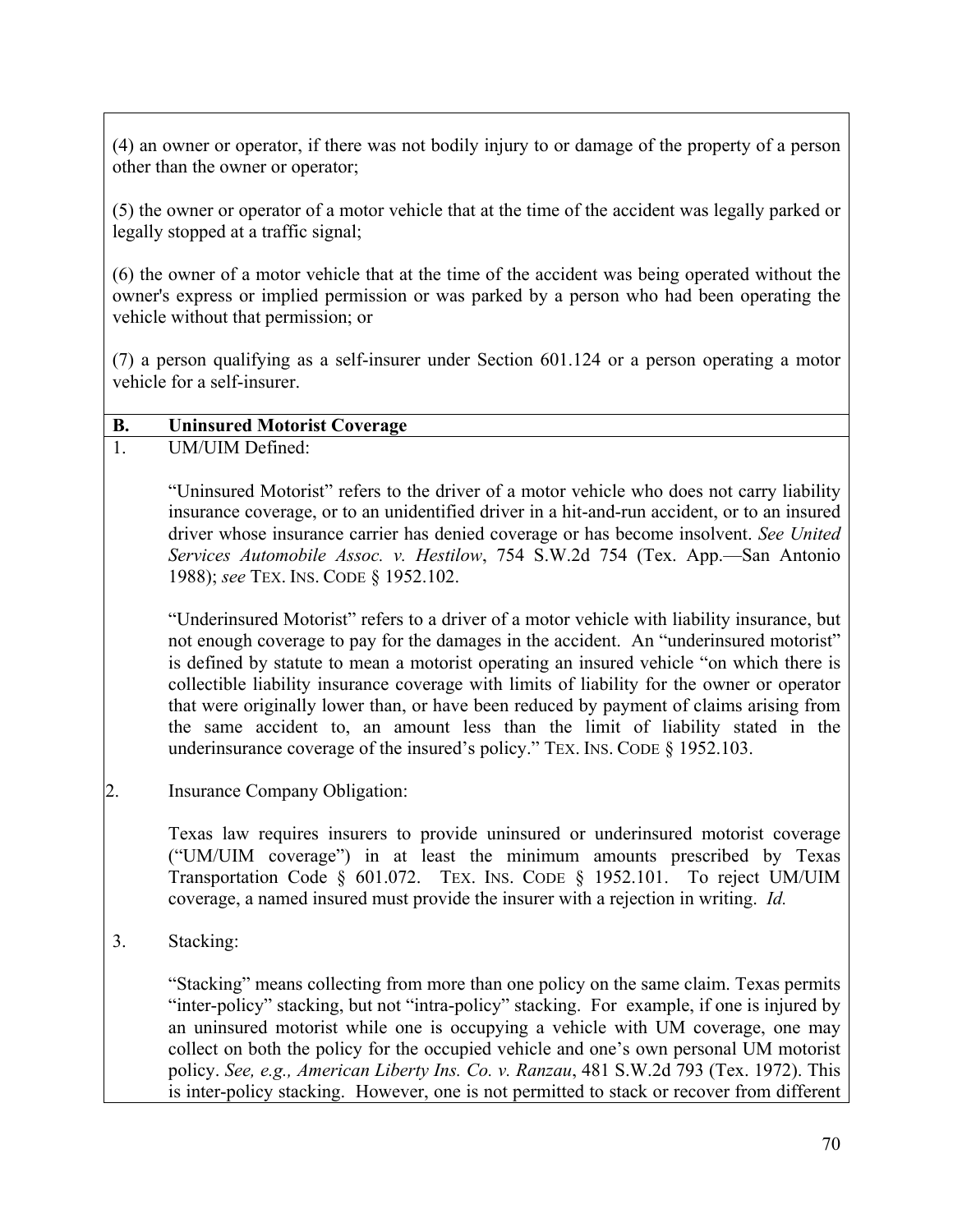(4) an owner or operator, if there was not bodily injury to or damage of the property of a person other than the owner or operator;

(5) the owner or operator of a motor vehicle that at the time of the accident was legally parked or legally stopped at a traffic signal;

(6) the owner of a motor vehicle that at the time of the accident was being operated without the owner's express or implied permission or was parked by a person who had been operating the vehicle without that permission; or

(7) a person qualifying as a self-insurer under Section 601.124 or a person operating a motor vehicle for a self-insurer.

## B. Uninsured Motorist Coverage

1. UM/UIM Defined:

   "Uninsured Motorist" refers to the driver of a motor vehicle who does not carry liability insurance coverage, or to an unidentified driver in a hit-and-run accident, or to an insured driver whose insurance carrier has denied coverage or has become insolvent. *See United Services Automobile Assoc. v. Hestilow*, 754 S.W.2d 754 (Tex. App.—San Antonio 1988); *see* TEX. INS. CODE § 1952.102.

   "Underinsured Motorist" refers to a driver of a motor vehicle with liability insurance, but not enough coverage to pay for the damages in the accident. An "underinsured motorist" is defined by statute to mean a motorist operating an insured vehicle "on which there is collectible liability insurance coverage with limits of liability for the owner or operator that were originally lower than, or have been reduced by payment of claims arising from the same accident to, an amount less than the limit of liability stated in the underinsurance coverage of the insured's policy." TEX. INS. CODE § 1952.103.

2. Insurance Company Obligation:

   Texas law requires insurers to provide uninsured or underinsured motorist coverage ("UM/UIM coverage") in at least the minimum amounts prescribed by Texas Transportation Code § 601.072. TEX. INS. CODE § 1952.101. To reject UM/UIM coverage, a named insured must provide the insurer with a rejection in writing. *Id.*

3. Stacking:

   "Stacking" means collecting from more than one policy on the same claim. Texas permits "inter-policy" stacking, but not "intra-policy" stacking. For example, if one is injured by an uninsured motorist while one is occupying a vehicle with UM coverage, one may collect on both the policy for the occupied vehicle and one's own personal UM motorist policy. *See, e.g., American Liberty Ins. Co. v. Ranzau*, 481 S.W.2d 793 (Tex. 1972). This is inter-policy stacking. However, one is not permitted to stack or recover from different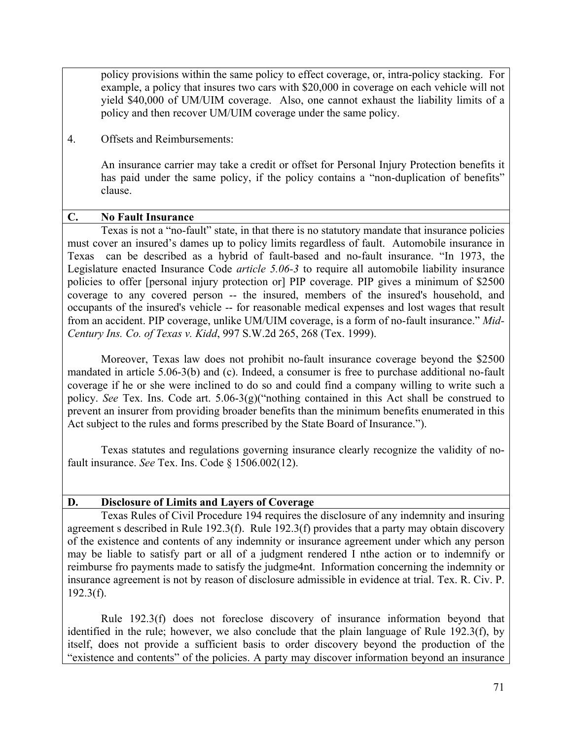policy provisions within the same policy to effect coverage, or, intra-policy stacking. For example, a policy that insures two cars with $20,000 in coverage on each vehicle will not yield $40,000 of UM/UIM coverage. Also, one cannot exhaust the liability limits of a policy and then recover UM/UIM coverage under the same policy.

4. Offsets and Reimbursements:

   An insurance carrier may take a credit or offset for Personal Injury Protection benefits it has paid under the same policy, if the policy contains a "non-duplication of benefits" clause.

## C. No Fault Insurance

Texas is not a "no-fault" state, in that there is no statutory mandate that insurance policies must cover an insured's dames up to policy limits regardless of fault. Automobile insurance in Texas can be described as a hybrid of fault-based and no-fault insurance. "In 1973, the Legislature enacted Insurance Code *article 5.06-3* to require all automobile liability insurance policies to offer [personal injury protection or] PIP coverage. PIP gives a minimum of $2500 coverage to any covered person -- the insured, members of the insured's household, and occupants of the insured's vehicle -- for reasonable medical expenses and lost wages that result from an accident. PIP coverage, unlike UM/UIM coverage, is a form of no-fault insurance." *Mid-Century Ins. Co. of Texas v. Kidd*, 997 S.W.2d 265, 268 (Tex. 1999).

Moreover, Texas law does not prohibit no-fault insurance coverage beyond the $2500 mandated in article 5.06-3(b) and (c). Indeed, a consumer is free to purchase additional no-fault coverage if he or she were inclined to do so and could find a company willing to write such a policy. *See* Tex. Ins. Code art. 5.06-3(g)("nothing contained in this Act shall be construed to prevent an insurer from providing broader benefits than the minimum benefits enumerated in this Act subject to the rules and forms prescribed by the State Board of Insurance.").

Texas statutes and regulations governing insurance clearly recognize the validity of no-fault insurance. *See* Tex. Ins. Code § 1506.002(12).

## D. Disclosure of Limits and Layers of Coverage

Texas Rules of Civil Procedure 194 requires the disclosure of any indemnity and insuring agreement s described in Rule 192.3(f). Rule 192.3(f) provides that a party may obtain discovery of the existence and contents of any indemnity or insurance agreement under which any person may be liable to satisfy part or all of a judgment rendered I nthe action or to indemnify or reimburse fro payments made to satisfy the judgme4nt. Information concerning the indemnity or insurance agreement is not by reason of disclosure admissible in evidence at trial. Tex. R. Civ. P. 192.3(f).

Rule 192.3(f) does not foreclose discovery of insurance information beyond that identified in the rule; however, we also conclude that the plain language of Rule 192.3(f), by itself, does not provide a sufficient basis to order discovery beyond the production of the "existence and contents" of the policies. A party may discover information beyond an insurance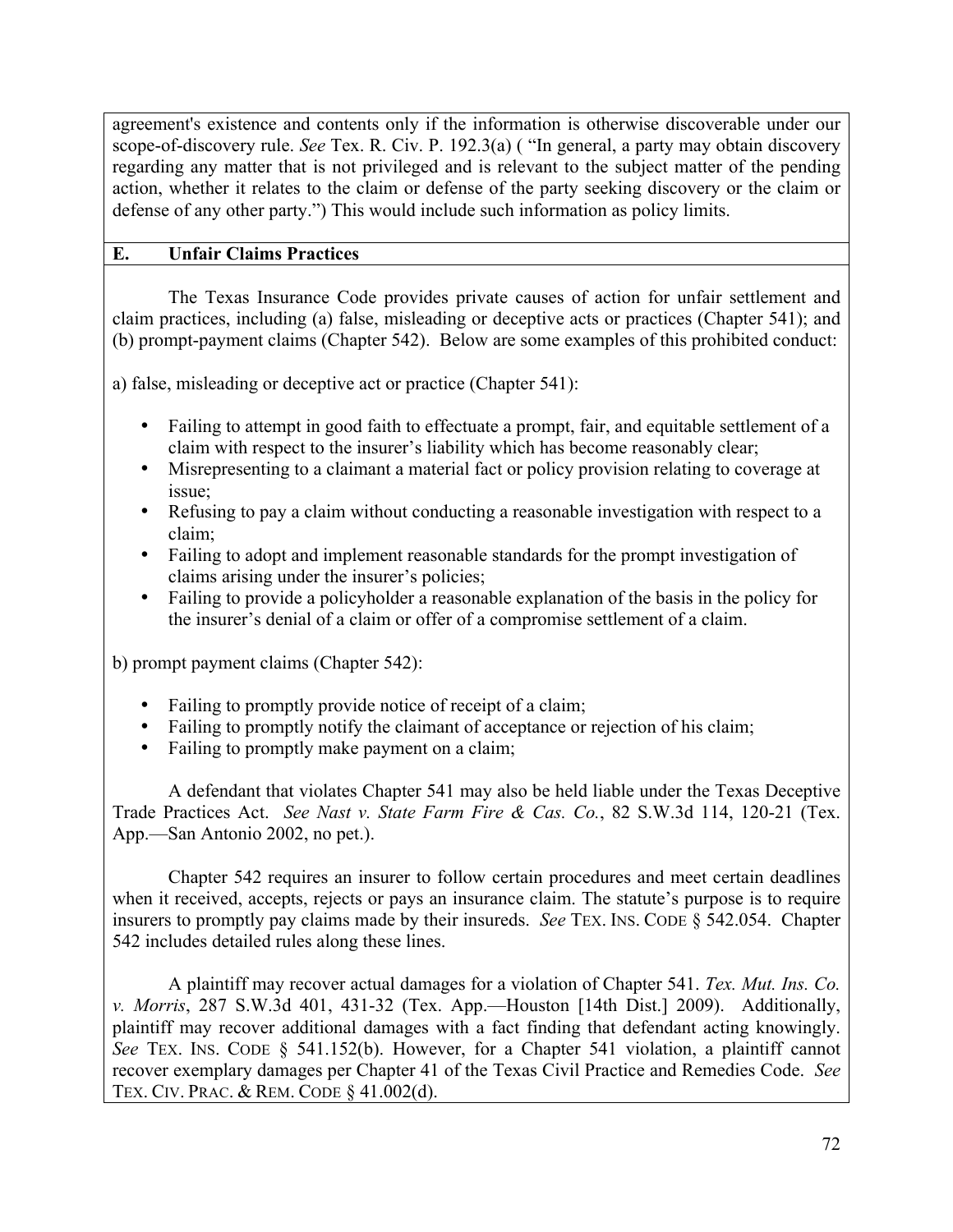agreement's existence and contents only if the information is otherwise discoverable under our scope-of-discovery rule. *See* Tex. R. Civ. P. 192.3(a) ( "In general, a party may obtain discovery regarding any matter that is not privileged and is relevant to the subject matter of the pending action, whether it relates to the claim or defense of the party seeking discovery or the claim or defense of any other party.") This would include such information as policy limits.

## E. Unfair Claims Practices

The Texas Insurance Code provides private causes of action for unfair settlement and claim practices, including (a) false, misleading or deceptive acts or practices (Chapter 541); and (b) prompt-payment claims (Chapter 542). Below are some examples of this prohibited conduct:

a) false, misleading or deceptive act or practice (Chapter 541):

- Failing to attempt in good faith to effectuate a prompt, fair, and equitable settlement of a claim with respect to the insurer's liability which has become reasonably clear;
- Misrepresenting to a claimant a material fact or policy provision relating to coverage at issue;
- Refusing to pay a claim without conducting a reasonable investigation with respect to a claim;
- Failing to adopt and implement reasonable standards for the prompt investigation of claims arising under the insurer's policies;
- Failing to provide a policyholder a reasonable explanation of the basis in the policy for the insurer's denial of a claim or offer of a compromise settlement of a claim.

b) prompt payment claims (Chapter 542):

- Failing to promptly provide notice of receipt of a claim;
- Failing to promptly notify the claimant of acceptance or rejection of his claim;
- Failing to promptly make payment on a claim;

A defendant that violates Chapter 541 may also be held liable under the Texas Deceptive Trade Practices Act. *See Nast v. State Farm Fire & Cas. Co.*, 82 S.W.3d 114, 120-21 (Tex. App.—San Antonio 2002, no pet.).

Chapter 542 requires an insurer to follow certain procedures and meet certain deadlines when it received, accepts, rejects or pays an insurance claim. The statute's purpose is to require insurers to promptly pay claims made by their insureds. *See* TEX. INS. CODE § 542.054. Chapter 542 includes detailed rules along these lines.

A plaintiff may recover actual damages for a violation of Chapter 541. *Tex. Mut. Ins. Co. v. Morris*, 287 S.W.3d 401, 431-32 (Tex. App.—Houston [14th Dist.] 2009). Additionally, plaintiff may recover additional damages with a fact finding that defendant acting knowingly. *See* TEX. INS. CODE § 541.152(b). However, for a Chapter 541 violation, a plaintiff cannot recover exemplary damages per Chapter 41 of the Texas Civil Practice and Remedies Code. *See* TEX. CIV. PRAC. & REM. CODE § 41.002(d).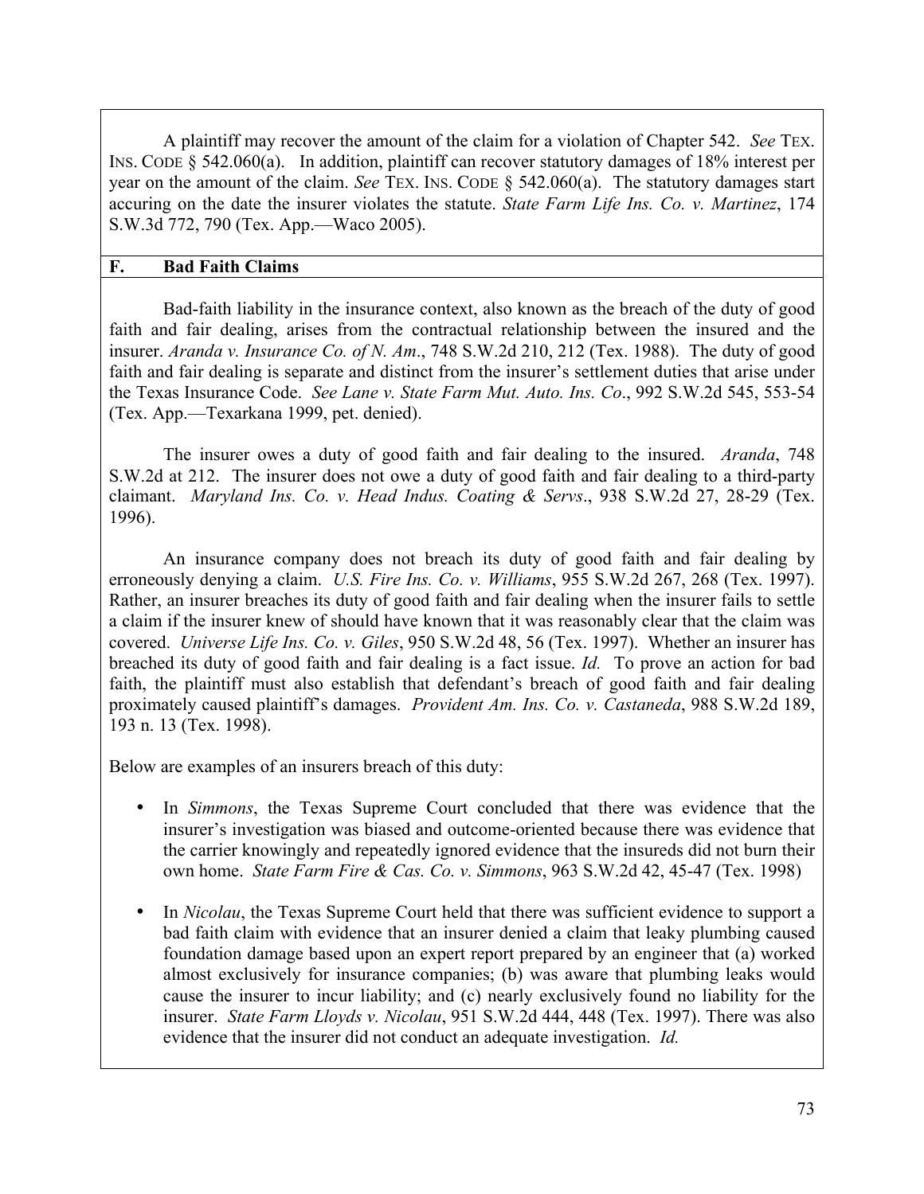A plaintiff may recover the amount of the claim for a violation of Chapter 542. *See* TEX. INS. CODE § 542.060(a). In addition, plaintiff can recover statutory damages of 18% interest per year on the amount of the claim. *See* TEX. INS. CODE § 542.060(a). The statutory damages start accuring on the date the insurer violates the statute. *State Farm Life Ins. Co. v. Martinez*, 174 S.W.3d 772, 790 (Tex. App.—Waco 2005).

## F. Bad Faith Claims

Bad-faith liability in the insurance context, also known as the breach of the duty of good faith and fair dealing, arises from the contractual relationship between the insured and the insurer. *Aranda v. Insurance Co. of N. Am*., 748 S.W.2d 210, 212 (Tex. 1988). The duty of good faith and fair dealing is separate and distinct from the insurer's settlement duties that arise under the Texas Insurance Code. *See Lane v. State Farm Mut. Auto. Ins. Co*., 992 S.W.2d 545, 553-54 (Tex. App.—Texarkana 1999, pet. denied).

The insurer owes a duty of good faith and fair dealing to the insured. *Aranda*, 748 S.W.2d at 212. The insurer does not owe a duty of good faith and fair dealing to a third-party claimant. *Maryland Ins. Co. v. Head Indus. Coating & Servs*., 938 S.W.2d 27, 28-29 (Tex. 1996).

An insurance company does not breach its duty of good faith and fair dealing by erroneously denying a claim. *U.S. Fire Ins. Co. v. Williams*, 955 S.W.2d 267, 268 (Tex. 1997). Rather, an insurer breaches its duty of good faith and fair dealing when the insurer fails to settle a claim if the insurer knew of should have known that it was reasonably clear that the claim was covered. *Universe Life Ins. Co. v. Giles*, 950 S.W.2d 48, 56 (Tex. 1997). Whether an insurer has breached its duty of good faith and fair dealing is a fact issue. *Id.* To prove an action for bad faith, the plaintiff must also establish that defendant's breach of good faith and fair dealing proximately caused plaintiff's damages. *Provident Am. Ins. Co. v. Castaneda*, 988 S.W.2d 189, 193 n. 13 (Tex. 1998).

Below are examples of an insurers breach of this duty:

- In *Simmons*, the Texas Supreme Court concluded that there was evidence that the insurer's investigation was biased and outcome-oriented because there was evidence that the carrier knowingly and repeatedly ignored evidence that the insureds did not burn their own home. *State Farm Fire & Cas. Co. v. Simmons*, 963 S.W.2d 42, 45-47 (Tex. 1998)

- In *Nicolau*, the Texas Supreme Court held that there was sufficient evidence to support a bad faith claim with evidence that an insurer denied a claim that leaky plumbing caused foundation damage based upon an expert report prepared by an engineer that (a) worked almost exclusively for insurance companies; (b) was aware that plumbing leaks would cause the insurer to incur liability; and (c) nearly exclusively found no liability for the insurer. *State Farm Lloyds v. Nicolau*, 951 S.W.2d 444, 448 (Tex. 1997). There was also evidence that the insurer did not conduct an adequate investigation. *Id.*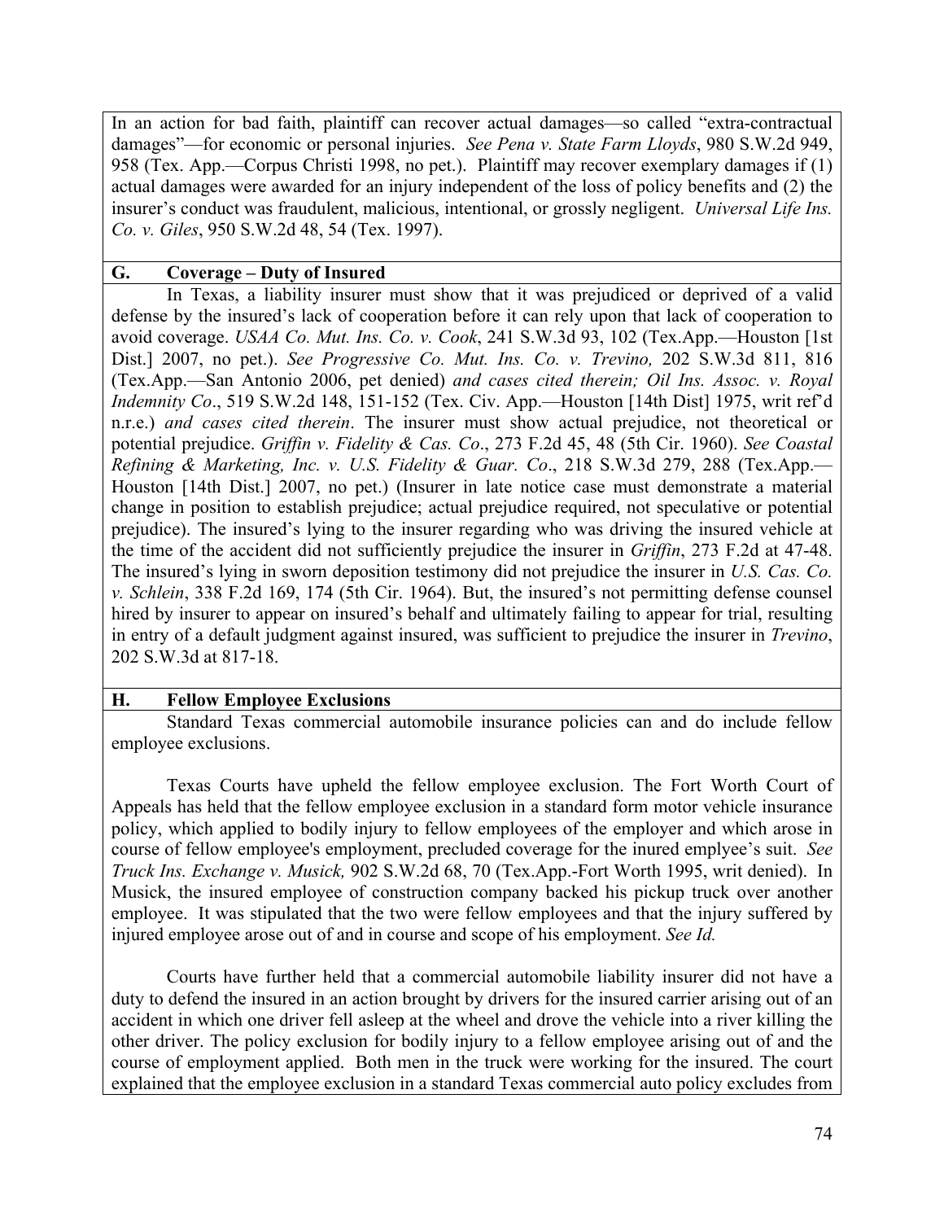In an action for bad faith, plaintiff can recover actual damages—so called "extra-contractual damages"—for economic or personal injuries. *See Pena v. State Farm Lloyds*, 980 S.W.2d 949, 958 (Tex. App.—Corpus Christi 1998, no pet.). Plaintiff may recover exemplary damages if (1) actual damages were awarded for an injury independent of the loss of policy benefits and (2) the insurer's conduct was fraudulent, malicious, intentional, or grossly negligent. *Universal Life Ins. Co. v. Giles*, 950 S.W.2d 48, 54 (Tex. 1997).

## G. Coverage – Duty of Insured

In Texas, a liability insurer must show that it was prejudiced or deprived of a valid defense by the insured's lack of cooperation before it can rely upon that lack of cooperation to avoid coverage. *USAA Co. Mut. Ins. Co. v. Cook*, 241 S.W.3d 93, 102 (Tex.App.—Houston [1st Dist.] 2007, no pet.). *See Progressive Co. Mut. Ins. Co. v. Trevino,* 202 S.W.3d 811, 816 (Tex.App.—San Antonio 2006, pet denied) *and cases cited therein; Oil Ins. Assoc. v. Royal Indemnity Co*., 519 S.W.2d 148, 151-152 (Tex. Civ. App.—Houston [14th Dist] 1975, writ ref'd n.r.e.) *and cases cited therein*. The insurer must show actual prejudice, not theoretical or potential prejudice. *Griffin v. Fidelity & Cas. Co*., 273 F.2d 45, 48 (5th Cir. 1960). *See Coastal Refining & Marketing, Inc. v. U.S. Fidelity & Guar. Co*., 218 S.W.3d 279, 288 (Tex.App.—Houston [14th Dist.] 2007, no pet.) (Insurer in late notice case must demonstrate a material change in position to establish prejudice; actual prejudice required, not speculative or potential prejudice). The insured's lying to the insurer regarding who was driving the insured vehicle at the time of the accident did not sufficiently prejudice the insurer in *Griffin*, 273 F.2d at 47-48. The insured's lying in sworn deposition testimony did not prejudice the insurer in *U.S. Cas. Co. v. Schlein*, 338 F.2d 169, 174 (5th Cir. 1964). But, the insured's not permitting defense counsel hired by insurer to appear on insured's behalf and ultimately failing to appear for trial, resulting in entry of a default judgment against insured, was sufficient to prejudice the insurer in *Trevino*, 202 S.W.3d at 817-18.

## H. Fellow Employee Exclusions

Standard Texas commercial automobile insurance policies can and do include fellow employee exclusions.

Texas Courts have upheld the fellow employee exclusion. The Fort Worth Court of Appeals has held that the fellow employee exclusion in a standard form motor vehicle insurance policy, which applied to bodily injury to fellow employees of the employer and which arose in course of fellow employee's employment, precluded coverage for the inured emplyee's suit. *See Truck Ins. Exchange v. Musick,* 902 S.W.2d 68, 70 (Tex.App.-Fort Worth 1995, writ denied). In Musick, the insured employee of construction company backed his pickup truck over another employee. It was stipulated that the two were fellow employees and that the injury suffered by injured employee arose out of and in course and scope of his employment. *See Id.*

Courts have further held that a commercial automobile liability insurer did not have a duty to defend the insured in an action brought by drivers for the insured carrier arising out of an accident in which one driver fell asleep at the wheel and drove the vehicle into a river killing the other driver. The policy exclusion for bodily injury to a fellow employee arising out of and the course of employment applied. Both men in the truck were working for the insured. The court explained that the employee exclusion in a standard Texas commercial auto policy excludes from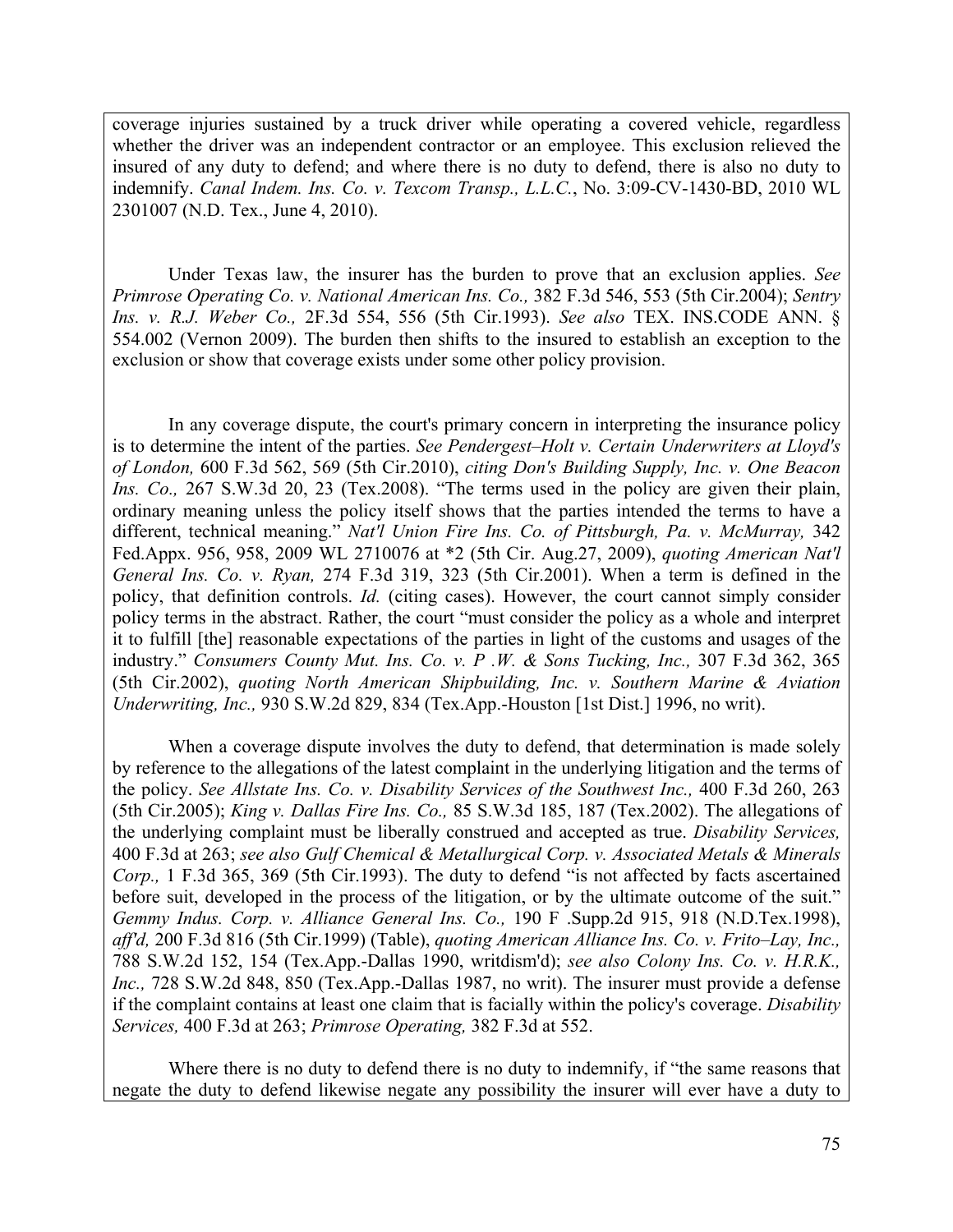coverage injuries sustained by a truck driver while operating a covered vehicle, regardless whether the driver was an independent contractor or an employee. This exclusion relieved the insured of any duty to defend; and where there is no duty to defend, there is also no duty to indemnify. *Canal Indem. Ins. Co. v. Texcom Transp., L.L.C.*, No. 3:09-CV-1430-BD, 2010 WL 2301007 (N.D. Tex., June 4, 2010).

Under Texas law, the insurer has the burden to prove that an exclusion applies. *See Primrose Operating Co. v. National American Ins. Co.,* 382 F.3d 546, 553 (5th Cir.2004); *Sentry Ins. v. R.J. Weber Co.,* 2F.3d 554, 556 (5th Cir.1993). *See also* TEX. INS.CODE ANN. § 554.002 (Vernon 2009). The burden then shifts to the insured to establish an exception to the exclusion or show that coverage exists under some other policy provision.

In any coverage dispute, the court's primary concern in interpreting the insurance policy is to determine the intent of the parties. *See Pendergest–Holt v. Certain Underwriters at Lloyd's of London,* 600 F.3d 562, 569 (5th Cir.2010), *citing Don's Building Supply, Inc. v. One Beacon Ins. Co.,* 267 S.W.3d 20, 23 (Tex.2008). "The terms used in the policy are given their plain, ordinary meaning unless the policy itself shows that the parties intended the terms to have a different, technical meaning." *Nat'l Union Fire Ins. Co. of Pittsburgh, Pa. v. McMurray,* 342 Fed.Appx. 956, 958, 2009 WL 2710076 at *2 (5th Cir. Aug.27, 2009), *quoting American Nat'l General Ins. Co. v. Ryan,* 274 F.3d 319, 323 (5th Cir.2001). When a term is defined in the policy, that definition controls. *Id.* (citing cases). However, the court cannot simply consider policy terms in the abstract. Rather, the court "must consider the policy as a whole and interpret it to fulfill [the] reasonable expectations of the parties in light of the customs and usages of the industry." *Consumers County Mut. Ins. Co. v. P .W. & Sons Tucking, Inc.,* 307 F.3d 362, 365 (5th Cir.2002), *quoting North American Shipbuilding, Inc. v. Southern Marine & Aviation Underwriting, Inc.,* 930 S.W.2d 829, 834 (Tex.App.-Houston [1st Dist.] 1996, no writ).

When a coverage dispute involves the duty to defend, that determination is made solely by reference to the allegations of the latest complaint in the underlying litigation and the terms of the policy. *See Allstate Ins. Co. v. Disability Services of the Southwest Inc.,* 400 F.3d 260, 263 (5th Cir.2005); *King v. Dallas Fire Ins. Co.,* 85 S.W.3d 185, 187 (Tex.2002). The allegations of the underlying complaint must be liberally construed and accepted as true. *Disability Services,* 400 F.3d at 263; *see also Gulf Chemical & Metallurgical Corp. v. Associated Metals & Minerals Corp.,* 1 F.3d 365, 369 (5th Cir.1993). The duty to defend "is not affected by facts ascertained before suit, developed in the process of the litigation, or by the ultimate outcome of the suit." *Gemmy Indus. Corp. v. Alliance General Ins. Co.,* 190 F .Supp.2d 915, 918 (N.D.Tex.1998), *aff'd,* 200 F.3d 816 (5th Cir.1999) (Table), *quoting American Alliance Ins. Co. v. Frito–Lay, Inc.,* 788 S.W.2d 152, 154 (Tex.App.-Dallas 1990, writdism'd); *see also Colony Ins. Co. v. H.R.K., Inc.,* 728 S.W.2d 848, 850 (Tex.App.-Dallas 1987, no writ). The insurer must provide a defense if the complaint contains at least one claim that is facially within the policy's coverage. *Disability Services,* 400 F.3d at 263; *Primrose Operating,* 382 F.3d at 552.

Where there is no duty to defend there is no duty to indemnify, if "the same reasons that negate the duty to defend likewise negate any possibility the insurer will ever have a duty to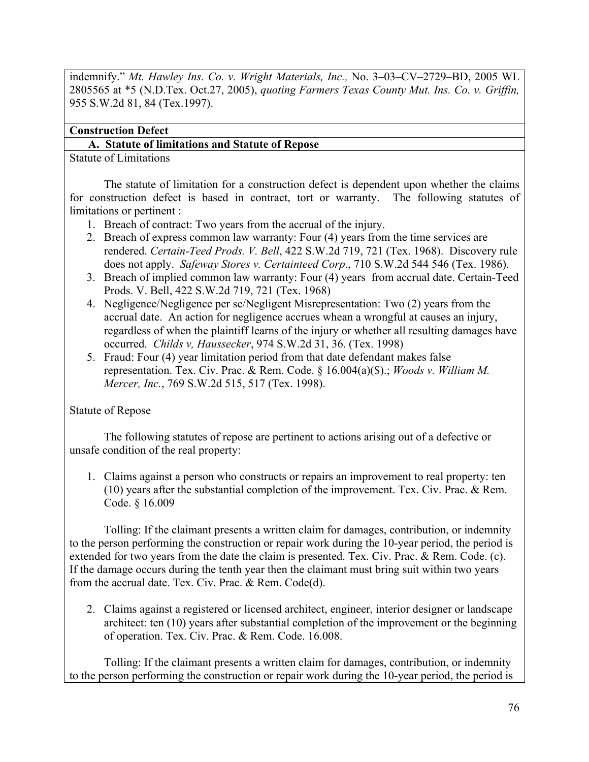indemnify." *Mt. Hawley Ins. Co. v. Wright Materials, Inc.,* No. 3–03–CV–2729–BD, 2005 WL 2805565 at *5 (N.D.Tex. Oct.27, 2005), *quoting Farmers Texas County Mut. Ins. Co. v. Griffin,* 955 S.W.2d 81, 84 (Tex.1997).

**Construction Defect**

**A. Statute of limitations and Statute of Repose**

Statute of Limitations

The statute of limitation for a construction defect is dependent upon whether the claims for construction defect is based in contract, tort or warranty. The following statutes of limitations or pertinent :

1. Breach of contract: Two years from the accrual of the injury.
2. Breach of express common law warranty: Four (4) years from the time services are rendered. *Certain-Teed Prods. V. Bell*, 422 S.W.2d 719, 721 (Tex. 1968). Discovery rule does not apply. *Safeway Stores v. Certainteed Corp*., 710 S.W.2d 544 546 (Tex. 1986).
3. Breach of implied common law warranty: Four (4) years from accrual date. Certain-Teed Prods. V. Bell, 422 S.W.2d 719, 721 (Tex. 1968)
4. Negligence/Negligence per se/Negligent Misrepresentation: Two (2) years from the accrual date. An action for negligence accrues whean a wrongful at causes an injury, regardless of when the plaintiff learns of the injury or whether all resulting damages have occurred. *Childs v, Haussecker*, 974 S.W.2d 31, 36. (Tex. 1998)
5. Fraud: Four (4) year limitation period from that date defendant makes false representation. Tex. Civ. Prac. & Rem. Code. § 16.004(a)($).; *Woods v. William M. Mercer, Inc.*, 769 S.W.2d 515, 517 (Tex. 1998).

Statute of Repose

The following statutes of repose are pertinent to actions arising out of a defective or unsafe condition of the real property:

1. Claims against a person who constructs or repairs an improvement to real property: ten (10) years after the substantial completion of the improvement. Tex. Civ. Prac. & Rem. Code. § 16.009

Tolling: If the claimant presents a written claim for damages, contribution, or indemnity to the person performing the construction or repair work during the 10-year period, the period is extended for two years from the date the claim is presented. Tex. Civ. Prac. & Rem. Code. (c). If the damage occurs during the tenth year then the claimant must bring suit within two years from the accrual date. Tex. Civ. Prac. & Rem. Code(d).

2. Claims against a registered or licensed architect, engineer, interior designer or landscape architect: ten (10) years after substantial completion of the improvement or the beginning of operation. Tex. Civ. Prac. & Rem. Code. 16.008.

Tolling: If the claimant presents a written claim for damages, contribution, or indemnity to the person performing the construction or repair work during the 10-year period, the period is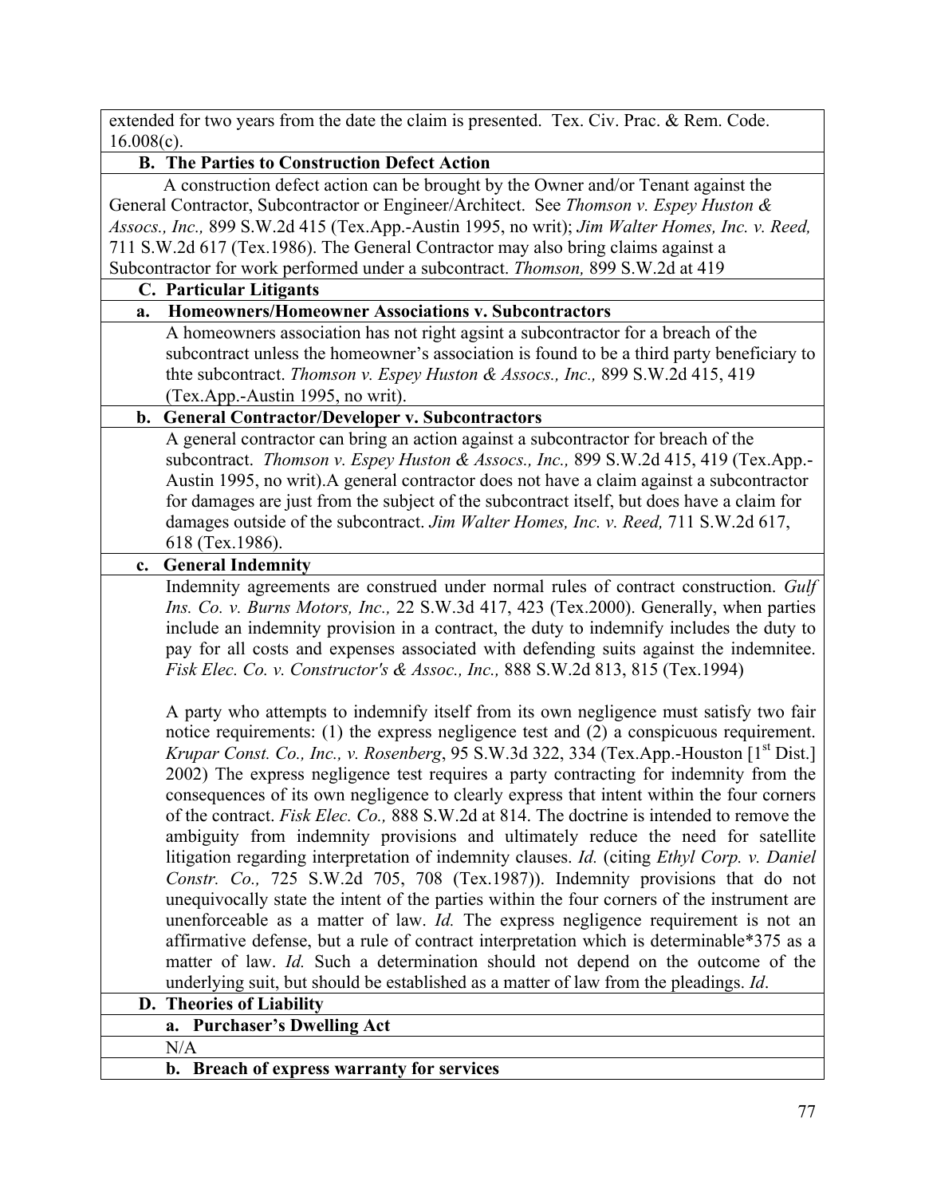extended for two years from the date the claim is presented. Tex. Civ. Prac. & Rem. Code. 16.008(c).

### B. The Parties to Construction Defect Action

A construction defect action can be brought by the Owner and/or Tenant against the General Contractor, Subcontractor or Engineer/Architect. See *Thomson v. Espey Huston & Assocs., Inc.,* 899 S.W.2d 415 (Tex.App.-Austin 1995, no writ); *Jim Walter Homes, Inc. v. Reed,* 711 S.W.2d 617 (Tex.1986). The General Contractor may also bring claims against a Subcontractor for work performed under a subcontract. *Thomson,* 899 S.W.2d at 419

### C. Particular Litigants

#### a. Homeowners/Homeowner Associations v. Subcontractors

A homeowners association has not right agsint a subcontractor for a breach of the subcontract unless the homeowner's association is found to be a third party beneficiary to thte subcontract. *Thomson v. Espey Huston & Assocs., Inc.,* 899 S.W.2d 415, 419 (Tex.App.-Austin 1995, no writ).

#### b. General Contractor/Developer v. Subcontractors

A general contractor can bring an action against a subcontractor for breach of the subcontract. *Thomson v. Espey Huston & Assocs., Inc.,* 899 S.W.2d 415, 419 (Tex.App.-Austin 1995, no writ).A general contractor does not have a claim against a subcontractor for damages are just from the subject of the subcontract itself, but does have a claim for damages outside of the subcontract. *Jim Walter Homes, Inc. v. Reed,* 711 S.W.2d 617, 618 (Tex.1986).

#### c. General Indemnity

Indemnity agreements are construed under normal rules of contract construction. *Gulf Ins. Co. v. Burns Motors, Inc.,* 22 S.W.3d 417, 423 (Tex.2000). Generally, when parties include an indemnity provision in a contract, the duty to indemnify includes the duty to pay for all costs and expenses associated with defending suits against the indemnitee. *Fisk Elec. Co. v. Constructor's & Assoc., Inc.,* 888 S.W.2d 813, 815 (Tex.1994)

A party who attempts to indemnify itself from its own negligence must satisfy two fair notice requirements: (1) the express negligence test and (2) a conspicuous requirement. *Krupar Const. Co., Inc., v. Rosenberg*, 95 S.W.3d 322, 334 (Tex.App.-Houston [1st Dist.] 2002) The express negligence test requires a party contracting for indemnity from the consequences of its own negligence to clearly express that intent within the four corners of the contract. *Fisk Elec. Co.,* 888 S.W.2d at 814. The doctrine is intended to remove the ambiguity from indemnity provisions and ultimately reduce the need for satellite litigation regarding interpretation of indemnity clauses. *Id.* (citing *Ethyl Corp. v. Daniel Constr. Co.,* 725 S.W.2d 705, 708 (Tex.1987)). Indemnity provisions that do not unequivocally state the intent of the parties within the four corners of the instrument are unenforceable as a matter of law. *Id.* The express negligence requirement is not an affirmative defense, but a rule of contract interpretation which is determinable*375 as a matter of law. *Id.* Such a determination should not depend on the outcome of the underlying suit, but should be established as a matter of law from the pleadings. *Id*.

### D. Theories of Liability

#### a. Purchaser's Dwelling Act

N/A

#### b. Breach of express warranty for services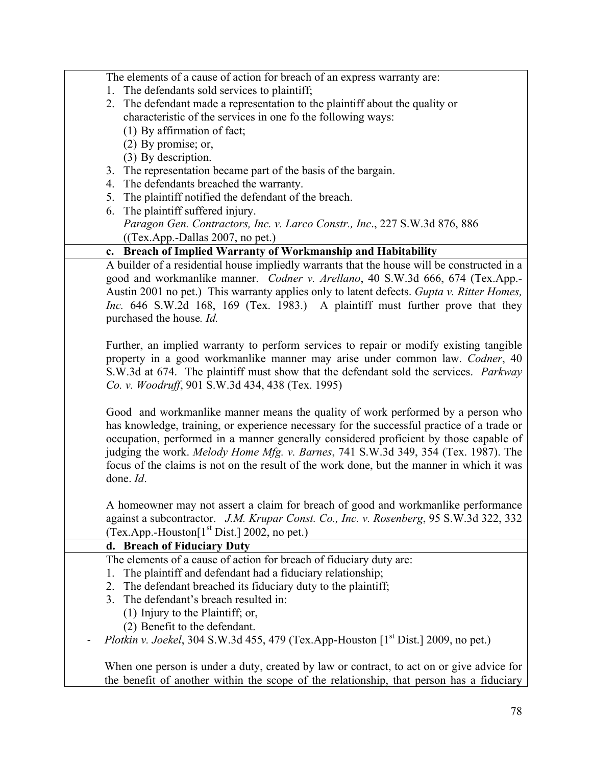The elements of a cause of action for breach of an express warranty are:

1. The defendants sold services to plaintiff;
2. The defendant made a representation to the plaintiff about the quality or characteristic of the services in one fo the following ways:
   (1) By affirmation of fact;
   (2) By promise; or,
   (3) By description.
3. The representation became part of the basis of the bargain.
4. The defendants breached the warranty.
5. The plaintiff notified the defendant of the breach.
6. The plaintiff suffered injury.
   *Paragon Gen. Contractors, Inc. v. Larco Constr., Inc*., 227 S.W.3d 876, 886 ((Tex.App.-Dallas 2007, no pet.)

**c. Breach of Implied Warranty of Workmanship and Habitability**

A builder of a residential house impliedly warrants that the house will be constructed in a good and workmanlike manner. *Codner v. Arellano*, 40 S.W.3d 666, 674 (Tex.App.-Austin 2001 no pet.) This warranty applies only to latent defects. *Gupta v. Ritter Homes, Inc.* 646 S.W.2d 168, 169 (Tex. 1983.) A plaintiff must further prove that they purchased the house*. Id.*

Further, an implied warranty to perform services to repair or modify existing tangible property in a good workmanlike manner may arise under common law. *Codner*, 40 S.W.3d at 674. The plaintiff must show that the defendant sold the services. *Parkway Co. v. Woodruff*, 901 S.W.3d 434, 438 (Tex. 1995)

Good and workmanlike manner means the quality of work performed by a person who has knowledge, training, or experience necessary for the successful practice of a trade or occupation, performed in a manner generally considered proficient by those capable of judging the work. *Melody Home Mfg. v. Barnes*, 741 S.W.3d 349, 354 (Tex. 1987). The focus of the claims is not on the result of the work done, but the manner in which it was done. *Id*.

A homeowner may not assert a claim for breach of good and workmanlike performance against a subcontractor. *J.M. Krupar Const. Co., Inc. v. Rosenberg*, 95 S.W.3d 322, 332 (Tex.App.-Houston[1st Dist.] 2002, no pet.)

**d. Breach of Fiduciary Duty**

The elements of a cause of action for breach of fiduciary duty are:

1. The plaintiff and defendant had a fiduciary relationship;
2. The defendant breached its fiduciary duty to the plaintiff;
3. The defendant's breach resulted in:
   (1) Injury to the Plaintiff; or,
   (2) Benefit to the defendant.

- *Plotkin v. Joekel*, 304 S.W.3d 455, 479 (Tex.App-Houston [1st Dist.] 2009, no pet.)

When one person is under a duty, created by law or contract, to act on or give advice for the benefit of another within the scope of the relationship, that person has a fiduciary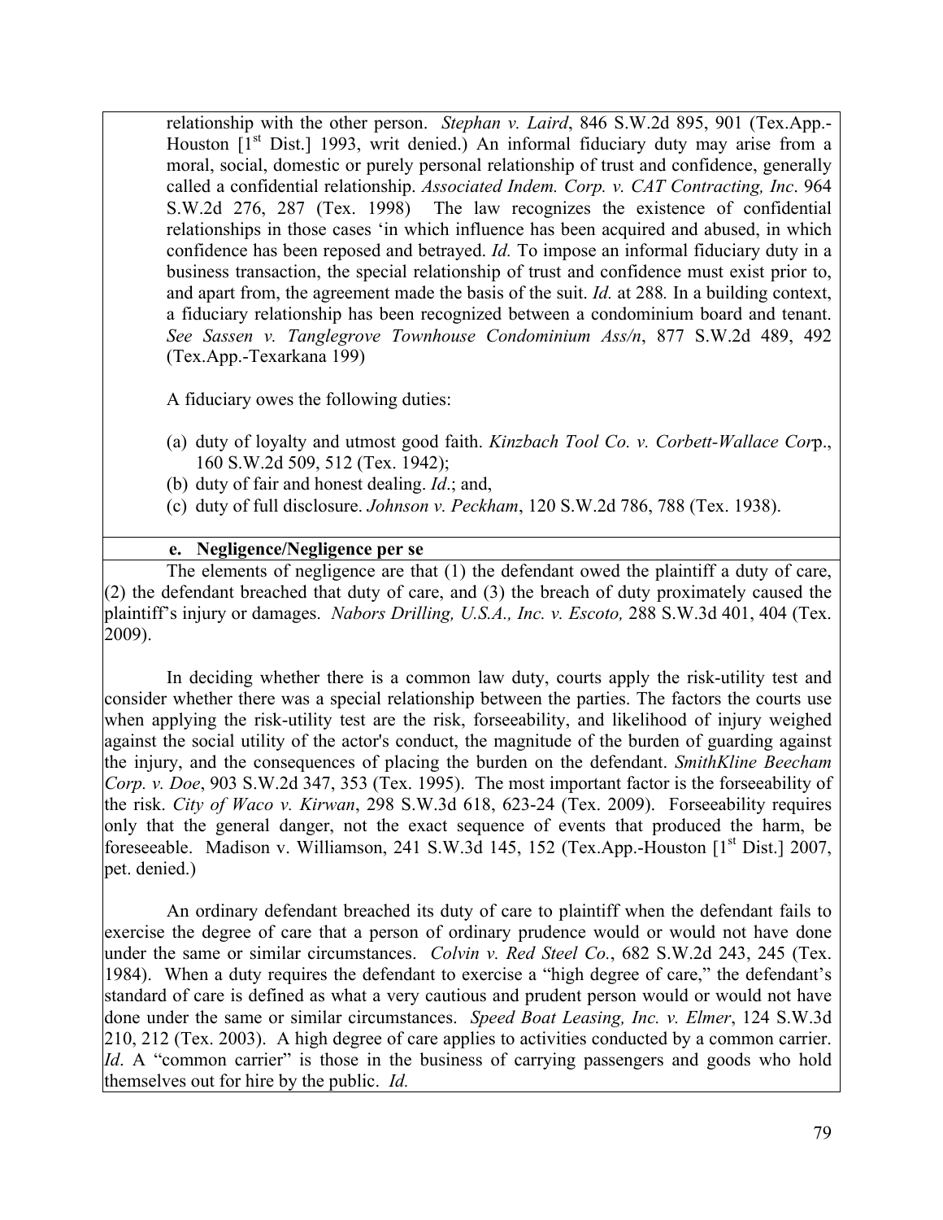relationship with the other person. *Stephan v. Laird*, 846 S.W.2d 895, 901 (Tex.App.-Houston [1st Dist.] 1993, writ denied.) An informal fiduciary duty may arise from a moral, social, domestic or purely personal relationship of trust and confidence, generally called a confidential relationship. *Associated Indem. Corp. v. CAT Contracting, Inc*. 964 S.W.2d 276, 287 (Tex. 1998) The law recognizes the existence of confidential relationships in those cases 'in which influence has been acquired and abused, in which confidence has been reposed and betrayed. *Id.* To impose an informal fiduciary duty in a business transaction, the special relationship of trust and confidence must exist prior to, and apart from, the agreement made the basis of the suit. *Id.* at 288. In a building context, a fiduciary relationship has been recognized between a condominium board and tenant. *See Sassen v. Tanglegrove Townhouse Condominium Ass/n*, 877 S.W.2d 489, 492 (Tex.App.-Texarkana 199)

A fiduciary owes the following duties:

(a) duty of loyalty and utmost good faith. *Kinzbach Tool Co. v. Corbett-Wallace Cor*p., 160 S.W.2d 509, 512 (Tex. 1942);
(b) duty of fair and honest dealing. *Id*.; and,
(c) duty of full disclosure. *Johnson v. Peckham*, 120 S.W.2d 786, 788 (Tex. 1938).

**e. Negligence/Negligence per se**

The elements of negligence are that (1) the defendant owed the plaintiff a duty of care, (2) the defendant breached that duty of care, and (3) the breach of duty proximately caused the plaintiff's injury or damages. *Nabors Drilling, U.S.A., Inc. v. Escoto,* 288 S.W.3d 401, 404 (Tex. 2009).

In deciding whether there is a common law duty, courts apply the risk-utility test and consider whether there was a special relationship between the parties. The factors the courts use when applying the risk-utility test are the risk, forseeability, and likelihood of injury weighed against the social utility of the actor's conduct, the magnitude of the burden of guarding against the injury, and the consequences of placing the burden on the defendant. *SmithKline Beecham Corp. v. Doe*, 903 S.W.2d 347, 353 (Tex. 1995). The most important factor is the forseeability of the risk. *City of Waco v. Kirwan*, 298 S.W.3d 618, 623-24 (Tex. 2009). Forseeability requires only that the general danger, not the exact sequence of events that produced the harm, be foreseeable. Madison v. Williamson, 241 S.W.3d 145, 152 (Tex.App.-Houston [1st Dist.] 2007, pet. denied.)

An ordinary defendant breached its duty of care to plaintiff when the defendant fails to exercise the degree of care that a person of ordinary prudence would or would not have done under the same or similar circumstances. *Colvin v. Red Steel Co.*, 682 S.W.2d 243, 245 (Tex. 1984). When a duty requires the defendant to exercise a "high degree of care," the defendant's standard of care is defined as what a very cautious and prudent person would or would not have done under the same or similar circumstances. *Speed Boat Leasing, Inc. v. Elmer*, 124 S.W.3d 210, 212 (Tex. 2003). A high degree of care applies to activities conducted by a common carrier. *Id*. A "common carrier" is those in the business of carrying passengers and goods who hold themselves out for hire by the public. *Id.*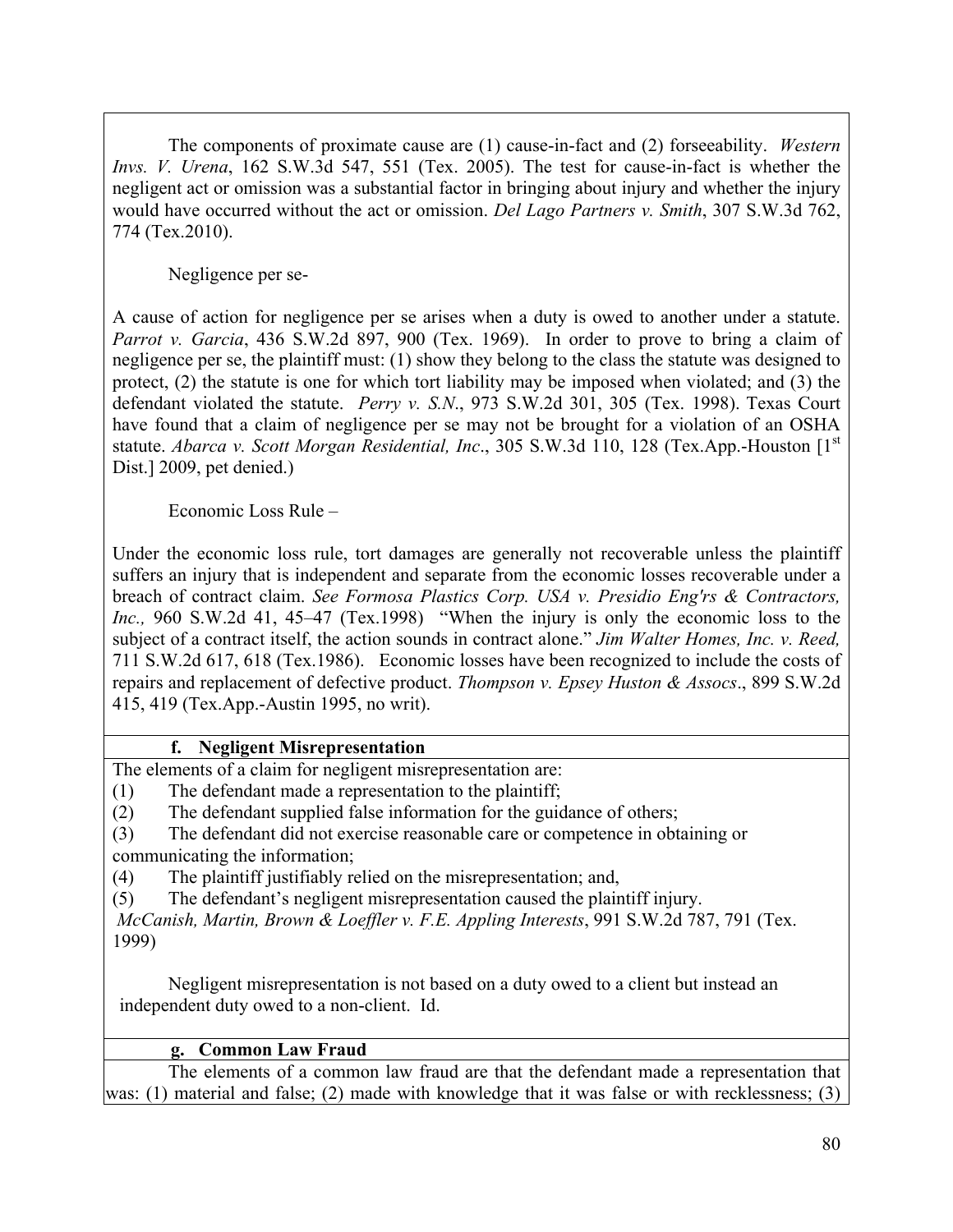The components of proximate cause are (1) cause-in-fact and (2) forseeability. *Western Invs. V. Urena*, 162 S.W.3d 547, 551 (Tex. 2005). The test for cause-in-fact is whether the negligent act or omission was a substantial factor in bringing about injury and whether the injury would have occurred without the act or omission. *Del Lago Partners v. Smith*, 307 S.W.3d 762, 774 (Tex.2010).

Negligence per se-

A cause of action for negligence per se arises when a duty is owed to another under a statute. *Parrot v. Garcia*, 436 S.W.2d 897, 900 (Tex. 1969). In order to prove to bring a claim of negligence per se, the plaintiff must: (1) show they belong to the class the statute was designed to protect, (2) the statute is one for which tort liability may be imposed when violated; and (3) the defendant violated the statute. *Perry v. S.N*., 973 S.W.2d 301, 305 (Tex. 1998). Texas Court have found that a claim of negligence per se may not be brought for a violation of an OSHA statute. *Abarca v. Scott Morgan Residential, Inc*., 305 S.W.3d 110, 128 (Tex.App.-Houston [1st Dist.] 2009, pet denied.)

Economic Loss Rule –

Under the economic loss rule, tort damages are generally not recoverable unless the plaintiff suffers an injury that is independent and separate from the economic losses recoverable under a breach of contract claim. *See Formosa Plastics Corp. USA v. Presidio Eng'rs & Contractors, Inc.,* 960 S.W.2d 41, 45–47 (Tex.1998) "When the injury is only the economic loss to the subject of a contract itself, the action sounds in contract alone." *Jim Walter Homes, Inc. v. Reed,* 711 S.W.2d 617, 618 (Tex.1986). Economic losses have been recognized to include the costs of repairs and replacement of defective product. *Thompson v. Epsey Huston & Assocs*., 899 S.W.2d 415, 419 (Tex.App.-Austin 1995, no writ).

**f. Negligent Misrepresentation**

The elements of a claim for negligent misrepresentation are:

(1) The defendant made a representation to the plaintiff;

(2) The defendant supplied false information for the guidance of others;

(3) The defendant did not exercise reasonable care or competence in obtaining or communicating the information;

(4) The plaintiff justifiably relied on the misrepresentation; and,

(5) The defendant's negligent misrepresentation caused the plaintiff injury.

*McCanish, Martin, Brown & Loeffler v. F.E. Appling Interests*, 991 S.W.2d 787, 791 (Tex. 1999)

Negligent misrepresentation is not based on a duty owed to a client but instead an independent duty owed to a non-client. Id.

**g. Common Law Fraud**

The elements of a common law fraud are that the defendant made a representation that was: (1) material and false; (2) made with knowledge that it was false or with recklessness; (3)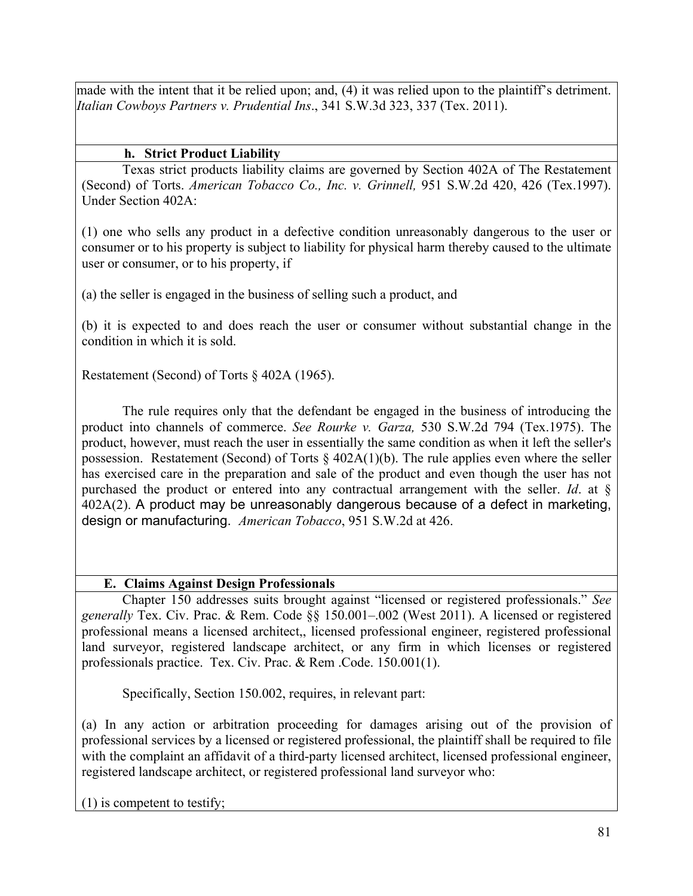made with the intent that it be relied upon; and, (4) it was relied upon to the plaintiff's detriment. *Italian Cowboys Partners v. Prudential Ins*., 341 S.W.3d 323, 337 (Tex. 2011).

### h. Strict Product Liability

Texas strict products liability claims are governed by Section 402A of The Restatement (Second) of Torts. *American Tobacco Co., Inc. v. Grinnell,* 951 S.W.2d 420, 426 (Tex.1997). Under Section 402A:

(1) one who sells any product in a defective condition unreasonably dangerous to the user or consumer or to his property is subject to liability for physical harm thereby caused to the ultimate user or consumer, or to his property, if

(a) the seller is engaged in the business of selling such a product, and

(b) it is expected to and does reach the user or consumer without substantial change in the condition in which it is sold.

Restatement (Second) of Torts § 402A (1965).

The rule requires only that the defendant be engaged in the business of introducing the product into channels of commerce. *See Rourke v. Garza,* 530 S.W.2d 794 (Tex.1975). The product, however, must reach the user in essentially the same condition as when it left the seller's possession. Restatement (Second) of Torts § 402A(1)(b). The rule applies even where the seller has exercised care in the preparation and sale of the product and even though the user has not purchased the product or entered into any contractual arrangement with the seller. *Id*. at § 402A(2). A product may be unreasonably dangerous because of a defect in marketing, design or manufacturing. *American Tobacco*, 951 S.W.2d at 426.

## E. Claims Against Design Professionals

Chapter 150 addresses suits brought against "licensed or registered professionals." *See generally* Tex. Civ. Prac. & Rem. Code §§ 150.001–.002 (West 2011). A licensed or registered professional means a licensed architect,, licensed professional engineer, registered professional land surveyor, registered landscape architect, or any firm in which licenses or registered professionals practice. Tex. Civ. Prac. & Rem .Code. 150.001(1).

Specifically, Section 150.002, requires, in relevant part:

(a) In any action or arbitration proceeding for damages arising out of the provision of professional services by a licensed or registered professional, the plaintiff shall be required to file with the complaint an affidavit of a third-party licensed architect, licensed professional engineer, registered landscape architect, or registered professional land surveyor who:

(1) is competent to testify;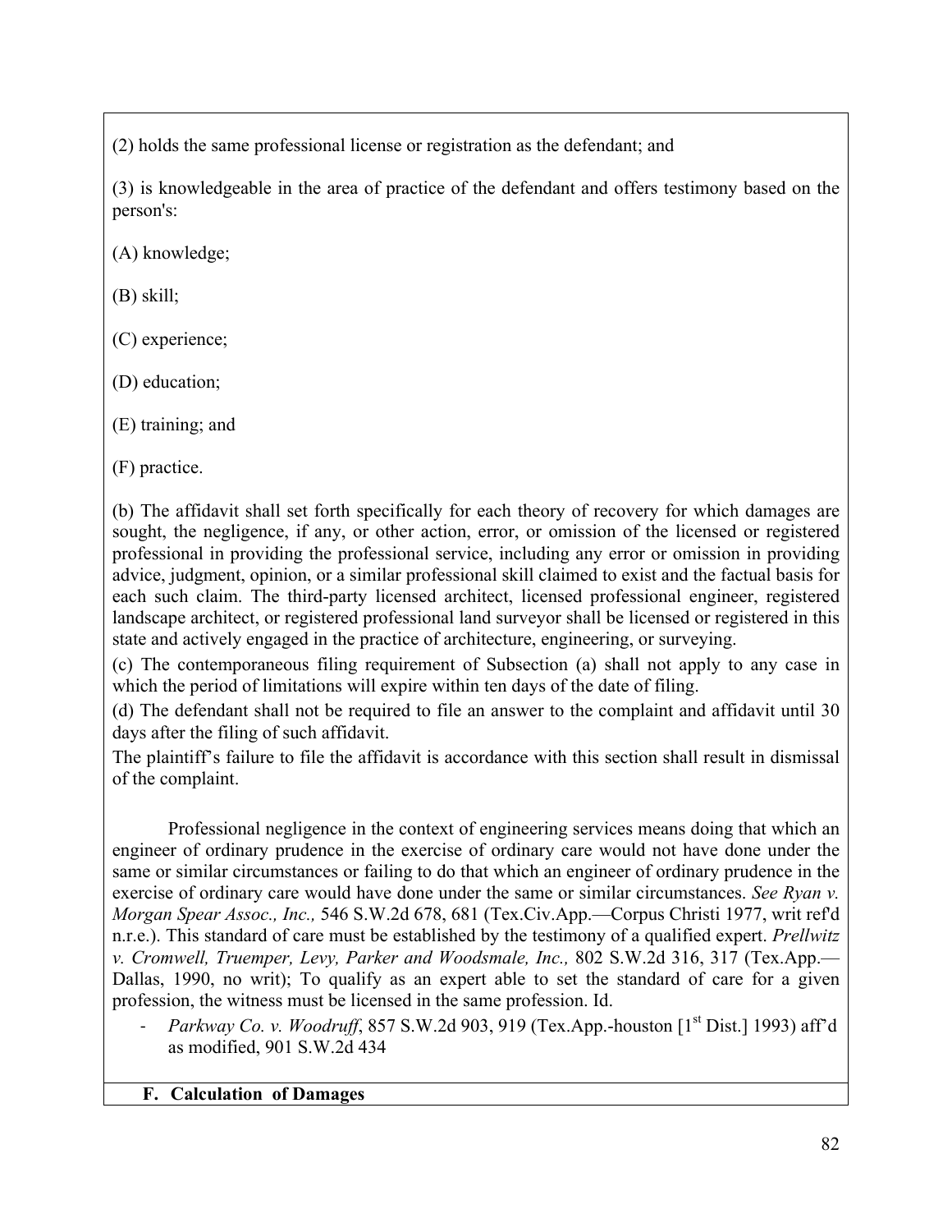(2) holds the same professional license or registration as the defendant; and

(3) is knowledgeable in the area of practice of the defendant and offers testimony based on the person's:

(A) knowledge;

(B) skill;

(C) experience;

(D) education;

(E) training; and

(F) practice.

(b) The affidavit shall set forth specifically for each theory of recovery for which damages are sought, the negligence, if any, or other action, error, or omission of the licensed or registered professional in providing the professional service, including any error or omission in providing advice, judgment, opinion, or a similar professional skill claimed to exist and the factual basis for each such claim. The third-party licensed architect, licensed professional engineer, registered landscape architect, or registered professional land surveyor shall be licensed or registered in this state and actively engaged in the practice of architecture, engineering, or surveying.

(c) The contemporaneous filing requirement of Subsection (a) shall not apply to any case in which the period of limitations will expire within ten days of the date of filing.

(d) The defendant shall not be required to file an answer to the complaint and affidavit until 30 days after the filing of such affidavit.

The plaintiff's failure to file the affidavit is accordance with this section shall result in dismissal of the complaint.

Professional negligence in the context of engineering services means doing that which an engineer of ordinary prudence in the exercise of ordinary care would not have done under the same or similar circumstances or failing to do that which an engineer of ordinary prudence in the exercise of ordinary care would have done under the same or similar circumstances. *See Ryan v. Morgan Spear Assoc., Inc.,* 546 S.W.2d 678, 681 (Tex.Civ.App.—Corpus Christi 1977, writ ref'd n.r.e.). This standard of care must be established by the testimony of a qualified expert. *Prellwitz v. Cromwell, Truemper, Levy, Parker and Woodsmale, Inc.,* 802 S.W.2d 316, 317 (Tex.App.—Dallas, 1990, no writ); To qualify as an expert able to set the standard of care for a given profession, the witness must be licensed in the same profession. Id.

- *Parkway Co. v. Woodruff*, 857 S.W.2d 903, 919 (Tex.App.-houston [1st Dist.] 1993) aff'd as modified, 901 S.W.2d 434

### F. Calculation of Damages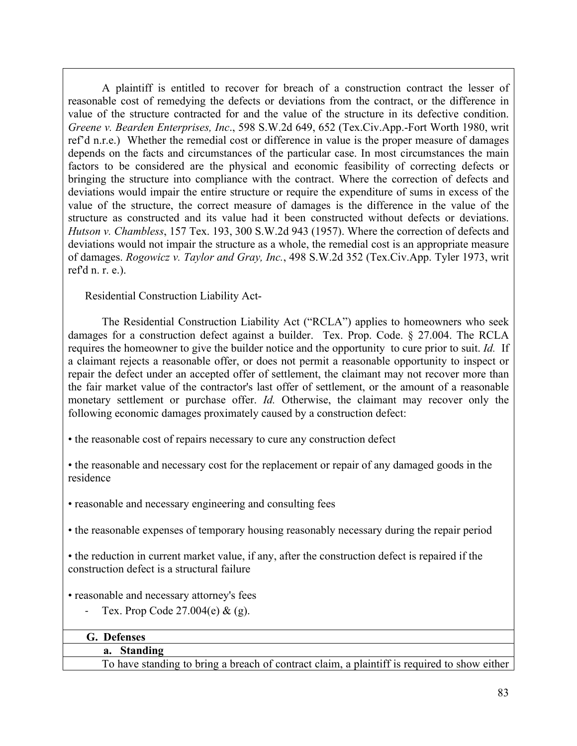A plaintiff is entitled to recover for breach of a construction contract the lesser of reasonable cost of remedying the defects or deviations from the contract, or the difference in value of the structure contracted for and the value of the structure in its defective condition. *Greene v. Bearden Enterprises, Inc*., 598 S.W.2d 649, 652 (Tex.Civ.App.-Fort Worth 1980, writ ref'd n.r.e.) Whether the remedial cost or difference in value is the proper measure of damages depends on the facts and circumstances of the particular case. In most circumstances the main factors to be considered are the physical and economic feasibility of correcting defects or bringing the structure into compliance with the contract. Where the correction of defects and deviations would impair the entire structure or require the expenditure of sums in excess of the value of the structure, the correct measure of damages is the difference in the value of the structure as constructed and its value had it been constructed without defects or deviations. *Hutson v. Chambless*, 157 Tex. 193, 300 S.W.2d 943 (1957). Where the correction of defects and deviations would not impair the structure as a whole, the remedial cost is an appropriate measure of damages. *Rogowicz v. Taylor and Gray, Inc.*, 498 S.W.2d 352 (Tex.Civ.App. Tyler 1973, writ ref'd n. r. e.).

Residential Construction Liability Act-

The Residential Construction Liability Act ("RCLA") applies to homeowners who seek damages for a construction defect against a builder. Tex. Prop. Code. § 27.004. The RCLA requires the homeowner to give the builder notice and the opportunity to cure prior to suit. *Id.* If a claimant rejects a reasonable offer, or does not permit a reasonable opportunity to inspect or repair the defect under an accepted offer of settlement, the claimant may not recover more than the fair market value of the contractor's last offer of settlement, or the amount of a reasonable monetary settlement or purchase offer. *Id.* Otherwise, the claimant may recover only the following economic damages proximately caused by a construction defect:

- the reasonable cost of repairs necessary to cure any construction defect
- the reasonable and necessary cost for the replacement or repair of any damaged goods in the residence
- reasonable and necessary engineering and consulting fees
- the reasonable expenses of temporary housing reasonably necessary during the repair period
- the reduction in current market value, if any, after the construction defect is repaired if the construction defect is a structural failure
- reasonable and necessary attorney's fees
  - Tex. Prop Code 27.004(e) & (g).

## G. Defenses

### a. Standing

To have standing to bring a breach of contract claim, a plaintiff is required to show either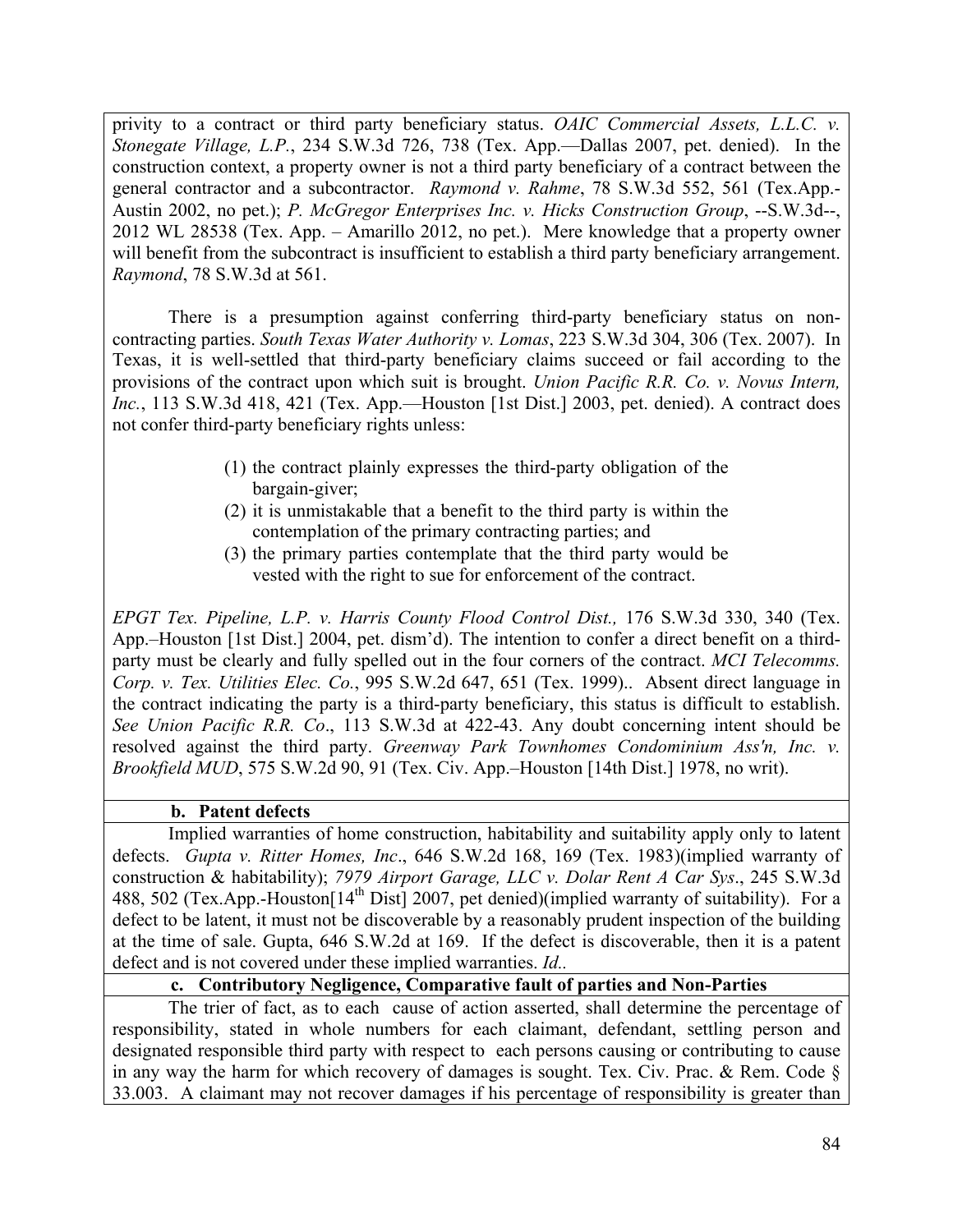privity to a contract or third party beneficiary status. *OAIC Commercial Assets, L.L.C. v. Stonegate Village, L.P.*, 234 S.W.3d 726, 738 (Tex. App.—Dallas 2007, pet. denied). In the construction context, a property owner is not a third party beneficiary of a contract between the general contractor and a subcontractor. *Raymond v. Rahme*, 78 S.W.3d 552, 561 (Tex.App.-Austin 2002, no pet.); *P. McGregor Enterprises Inc. v. Hicks Construction Group*, --S.W.3d--, 2012 WL 28538 (Tex. App. – Amarillo 2012, no pet.). Mere knowledge that a property owner will benefit from the subcontract is insufficient to establish a third party beneficiary arrangement. *Raymond*, 78 S.W.3d at 561.

There is a presumption against conferring third-party beneficiary status on non-contracting parties. *South Texas Water Authority v. Lomas*, 223 S.W.3d 304, 306 (Tex. 2007). In Texas, it is well-settled that third-party beneficiary claims succeed or fail according to the provisions of the contract upon which suit is brought. *Union Pacific R.R. Co. v. Novus Intern, Inc.*, 113 S.W.3d 418, 421 (Tex. App.—Houston [1st Dist.] 2003, pet. denied). A contract does not confer third-party beneficiary rights unless:

(1) the contract plainly expresses the third-party obligation of the bargain-giver;
(2) it is unmistakable that a benefit to the third party is within the contemplation of the primary contracting parties; and
(3) the primary parties contemplate that the third party would be vested with the right to sue for enforcement of the contract.

*EPGT Tex. Pipeline, L.P. v. Harris County Flood Control Dist.,* 176 S.W.3d 330, 340 (Tex. App.–Houston [1st Dist.] 2004, pet. dism'd). The intention to confer a direct benefit on a third-party must be clearly and fully spelled out in the four corners of the contract. *MCI Telecomms. Corp. v. Tex. Utilities Elec. Co.*, 995 S.W.2d 647, 651 (Tex. 1999).. Absent direct language in the contract indicating the party is a third-party beneficiary, this status is difficult to establish. *See Union Pacific R.R. Co*., 113 S.W.3d at 422-43. Any doubt concerning intent should be resolved against the third party. *Greenway Park Townhomes Condominium Ass'n, Inc. v. Brookfield MUD*, 575 S.W.2d 90, 91 (Tex. Civ. App.–Houston [14th Dist.] 1978, no writ).

**b. Patent defects**

Implied warranties of home construction, habitability and suitability apply only to latent defects. *Gupta v. Ritter Homes, Inc*., 646 S.W.2d 168, 169 (Tex. 1983)(implied warranty of construction & habitability); *7979 Airport Garage, LLC v. Dolar Rent A Car Sys*., 245 S.W.3d 488, 502 (Tex.App.-Houston[14th Dist] 2007, pet denied)(implied warranty of suitability). For a defect to be latent, it must not be discoverable by a reasonably prudent inspection of the building at the time of sale. Gupta, 646 S.W.2d at 169. If the defect is discoverable, then it is a patent defect and is not covered under these implied warranties. *Id.*.

**c. Contributory Negligence, Comparative fault of parties and Non-Parties**

The trier of fact, as to each cause of action asserted, shall determine the percentage of responsibility, stated in whole numbers for each claimant, defendant, settling person and designated responsible third party with respect to each persons causing or contributing to cause in any way the harm for which recovery of damages is sought. Tex. Civ. Prac. & Rem. Code § 33.003. A claimant may not recover damages if his percentage of responsibility is greater than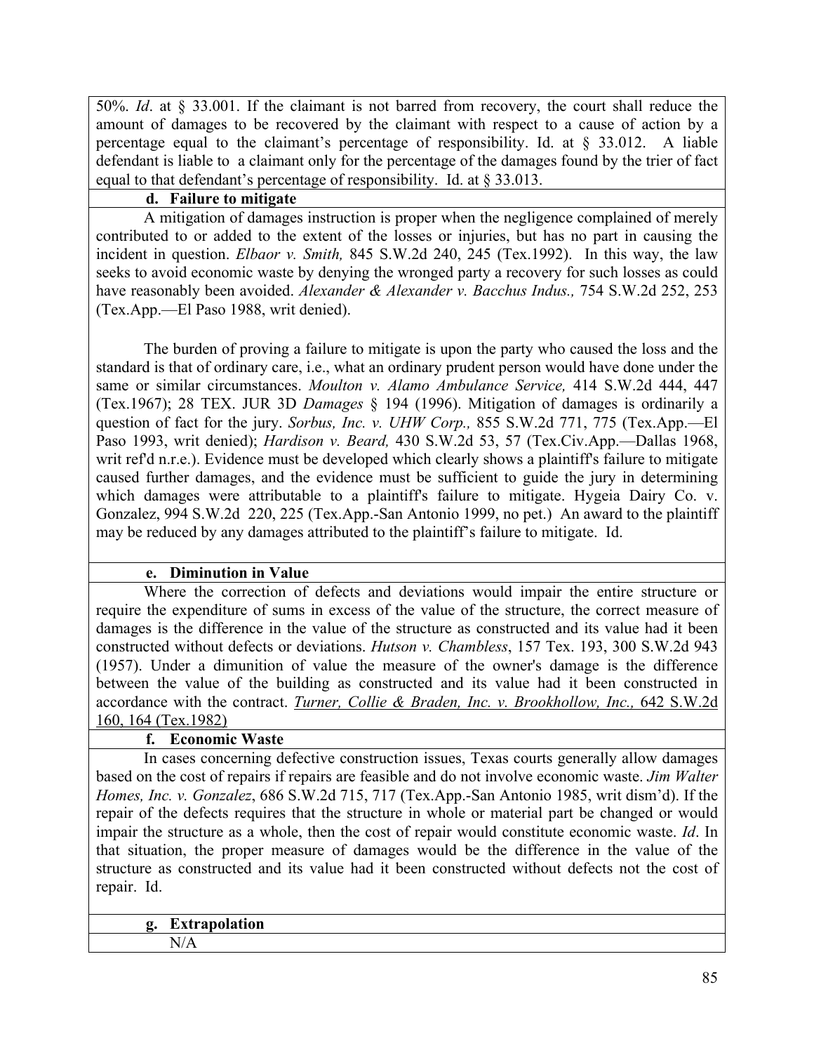50%. *Id*. at § 33.001. If the claimant is not barred from recovery, the court shall reduce the amount of damages to be recovered by the claimant with respect to a cause of action by a percentage equal to the claimant's percentage of responsibility. Id. at § 33.012. A liable defendant is liable to a claimant only for the percentage of the damages found by the trier of fact equal to that defendant's percentage of responsibility. Id. at § 33.013.

#### d. Failure to mitigate

A mitigation of damages instruction is proper when the negligence complained of merely contributed to or added to the extent of the losses or injuries, but has no part in causing the incident in question. *Elbaor v. Smith,* 845 S.W.2d 240, 245 (Tex.1992). In this way, the law seeks to avoid economic waste by denying the wronged party a recovery for such losses as could have reasonably been avoided. *Alexander & Alexander v. Bacchus Indus.,* 754 S.W.2d 252, 253 (Tex.App.—El Paso 1988, writ denied).

The burden of proving a failure to mitigate is upon the party who caused the loss and the standard is that of ordinary care, i.e., what an ordinary prudent person would have done under the same or similar circumstances. *Moulton v. Alamo Ambulance Service,* 414 S.W.2d 444, 447 (Tex.1967); 28 TEX. JUR 3D *Damages* § 194 (1996). Mitigation of damages is ordinarily a question of fact for the jury. *Sorbus, Inc. v. UHW Corp.,* 855 S.W.2d 771, 775 (Tex.App.—El Paso 1993, writ denied); *Hardison v. Beard,* 430 S.W.2d 53, 57 (Tex.Civ.App.—Dallas 1968, writ ref'd n.r.e.). Evidence must be developed which clearly shows a plaintiff's failure to mitigate caused further damages, and the evidence must be sufficient to guide the jury in determining which damages were attributable to a plaintiff's failure to mitigate. Hygeia Dairy Co. v. Gonzalez, 994 S.W.2d 220, 225 (Tex.App.-San Antonio 1999, no pet.) An award to the plaintiff may be reduced by any damages attributed to the plaintiff's failure to mitigate. Id.

#### e. Diminution in Value

Where the correction of defects and deviations would impair the entire structure or require the expenditure of sums in excess of the value of the structure, the correct measure of damages is the difference in the value of the structure as constructed and its value had it been constructed without defects or deviations. *Hutson v. Chambless*, 157 Tex. 193, 300 S.W.2d 943 (1957). Under a dimunition of value the measure of the owner's damage is the difference between the value of the building as constructed and its value had it been constructed in accordance with the contract. *Turner, Collie & Braden, Inc. v. Brookhollow, Inc.,* 642 S.W.2d 160, 164 (Tex.1982)

#### f. Economic Waste

In cases concerning defective construction issues, Texas courts generally allow damages based on the cost of repairs if repairs are feasible and do not involve economic waste. *Jim Walter Homes, Inc. v. Gonzalez*, 686 S.W.2d 715, 717 (Tex.App.-San Antonio 1985, writ dism'd). If the repair of the defects requires that the structure in whole or material part be changed or would impair the structure as a whole, then the cost of repair would constitute economic waste. *Id*. In that situation, the proper measure of damages would be the difference in the value of the structure as constructed and its value had it been constructed without defects not the cost of repair. Id.

#### g. Extrapolation

N/A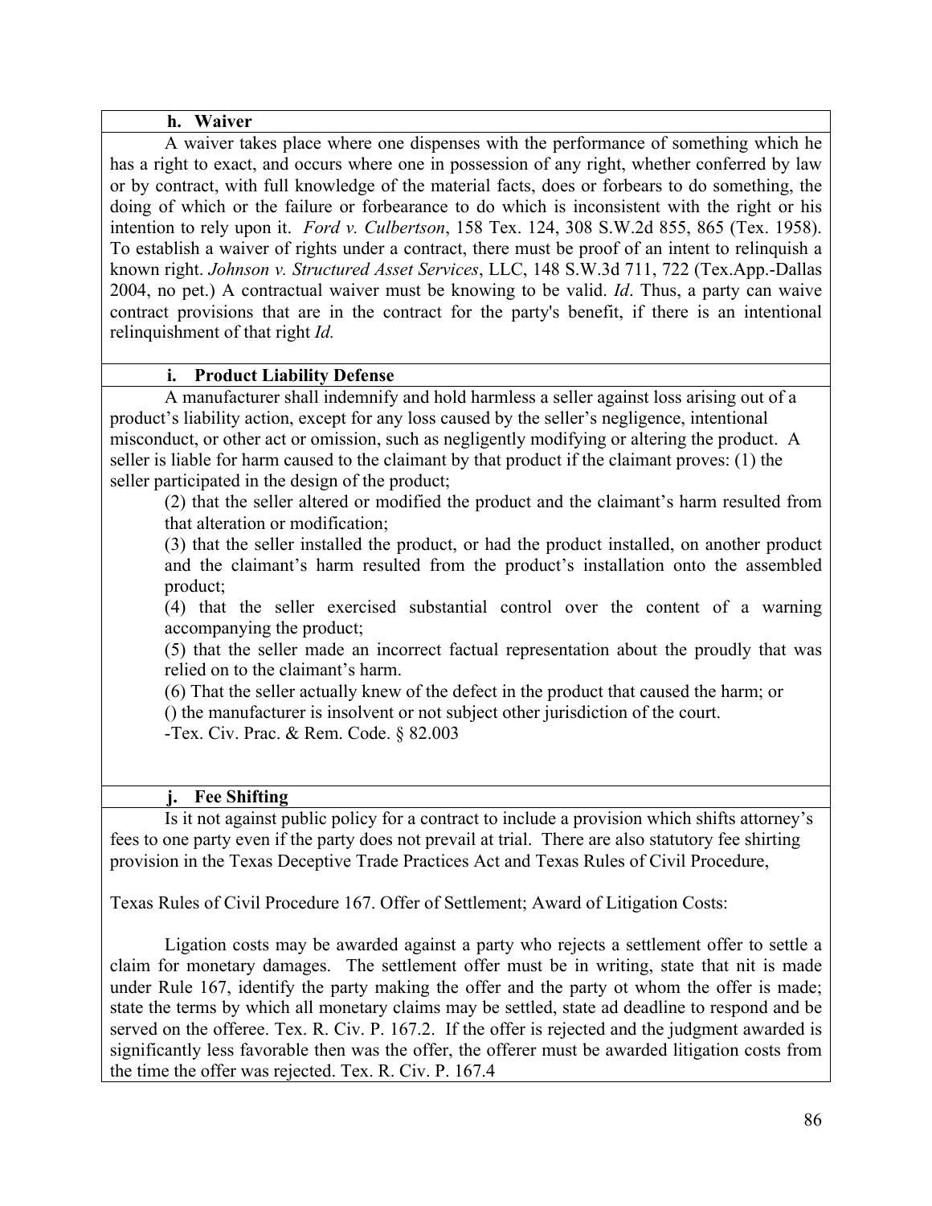### h. Waiver

A waiver takes place where one dispenses with the performance of something which he has a right to exact, and occurs where one in possession of any right, whether conferred by law or by contract, with full knowledge of the material facts, does or forbears to do something, the doing of which or the failure or forbearance to do which is inconsistent with the right or his intention to rely upon it. *Ford v. Culbertson*, 158 Tex. 124, 308 S.W.2d 855, 865 (Tex. 1958). To establish a waiver of rights under a contract, there must be proof of an intent to relinquish a known right. *Johnson v. Structured Asset Services*, LLC, 148 S.W.3d 711, 722 (Tex.App.-Dallas 2004, no pet.) A contractual waiver must be knowing to be valid. *Id*. Thus, a party can waive contract provisions that are in the contract for the party's benefit, if there is an intentional relinquishment of that right *Id.*

### i. Product Liability Defense

A manufacturer shall indemnify and hold harmless a seller against loss arising out of a product's liability action, except for any loss caused by the seller's negligence, intentional misconduct, or other act or omission, such as negligently modifying or altering the product. A seller is liable for harm caused to the claimant by that product if the claimant proves: (1) the seller participated in the design of the product;

(2) that the seller altered or modified the product and the claimant's harm resulted from that alteration or modification;

(3) that the seller installed the product, or had the product installed, on another product and the claimant's harm resulted from the product's installation onto the assembled product;

(4) that the seller exercised substantial control over the content of a warning accompanying the product;

(5) that the seller made an incorrect factual representation about the proudly that was relied on to the claimant's harm.

(6) That the seller actually knew of the defect in the product that caused the harm; or

() the manufacturer is insolvent or not subject other jurisdiction of the court.

-Tex. Civ. Prac. & Rem. Code. § 82.003

### j. Fee Shifting

Is it not against public policy for a contract to include a provision which shifts attorney's fees to one party even if the party does not prevail at trial. There are also statutory fee shirting provision in the Texas Deceptive Trade Practices Act and Texas Rules of Civil Procedure,

Texas Rules of Civil Procedure 167. Offer of Settlement; Award of Litigation Costs:

Ligation costs may be awarded against a party who rejects a settlement offer to settle a claim for monetary damages. The settlement offer must be in writing, state that nit is made under Rule 167, identify the party making the offer and the party ot whom the offer is made; state the terms by which all monetary claims may be settled, state ad deadline to respond and be served on the offeree. Tex. R. Civ. P. 167.2. If the offer is rejected and the judgment awarded is significantly less favorable then was the offer, the offerer must be awarded litigation costs from the time the offer was rejected. Tex. R. Civ. P. 167.4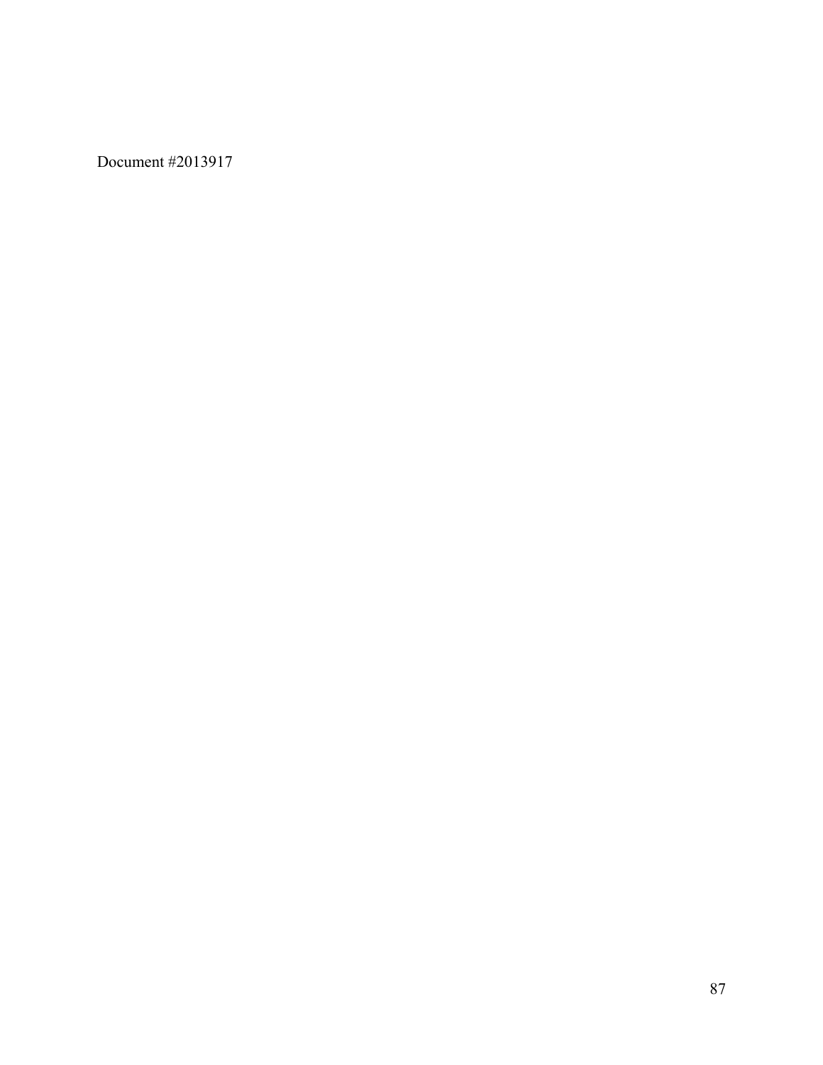Document #2013917